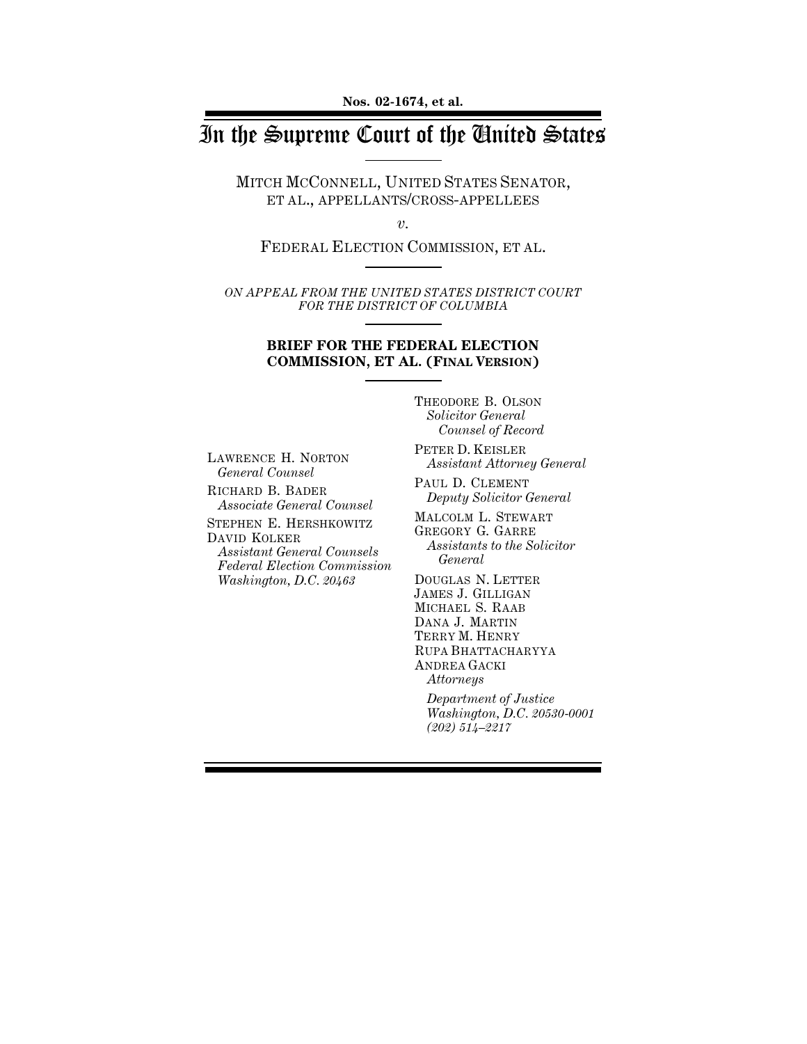**Nos. 02-1674, et al.**

# In the Supreme Court of the United States

MITCH MCCONNELL, UNITED STATES SENATOR, ET AL., APPELLANTS/CROSS-APPELLEES

*v.*

FEDERAL ELECTION COMMISSION, ET AL.

*ON APPEAL FROM THE UNITED STATES DISTRICT COURT FOR THE DISTRICT OF COLUMBIA*

**BRIEF FOR THE FEDERAL ELECTION COMMISSION, ET AL. (FINAL VERSION)**

LAWRENCE H. NORTON
*General Counsel*

RICHARD B. BADER
*Associate General Counsel*

STEPHEN E. HERSHKOWITZ
DAVID KOLKER
*Assistant General Counsels*
*Federal Election Commission*
*Washington, D.C. 20463*

THEODORE B. OLSON
*Solicitor General*
*Counsel of Record*

PETER D. KEISLER
*Assistant Attorney General*

PAUL D. CLEMENT
*Deputy Solicitor General*

MALCOLM L. STEWART
GREGORY G. GARRE
*Assistants to the Solicitor General*

DOUGLAS N. LETTER
JAMES J. GILLIGAN
MICHAEL S. RAAB
DANA J. MARTIN
TERRY M. HENRY
RUPA BHATTACHARYYA
ANDREA GACKI
*Attorneys*

*Department of Justice*
*Washington, D.C. 20530-0001*
*(202) 514–2217*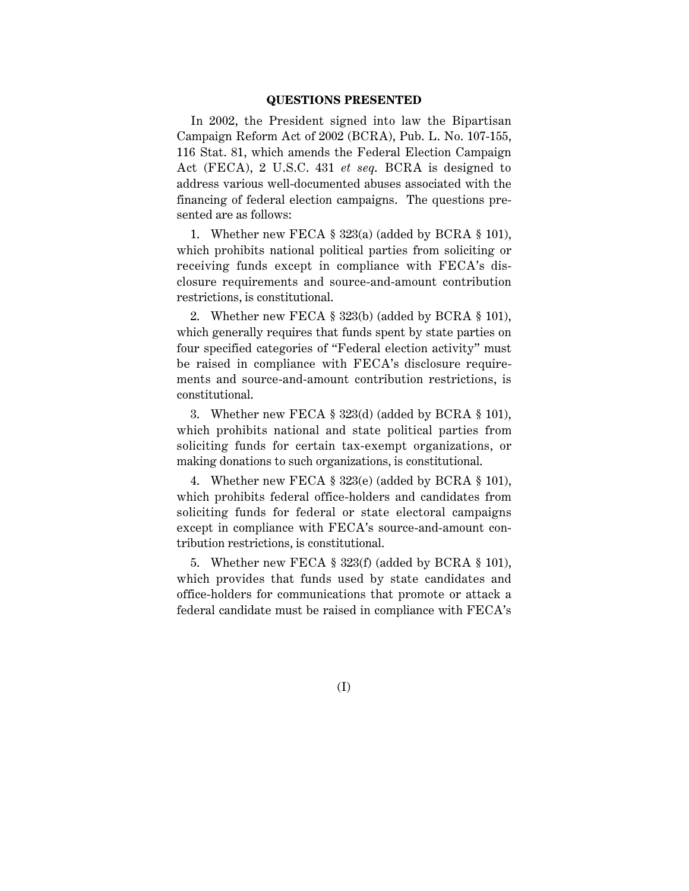## QUESTIONS PRESENTED

In 2002, the President signed into law the Bipartisan Campaign Reform Act of 2002 (BCRA), Pub. L. No. 107-155, 116 Stat. 81, which amends the Federal Election Campaign Act (FECA), 2 U.S.C. 431 *et seq.* BCRA is designed to address various well-documented abuses associated with the financing of federal election campaigns. The questions presented are as follows:

1. Whether new FECA § 323(a) (added by BCRA § 101), which prohibits national political parties from soliciting or receiving funds except in compliance with FECA's disclosure requirements and source-and-amount contribution restrictions, is constitutional.

2. Whether new FECA § 323(b) (added by BCRA § 101), which generally requires that funds spent by state parties on four specified categories of "Federal election activity" must be raised in compliance with FECA's disclosure requirements and source-and-amount contribution restrictions, is constitutional.

3. Whether new FECA § 323(d) (added by BCRA § 101), which prohibits national and state political parties from soliciting funds for certain tax-exempt organizations, or making donations to such organizations, is constitutional.

4. Whether new FECA § 323(e) (added by BCRA § 101), which prohibits federal office-holders and candidates from soliciting funds for federal or state electoral campaigns except in compliance with FECA's source-and-amount contribution restrictions, is constitutional.

5. Whether new FECA § 323(f) (added by BCRA § 101), which provides that funds used by state candidates and office-holders for communications that promote or attack a federal candidate must be raised in compliance with FECA's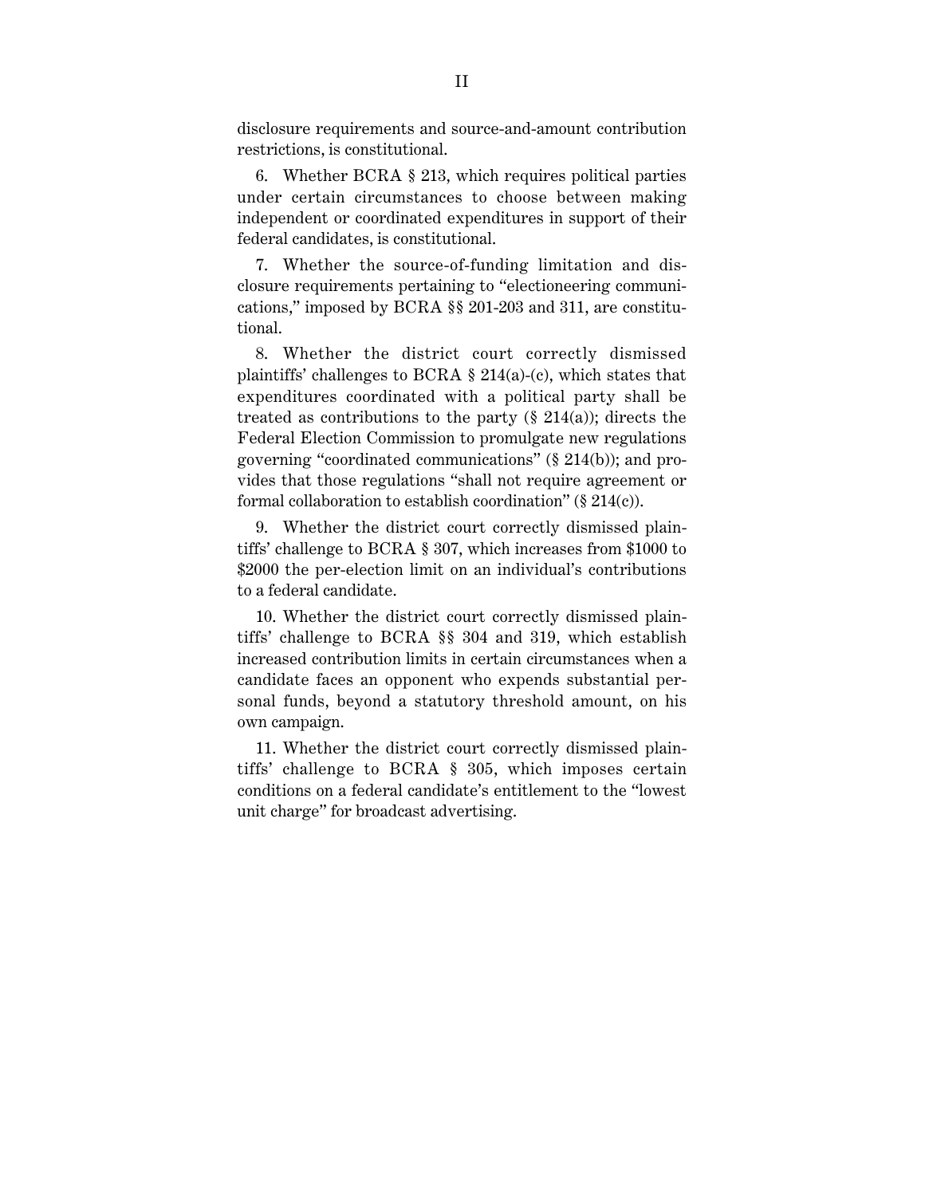disclosure requirements and source-and-amount contribution restrictions, is constitutional.

6. Whether BCRA § 213, which requires political parties under certain circumstances to choose between making independent or coordinated expenditures in support of their federal candidates, is constitutional.

7. Whether the source-of-funding limitation and disclosure requirements pertaining to "electioneering communications," imposed by BCRA §§ 201-203 and 311, are constitutional.

8. Whether the district court correctly dismissed plaintiffs' challenges to BCRA § 214(a)-(c), which states that expenditures coordinated with a political party shall be treated as contributions to the party (§ 214(a)); directs the Federal Election Commission to promulgate new regulations governing "coordinated communications" (§ 214(b)); and provides that those regulations "shall not require agreement or formal collaboration to establish coordination" (§ 214(c)).

9. Whether the district court correctly dismissed plaintiffs' challenge to BCRA § 307, which increases from $1000 to $2000 the per-election limit on an individual's contributions to a federal candidate.

10. Whether the district court correctly dismissed plaintiffs' challenge to BCRA §§ 304 and 319, which establish increased contribution limits in certain circumstances when a candidate faces an opponent who expends substantial personal funds, beyond a statutory threshold amount, on his own campaign.

11. Whether the district court correctly dismissed plaintiffs' challenge to BCRA § 305, which imposes certain conditions on a federal candidate's entitlement to the "lowest unit charge" for broadcast advertising.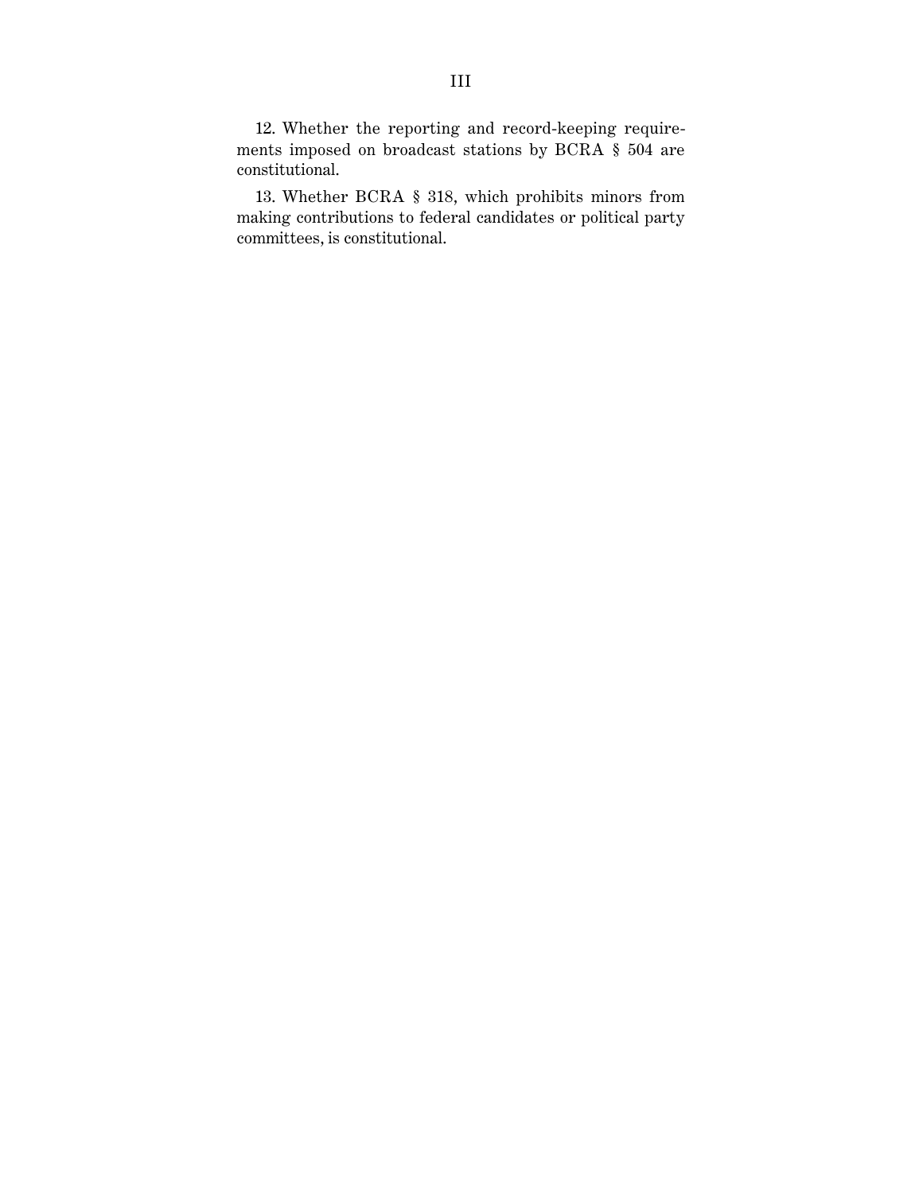12. Whether the reporting and record-keeping requirements imposed on broadcast stations by BCRA § 504 are constitutional.

13. Whether BCRA § 318, which prohibits minors from making contributions to federal candidates or political party committees, is constitutional.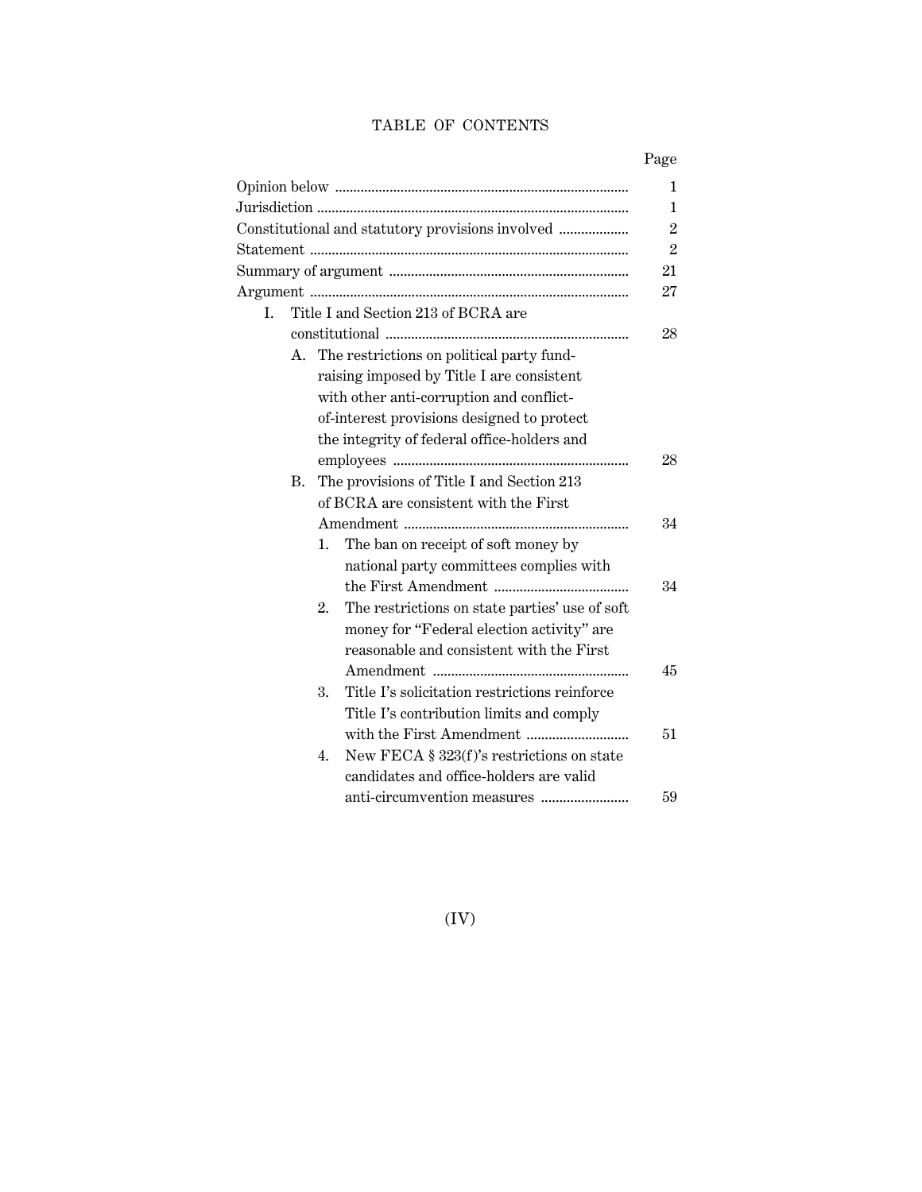## TABLE OF CONTENTS

| | Page |
|---|---|
| Opinion below | 1 |
| Jurisdiction | 1 |
| Constitutional and statutory provisions involved | 2 |
| Statement | 2 |
| Summary of argument | 21 |
| Argument | 27 |
| I. Title I and Section 213 of BCRA are constitutional | 28 |
| A. The restrictions on political party fund-raising imposed by Title I are consistent with other anti-corruption and conflict-of-interest provisions designed to protect the integrity of federal office-holders and employees | 28 |
| B. The provisions of Title I and Section 213 of BCRA are consistent with the First Amendment | 34 |
| 1. The ban on receipt of soft money by national party committees complies with the First Amendment | 34 |
| 2. The restrictions on state parties' use of soft money for "Federal election activity" are reasonable and consistent with the First Amendment | 45 |
| 3. Title I's solicitation restrictions reinforce Title I's contribution limits and comply with the First Amendment | 51 |
| 4. New FECA § 323(f)'s restrictions on state candidates and office-holders are valid anti-circumvention measures | 59 |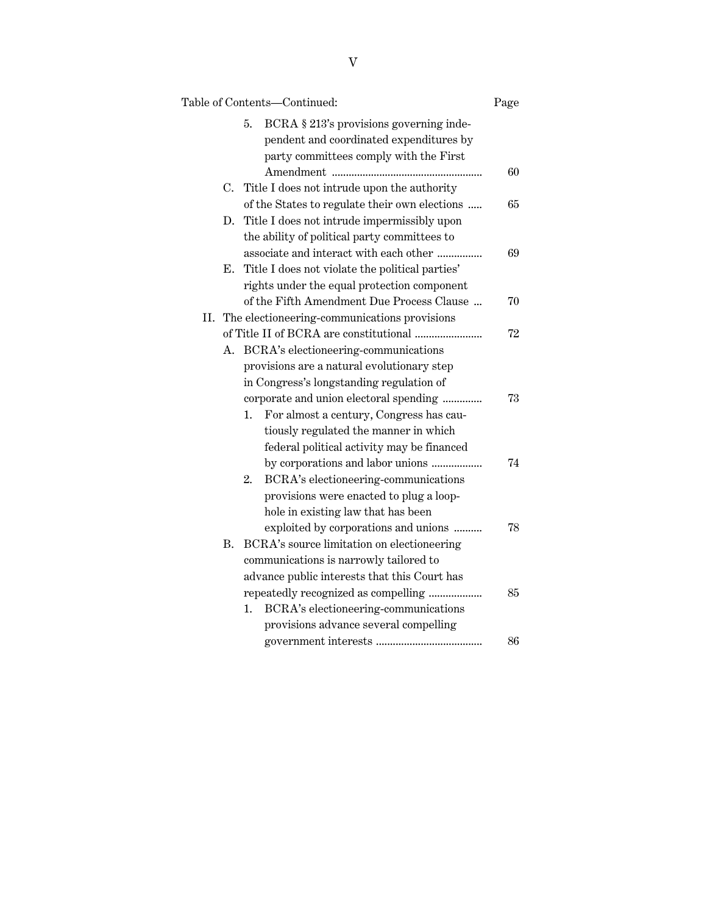Table of Contents—Continued: Page

- 5. BCRA § 213's provisions governing independent and coordinated expenditures by party committees comply with the First Amendment ..................................................... 60
- C. Title I does not intrude upon the authority of the States to regulate their own elections ..... 65
- D. Title I does not intrude impermissibly upon the ability of political party committees to associate and interact with each other ................ 69
- E. Title I does not violate the political parties' rights under the equal protection component of the Fifth Amendment Due Process Clause ... 70

II. The electioneering-communications provisions of Title II of BCRA are constitutional ........................ 72

- A. BCRA's electioneering-communications provisions are a natural evolutionary step in Congress's longstanding regulation of corporate and union electoral spending .............. 73
  - 1. For almost a century, Congress has cautiously regulated the manner in which federal political activity may be financed by corporations and labor unions .................. 74
  - 2. BCRA's electioneering-communications provisions were enacted to plug a loophole in existing law that has been exploited by corporations and unions .......... 78
- B. BCRA's source limitation on electioneering communications is narrowly tailored to advance public interests that this Court has repeatedly recognized as compelling ................... 85
  - 1. BCRA's electioneering-communications provisions advance several compelling government interests ...................................... 86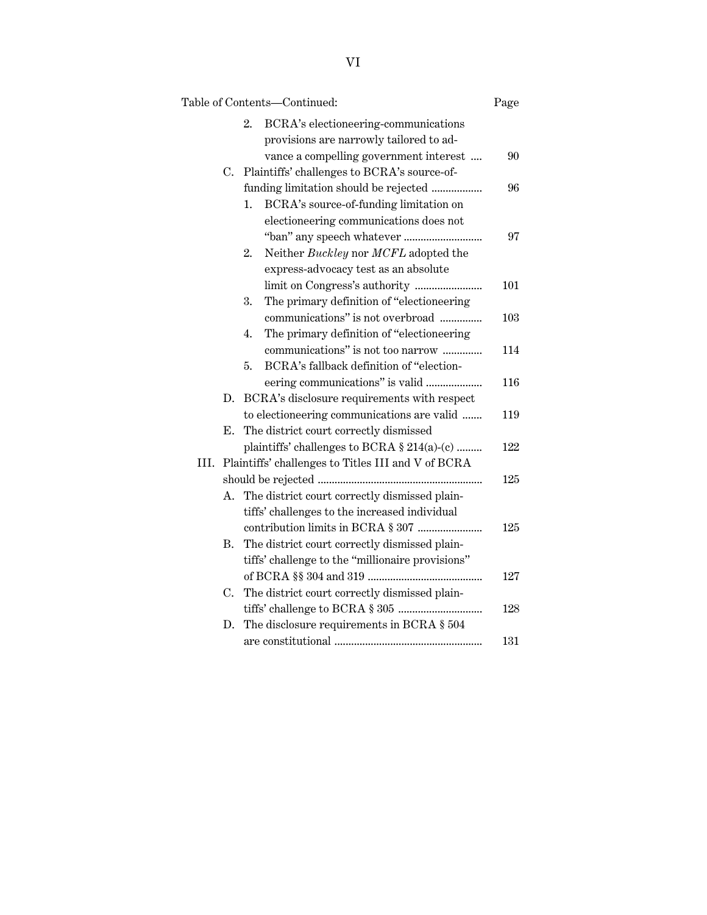Table of Contents—Continued:

| | Page |
|---|---|
| 2. BCRA's electioneering-communications provisions are narrowly tailored to advance a compelling government interest | 90 |
| C. Plaintiffs' challenges to BCRA's source-of-funding limitation should be rejected | 96 |
| 1. BCRA's source-of-funding limitation on electioneering communications does not "ban" any speech whatever | 97 |
| 2. Neither *Buckley* nor *MCFL* adopted the express-advocacy test as an absolute limit on Congress's authority | 101 |
| 3. The primary definition of "electioneering communications" is not overbroad | 103 |
| 4. The primary definition of "electioneering communications" is not too narrow | 114 |
| 5. BCRA's fallback definition of "electioneering communications" is valid | 116 |
| D. BCRA's disclosure requirements with respect to electioneering communications are valid | 119 |
| E. The district court correctly dismissed plaintiffs' challenges to BCRA § 214(a)-(c) | 122 |
| III. Plaintiffs' challenges to Titles III and V of BCRA should be rejected | 125 |
| A. The district court correctly dismissed plaintiffs' challenges to the increased individual contribution limits in BCRA § 307 | 125 |
| B. The district court correctly dismissed plaintiffs' challenge to the "millionaire provisions" of BCRA §§ 304 and 319 | 127 |
| C. The district court correctly dismissed plaintiffs' challenge to BCRA § 305 | 128 |
| D. The disclosure requirements in BCRA § 504 are constitutional | 131 |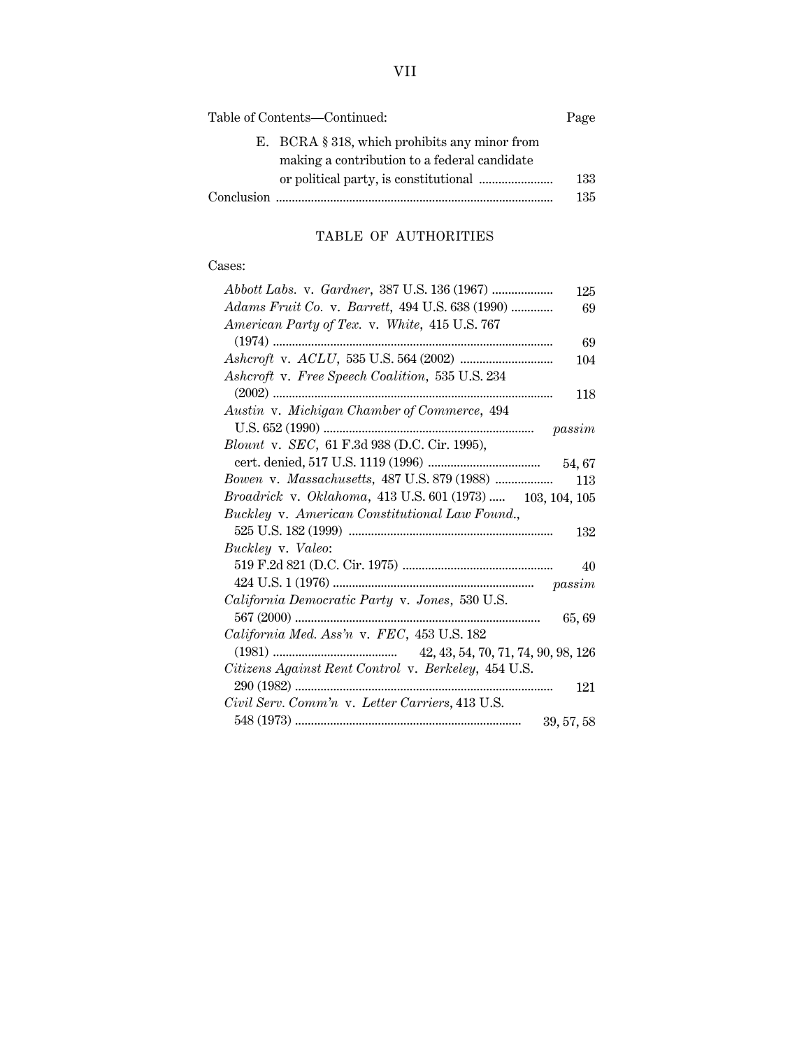Table of Contents—Continued: Page

E. BCRA § 318, which prohibits any minor from making a contribution to a federal candidate or political party, is constitutional ....................... 133

Conclusion ....................................................................................... 135

## TABLE OF AUTHORITIES

Cases:

*Abbott Labs.* v. *Gardner*, 387 U.S. 136 (1967) ................... 125

*Adams Fruit Co.* v. *Barrett*, 494 U.S. 638 (1990) ............. 69

*American Party of Tex.* v. *White*, 415 U.S. 767 (1974) ....................................................................................... 69

*Ashcroft* v. *ACLU*, 535 U.S. 564 (2002) ............................. 104

*Ashcroft* v. *Free Speech Coalition*, 535 U.S. 234 (2002) ....................................................................................... 118

*Austin* v. *Michigan Chamber of Commerce*, 494 U.S. 652 (1990) ................................................................. *passim*

*Blount* v. *SEC*, 61 F.3d 938 (D.C. Cir. 1995), cert. denied, 517 U.S. 1119 (1996) ................................... 54, 67

*Bowen* v. *Massachusetts*, 487 U.S. 879 (1988) .................. 113

*Broadrick* v. *Oklahoma*, 413 U.S. 601 (1973) ..... 103, 104, 105

*Buckley* v. *American Constitutional Law Found.*, 525 U.S. 182 (1999) ............................................................... 132

*Buckley* v. *Valeo*:

519 F.2d 821 (D.C. Cir. 1975) .............................................. 40

424 U.S. 1 (1976) .............................................................. *passim*

*California Democratic Party* v. *Jones*, 530 U.S. 567 (2000) ............................................................................ 65, 69

*California Med. Ass'n* v. *FEC*, 453 U.S. 182 (1981) ....................................... 42, 43, 54, 70, 71, 74, 90, 98, 126

*Citizens Against Rent Control* v. *Berkeley*, 454 U.S. 290 (1982) ................................................................................ 121

*Civil Serv. Comm'n* v. *Letter Carriers*, 413 U.S. 548 (1973) ...................................................................... 39, 57, 58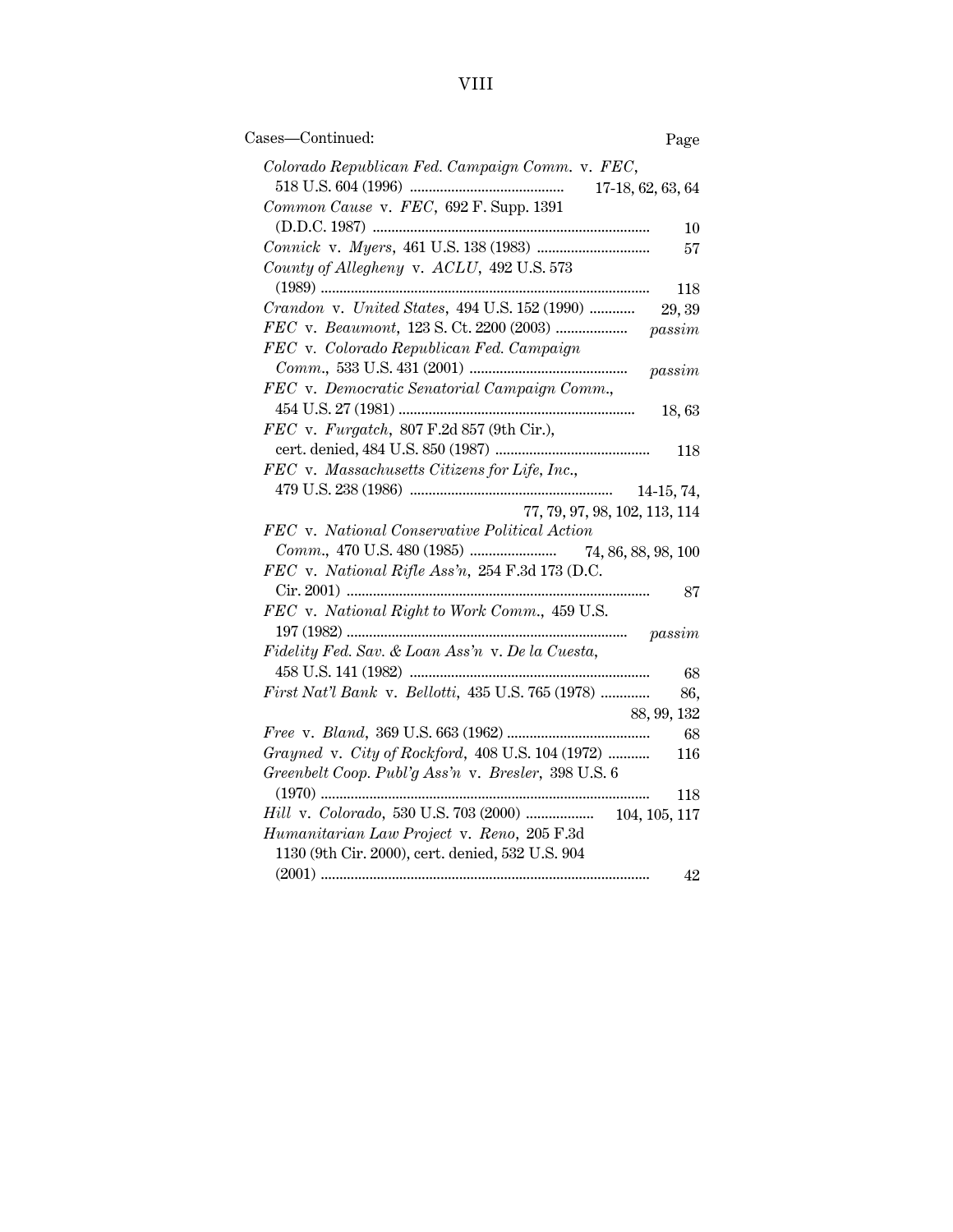Cases—Continued: Page

*Colorado Republican Fed. Campaign Comm.* v. *FEC*, 518 U.S. 604 (1996) ........................................ 17-18, 62, 63, 64

*Common Cause* v. *FEC*, 692 F. Supp. 1391 (D.D.C. 1987) ........................................................................ 10

*Connick* v. *Myers*, 461 U.S. 138 (1983) .............................. 57

*County of Allegheny* v. *ACLU*, 492 U.S. 573 (1989) ...................................................................................... 118

*Crandon* v. *United States*, 494 U.S. 152 (1990) ............ 29, 39

*FEC* v. *Beaumont*, 123 S. Ct. 2200 (2003) ................... *passim*

*FEC* v. *Colorado Republican Fed. Campaign Comm.*, 533 U.S. 431 (2001) .......................................... *passim*

*FEC* v. *Democratic Senatorial Campaign Comm.*, 454 U.S. 27 (1981) .............................................................. 18, 63

*FEC* v. *Furgatch*, 807 F.2d 857 (9th Cir.), cert. denied, 484 U.S. 850 (1987) ......................................... 118

*FEC* v. *Massachusetts Citizens for Life, Inc.*, 479 U.S. 238 (1986) ..................................................... 14-15, 74, 77, 79, 97, 98, 102, 113, 114

*FEC* v. *National Conservative Political Action Comm.*, 470 U.S. 480 (1985) ....................... 74, 86, 88, 98, 100

*FEC* v. *National Rifle Ass'n*, 254 F.3d 173 (D.C. Cir. 2001) ................................................................................ 87

*FEC* v. *National Right to Work Comm.*, 459 U.S. 197 (1982) .......................................................................... *passim*

*Fidelity Fed. Sav. & Loan Ass'n* v. *De la Cuesta*, 458 U.S. 141 (1982) ............................................................... 68

*First Nat'l Bank* v. *Bellotti*, 435 U.S. 765 (1978) ............. 86, 88, 99, 132

*Free* v. *Bland*, 369 U.S. 663 (1962) ...................................... 68

*Grayned* v. *City of Rockford*, 408 U.S. 104 (1972) ........... 116

*Greenbelt Coop. Publ'g Ass'n* v. *Bresler*, 398 U.S. 6 (1970) ...................................................................................... 118

*Hill* v. *Colorado*, 530 U.S. 703 (2000) .................. 104, 105, 117

*Humanitarian Law Project* v. *Reno*, 205 F.3d 1130 (9th Cir. 2000), cert. denied, 532 U.S. 904 (2001) ...................................................................................... 42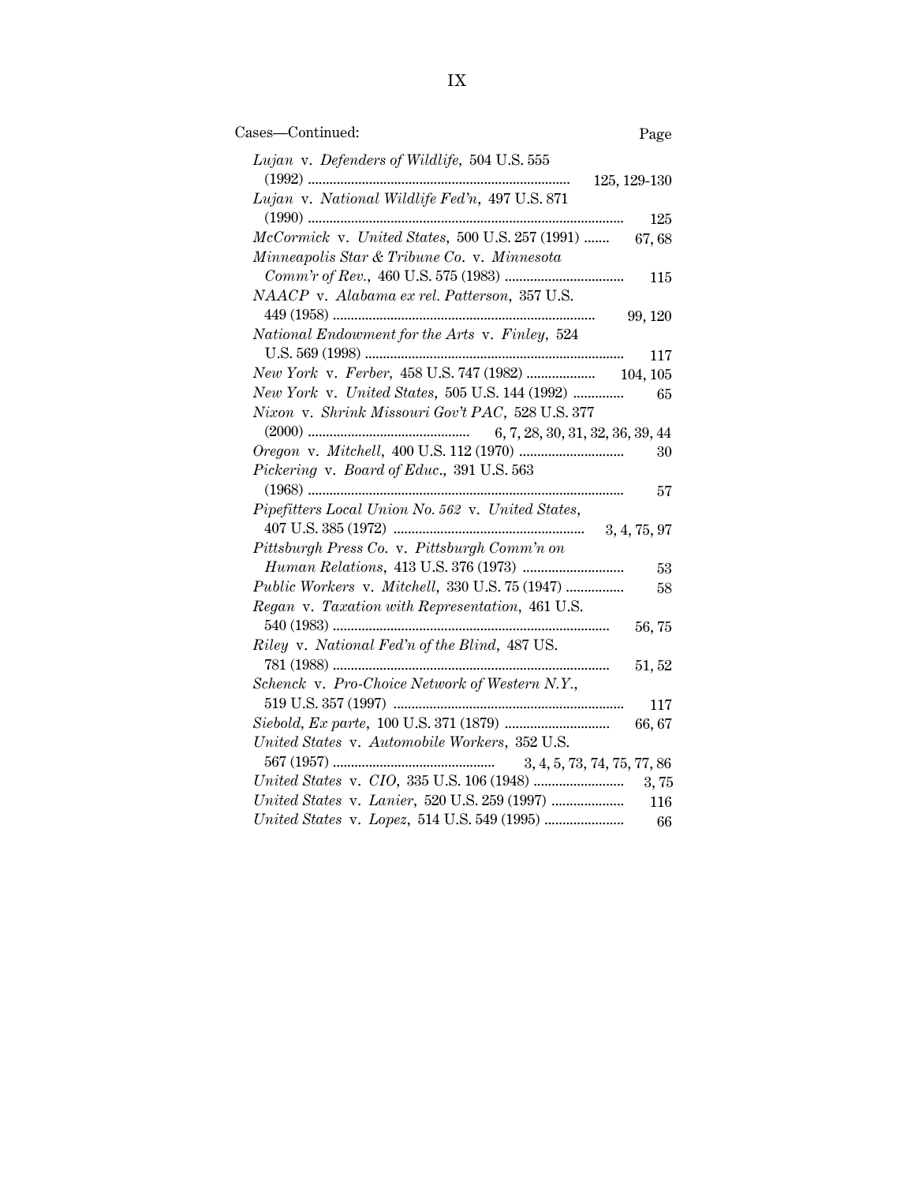Cases—Continued: Page

| Case | Page |
|---|---|
| *Lujan* v. *Defenders of Wildlife*, 504 U.S. 555 (1992) | 125, 129-130 |
| *Lujan* v. *National Wildlife Fed'n*, 497 U.S. 871 (1990) | 125 |
| *McCormick* v. *United States*, 500 U.S. 257 (1991) | 67, 68 |
| *Minneapolis Star & Tribune Co.* v. *Minnesota Comm'r of Rev.*, 460 U.S. 575 (1983) | 115 |
| *NAACP* v. *Alabama ex rel. Patterson*, 357 U.S. 449 (1958) | 99, 120 |
| *National Endowment for the Arts* v. *Finley*, 524 U.S. 569 (1998) | 117 |
| *New York* v. *Ferber*, 458 U.S. 747 (1982) | 104, 105 |
| *New York* v. *United States*, 505 U.S. 144 (1992) | 65 |
| *Nixon* v. *Shrink Missouri Gov't PAC*, 528 U.S. 377 (2000) | 6, 7, 28, 30, 31, 32, 36, 39, 44 |
| *Oregon* v. *Mitchell*, 400 U.S. 112 (1970) | 30 |
| *Pickering* v. *Board of Educ.*, 391 U.S. 563 (1968) | 57 |
| *Pipefitters Local Union No. 562* v. *United States*, 407 U.S. 385 (1972) | 3, 4, 75, 97 |
| *Pittsburgh Press Co.* v. *Pittsburgh Comm'n on Human Relations*, 413 U.S. 376 (1973) | 53 |
| *Public Workers* v. *Mitchell*, 330 U.S. 75 (1947) | 58 |
| *Regan* v. *Taxation with Representation*, 461 U.S. 540 (1983) | 56, 75 |
| *Riley* v. *National Fed'n of the Blind*, 487 US. 781 (1988) | 51, 52 |
| *Schenck* v. *Pro-Choice Network of Western N.Y.*, 519 U.S. 357 (1997) | 117 |
| *Siebold, Ex parte*, 100 U.S. 371 (1879) | 66, 67 |
| *United States* v. *Automobile Workers*, 352 U.S. 567 (1957) | 3, 4, 5, 73, 74, 75, 77, 86 |
| *United States* v. *CIO*, 335 U.S. 106 (1948) | 3, 75 |
| *United States* v. *Lanier*, 520 U.S. 259 (1997) | 116 |
| *United States* v. *Lopez*, 514 U.S. 549 (1995) | 66 |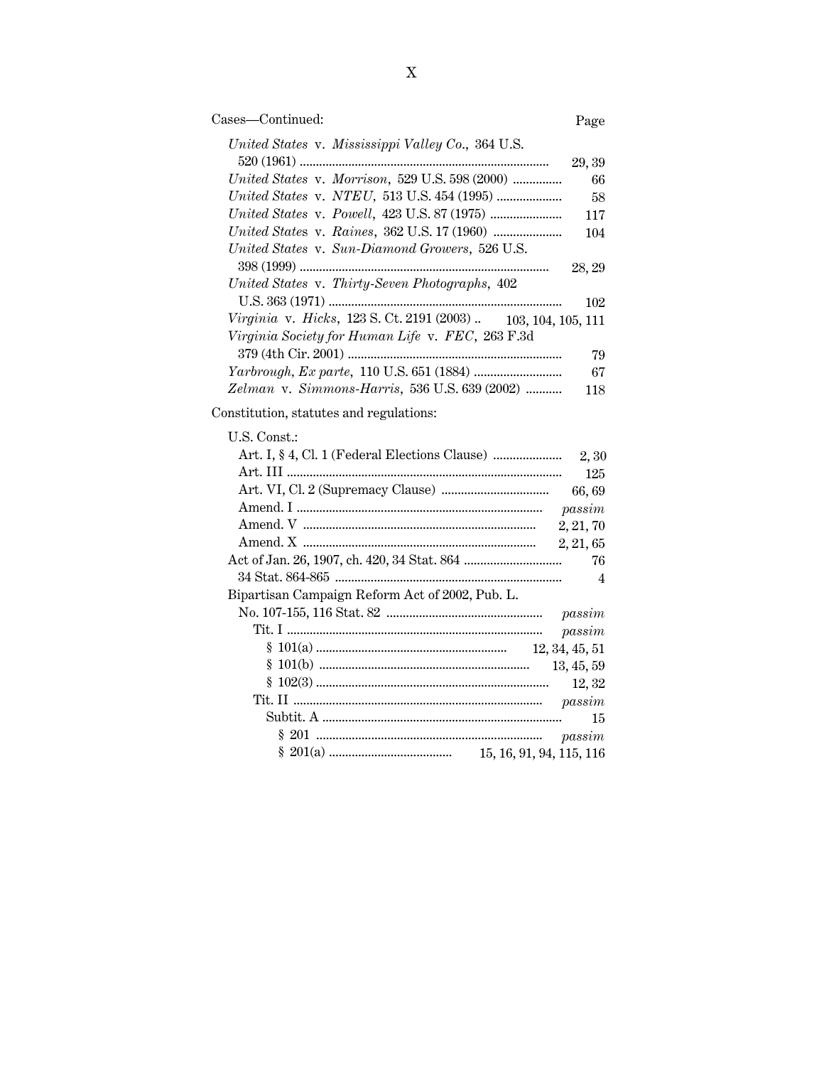Cases—Continued: Page

*United States* v. *Mississippi Valley Co.*, 364 U.S. 520 (1961) .......... 29, 39
*United States* v. *Morrison*, 529 U.S. 598 (2000) .......... 66
*United States* v. *NTEU*, 513 U.S. 454 (1995) .......... 58
*United States* v. *Powell*, 423 U.S. 87 (1975) .......... 117
*United States* v. *Raines*, 362 U.S. 17 (1960) .......... 104
*United States* v. *Sun-Diamond Growers*, 526 U.S. 398 (1999) .......... 28, 29
*United States* v. *Thirty-Seven Photographs*, 402 U.S. 363 (1971) .......... 102
*Virginia* v. *Hicks*, 123 S. Ct. 2191 (2003) .......... 103, 104, 105, 111
*Virginia Society for Human Life* v. *FEC*, 263 F.3d 379 (4th Cir. 2001) .......... 79
*Yarbrough, Ex parte*, 110 U.S. 651 (1884) .......... 67
*Zelman* v. *Simmons-Harris*, 536 U.S. 639 (2002) .......... 118

Constitution, statutes and regulations:

U.S. Const.:
- Art. I, § 4, Cl. 1 (Federal Elections Clause) .......... 2, 30
- Art. III .......... 125
- Art. VI, Cl. 2 (Supremacy Clause) .......... 66, 69
- Amend. I .......... *passim*
- Amend. V .......... 2, 21, 70
- Amend. X .......... 2, 21, 65

Act of Jan. 26, 1907, ch. 420, 34 Stat. 864 .......... 76
- 34 Stat. 864-865 .......... 4

Bipartisan Campaign Reform Act of 2002, Pub. L. No. 107-155, 116 Stat. 82 .......... *passim*
- Tit. I .......... *passim*
  - § 101(a) .......... 12, 34, 45, 51
  - § 101(b) .......... 13, 45, 59
  - § 102(3) .......... 12, 32
- Tit. II .......... *passim*
  - Subtit. A .......... 15
    - § 201 .......... *passim*
    - § 201(a) .......... 15, 16, 91, 94, 115, 116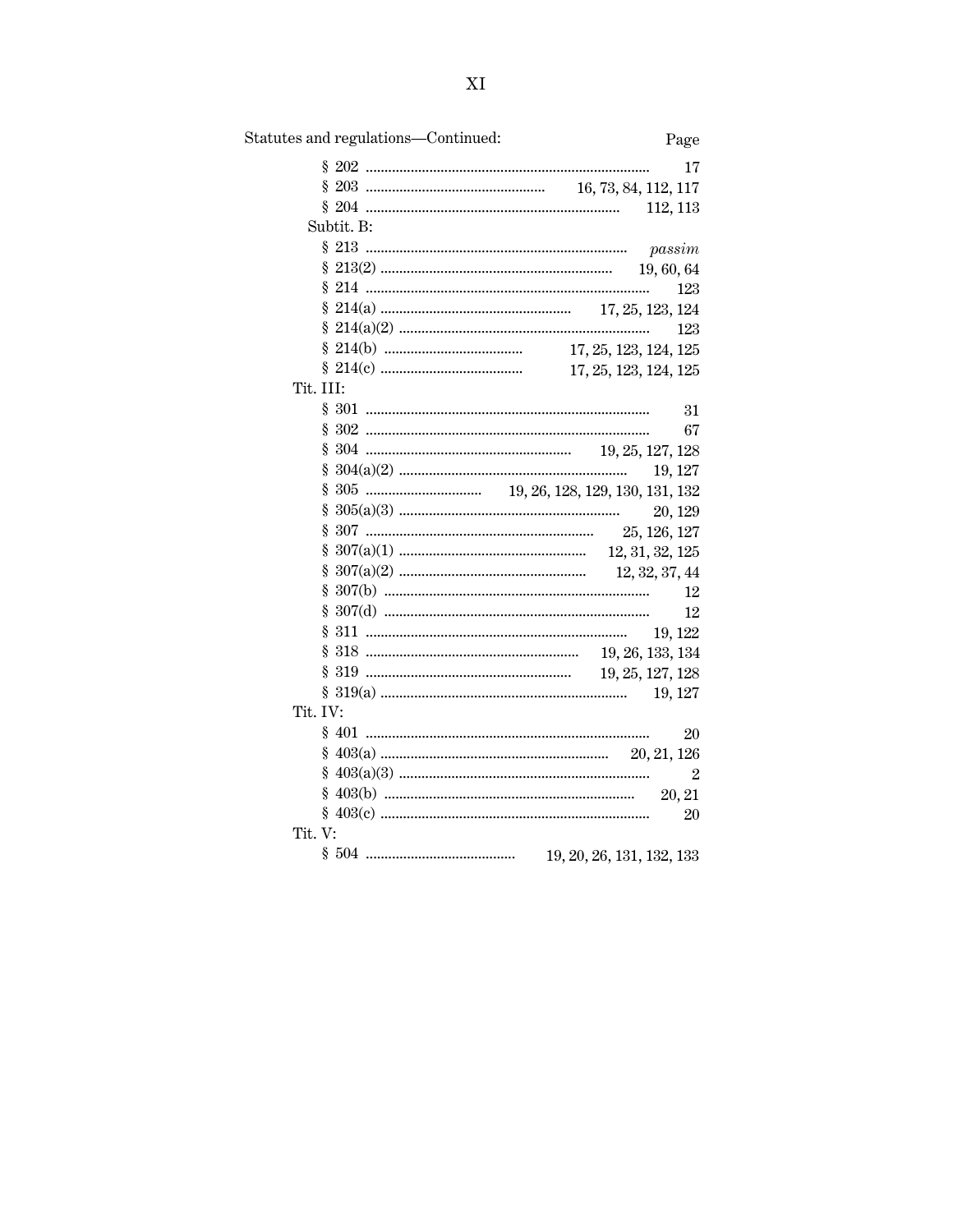Statutes and regulations—Continued: Page

| | Page |
|---|---|
| § 202 | 17 |
| § 203 | 16, 73, 84, 112, 117 |
| § 204 | 112, 113 |
| Subtit. B: | |
| § 213 | *passim* |
| § 213(2) | 19, 60, 64 |
| § 214 | 123 |
| § 214(a) | 17, 25, 123, 124 |
| § 214(a)(2) | 123 |
| § 214(b) | 17, 25, 123, 124, 125 |
| § 214(c) | 17, 25, 123, 124, 125 |
| Tit. III: | |
| § 301 | 31 |
| § 302 | 67 |
| § 304 | 19, 25, 127, 128 |
| § 304(a)(2) | 19, 127 |
| § 305 | 19, 26, 128, 129, 130, 131, 132 |
| § 305(a)(3) | 20, 129 |
| § 307 | 25, 126, 127 |
| § 307(a)(1) | 12, 31, 32, 125 |
| § 307(a)(2) | 12, 32, 37, 44 |
| § 307(b) | 12 |
| § 307(d) | 12 |
| § 311 | 19, 122 |
| § 318 | 19, 26, 133, 134 |
| § 319 | 19, 25, 127, 128 |
| § 319(a) | 19, 127 |
| Tit. IV: | |
| § 401 | 20 |
| § 403(a) | 20, 21, 126 |
| § 403(a)(3) | 2 |
| § 403(b) | 20, 21 |
| § 403(c) | 20 |
| Tit. V: | |
| § 504 | 19, 20, 26, 131, 132, 133 |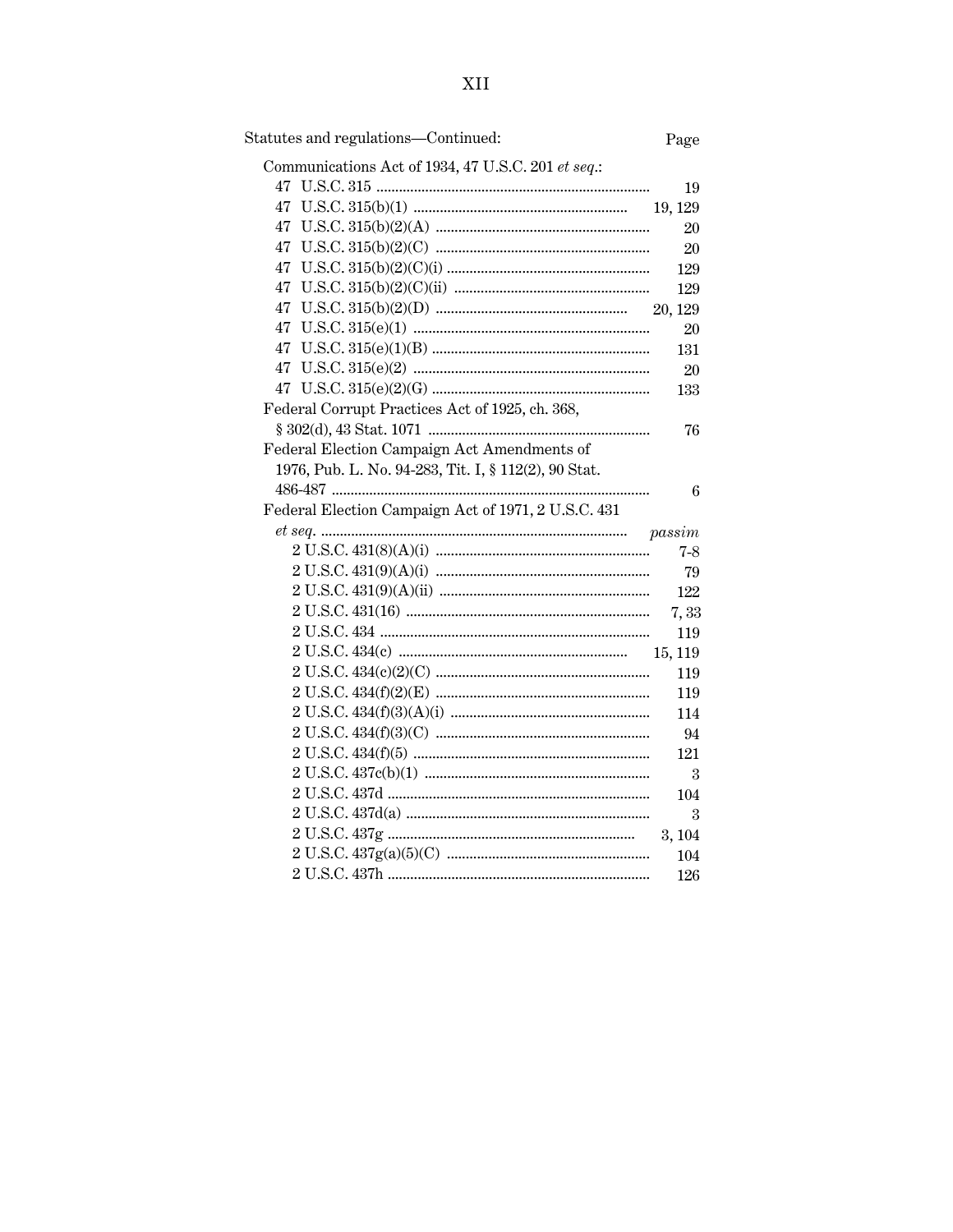| Statutes and regulations—Continued: | Page |
| --- | --- |
| Communications Act of 1934, 47 U.S.C. 201 *et seq.*: | |
| 47 U.S.C. 315 | 19 |
| 47 U.S.C. 315(b)(1) | 19, 129 |
| 47 U.S.C. 315(b)(2)(A) | 20 |
| 47 U.S.C. 315(b)(2)(C) | 20 |
| 47 U.S.C. 315(b)(2)(C)(i) | 129 |
| 47 U.S.C. 315(b)(2)(C)(ii) | 129 |
| 47 U.S.C. 315(b)(2)(D) | 20, 129 |
| 47 U.S.C. 315(e)(1) | 20 |
| 47 U.S.C. 315(e)(1)(B) | 131 |
| 47 U.S.C. 315(e)(2) | 20 |
| 47 U.S.C. 315(e)(2)(G) | 133 |
| Federal Corrupt Practices Act of 1925, ch. 368, § 302(d), 43 Stat. 1071 | 76 |
| Federal Election Campaign Act Amendments of 1976, Pub. L. No. 94-283, Tit. I, § 112(2), 90 Stat. 486-487 | 6 |
| Federal Election Campaign Act of 1971, 2 U.S.C. 431 *et seq.* | *passim* |
| 2 U.S.C. 431(8)(A)(i) | 7-8 |
| 2 U.S.C. 431(9)(A)(i) | 79 |
| 2 U.S.C. 431(9)(A)(ii) | 122 |
| 2 U.S.C. 431(16) | 7, 33 |
| 2 U.S.C. 434 | 119 |
| 2 U.S.C. 434(c) | 15, 119 |
| 2 U.S.C. 434(c)(2)(C) | 119 |
| 2 U.S.C. 434(f)(2)(E) | 119 |
| 2 U.S.C. 434(f)(3)(A)(i) | 114 |
| 2 U.S.C. 434(f)(3)(C) | 94 |
| 2 U.S.C. 434(f)(5) | 121 |
| 2 U.S.C. 437c(b)(1) | 3 |
| 2 U.S.C. 437d | 104 |
| 2 U.S.C. 437d(a) | 3 |
| 2 U.S.C. 437g | 3, 104 |
| 2 U.S.C. 437g(a)(5)(C) | 104 |
| 2 U.S.C. 437h | 126 |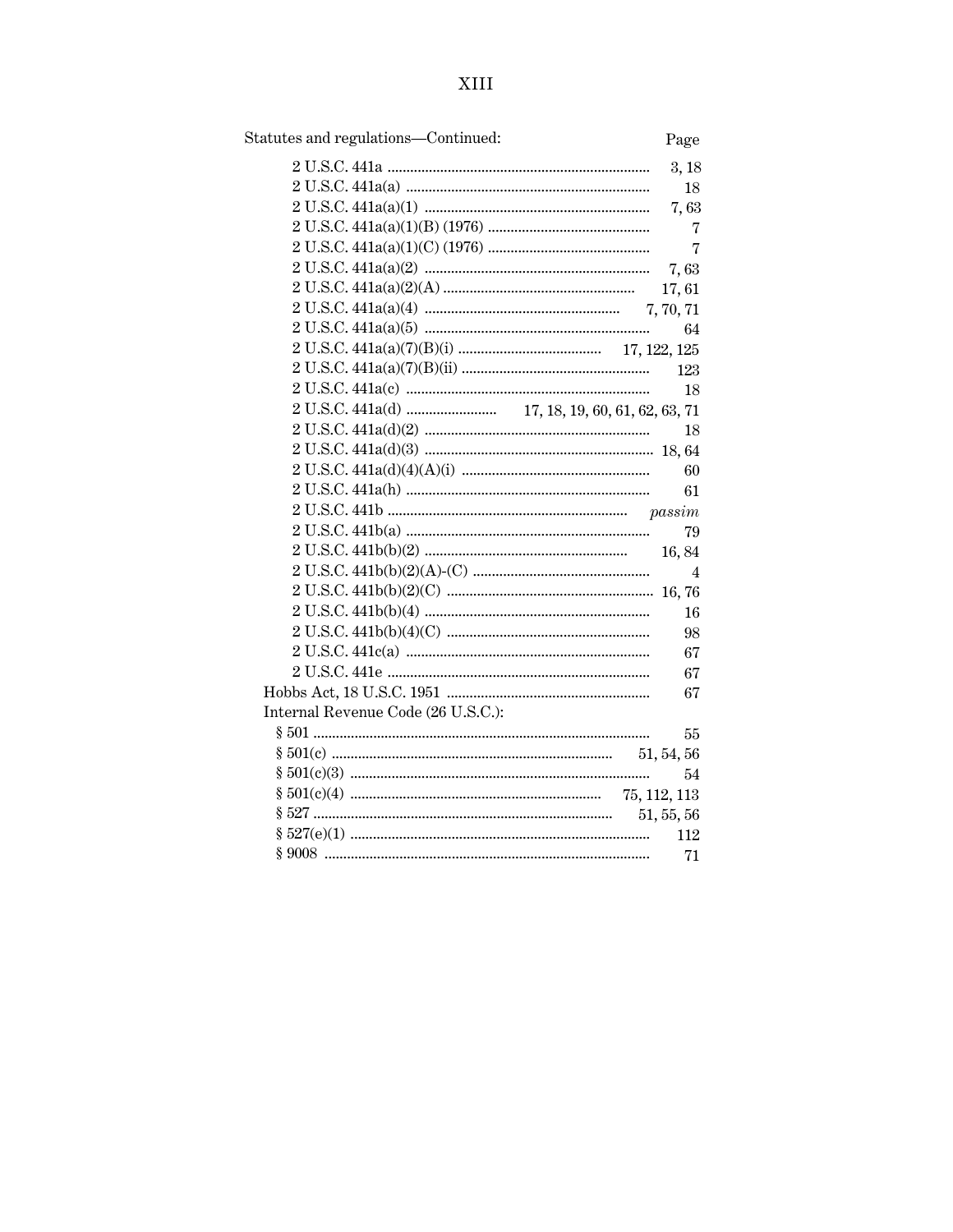Statutes and regulations—Continued: Page

| | Page |
|---|---|
| 2 U.S.C. 441a | 3, 18 |
| 2 U.S.C. 441a(a) | 18 |
| 2 U.S.C. 441a(a)(1) | 7, 63 |
| 2 U.S.C. 441a(a)(1)(B) (1976) | 7 |
| 2 U.S.C. 441a(a)(1)(C) (1976) | 7 |
| 2 U.S.C. 441a(a)(2) | 7, 63 |
| 2 U.S.C. 441a(a)(2)(A) | 17, 61 |
| 2 U.S.C. 441a(a)(4) | 7, 70, 71 |
| 2 U.S.C. 441a(a)(5) | 64 |
| 2 U.S.C. 441a(a)(7)(B)(i) | 17, 122, 125 |
| 2 U.S.C. 441a(a)(7)(B)(ii) | 123 |
| 2 U.S.C. 441a(c) | 18 |
| 2 U.S.C. 441a(d) | 17, 18, 19, 60, 61, 62, 63, 71 |
| 2 U.S.C. 441a(d)(2) | 18 |
| 2 U.S.C. 441a(d)(3) | 18, 64 |
| 2 U.S.C. 441a(d)(4)(A)(i) | 60 |
| 2 U.S.C. 441a(h) | 61 |
| 2 U.S.C. 441b | *passim* |
| 2 U.S.C. 441b(a) | 79 |
| 2 U.S.C. 441b(b)(2) | 16, 84 |
| 2 U.S.C. 441b(b)(2)(A)-(C) | 4 |
| 2 U.S.C. 441b(b)(2)(C) | 16, 76 |
| 2 U.S.C. 441b(b)(4) | 16 |
| 2 U.S.C. 441b(b)(4)(C) | 98 |
| 2 U.S.C. 441c(a) | 67 |
| 2 U.S.C. 441e | 67 |
| Hobbs Act, 18 U.S.C. 1951 | 67 |
| Internal Revenue Code (26 U.S.C.): | |
| § 501 | 55 |
| § 501(c) | 51, 54, 56 |
| § 501(c)(3) | 54 |
| § 501(c)(4) | 75, 112, 113 |
| § 527 | 51, 55, 56 |
| § 527(e)(1) | 112 |
| § 9008 | 71 |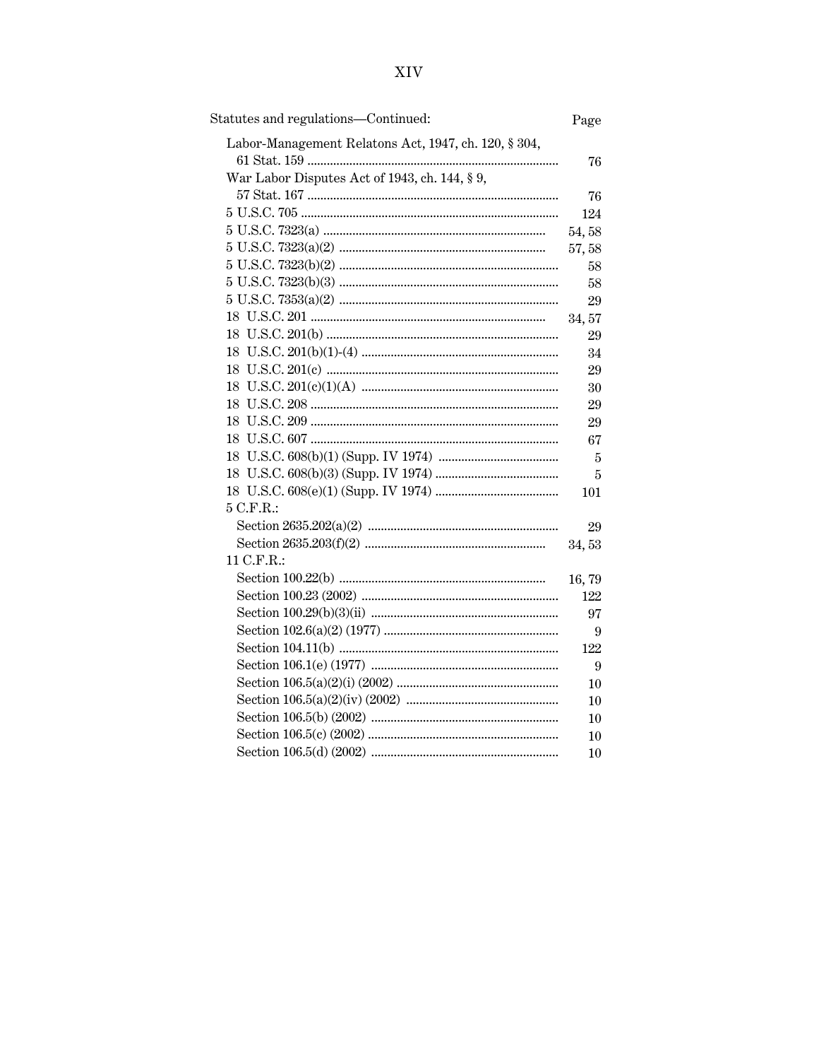Statutes and regulations—Continued: Page

| | Page |
|---|---|
| Labor-Management Relatons Act, 1947, ch. 120, § 304, 61 Stat. 159 | 76 |
| War Labor Disputes Act of 1943, ch. 144, § 9, 57 Stat. 167 | 76 |
| 5 U.S.C. 705 | 124 |
| 5 U.S.C. 7323(a) | 54, 58 |
| 5 U.S.C. 7323(a)(2) | 57, 58 |
| 5 U.S.C. 7323(b)(2) | 58 |
| 5 U.S.C. 7323(b)(3) | 58 |
| 5 U.S.C. 7353(a)(2) | 29 |
| 18 U.S.C. 201 | 34, 57 |
| 18 U.S.C. 201(b) | 29 |
| 18 U.S.C. 201(b)(1)-(4) | 34 |
| 18 U.S.C. 201(c) | 29 |
| 18 U.S.C. 201(c)(1)(A) | 30 |
| 18 U.S.C. 208 | 29 |
| 18 U.S.C. 209 | 29 |
| 18 U.S.C. 607 | 67 |
| 18 U.S.C. 608(b)(1) (Supp. IV 1974) | 5 |
| 18 U.S.C. 608(b)(3) (Supp. IV 1974) | 5 |
| 18 U.S.C. 608(e)(1) (Supp. IV 1974) | 101 |
| 5 C.F.R.: | |
| Section 2635.202(a)(2) | 29 |
| Section 2635.203(f)(2) | 34, 53 |
| 11 C.F.R.: | |
| Section 100.22(b) | 16, 79 |
| Section 100.23 (2002) | 122 |
| Section 100.29(b)(3)(ii) | 97 |
| Section 102.6(a)(2) (1977) | 9 |
| Section 104.11(b) | 122 |
| Section 106.1(e) (1977) | 9 |
| Section 106.5(a)(2)(i) (2002) | 10 |
| Section 106.5(a)(2)(iv) (2002) | 10 |
| Section 106.5(b) (2002) | 10 |
| Section 106.5(c) (2002) | 10 |
| Section 106.5(d) (2002) | 10 |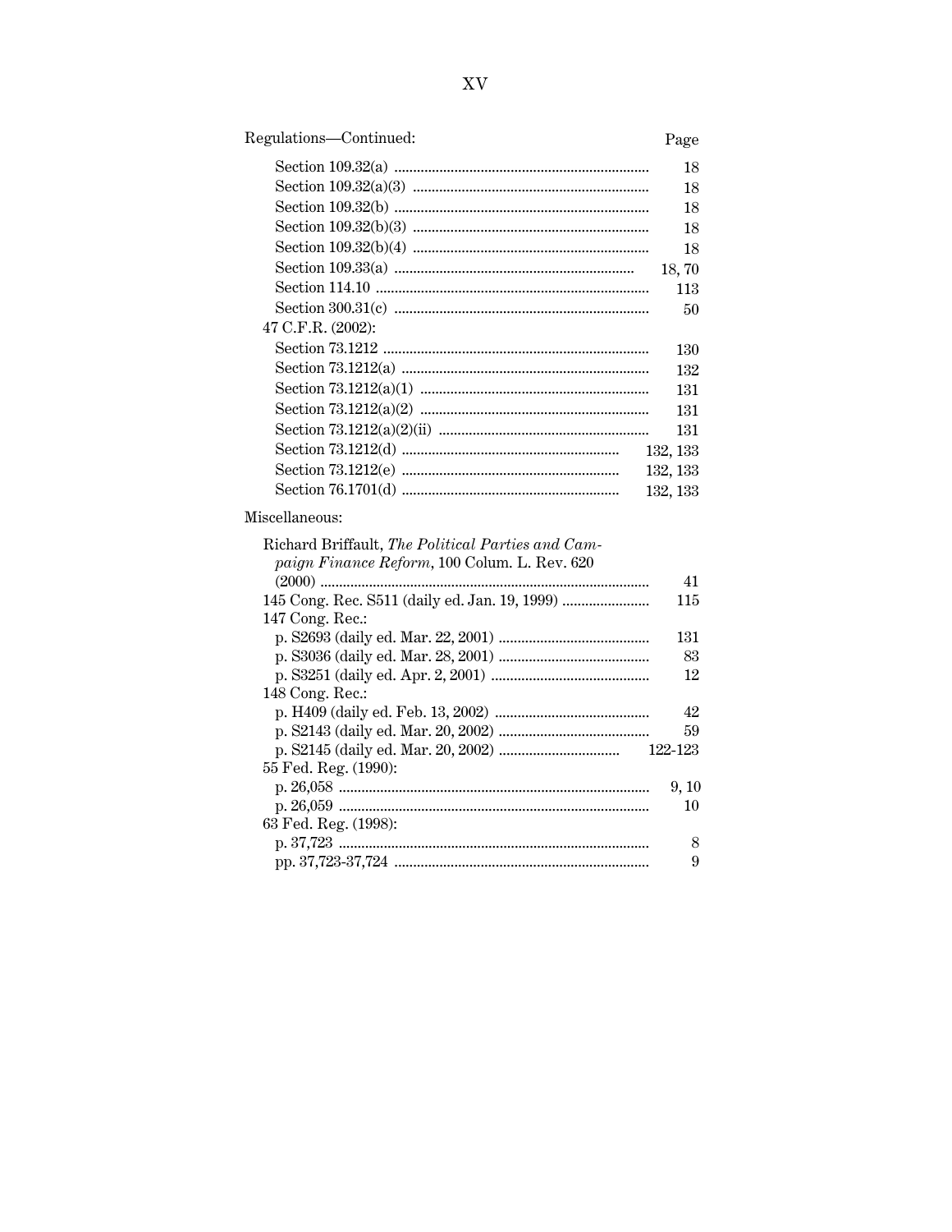| Regulations—Continued: | Page |
|---|---|
| Section 109.32(a) | 18 |
| Section 109.32(a)(3) | 18 |
| Section 109.32(b) | 18 |
| Section 109.32(b)(3) | 18 |
| Section 109.32(b)(4) | 18 |
| Section 109.33(a) | 18, 70 |
| Section 114.10 | 113 |
| Section 300.31(c) | 50 |
| 47 C.F.R. (2002): | |
| Section 73.1212 | 130 |
| Section 73.1212(a) | 132 |
| Section 73.1212(a)(1) | 131 |
| Section 73.1212(a)(2) | 131 |
| Section 73.1212(a)(2)(ii) | 131 |
| Section 73.1212(d) | 132, 133 |
| Section 73.1212(e) | 132, 133 |
| Section 76.1701(d) | 132, 133 |

| Miscellaneous: | |
|---|---|
| Richard Briffault, *The Political Parties and Campaign Finance Reform*, 100 Colum. L. Rev. 620 (2000) | 41 |
| 145 Cong. Rec. S511 (daily ed. Jan. 19, 1999) | 115 |
| 147 Cong. Rec.: | |
| p. S2693 (daily ed. Mar. 22, 2001) | 131 |
| p. S3036 (daily ed. Mar. 28, 2001) | 83 |
| p. S3251 (daily ed. Apr. 2, 2001) | 12 |
| 148 Cong. Rec.: | |
| p. H409 (daily ed. Feb. 13, 2002) | 42 |
| p. S2143 (daily ed. Mar. 20, 2002) | 59 |
| p. S2145 (daily ed. Mar. 20, 2002) | 122-123 |
| 55 Fed. Reg. (1990): | |
| p. 26,058 | 9, 10 |
| p. 26,059 | 10 |
| 63 Fed. Reg. (1998): | |
| p. 37,723 | 8 |
| pp. 37,723-37,724 | 9 |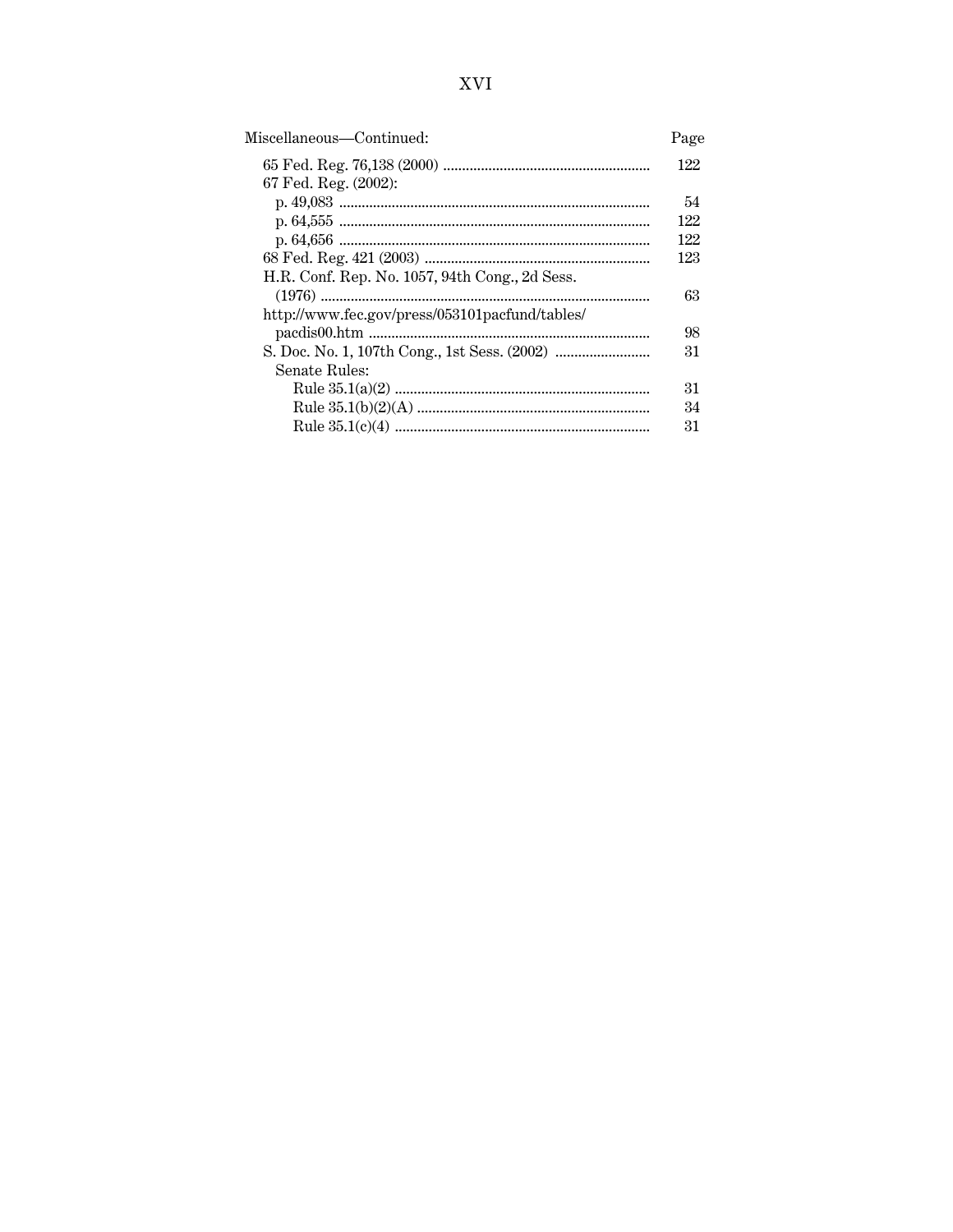| Miscellaneous—Continued: | Page |
|---|---|
| 65 Fed. Reg. 76,138 (2000) | 122 |
| 67 Fed. Reg. (2002): | |
| p. 49,083 | 54 |
| p. 64,555 | 122 |
| p. 64,656 | 122 |
| 68 Fed. Reg. 421 (2003) | 123 |
| H.R. Conf. Rep. No. 1057, 94th Cong., 2d Sess. (1976) | 63 |
| http://www.fec.gov/press/053101pacfund/tables/pacdis00.htm | 98 |
| S. Doc. No. 1, 107th Cong., 1st Sess. (2002) | 31 |
| Senate Rules: | |
| Rule 35.1(a)(2) | 31 |
| Rule 35.1(b)(2)(A) | 34 |
| Rule 35.1(c)(4) | 31 |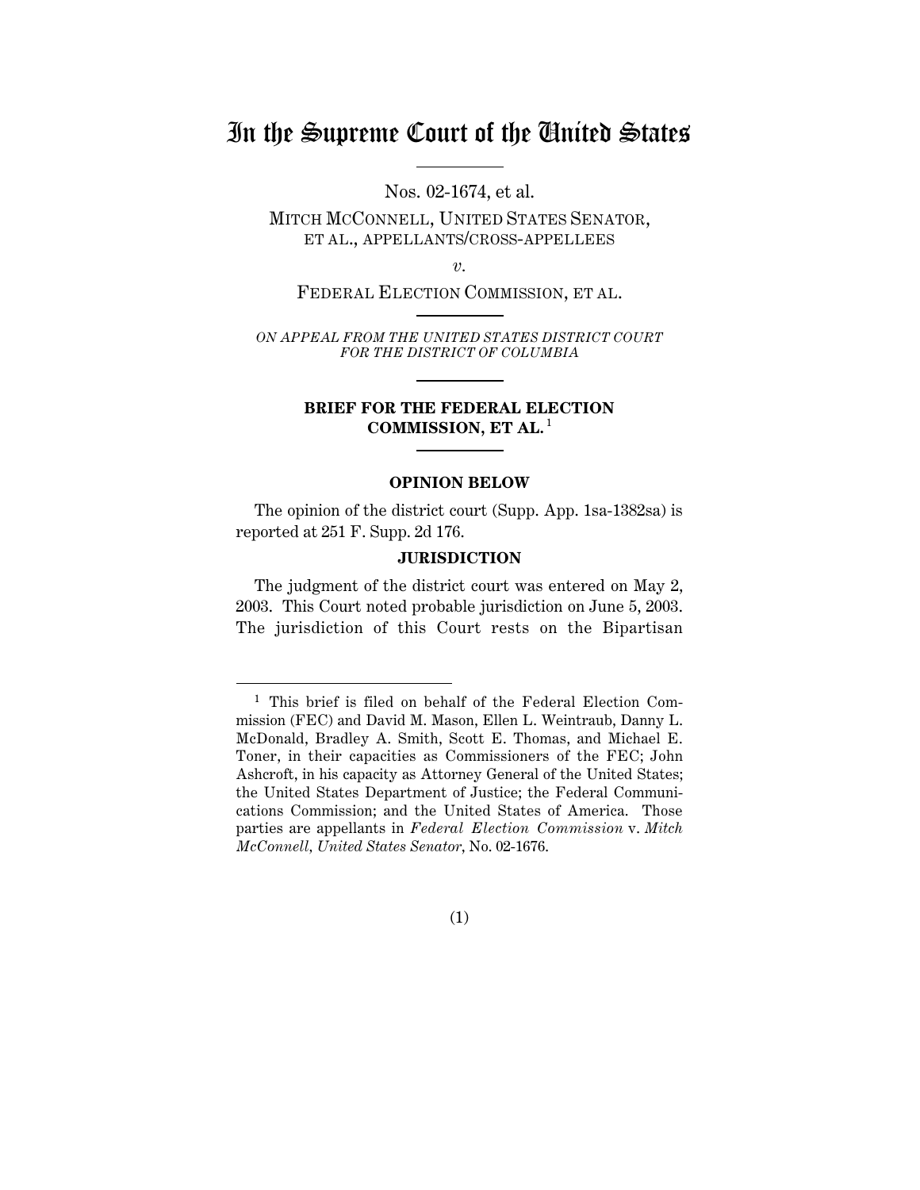# In the Supreme Court of the United States

Nos. 02-1674, et al.

MITCH MCCONNELL, UNITED STATES SENATOR, ET AL., APPELLANTS/CROSS-APPELLEES

*v.*

FEDERAL ELECTION COMMISSION, ET AL.

*ON APPEAL FROM THE UNITED STATES DISTRICT COURT FOR THE DISTRICT OF COLUMBIA*

## BRIEF FOR THE FEDERAL ELECTION COMMISSION, ET AL. [1]

### OPINION BELOW

The opinion of the district court (Supp. App. 1sa-1382sa) is reported at 251 F. Supp. 2d 176.

### JURISDICTION

The judgment of the district court was entered on May 2, 2003. This Court noted probable jurisdiction on June 5, 2003. The jurisdiction of this Court rests on the Bipartisan

---

[1] This brief is filed on behalf of the Federal Election Commission (FEC) and David M. Mason, Ellen L. Weintraub, Danny L. McDonald, Bradley A. Smith, Scott E. Thomas, and Michael E. Toner, in their capacities as Commissioners of the FEC; John Ashcroft, in his capacity as Attorney General of the United States; the United States Department of Justice; the Federal Communications Commission; and the United States of America. Those parties are appellants in *Federal Election Commission* v. *Mitch McConnell, United States Senator*, No. 02-1676.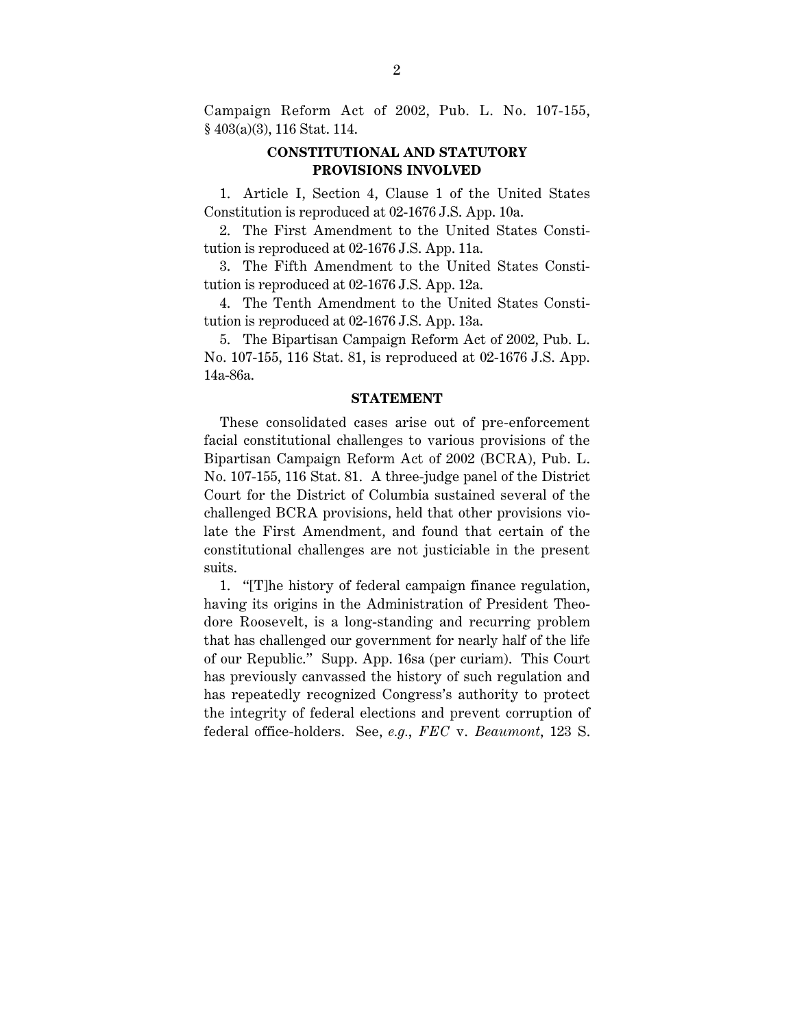Campaign Reform Act of 2002, Pub. L. No. 107-155, § 403(a)(3), 116 Stat. 114.

## CONSTITUTIONAL AND STATUTORY PROVISIONS INVOLVED

1. Article I, Section 4, Clause 1 of the United States Constitution is reproduced at 02-1676 J.S. App. 10a.

2. The First Amendment to the United States Constitution is reproduced at 02-1676 J.S. App. 11a.

3. The Fifth Amendment to the United States Constitution is reproduced at 02-1676 J.S. App. 12a.

4. The Tenth Amendment to the United States Constitution is reproduced at 02-1676 J.S. App. 13a.

5. The Bipartisan Campaign Reform Act of 2002, Pub. L. No. 107-155, 116 Stat. 81, is reproduced at 02-1676 J.S. App. 14a-86a.

## STATEMENT

These consolidated cases arise out of pre-enforcement facial constitutional challenges to various provisions of the Bipartisan Campaign Reform Act of 2002 (BCRA), Pub. L. No. 107-155, 116 Stat. 81. A three-judge panel of the District Court for the District of Columbia sustained several of the challenged BCRA provisions, held that other provisions violate the First Amendment, and found that certain of the constitutional challenges are not justiciable in the present suits.

1. "[T]he history of federal campaign finance regulation, having its origins in the Administration of President Theodore Roosevelt, is a long-standing and recurring problem that has challenged our government for nearly half of the life of our Republic." Supp. App. 16sa (per curiam). This Court has previously canvassed the history of such regulation and has repeatedly recognized Congress's authority to protect the integrity of federal elections and prevent corruption of federal office-holders. See, *e.g.*, *FEC* v. *Beaumont*, 123 S.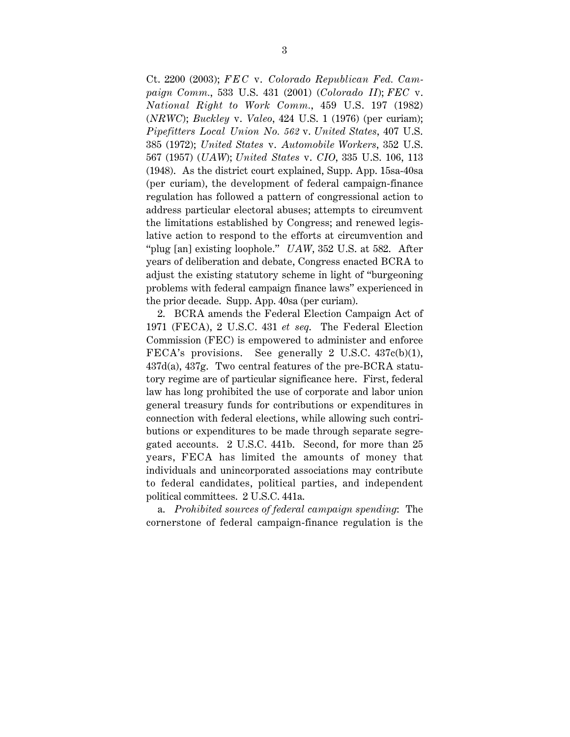Ct. 2200 (2003); *FEC* v. *Colorado Republican Fed. Campaign Comm.*, 533 U.S. 431 (2001) (*Colorado II*); *FEC* v. *National Right to Work Comm.*, 459 U.S. 197 (1982) (*NRWC*); *Buckley* v. *Valeo*, 424 U.S. 1 (1976) (per curiam); *Pipefitters Local Union No. 562* v. *United States*, 407 U.S. 385 (1972); *United States* v. *Automobile Workers*, 352 U.S. 567 (1957) (*UAW*); *United States* v. *CIO*, 335 U.S. 106, 113 (1948). As the district court explained, Supp. App. 15sa-40sa (per curiam), the development of federal campaign-finance regulation has followed a pattern of congressional action to address particular electoral abuses; attempts to circumvent the limitations established by Congress; and renewed legislative action to respond to the efforts at circumvention and "plug [an] existing loophole." *UAW*, 352 U.S. at 582. After years of deliberation and debate, Congress enacted BCRA to adjust the existing statutory scheme in light of "burgeoning problems with federal campaign finance laws" experienced in the prior decade. Supp. App. 40sa (per curiam).

2. BCRA amends the Federal Election Campaign Act of 1971 (FECA), 2 U.S.C. 431 *et seq.* The Federal Election Commission (FEC) is empowered to administer and enforce FECA's provisions. See generally 2 U.S.C. 437c(b)(1), 437d(a), 437g. Two central features of the pre-BCRA statutory regime are of particular significance here. First, federal law has long prohibited the use of corporate and labor union general treasury funds for contributions or expenditures in connection with federal elections, while allowing such contributions or expenditures to be made through separate segregated accounts. 2 U.S.C. 441b. Second, for more than 25 years, FECA has limited the amounts of money that individuals and unincorporated associations may contribute to federal candidates, political parties, and independent political committees. 2 U.S.C. 441a.

a. *Prohibited sources of federal campaign spending*: The cornerstone of federal campaign-finance regulation is the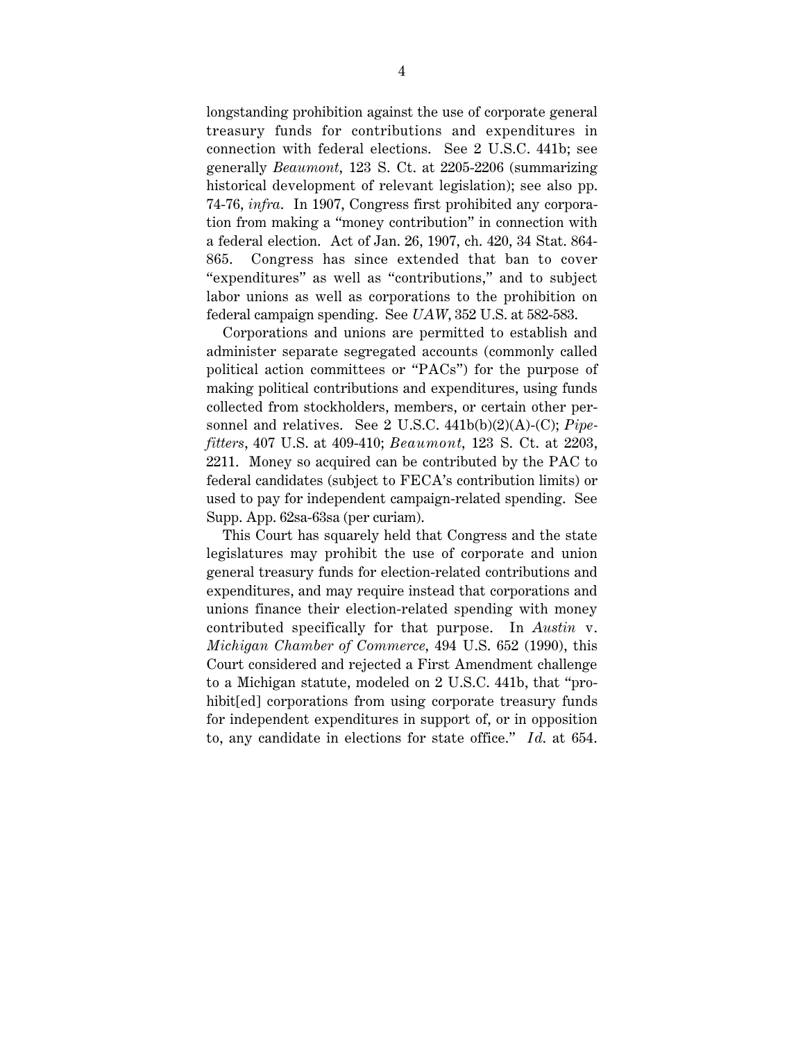longstanding prohibition against the use of corporate general treasury funds for contributions and expenditures in connection with federal elections. See 2 U.S.C. 441b; see generally *Beaumont*, 123 S. Ct. at 2205-2206 (summarizing historical development of relevant legislation); see also pp. 74-76, *infra*. In 1907, Congress first prohibited any corporation from making a "money contribution" in connection with a federal election. Act of Jan. 26, 1907, ch. 420, 34 Stat. 864-865. Congress has since extended that ban to cover "expenditures" as well as "contributions," and to subject labor unions as well as corporations to the prohibition on federal campaign spending. See *UAW*, 352 U.S. at 582-583.

Corporations and unions are permitted to establish and administer separate segregated accounts (commonly called political action committees or "PACs") for the purpose of making political contributions and expenditures, using funds collected from stockholders, members, or certain other personnel and relatives. See 2 U.S.C. 441b(b)(2)(A)-(C); *Pipefitters*, 407 U.S. at 409-410; *Beaumont*, 123 S. Ct. at 2203, 2211. Money so acquired can be contributed by the PAC to federal candidates (subject to FECA's contribution limits) or used to pay for independent campaign-related spending. See Supp. App. 62sa-63sa (per curiam).

This Court has squarely held that Congress and the state legislatures may prohibit the use of corporate and union general treasury funds for election-related contributions and expenditures, and may require instead that corporations and unions finance their election-related spending with money contributed specifically for that purpose. In *Austin* v. *Michigan Chamber of Commerce*, 494 U.S. 652 (1990), this Court considered and rejected a First Amendment challenge to a Michigan statute, modeled on 2 U.S.C. 441b, that "prohibit[ed] corporations from using corporate treasury funds for independent expenditures in support of, or in opposition to, any candidate in elections for state office." *Id.* at 654.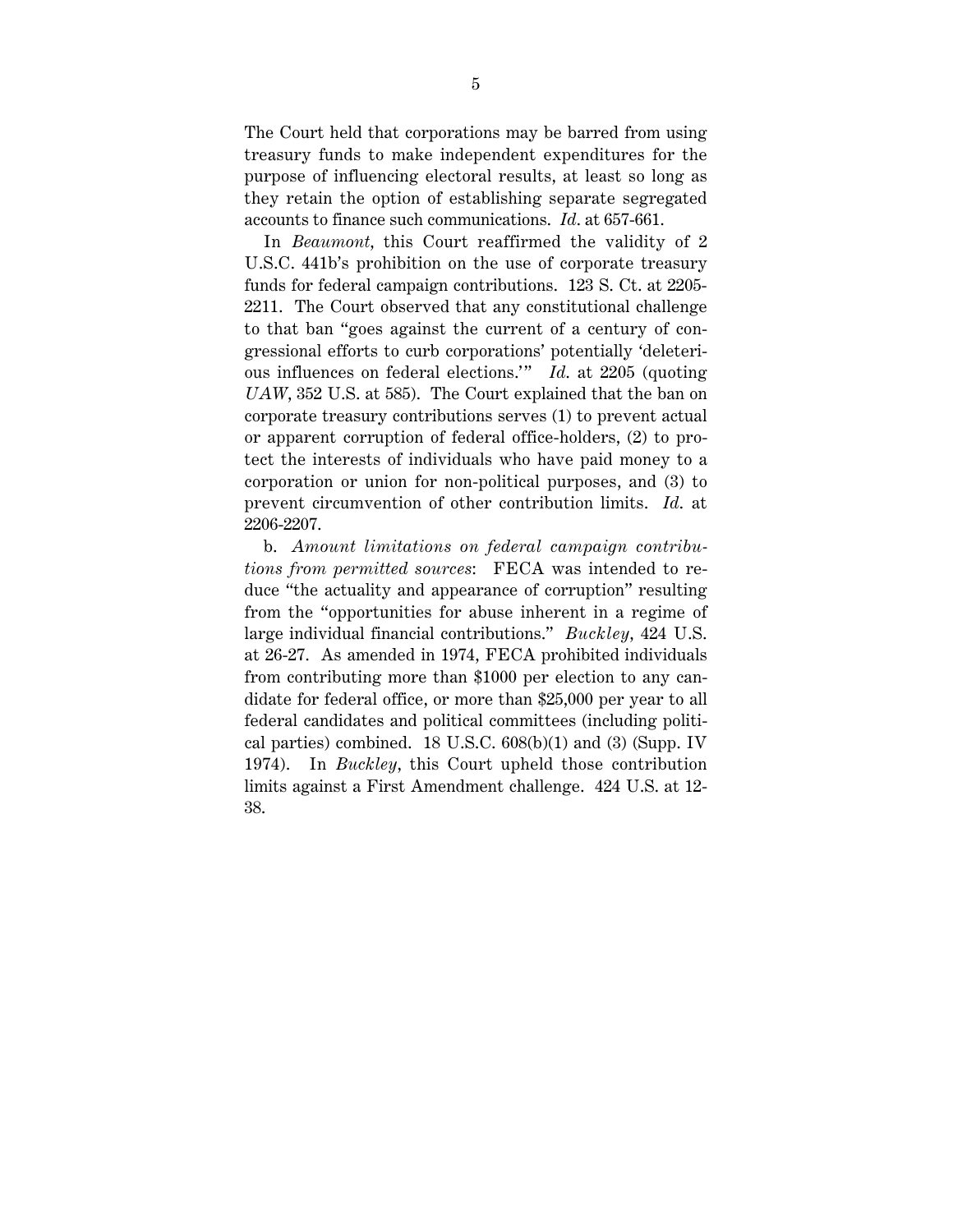The Court held that corporations may be barred from using treasury funds to make independent expenditures for the purpose of influencing electoral results, at least so long as they retain the option of establishing separate segregated accounts to finance such communications. *Id.* at 657-661.

In *Beaumont*, this Court reaffirmed the validity of 2 U.S.C. 441b's prohibition on the use of corporate treasury funds for federal campaign contributions. 123 S. Ct. at 2205-2211. The Court observed that any constitutional challenge to that ban "goes against the current of a century of congressional efforts to curb corporations' potentially 'deleterious influences on federal elections.'" *Id.* at 2205 (quoting *UAW*, 352 U.S. at 585). The Court explained that the ban on corporate treasury contributions serves (1) to prevent actual or apparent corruption of federal office-holders, (2) to protect the interests of individuals who have paid money to a corporation or union for non-political purposes, and (3) to prevent circumvention of other contribution limits. *Id.* at 2206-2207.

b. *Amount limitations on federal campaign contributions from permitted sources*: FECA was intended to reduce "the actuality and appearance of corruption" resulting from the "opportunities for abuse inherent in a regime of large individual financial contributions." *Buckley*, 424 U.S. at 26-27. As amended in 1974, FECA prohibited individuals from contributing more than $1000 per election to any candidate for federal office, or more than $25,000 per year to all federal candidates and political committees (including political parties) combined. 18 U.S.C. 608(b)(1) and (3) (Supp. IV 1974). In *Buckley*, this Court upheld those contribution limits against a First Amendment challenge. 424 U.S. at 12-38.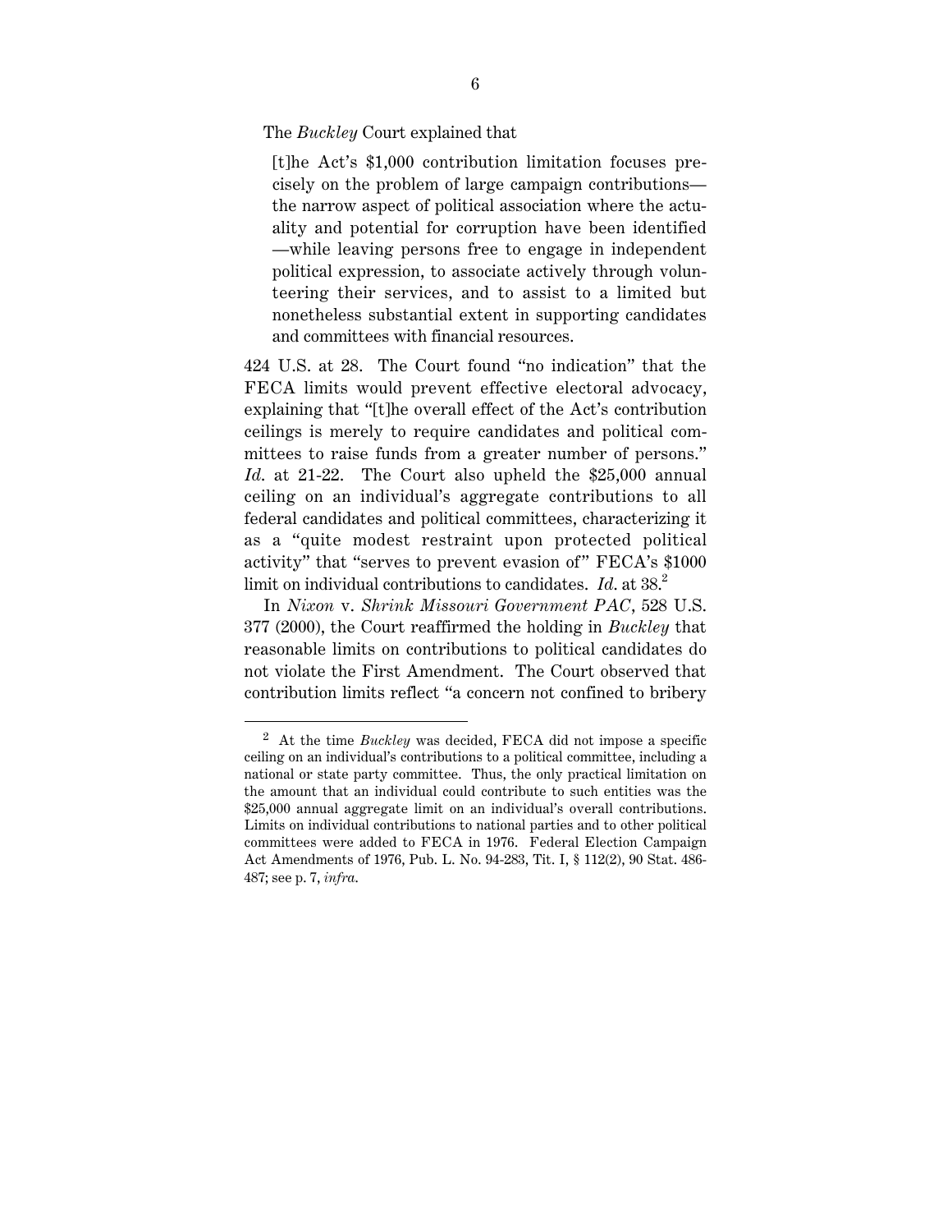The *Buckley* Court explained that

> [t]he Act's $1,000 contribution limitation focuses precisely on the problem of large campaign contributions—the narrow aspect of political association where the actuality and potential for corruption have been identified—while leaving persons free to engage in independent political expression, to associate actively through volunteering their services, and to assist to a limited but nonetheless substantial extent in supporting candidates and committees with financial resources.

424 U.S. at 28. The Court found "no indication" that the FECA limits would prevent effective electoral advocacy, explaining that "[t]he overall effect of the Act's contribution ceilings is merely to require candidates and political committees to raise funds from a greater number of persons." *Id.* at 21-22. The Court also upheld the $25,000 annual ceiling on an individual's aggregate contributions to all federal candidates and political committees, characterizing it as a "quite modest restraint upon protected political activity" that "serves to prevent evasion of" FECA's $1000 limit on individual contributions to candidates. *Id.* at 38.[2]

In *Nixon* v. *Shrink Missouri Government PAC*, 528 U.S. 377 (2000), the Court reaffirmed the holding in *Buckley* that reasonable limits on contributions to political candidates do not violate the First Amendment. The Court observed that contribution limits reflect "a concern not confined to bribery

---

[2] At the time *Buckley* was decided, FECA did not impose a specific ceiling on an individual's contributions to a political committee, including a national or state party committee. Thus, the only practical limitation on the amount that an individual could contribute to such entities was the $25,000 annual aggregate limit on an individual's overall contributions. Limits on individual contributions to national parties and to other political committees were added to FECA in 1976. Federal Election Campaign Act Amendments of 1976, Pub. L. No. 94-283, Tit. I, § 112(2), 90 Stat. 486-487; see p. 7, *infra*.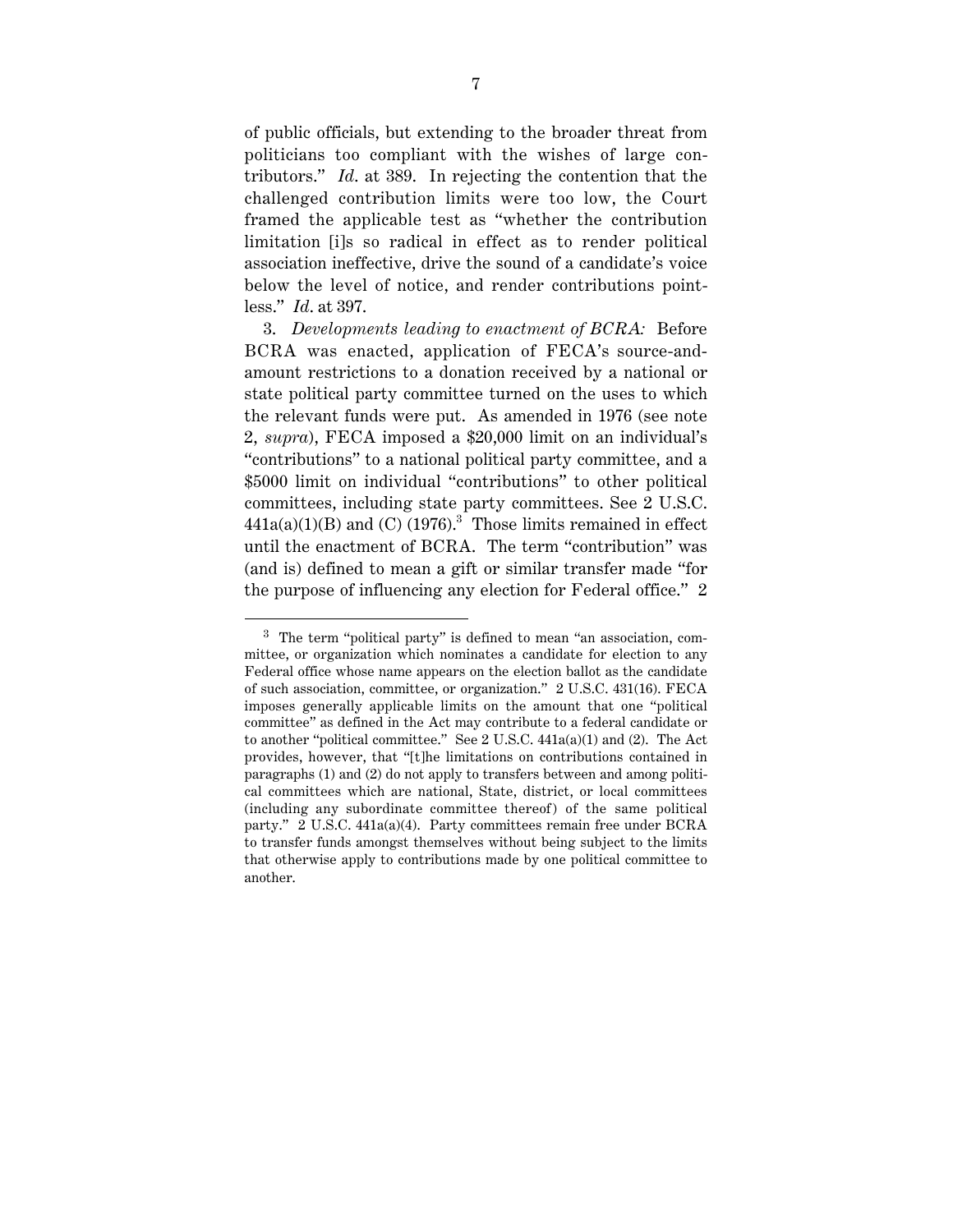of public officials, but extending to the broader threat from politicians too compliant with the wishes of large contributors." *Id.* at 389. In rejecting the contention that the challenged contribution limits were too low, the Court framed the applicable test as "whether the contribution limitation [i]s so radical in effect as to render political association ineffective, drive the sound of a candidate's voice below the level of notice, and render contributions pointless." *Id.* at 397.

3. *Developments leading to enactment of BCRA:* Before BCRA was enacted, application of FECA's source-and-amount restrictions to a donation received by a national or state political party committee turned on the uses to which the relevant funds were put. As amended in 1976 (see note 2, *supra*), FECA imposed a $20,000 limit on an individual's "contributions" to a national political party committee, and a $5000 limit on individual "contributions" to other political committees, including state party committees. See 2 U.S.C. 441a(a)(1)(B) and (C) (1976).[3] Those limits remained in effect until the enactment of BCRA. The term "contribution" was (and is) defined to mean a gift or similar transfer made "for the purpose of influencing any election for Federal office." 2

---

[3] The term "political party" is defined to mean "an association, committee, or organization which nominates a candidate for election to any Federal office whose name appears on the election ballot as the candidate of such association, committee, or organization." 2 U.S.C. 431(16). FECA imposes generally applicable limits on the amount that one "political committee" as defined in the Act may contribute to a federal candidate or to another "political committee." See 2 U.S.C. 441a(a)(1) and (2). The Act provides, however, that "[t]he limitations on contributions contained in paragraphs (1) and (2) do not apply to transfers between and among political committees which are national, State, district, or local committees (including any subordinate committee thereof) of the same political party." 2 U.S.C. 441a(a)(4). Party committees remain free under BCRA to transfer funds amongst themselves without being subject to the limits that otherwise apply to contributions made by one political committee to another.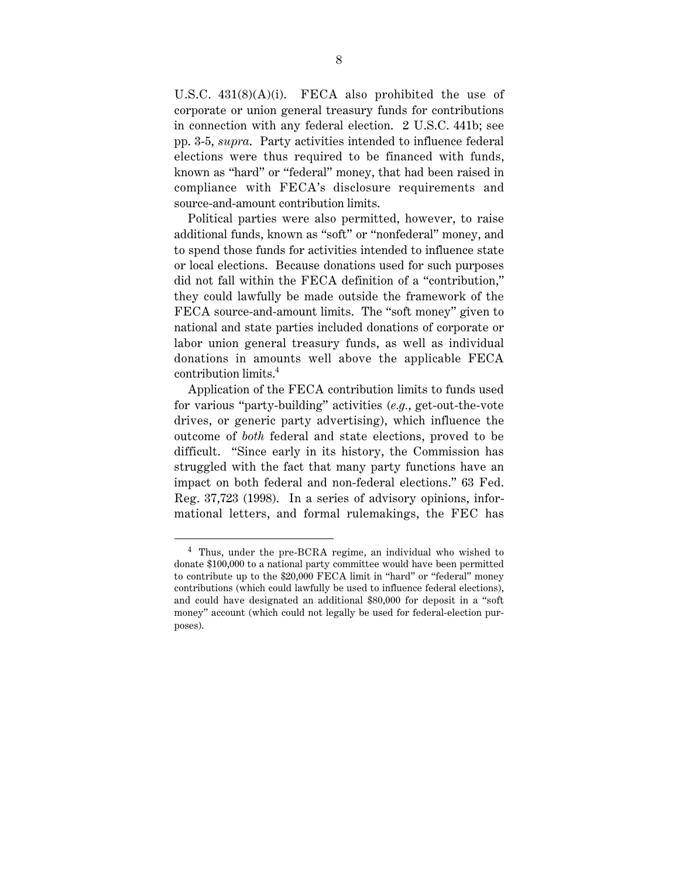U.S.C. 431(8)(A)(i). FECA also prohibited the use of corporate or union general treasury funds for contributions in connection with any federal election. 2 U.S.C. 441b; see pp. 3-5, *supra*. Party activities intended to influence federal elections were thus required to be financed with funds, known as "hard" or "federal" money, that had been raised in compliance with FECA's disclosure requirements and source-and-amount contribution limits.

Political parties were also permitted, however, to raise additional funds, known as "soft" or "nonfederal" money, and to spend those funds for activities intended to influence state or local elections. Because donations used for such purposes did not fall within the FECA definition of a "contribution," they could lawfully be made outside the framework of the FECA source-and-amount limits. The "soft money" given to national and state parties included donations of corporate or labor union general treasury funds, as well as individual donations in amounts well above the applicable FECA contribution limits.[4]

Application of the FECA contribution limits to funds used for various "party-building" activities (*e.g.*, get-out-the-vote drives, or generic party advertising), which influence the outcome of *both* federal and state elections, proved to be difficult. "Since early in its history, the Commission has struggled with the fact that many party functions have an impact on both federal and non-federal elections." 63 Fed. Reg. 37,723 (1998). In a series of advisory opinions, informational letters, and formal rulemakings, the FEC has

---

[4] Thus, under the pre-BCRA regime, an individual who wished to donate $100,000 to a national party committee would have been permitted to contribute up to the $20,000 FECA limit in "hard" or "federal" money contributions (which could lawfully be used to influence federal elections), and could have designated an additional $80,000 for deposit in a "soft money" account (which could not legally be used for federal-election purposes).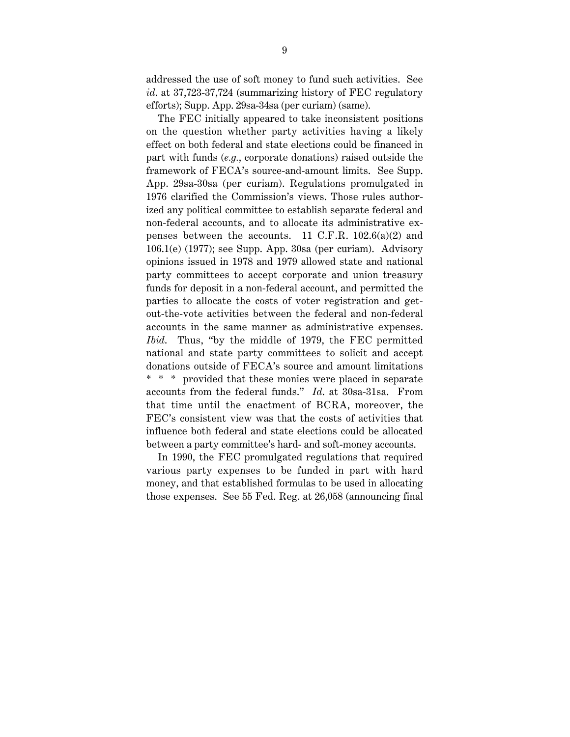addressed the use of soft money to fund such activities. See *id.* at 37,723-37,724 (summarizing history of FEC regulatory efforts); Supp. App. 29sa-34sa (per curiam) (same).

The FEC initially appeared to take inconsistent positions on the question whether party activities having a likely effect on both federal and state elections could be financed in part with funds (*e.g.*, corporate donations) raised outside the framework of FECA's source-and-amount limits. See Supp. App. 29sa-30sa (per curiam). Regulations promulgated in 1976 clarified the Commission's views. Those rules authorized any political committee to establish separate federal and non-federal accounts, and to allocate its administrative expenses between the accounts. 11 C.F.R. 102.6(a)(2) and 106.1(e) (1977); see Supp. App. 30sa (per curiam). Advisory opinions issued in 1978 and 1979 allowed state and national party committees to accept corporate and union treasury funds for deposit in a non-federal account, and permitted the parties to allocate the costs of voter registration and get-out-the-vote activities between the federal and non-federal accounts in the same manner as administrative expenses. *Ibid.* Thus, "by the middle of 1979, the FEC permitted national and state party committees to solicit and accept donations outside of FECA's source and amount limitations * * * provided that these monies were placed in separate accounts from the federal funds." *Id.* at 30sa-31sa. From that time until the enactment of BCRA, moreover, the FEC's consistent view was that the costs of activities that influence both federal and state elections could be allocated between a party committee's hard- and soft-money accounts.

In 1990, the FEC promulgated regulations that required various party expenses to be funded in part with hard money, and that established formulas to be used in allocating those expenses. See 55 Fed. Reg. at 26,058 (announcing final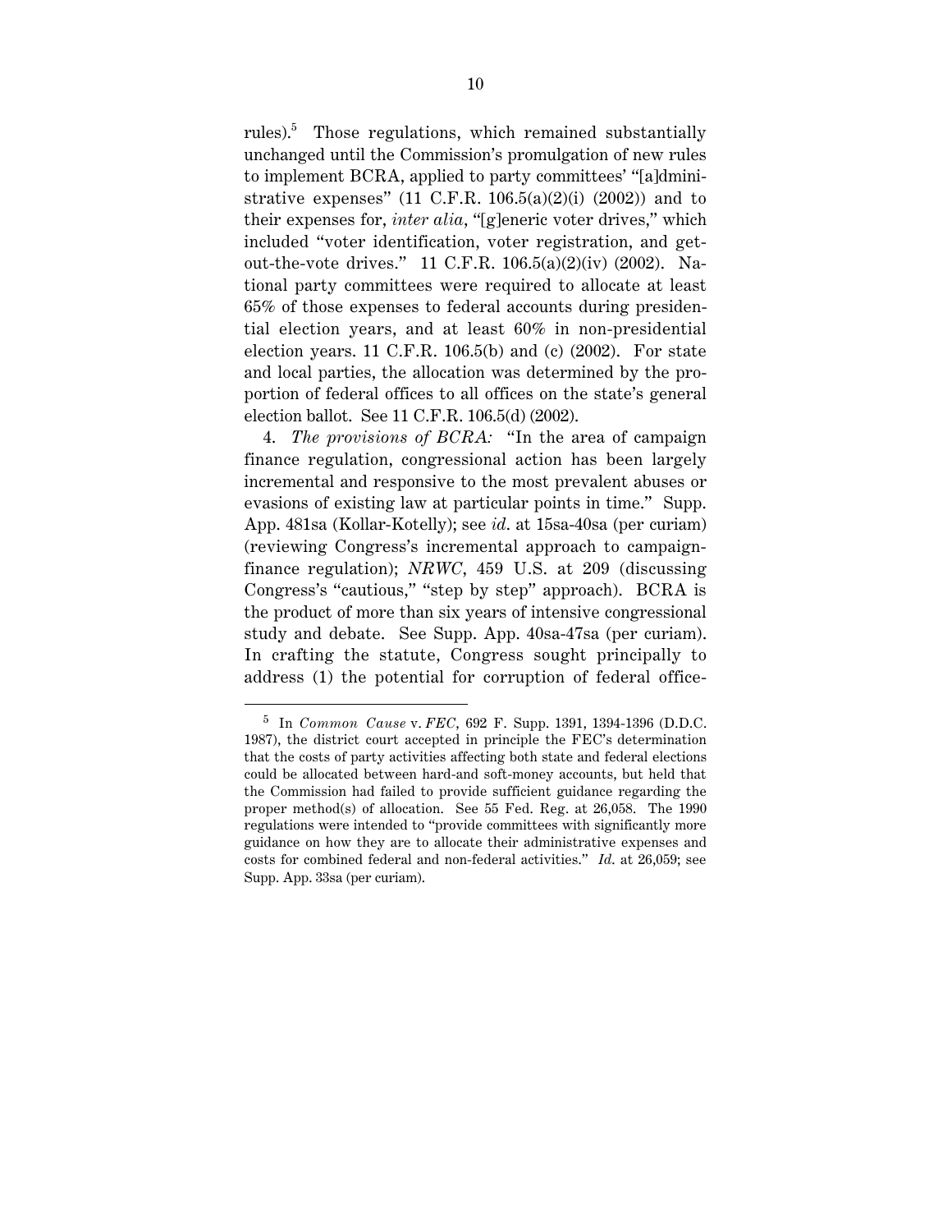rules).[5] Those regulations, which remained substantially unchanged until the Commission's promulgation of new rules to implement BCRA, applied to party committees' "[a]dministrative expenses" (11 C.F.R. 106.5(a)(2)(i) (2002)) and to their expenses for, *inter alia*, "[g]eneric voter drives," which included "voter identification, voter registration, and get-out-the-vote drives." 11 C.F.R. 106.5(a)(2)(iv) (2002). National party committees were required to allocate at least 65% of those expenses to federal accounts during presidential election years, and at least 60% in non-presidential election years. 11 C.F.R. 106.5(b) and (c) (2002). For state and local parties, the allocation was determined by the proportion of federal offices to all offices on the state's general election ballot. See 11 C.F.R. 106.5(d) (2002).

4. *The provisions of BCRA:* "In the area of campaign finance regulation, congressional action has been largely incremental and responsive to the most prevalent abuses or evasions of existing law at particular points in time." Supp. App. 481sa (Kollar-Kotelly); see *id*. at 15sa-40sa (per curiam) (reviewing Congress's incremental approach to campaign-finance regulation); *NRWC*, 459 U.S. at 209 (discussing Congress's "cautious," "step by step" approach). BCRA is the product of more than six years of intensive congressional study and debate. See Supp. App. 40sa-47sa (per curiam). In crafting the statute, Congress sought principally to address (1) the potential for corruption of federal office-

---

[5] In *Common Cause* v. *FEC*, 692 F. Supp. 1391, 1394-1396 (D.D.C. 1987), the district court accepted in principle the FEC's determination that the costs of party activities affecting both state and federal elections could be allocated between hard-and soft-money accounts, but held that the Commission had failed to provide sufficient guidance regarding the proper method(s) of allocation. See 55 Fed. Reg. at 26,058. The 1990 regulations were intended to "provide committees with significantly more guidance on how they are to allocate their administrative expenses and costs for combined federal and non-federal activities." *Id*. at 26,059; see Supp. App. 33sa (per curiam).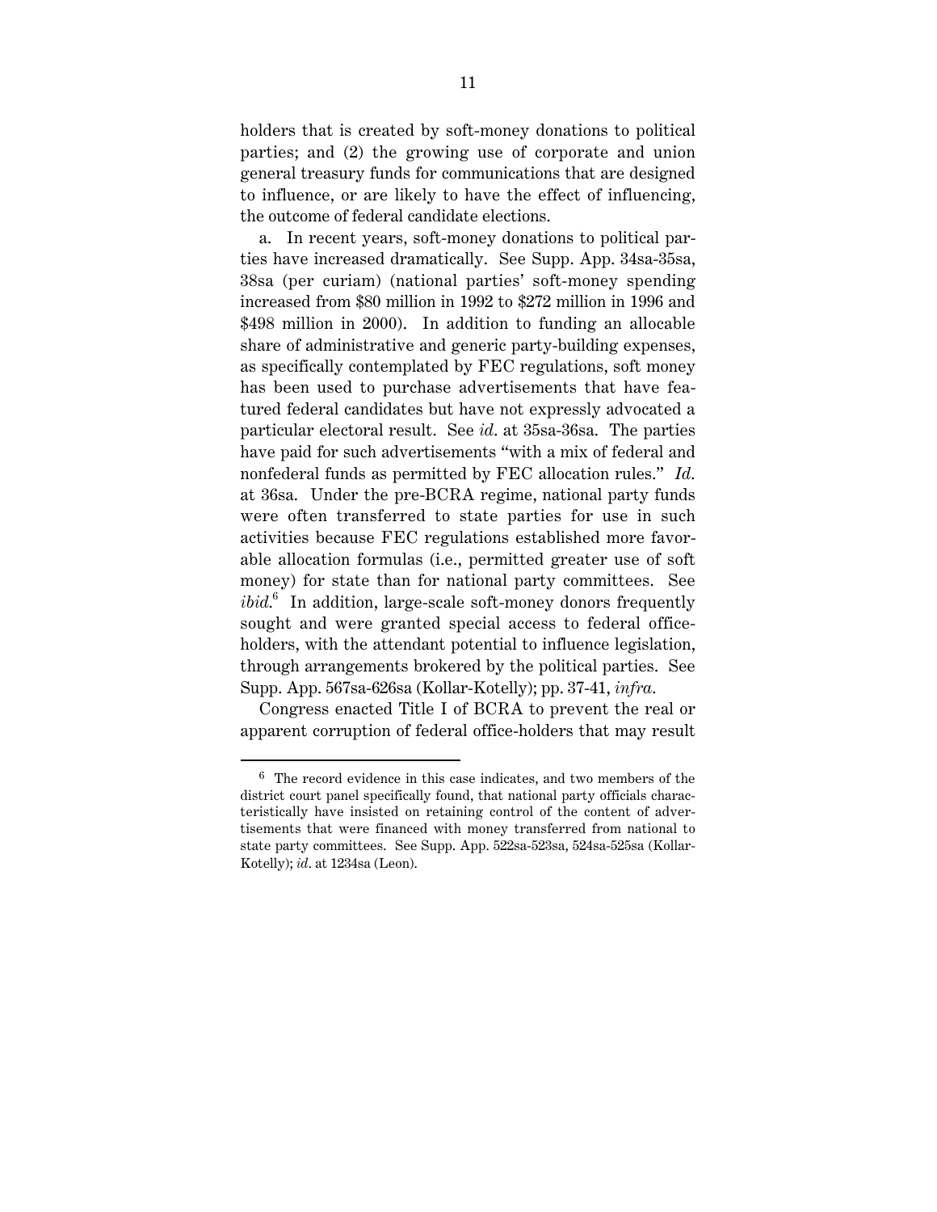holders that is created by soft-money donations to political parties; and (2) the growing use of corporate and union general treasury funds for communications that are designed to influence, or are likely to have the effect of influencing, the outcome of federal candidate elections.

a. In recent years, soft-money donations to political parties have increased dramatically. See Supp. App. 34sa-35sa, 38sa (per curiam) (national parties' soft-money spending increased from $80 million in 1992 to $272 million in 1996 and $498 million in 2000). In addition to funding an allocable share of administrative and generic party-building expenses, as specifically contemplated by FEC regulations, soft money has been used to purchase advertisements that have featured federal candidates but have not expressly advocated a particular electoral result. See *id*. at 35sa-36sa. The parties have paid for such advertisements "with a mix of federal and nonfederal funds as permitted by FEC allocation rules." *Id*. at 36sa. Under the pre-BCRA regime, national party funds were often transferred to state parties for use in such activities because FEC regulations established more favorable allocation formulas (i.e., permitted greater use of soft money) for state than for national party committees. See *ibid*.[6] In addition, large-scale soft-money donors frequently sought and were granted special access to federal office-holders, with the attendant potential to influence legislation, through arrangements brokered by the political parties. See Supp. App. 567sa-626sa (Kollar-Kotelly); pp. 37-41, *infra*.

Congress enacted Title I of BCRA to prevent the real or apparent corruption of federal office-holders that may result

---

[6] The record evidence in this case indicates, and two members of the district court panel specifically found, that national party officials characteristically have insisted on retaining control of the content of advertisements that were financed with money transferred from national to state party committees. See Supp. App. 522sa-523sa, 524sa-525sa (Kollar-Kotelly); *id*. at 1234sa (Leon).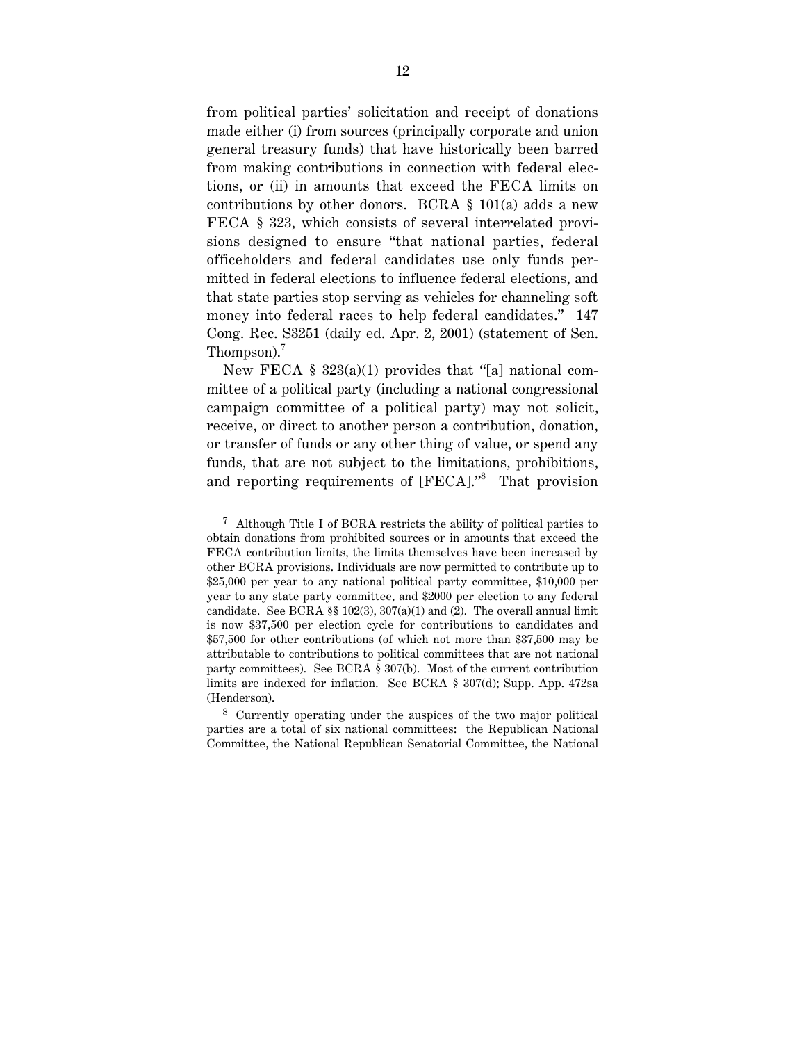from political parties' solicitation and receipt of donations made either (i) from sources (principally corporate and union general treasury funds) that have historically been barred from making contributions in connection with federal elections, or (ii) in amounts that exceed the FECA limits on contributions by other donors. BCRA § 101(a) adds a new FECA § 323, which consists of several interrelated provisions designed to ensure "that national parties, federal officeholders and federal candidates use only funds permitted in federal elections to influence federal elections, and that state parties stop serving as vehicles for channeling soft money into federal races to help federal candidates." 147 Cong. Rec. S3251 (daily ed. Apr. 2, 2001) (statement of Sen. Thompson).[7]

New FECA § 323(a)(1) provides that "[a] national committee of a political party (including a national congressional campaign committee of a political party) may not solicit, receive, or direct to another person a contribution, donation, or transfer of funds or any other thing of value, or spend any funds, that are not subject to the limitations, prohibitions, and reporting requirements of [FECA]."[8] That provision

---

[7] Although Title I of BCRA restricts the ability of political parties to obtain donations from prohibited sources or in amounts that exceed the FECA contribution limits, the limits themselves have been increased by other BCRA provisions. Individuals are now permitted to contribute up to $25,000 per year to any national political party committee, $10,000 per year to any state party committee, and $2000 per election to any federal candidate. See BCRA §§ 102(3), 307(a)(1) and (2). The overall annual limit is now $37,500 per election cycle for contributions to candidates and $57,500 for other contributions (of which not more than $37,500 may be attributable to contributions to political committees that are not national party committees). See BCRA § 307(b). Most of the current contribution limits are indexed for inflation. See BCRA § 307(d); Supp. App. 472sa (Henderson).

[8] Currently operating under the auspices of the two major political parties are a total of six national committees: the Republican National Committee, the National Republican Senatorial Committee, the National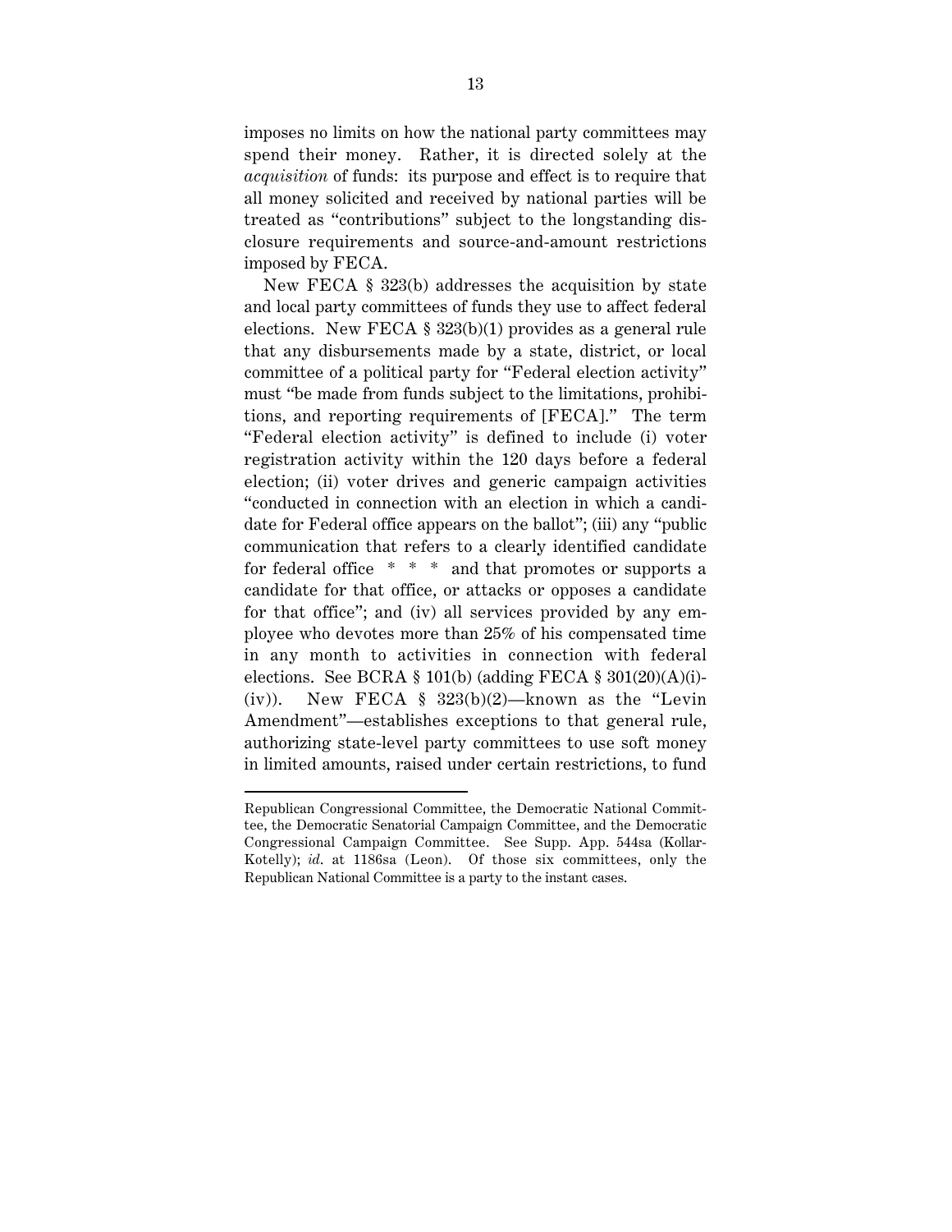imposes no limits on how the national party committees may spend their money. Rather, it is directed solely at the *acquisition* of funds: its purpose and effect is to require that all money solicited and received by national parties will be treated as "contributions" subject to the longstanding disclosure requirements and source-and-amount restrictions imposed by FECA.

New FECA § 323(b) addresses the acquisition by state and local party committees of funds they use to affect federal elections. New FECA § 323(b)(1) provides as a general rule that any disbursements made by a state, district, or local committee of a political party for "Federal election activity" must "be made from funds subject to the limitations, prohibitions, and reporting requirements of [FECA]." The term "Federal election activity" is defined to include (i) voter registration activity within the 120 days before a federal election; (ii) voter drives and generic campaign activities "conducted in connection with an election in which a candidate for Federal office appears on the ballot"; (iii) any "public communication that refers to a clearly identified candidate for federal office * * * and that promotes or supports a candidate for that office, or attacks or opposes a candidate for that office"; and (iv) all services provided by any employee who devotes more than 25% of his compensated time in any month to activities in connection with federal elections. See BCRA § 101(b) (adding FECA § 301(20)(A)(i)-(iv)). New FECA § 323(b)(2)—known as the "Levin Amendment"—establishes exceptions to that general rule, authorizing state-level party committees to use soft money in limited amounts, raised under certain restrictions, to fund

---

Republican Congressional Committee, the Democratic National Committee, the Democratic Senatorial Campaign Committee, and the Democratic Congressional Campaign Committee. See Supp. App. 544sa (Kollar-Kotelly); *id*. at 1186sa (Leon). Of those six committees, only the Republican National Committee is a party to the instant cases.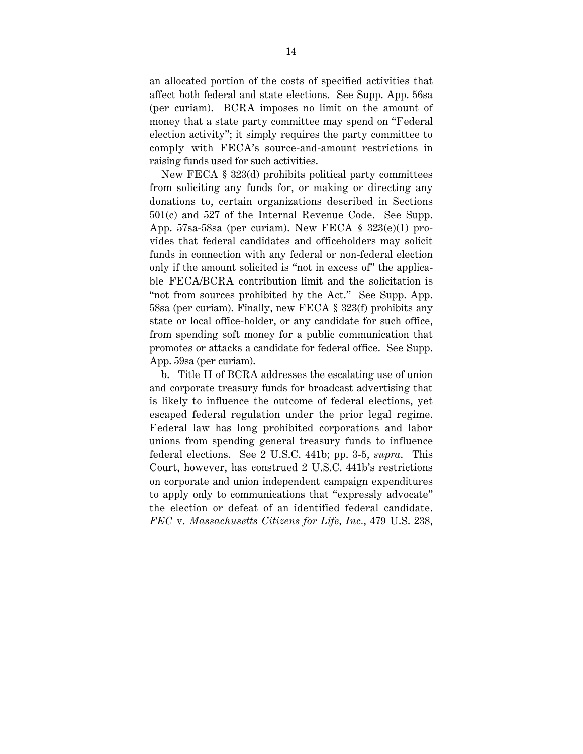an allocated portion of the costs of specified activities that affect both federal and state elections. See Supp. App. 56sa (per curiam). BCRA imposes no limit on the amount of money that a state party committee may spend on "Federal election activity"; it simply requires the party committee to comply with FECA's source-and-amount restrictions in raising funds used for such activities.

New FECA § 323(d) prohibits political party committees from soliciting any funds for, or making or directing any donations to, certain organizations described in Sections 501(c) and 527 of the Internal Revenue Code. See Supp. App. 57sa-58sa (per curiam). New FECA § 323(e)(1) provides that federal candidates and officeholders may solicit funds in connection with any federal or non-federal election only if the amount solicited is "not in excess of" the applicable FECA/BCRA contribution limit and the solicitation is "not from sources prohibited by the Act." See Supp. App. 58sa (per curiam). Finally, new FECA § 323(f) prohibits any state or local office-holder, or any candidate for such office, from spending soft money for a public communication that promotes or attacks a candidate for federal office. See Supp. App. 59sa (per curiam).

b. Title II of BCRA addresses the escalating use of union and corporate treasury funds for broadcast advertising that is likely to influence the outcome of federal elections, yet escaped federal regulation under the prior legal regime. Federal law has long prohibited corporations and labor unions from spending general treasury funds to influence federal elections. See 2 U.S.C. 441b; pp. 3-5, *supra*. This Court, however, has construed 2 U.S.C. 441b's restrictions on corporate and union independent campaign expenditures to apply only to communications that "expressly advocate" the election or defeat of an identified federal candidate. *FEC* v. *Massachusetts Citizens for Life, Inc.*, 479 U.S. 238,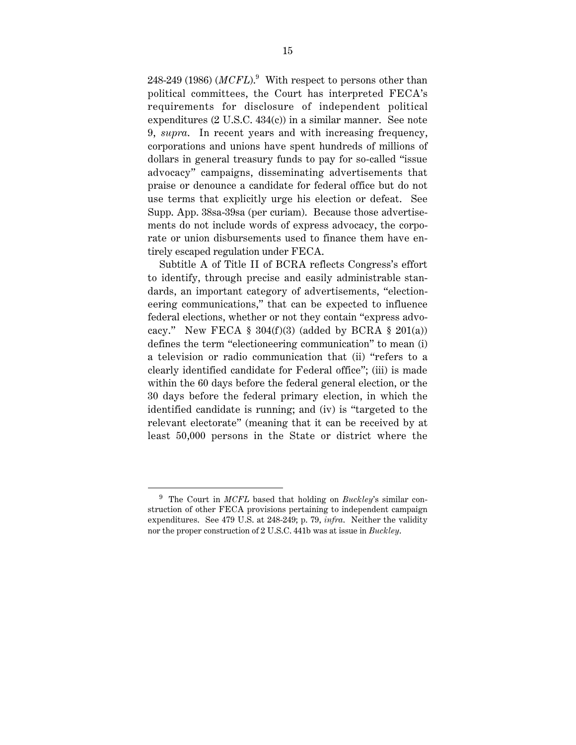248-249 (1986) (*MCFL*).[9] With respect to persons other than political committees, the Court has interpreted FECA's requirements for disclosure of independent political expenditures (2 U.S.C. 434(c)) in a similar manner. See note 9, *supra*. In recent years and with increasing frequency, corporations and unions have spent hundreds of millions of dollars in general treasury funds to pay for so-called "issue advocacy" campaigns, disseminating advertisements that praise or denounce a candidate for federal office but do not use terms that explicitly urge his election or defeat. See Supp. App. 38sa-39sa (per curiam). Because those advertisements do not include words of express advocacy, the corporate or union disbursements used to finance them have entirely escaped regulation under FECA.

Subtitle A of Title II of BCRA reflects Congress's effort to identify, through precise and easily administrable standards, an important category of advertisements, "electioneering communications," that can be expected to influence federal elections, whether or not they contain "express advocacy." New FECA § 304(f)(3) (added by BCRA § 201(a)) defines the term "electioneering communication" to mean (i) a television or radio communication that (ii) "refers to a clearly identified candidate for Federal office"; (iii) is made within the 60 days before the federal general election, or the 30 days before the federal primary election, in which the identified candidate is running; and (iv) is "targeted to the relevant electorate" (meaning that it can be received by at least 50,000 persons in the State or district where the

---

[9] The Court in *MCFL* based that holding on *Buckley*'s similar construction of other FECA provisions pertaining to independent campaign expenditures. See 479 U.S. at 248-249; p. 79, *infra*. Neither the validity nor the proper construction of 2 U.S.C. 441b was at issue in *Buckley*.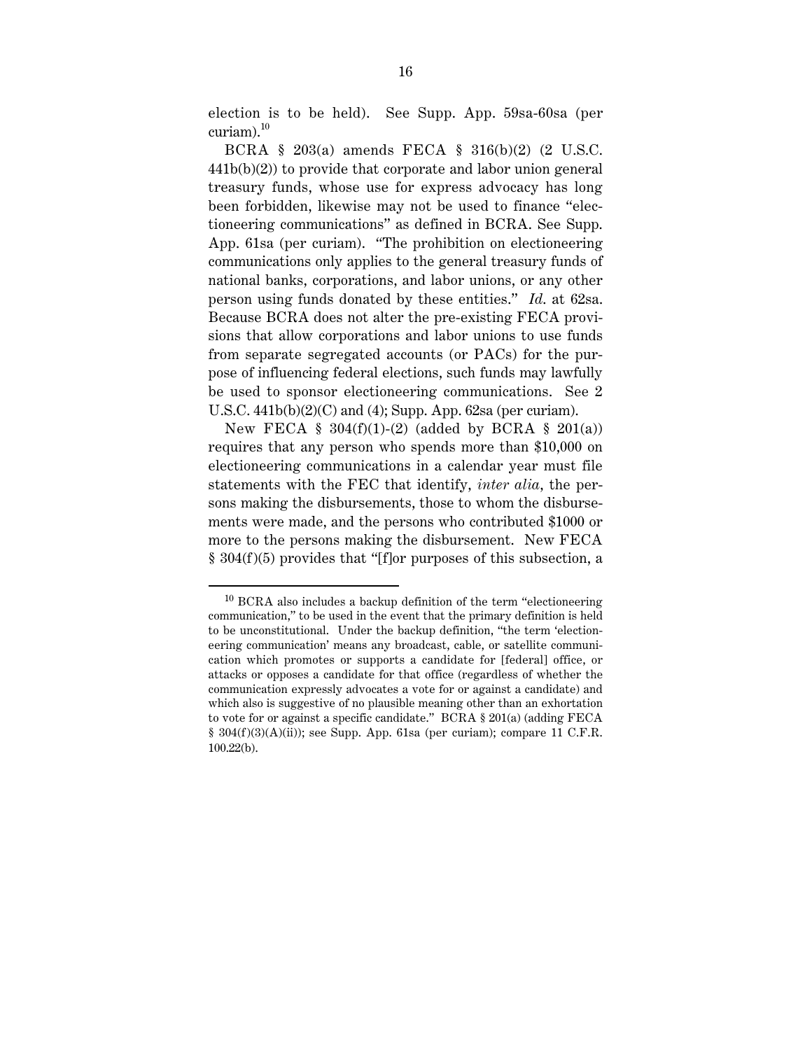election is to be held). See Supp. App. 59sa-60sa (per curiam).[10]

BCRA § 203(a) amends FECA § 316(b)(2) (2 U.S.C. 441b(b)(2)) to provide that corporate and labor union general treasury funds, whose use for express advocacy has long been forbidden, likewise may not be used to finance "electioneering communications" as defined in BCRA. See Supp. App. 61sa (per curiam). "The prohibition on electioneering communications only applies to the general treasury funds of national banks, corporations, and labor unions, or any other person using funds donated by these entities." *Id.* at 62sa. Because BCRA does not alter the pre-existing FECA provisions that allow corporations and labor unions to use funds from separate segregated accounts (or PACs) for the purpose of influencing federal elections, such funds may lawfully be used to sponsor electioneering communications. See 2 U.S.C. 441b(b)(2)(C) and (4); Supp. App. 62sa (per curiam).

New FECA § 304(f)(1)-(2) (added by BCRA § 201(a)) requires that any person who spends more than $10,000 on electioneering communications in a calendar year must file statements with the FEC that identify, *inter alia*, the persons making the disbursements, those to whom the disbursements were made, and the persons who contributed $1000 or more to the persons making the disbursement. New FECA § 304(f)(5) provides that "[f]or purposes of this subsection, a

---

[10] BCRA also includes a backup definition of the term "electioneering communication," to be used in the event that the primary definition is held to be unconstitutional. Under the backup definition, "the term 'electioneering communication' means any broadcast, cable, or satellite communication which promotes or supports a candidate for [federal] office, or attacks or opposes a candidate for that office (regardless of whether the communication expressly advocates a vote for or against a candidate) and which also is suggestive of no plausible meaning other than an exhortation to vote for or against a specific candidate." BCRA § 201(a) (adding FECA § 304(f)(3)(A)(ii)); see Supp. App. 61sa (per curiam); compare 11 C.F.R. 100.22(b).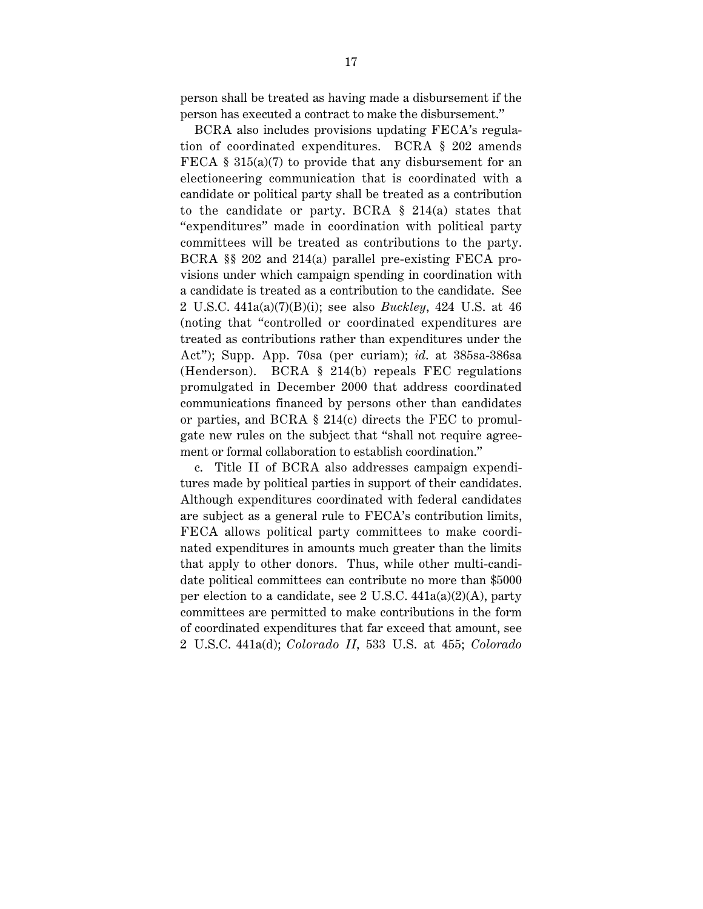person shall be treated as having made a disbursement if the person has executed a contract to make the disbursement."

BCRA also includes provisions updating FECA's regulation of coordinated expenditures. BCRA § 202 amends FECA § 315(a)(7) to provide that any disbursement for an electioneering communication that is coordinated with a candidate or political party shall be treated as a contribution to the candidate or party. BCRA § 214(a) states that "expenditures" made in coordination with political party committees will be treated as contributions to the party. BCRA §§ 202 and 214(a) parallel pre-existing FECA provisions under which campaign spending in coordination with a candidate is treated as a contribution to the candidate. See 2 U.S.C. 441a(a)(7)(B)(i); see also *Buckley*, 424 U.S. at 46 (noting that "controlled or coordinated expenditures are treated as contributions rather than expenditures under the Act"); Supp. App. 70sa (per curiam); *id.* at 385sa-386sa (Henderson). BCRA § 214(b) repeals FEC regulations promulgated in December 2000 that address coordinated communications financed by persons other than candidates or parties, and BCRA § 214(c) directs the FEC to promulgate new rules on the subject that "shall not require agreement or formal collaboration to establish coordination."

c. Title II of BCRA also addresses campaign expenditures made by political parties in support of their candidates. Although expenditures coordinated with federal candidates are subject as a general rule to FECA's contribution limits, FECA allows political party committees to make coordinated expenditures in amounts much greater than the limits that apply to other donors. Thus, while other multi-candidate political committees can contribute no more than $5000 per election to a candidate, see 2 U.S.C. 441a(a)(2)(A), party committees are permitted to make contributions in the form of coordinated expenditures that far exceed that amount, see 2 U.S.C. 441a(d); *Colorado II*, 533 U.S. at 455; *Colorado*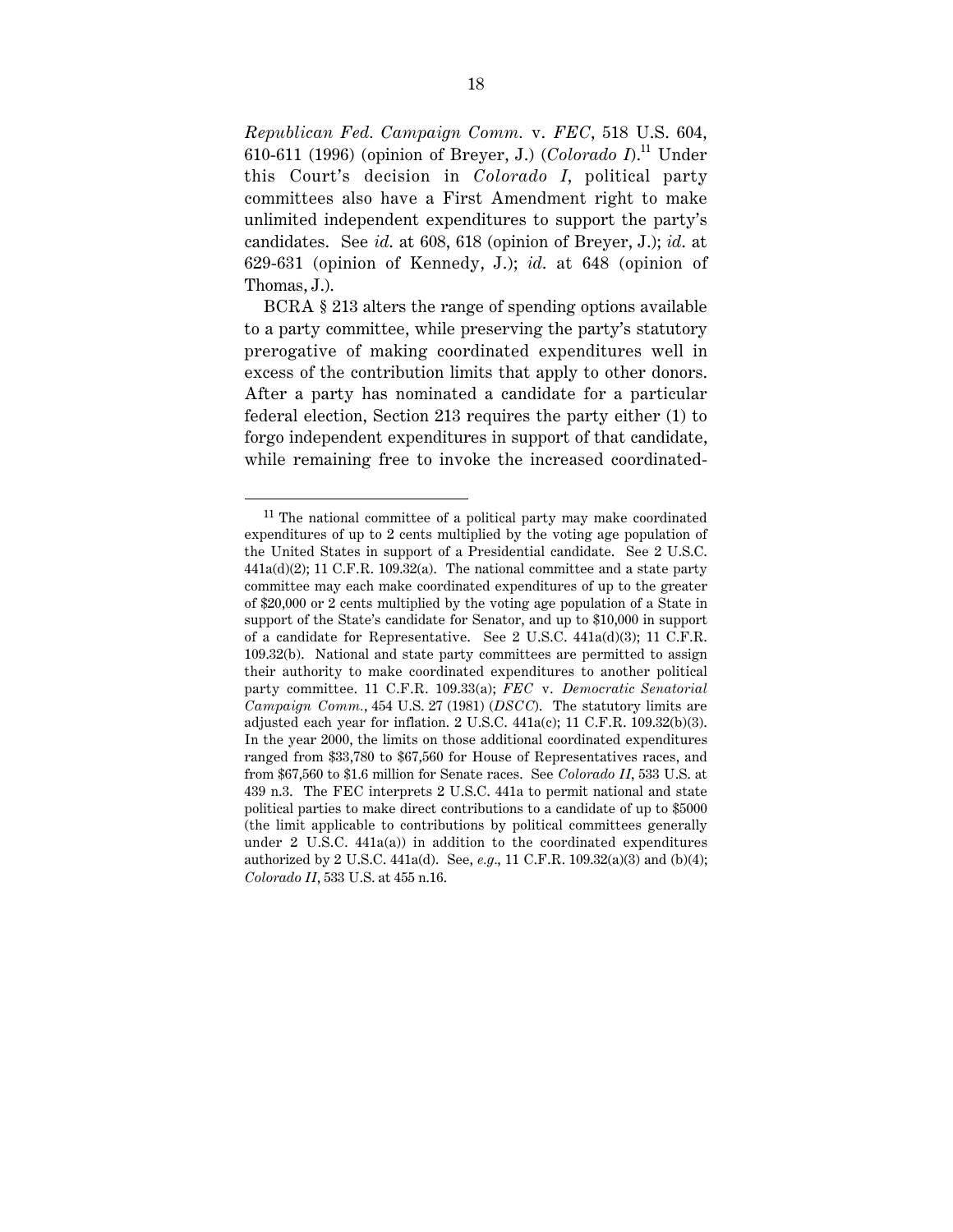*Republican Fed. Campaign Comm.* v. *FEC*, 518 U.S. 604, 610-611 (1996) (opinion of Breyer, J.) (*Colorado I*).[11] Under this Court's decision in *Colorado I*, political party committees also have a First Amendment right to make unlimited independent expenditures to support the party's candidates. See *id.* at 608, 618 (opinion of Breyer, J.); *id.* at 629-631 (opinion of Kennedy, J.); *id.* at 648 (opinion of Thomas, J.).

BCRA § 213 alters the range of spending options available to a party committee, while preserving the party's statutory prerogative of making coordinated expenditures well in excess of the contribution limits that apply to other donors. After a party has nominated a candidate for a particular federal election, Section 213 requires the party either (1) to forgo independent expenditures in support of that candidate, while remaining free to invoke the increased coordinated-

---

[11] The national committee of a political party may make coordinated expenditures of up to 2 cents multiplied by the voting age population of the United States in support of a Presidential candidate. See 2 U.S.C. 441a(d)(2); 11 C.F.R. 109.32(a). The national committee and a state party committee may each make coordinated expenditures of up to the greater of $20,000 or 2 cents multiplied by the voting age population of a State in support of the State's candidate for Senator, and up to $10,000 in support of a candidate for Representative. See 2 U.S.C. 441a(d)(3); 11 C.F.R. 109.32(b). National and state party committees are permitted to assign their authority to make coordinated expenditures to another political party committee. 11 C.F.R. 109.33(a); *FEC* v. *Democratic Senatorial Campaign Comm.*, 454 U.S. 27 (1981) (*DSCC*). The statutory limits are adjusted each year for inflation. 2 U.S.C. 441a(c); 11 C.F.R. 109.32(b)(3). In the year 2000, the limits on those additional coordinated expenditures ranged from $33,780 to $67,560 for House of Representatives races, and from $67,560 to $1.6 million for Senate races. See *Colorado II*, 533 U.S. at 439 n.3. The FEC interprets 2 U.S.C. 441a to permit national and state political parties to make direct contributions to a candidate of up to $5000 (the limit applicable to contributions by political committees generally under 2 U.S.C. 441a(a)) in addition to the coordinated expenditures authorized by 2 U.S.C. 441a(d). See, *e.g.*, 11 C.F.R. 109.32(a)(3) and (b)(4); *Colorado II*, 533 U.S. at 455 n.16.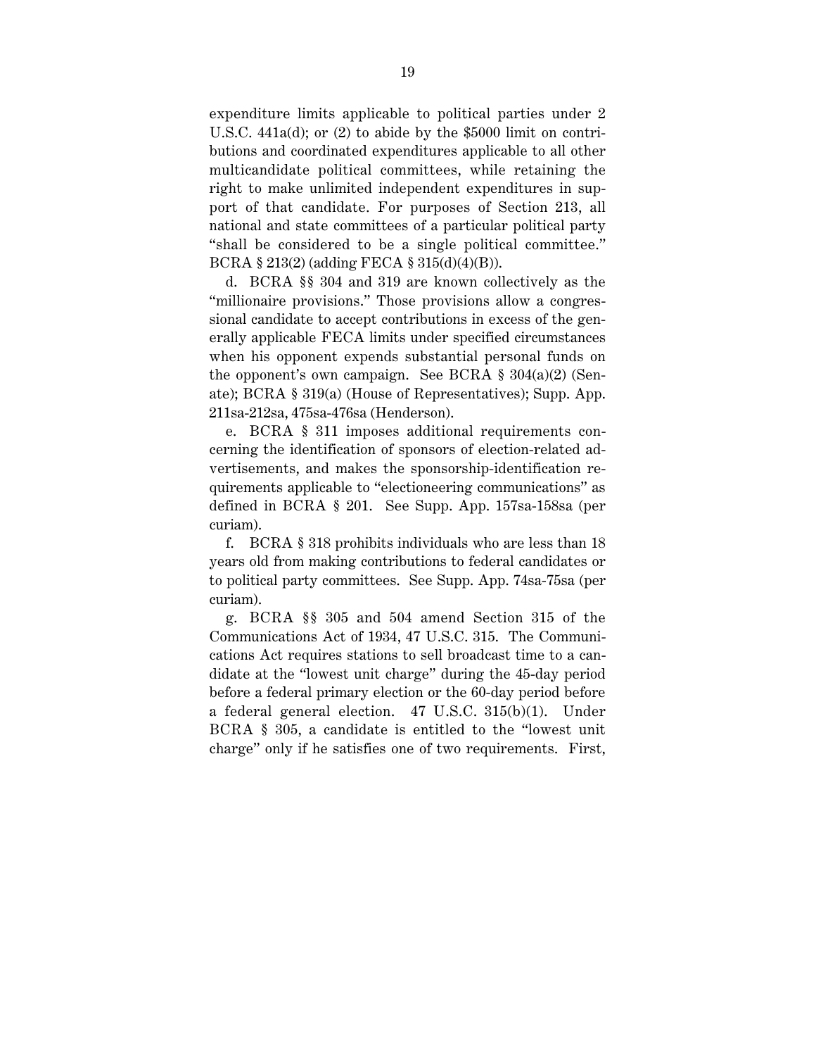expenditure limits applicable to political parties under 2 U.S.C. 441a(d); or (2) to abide by the $5000 limit on contributions and coordinated expenditures applicable to all other multicandidate political committees, while retaining the right to make unlimited independent expenditures in support of that candidate. For purposes of Section 213, all national and state committees of a particular political party "shall be considered to be a single political committee." BCRA § 213(2) (adding FECA § 315(d)(4)(B)).

d. BCRA §§ 304 and 319 are known collectively as the "millionaire provisions." Those provisions allow a congressional candidate to accept contributions in excess of the generally applicable FECA limits under specified circumstances when his opponent expends substantial personal funds on the opponent's own campaign. See BCRA § 304(a)(2) (Senate); BCRA § 319(a) (House of Representatives); Supp. App. 211sa-212sa, 475sa-476sa (Henderson).

e. BCRA § 311 imposes additional requirements concerning the identification of sponsors of election-related advertisements, and makes the sponsorship-identification requirements applicable to "electioneering communications" as defined in BCRA § 201. See Supp. App. 157sa-158sa (per curiam).

f. BCRA § 318 prohibits individuals who are less than 18 years old from making contributions to federal candidates or to political party committees. See Supp. App. 74sa-75sa (per curiam).

g. BCRA §§ 305 and 504 amend Section 315 of the Communications Act of 1934, 47 U.S.C. 315. The Communications Act requires stations to sell broadcast time to a candidate at the "lowest unit charge" during the 45-day period before a federal primary election or the 60-day period before a federal general election. 47 U.S.C. 315(b)(1). Under BCRA § 305, a candidate is entitled to the "lowest unit charge" only if he satisfies one of two requirements. First,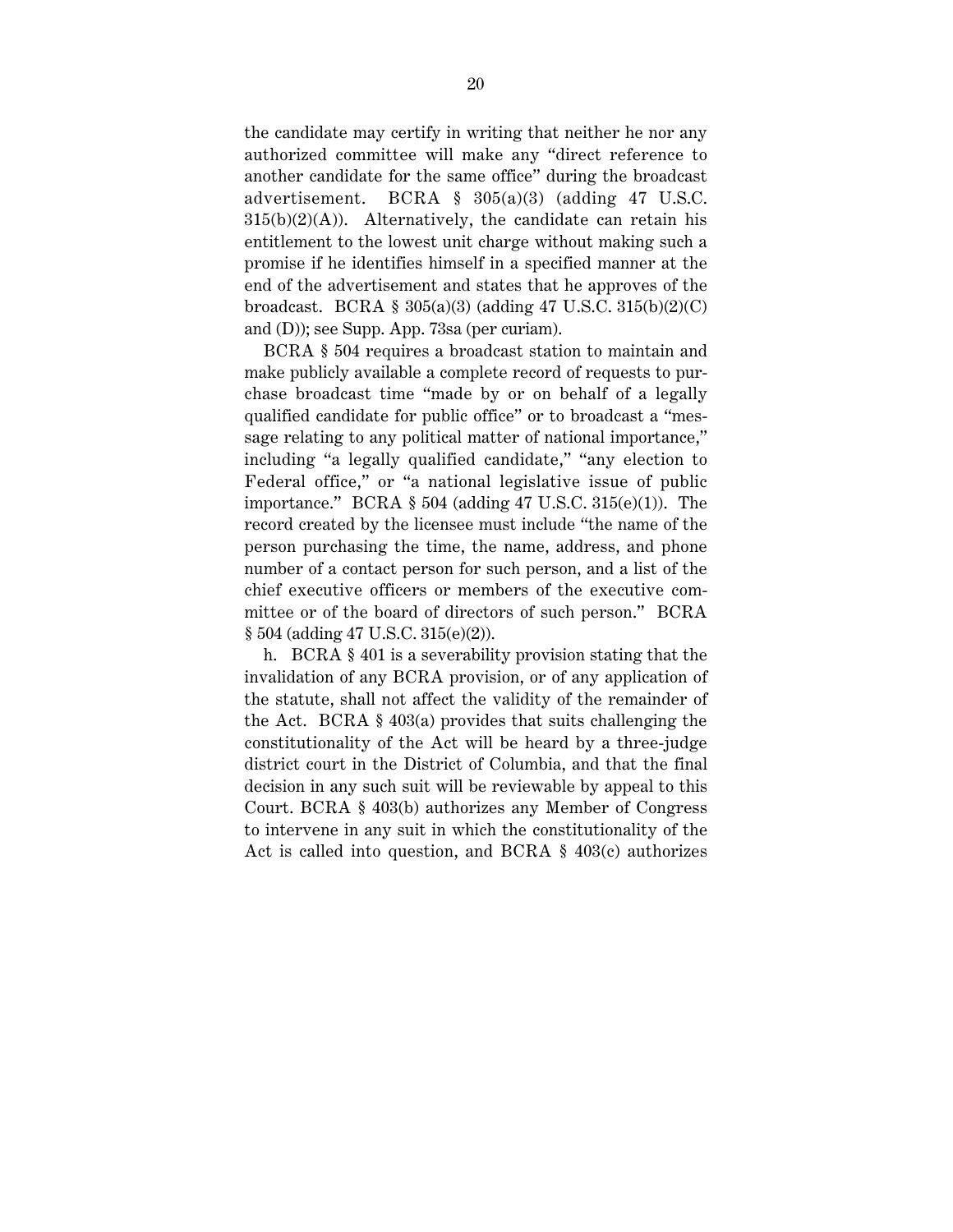the candidate may certify in writing that neither he nor any authorized committee will make any "direct reference to another candidate for the same office" during the broadcast advertisement. BCRA § 305(a)(3) (adding 47 U.S.C. 315(b)(2)(A)). Alternatively, the candidate can retain his entitlement to the lowest unit charge without making such a promise if he identifies himself in a specified manner at the end of the advertisement and states that he approves of the broadcast. BCRA § 305(a)(3) (adding 47 U.S.C. 315(b)(2)(C) and (D)); see Supp. App. 73sa (per curiam).

BCRA § 504 requires a broadcast station to maintain and make publicly available a complete record of requests to purchase broadcast time "made by or on behalf of a legally qualified candidate for public office" or to broadcast a "message relating to any political matter of national importance," including "a legally qualified candidate," "any election to Federal office," or "a national legislative issue of public importance." BCRA § 504 (adding 47 U.S.C. 315(e)(1)). The record created by the licensee must include "the name of the person purchasing the time, the name, address, and phone number of a contact person for such person, and a list of the chief executive officers or members of the executive committee or of the board of directors of such person." BCRA § 504 (adding 47 U.S.C. 315(e)(2)).

h. BCRA § 401 is a severability provision stating that the invalidation of any BCRA provision, or of any application of the statute, shall not affect the validity of the remainder of the Act. BCRA § 403(a) provides that suits challenging the constitutionality of the Act will be heard by a three-judge district court in the District of Columbia, and that the final decision in any such suit will be reviewable by appeal to this Court. BCRA § 403(b) authorizes any Member of Congress to intervene in any suit in which the constitutionality of the Act is called into question, and BCRA § 403(c) authorizes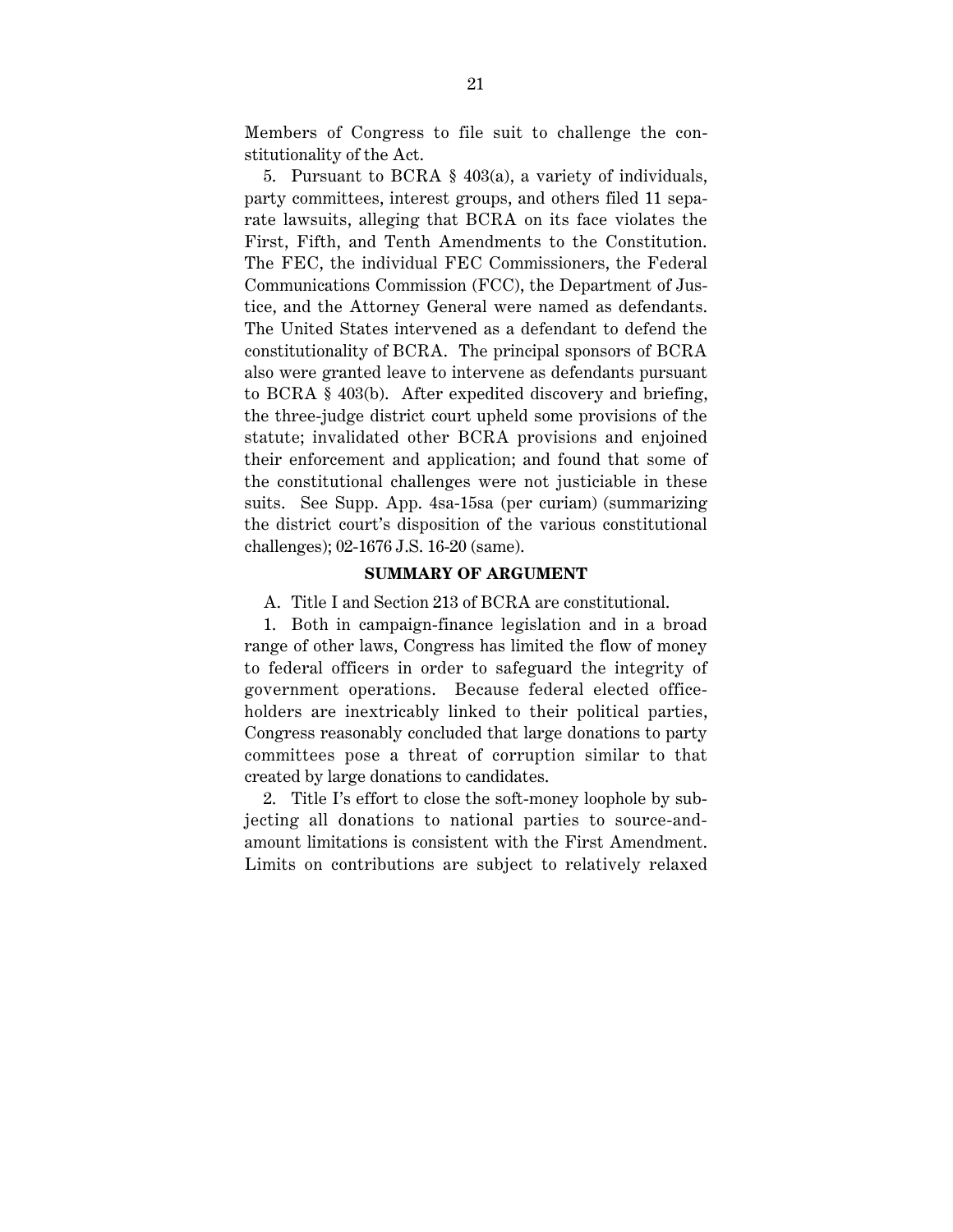Members of Congress to file suit to challenge the constitutionality of the Act.

5. Pursuant to BCRA § 403(a), a variety of individuals, party committees, interest groups, and others filed 11 separate lawsuits, alleging that BCRA on its face violates the First, Fifth, and Tenth Amendments to the Constitution. The FEC, the individual FEC Commissioners, the Federal Communications Commission (FCC), the Department of Justice, and the Attorney General were named as defendants. The United States intervened as a defendant to defend the constitutionality of BCRA. The principal sponsors of BCRA also were granted leave to intervene as defendants pursuant to BCRA § 403(b). After expedited discovery and briefing, the three-judge district court upheld some provisions of the statute; invalidated other BCRA provisions and enjoined their enforcement and application; and found that some of the constitutional challenges were not justiciable in these suits. See Supp. App. 4sa-15sa (per curiam) (summarizing the district court's disposition of the various constitutional challenges); 02-1676 J.S. 16-20 (same).

## SUMMARY OF ARGUMENT

A. Title I and Section 213 of BCRA are constitutional.

1. Both in campaign-finance legislation and in a broad range of other laws, Congress has limited the flow of money to federal officers in order to safeguard the integrity of government operations. Because federal elected officeholders are inextricably linked to their political parties, Congress reasonably concluded that large donations to party committees pose a threat of corruption similar to that created by large donations to candidates.

2. Title I's effort to close the soft-money loophole by subjecting all donations to national parties to source-and-amount limitations is consistent with the First Amendment. Limits on contributions are subject to relatively relaxed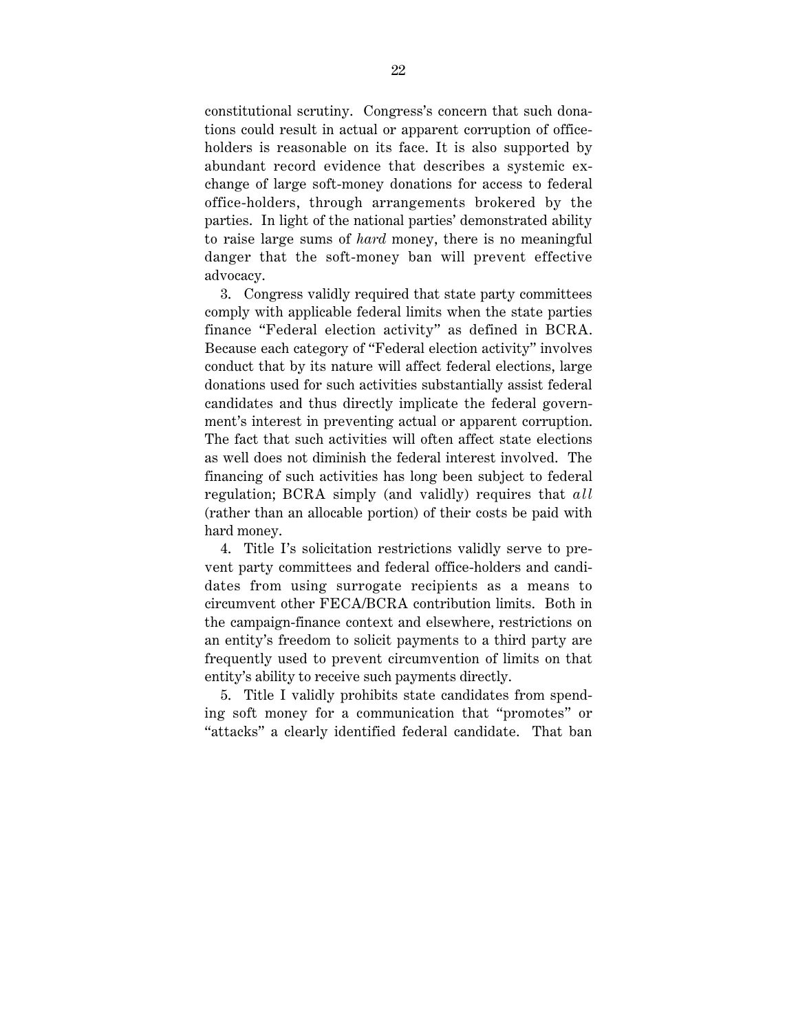constitutional scrutiny. Congress's concern that such donations could result in actual or apparent corruption of office-holders is reasonable on its face. It is also supported by abundant record evidence that describes a systemic exchange of large soft-money donations for access to federal office-holders, through arrangements brokered by the parties. In light of the national parties' demonstrated ability to raise large sums of *hard* money, there is no meaningful danger that the soft-money ban will prevent effective advocacy.

3. Congress validly required that state party committees comply with applicable federal limits when the state parties finance "Federal election activity" as defined in BCRA. Because each category of "Federal election activity" involves conduct that by its nature will affect federal elections, large donations used for such activities substantially assist federal candidates and thus directly implicate the federal government's interest in preventing actual or apparent corruption. The fact that such activities will often affect state elections as well does not diminish the federal interest involved. The financing of such activities has long been subject to federal regulation; BCRA simply (and validly) requires that *all* (rather than an allocable portion) of their costs be paid with hard money.

4. Title I's solicitation restrictions validly serve to prevent party committees and federal office-holders and candidates from using surrogate recipients as a means to circumvent other FECA/BCRA contribution limits. Both in the campaign-finance context and elsewhere, restrictions on an entity's freedom to solicit payments to a third party are frequently used to prevent circumvention of limits on that entity's ability to receive such payments directly.

5. Title I validly prohibits state candidates from spending soft money for a communication that "promotes" or "attacks" a clearly identified federal candidate. That ban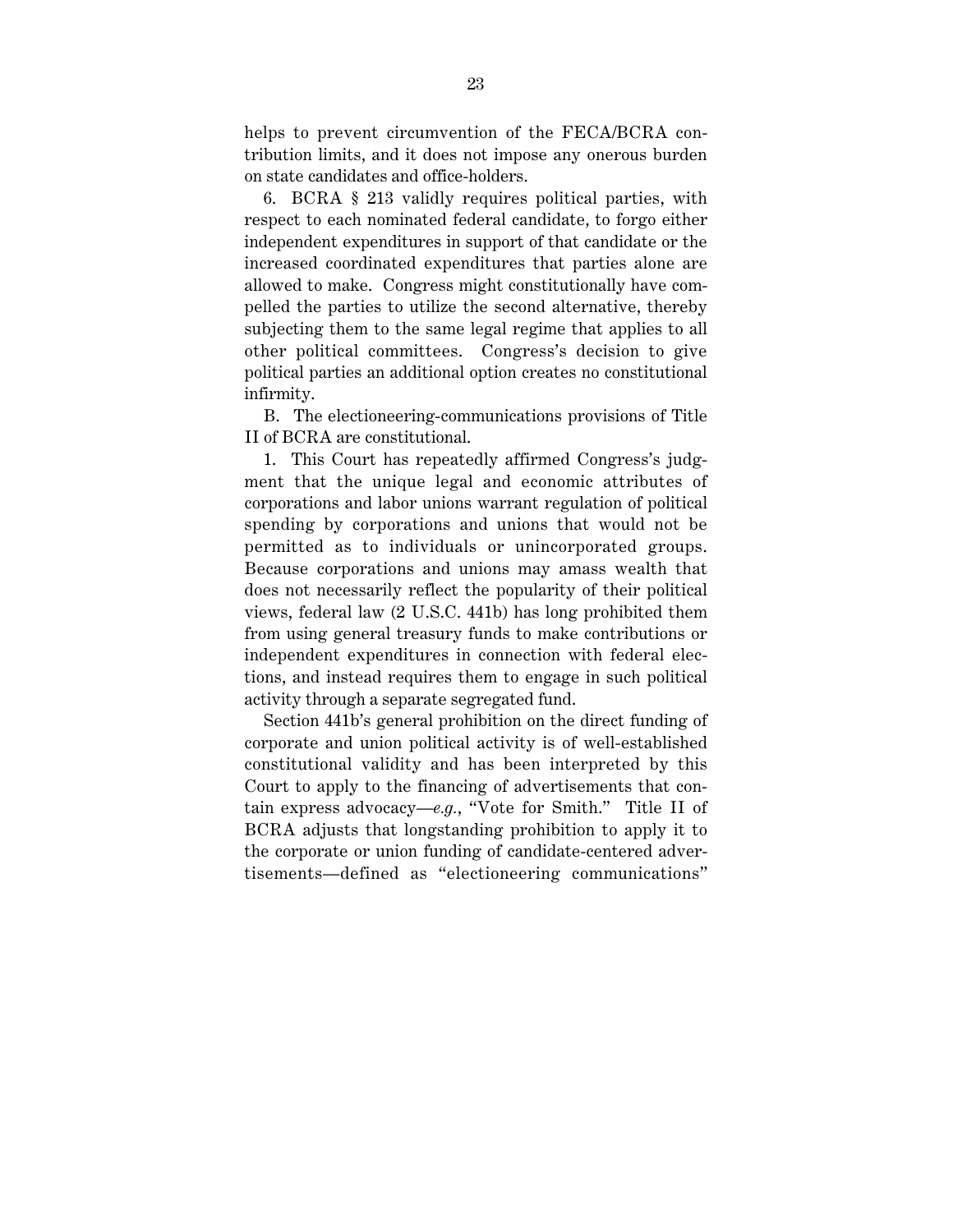helps to prevent circumvention of the FECA/BCRA contribution limits, and it does not impose any onerous burden on state candidates and office-holders.

6. BCRA § 213 validly requires political parties, with respect to each nominated federal candidate, to forgo either independent expenditures in support of that candidate or the increased coordinated expenditures that parties alone are allowed to make. Congress might constitutionally have compelled the parties to utilize the second alternative, thereby subjecting them to the same legal regime that applies to all other political committees. Congress's decision to give political parties an additional option creates no constitutional infirmity.

B. The electioneering-communications provisions of Title II of BCRA are constitutional.

1. This Court has repeatedly affirmed Congress's judgment that the unique legal and economic attributes of corporations and labor unions warrant regulation of political spending by corporations and unions that would not be permitted as to individuals or unincorporated groups. Because corporations and unions may amass wealth that does not necessarily reflect the popularity of their political views, federal law (2 U.S.C. 441b) has long prohibited them from using general treasury funds to make contributions or independent expenditures in connection with federal elections, and instead requires them to engage in such political activity through a separate segregated fund.

Section 441b's general prohibition on the direct funding of corporate and union political activity is of well-established constitutional validity and has been interpreted by this Court to apply to the financing of advertisements that contain express advocacy—*e.g.*, "Vote for Smith." Title II of BCRA adjusts that longstanding prohibition to apply it to the corporate or union funding of candidate-centered advertisements—defined as "electioneering communications"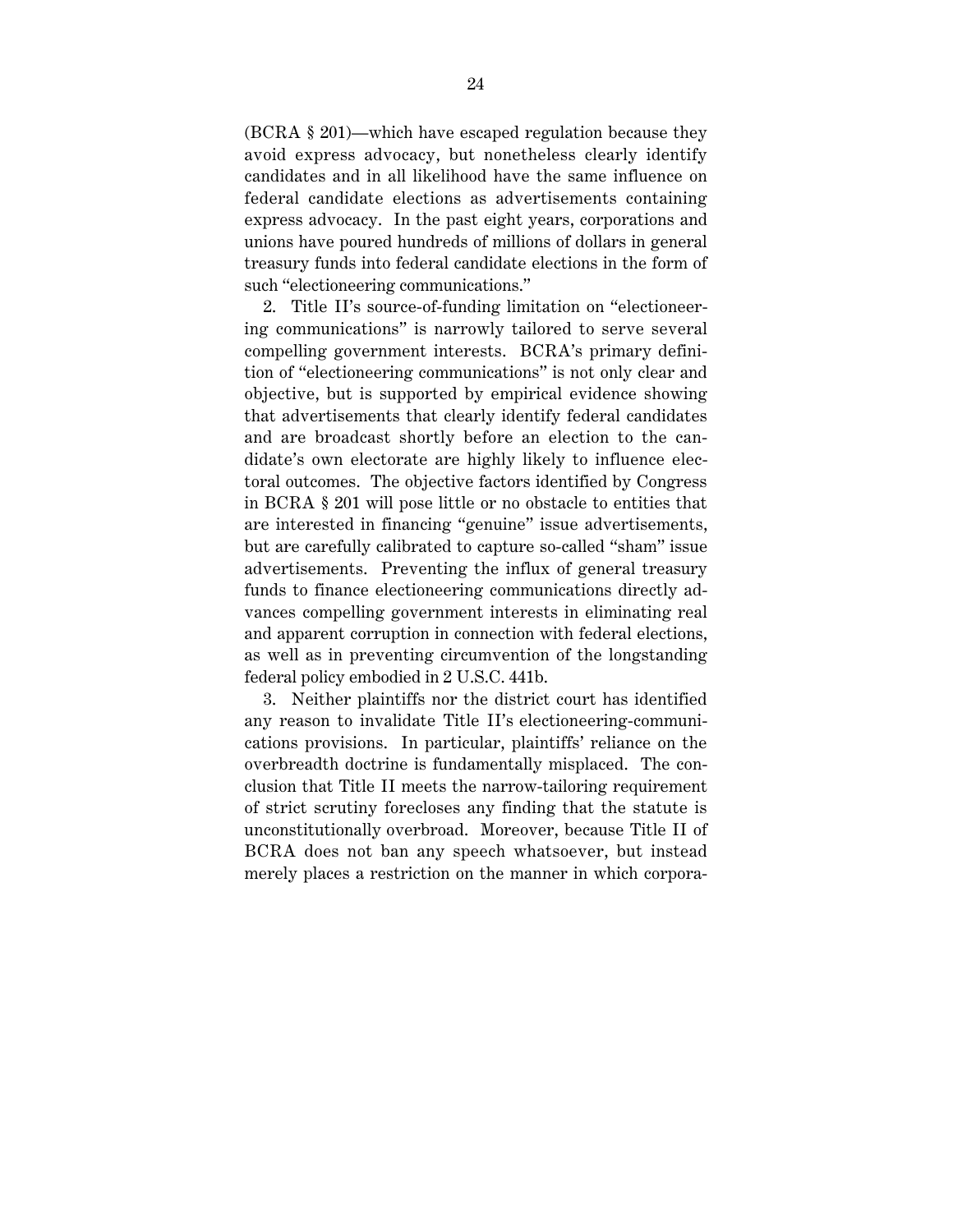(BCRA § 201)—which have escaped regulation because they avoid express advocacy, but nonetheless clearly identify candidates and in all likelihood have the same influence on federal candidate elections as advertisements containing express advocacy. In the past eight years, corporations and unions have poured hundreds of millions of dollars in general treasury funds into federal candidate elections in the form of such "electioneering communications."

2. Title II's source-of-funding limitation on "electioneering communications" is narrowly tailored to serve several compelling government interests. BCRA's primary definition of "electioneering communications" is not only clear and objective, but is supported by empirical evidence showing that advertisements that clearly identify federal candidates and are broadcast shortly before an election to the candidate's own electorate are highly likely to influence electoral outcomes. The objective factors identified by Congress in BCRA § 201 will pose little or no obstacle to entities that are interested in financing "genuine" issue advertisements, but are carefully calibrated to capture so-called "sham" issue advertisements. Preventing the influx of general treasury funds to finance electioneering communications directly advances compelling government interests in eliminating real and apparent corruption in connection with federal elections, as well as in preventing circumvention of the longstanding federal policy embodied in 2 U.S.C. 441b.

3. Neither plaintiffs nor the district court has identified any reason to invalidate Title II's electioneering-communications provisions. In particular, plaintiffs' reliance on the overbreadth doctrine is fundamentally misplaced. The conclusion that Title II meets the narrow-tailoring requirement of strict scrutiny forecloses any finding that the statute is unconstitutionally overbroad. Moreover, because Title II of BCRA does not ban any speech whatsoever, but instead merely places a restriction on the manner in which corpora-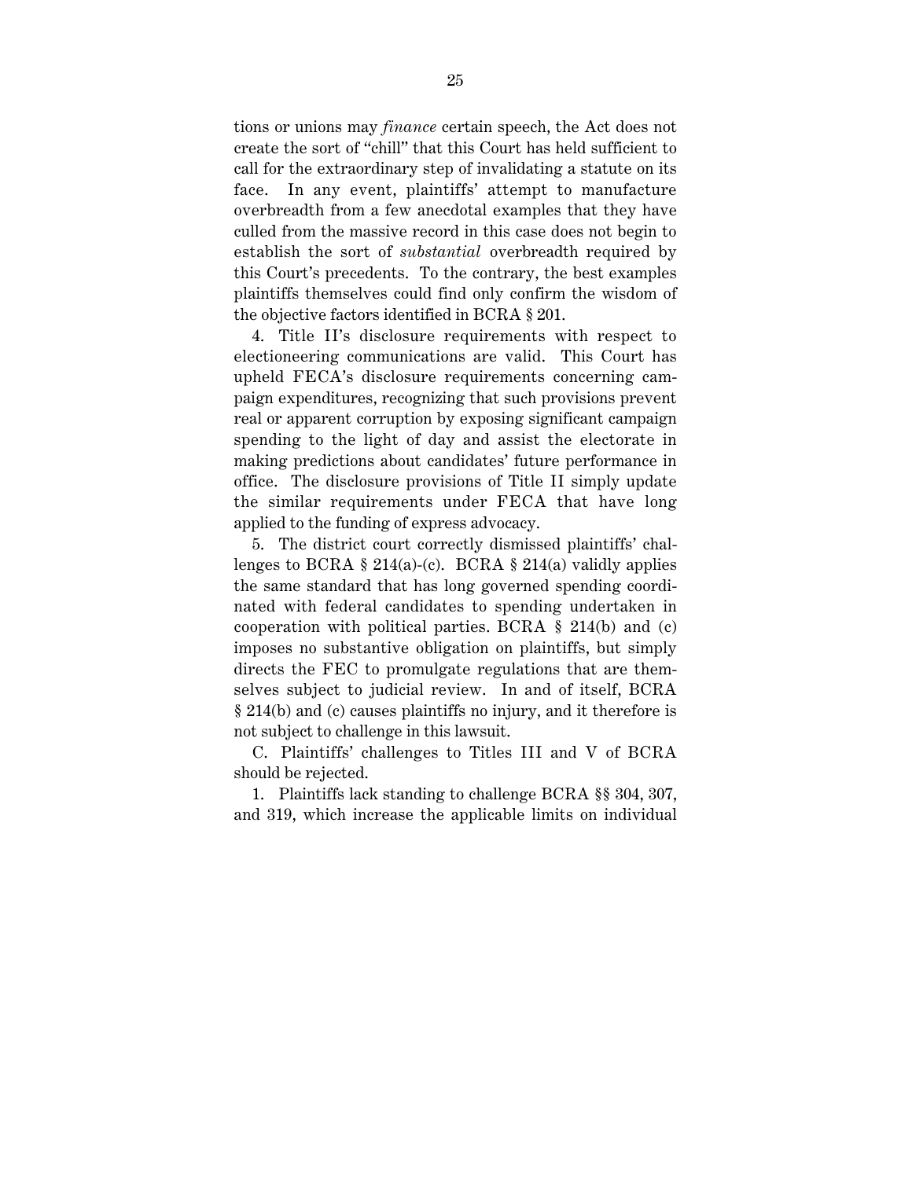tions or unions may *finance* certain speech, the Act does not create the sort of "chill" that this Court has held sufficient to call for the extraordinary step of invalidating a statute on its face. In any event, plaintiffs' attempt to manufacture overbreadth from a few anecdotal examples that they have culled from the massive record in this case does not begin to establish the sort of *substantial* overbreadth required by this Court's precedents. To the contrary, the best examples plaintiffs themselves could find only confirm the wisdom of the objective factors identified in BCRA § 201.

4. Title II's disclosure requirements with respect to electioneering communications are valid. This Court has upheld FECA's disclosure requirements concerning campaign expenditures, recognizing that such provisions prevent real or apparent corruption by exposing significant campaign spending to the light of day and assist the electorate in making predictions about candidates' future performance in office. The disclosure provisions of Title II simply update the similar requirements under FECA that have long applied to the funding of express advocacy.

5. The district court correctly dismissed plaintiffs' challenges to BCRA § 214(a)-(c). BCRA § 214(a) validly applies the same standard that has long governed spending coordinated with federal candidates to spending undertaken in cooperation with political parties. BCRA § 214(b) and (c) imposes no substantive obligation on plaintiffs, but simply directs the FEC to promulgate regulations that are themselves subject to judicial review. In and of itself, BCRA § 214(b) and (c) causes plaintiffs no injury, and it therefore is not subject to challenge in this lawsuit.

C. Plaintiffs' challenges to Titles III and V of BCRA should be rejected.

1. Plaintiffs lack standing to challenge BCRA §§ 304, 307, and 319, which increase the applicable limits on individual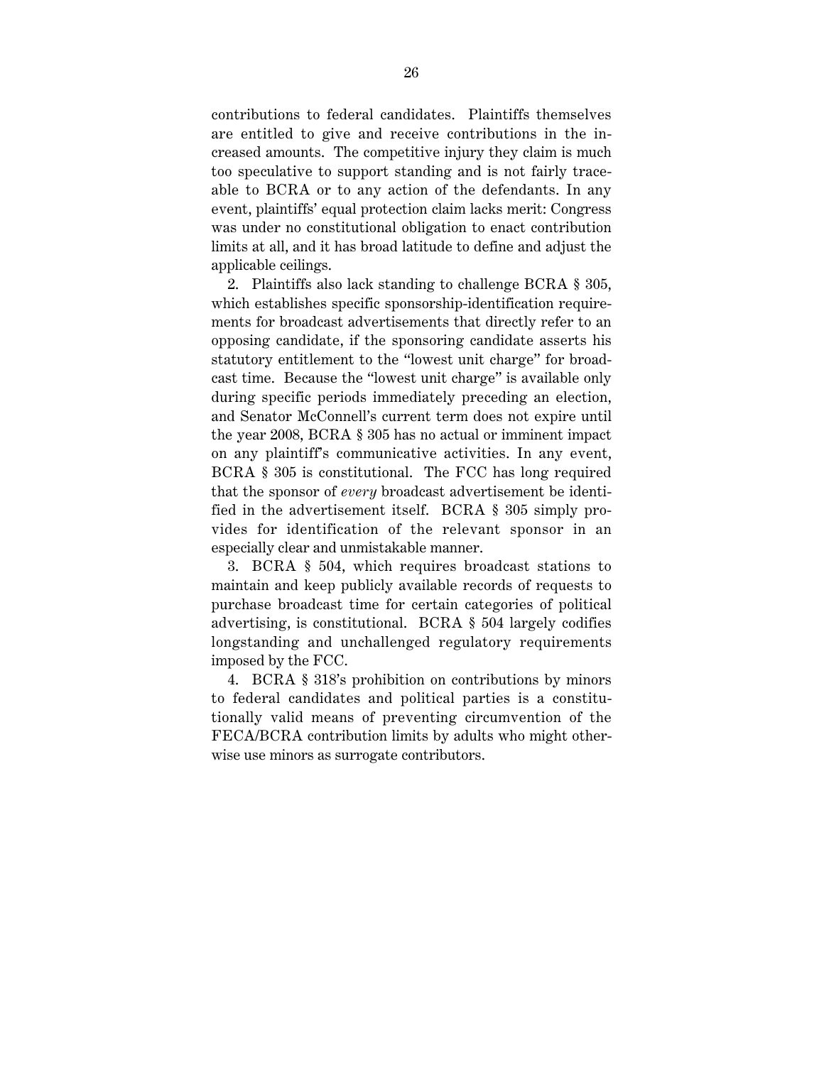contributions to federal candidates. Plaintiffs themselves are entitled to give and receive contributions in the increased amounts. The competitive injury they claim is much too speculative to support standing and is not fairly traceable to BCRA or to any action of the defendants. In any event, plaintiffs' equal protection claim lacks merit: Congress was under no constitutional obligation to enact contribution limits at all, and it has broad latitude to define and adjust the applicable ceilings.

2. Plaintiffs also lack standing to challenge BCRA § 305, which establishes specific sponsorship-identification requirements for broadcast advertisements that directly refer to an opposing candidate, if the sponsoring candidate asserts his statutory entitlement to the "lowest unit charge" for broadcast time. Because the "lowest unit charge" is available only during specific periods immediately preceding an election, and Senator McConnell's current term does not expire until the year 2008, BCRA § 305 has no actual or imminent impact on any plaintiff's communicative activities. In any event, BCRA § 305 is constitutional. The FCC has long required that the sponsor of *every* broadcast advertisement be identified in the advertisement itself. BCRA § 305 simply provides for identification of the relevant sponsor in an especially clear and unmistakable manner.

3. BCRA § 504, which requires broadcast stations to maintain and keep publicly available records of requests to purchase broadcast time for certain categories of political advertising, is constitutional. BCRA § 504 largely codifies longstanding and unchallenged regulatory requirements imposed by the FCC.

4. BCRA § 318's prohibition on contributions by minors to federal candidates and political parties is a constitutionally valid means of preventing circumvention of the FECA/BCRA contribution limits by adults who might otherwise use minors as surrogate contributors.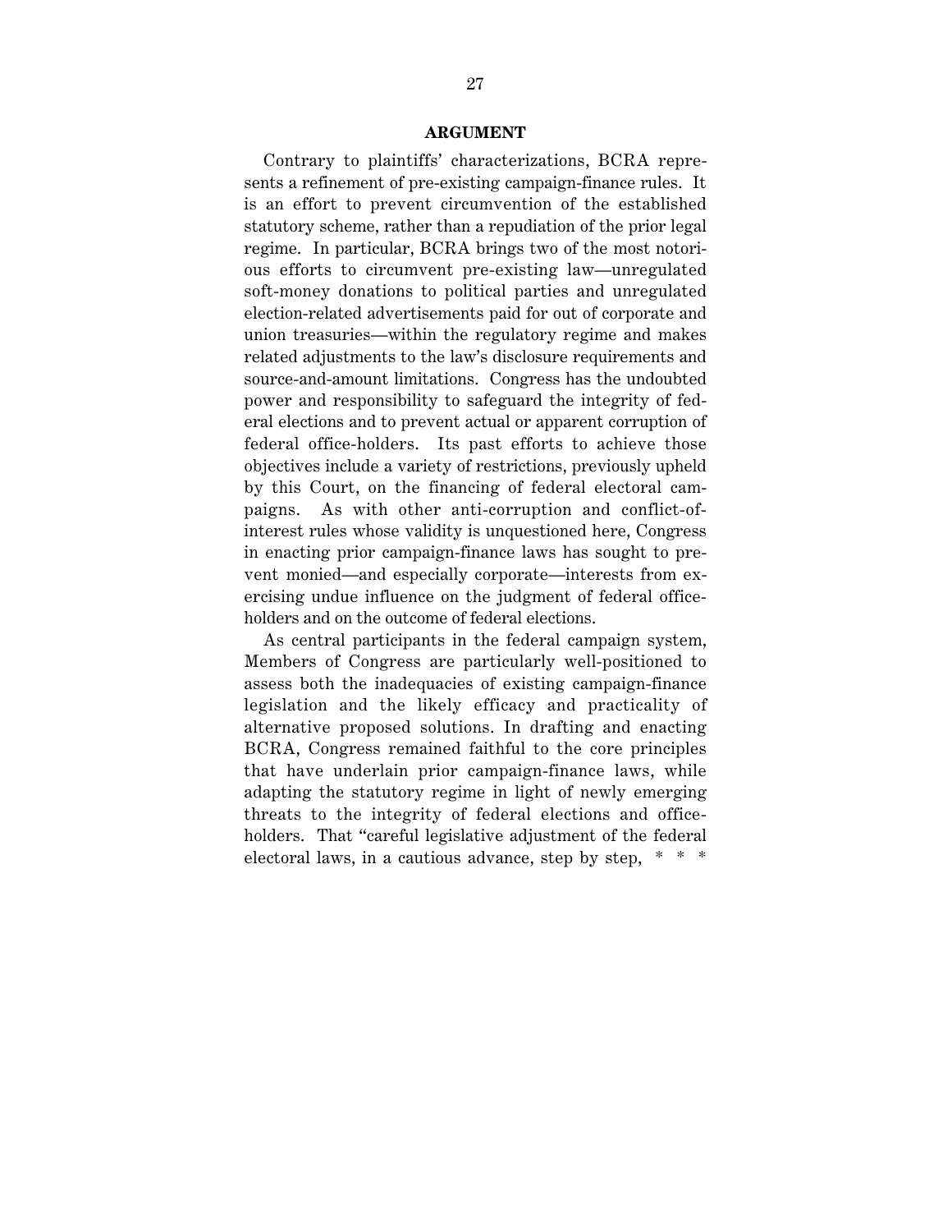## ARGUMENT

Contrary to plaintiffs' characterizations, BCRA represents a refinement of pre-existing campaign-finance rules. It is an effort to prevent circumvention of the established statutory scheme, rather than a repudiation of the prior legal regime. In particular, BCRA brings two of the most notorious efforts to circumvent pre-existing law—unregulated soft-money donations to political parties and unregulated election-related advertisements paid for out of corporate and union treasuries—within the regulatory regime and makes related adjustments to the law's disclosure requirements and source-and-amount limitations. Congress has the undoubted power and responsibility to safeguard the integrity of federal elections and to prevent actual or apparent corruption of federal office-holders. Its past efforts to achieve those objectives include a variety of restrictions, previously upheld by this Court, on the financing of federal electoral campaigns. As with other anti-corruption and conflict-of-interest rules whose validity is unquestioned here, Congress in enacting prior campaign-finance laws has sought to prevent monied—and especially corporate—interests from exercising undue influence on the judgment of federal office-holders and on the outcome of federal elections.

As central participants in the federal campaign system, Members of Congress are particularly well-positioned to assess both the inadequacies of existing campaign-finance legislation and the likely efficacy and practicality of alternative proposed solutions. In drafting and enacting BCRA, Congress remained faithful to the core principles that have underlain prior campaign-finance laws, while adapting the statutory regime in light of newly emerging threats to the integrity of federal elections and office-holders. That "careful legislative adjustment of the federal electoral laws, in a cautious advance, step by step, * * *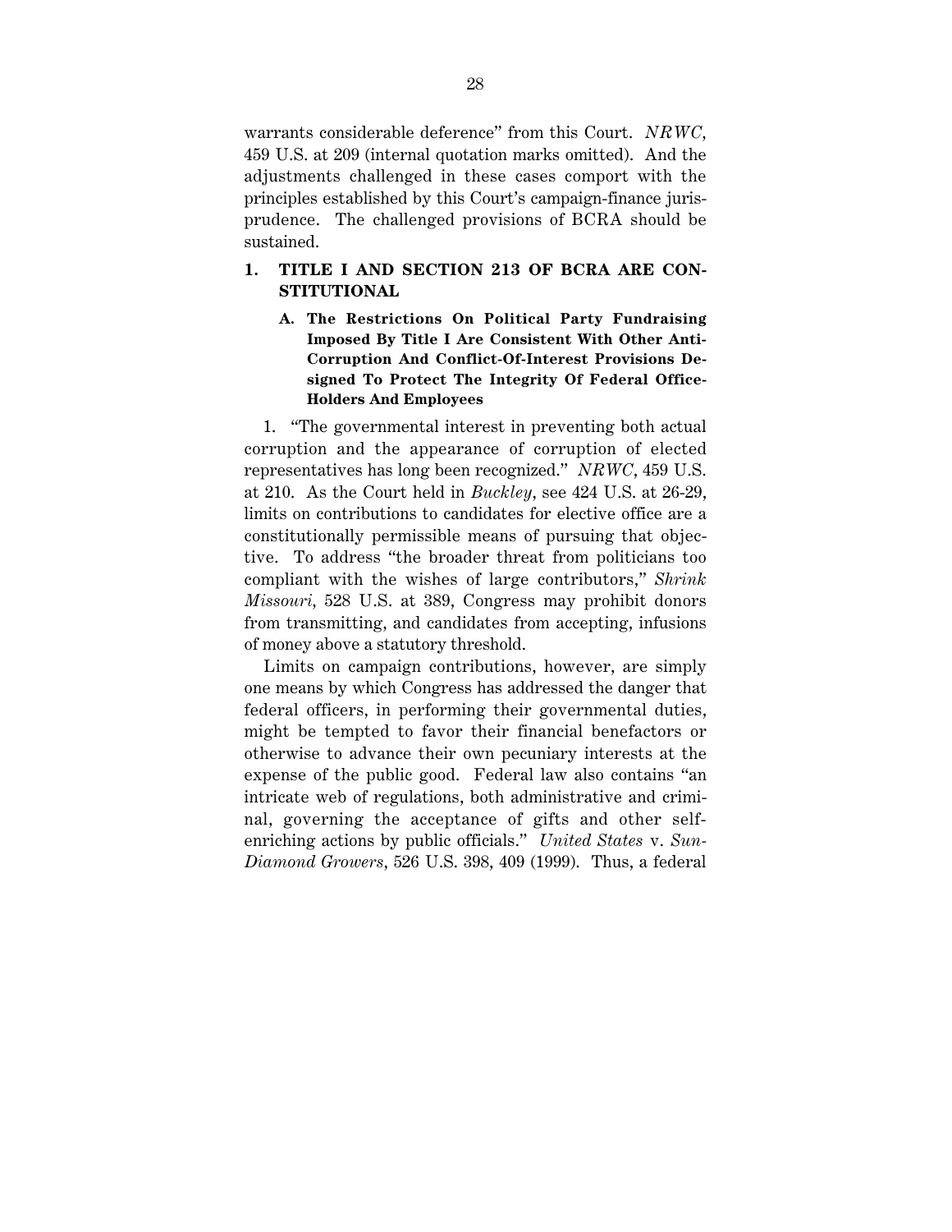warrants considerable deference" from this Court. *NRWC*, 459 U.S. at 209 (internal quotation marks omitted). And the adjustments challenged in these cases comport with the principles established by this Court's campaign-finance jurisprudence. The challenged provisions of BCRA should be sustained.

## I. TITLE I AND SECTION 213 OF BCRA ARE CONSTITUTIONAL

### A. The Restrictions On Political Party Fundraising Imposed By Title I Are Consistent With Other Anti-Corruption And Conflict-Of-Interest Provisions Designed To Protect The Integrity Of Federal Office-Holders And Employees

1. "The governmental interest in preventing both actual corruption and the appearance of corruption of elected representatives has long been recognized." *NRWC*, 459 U.S. at 210. As the Court held in *Buckley*, see 424 U.S. at 26-29, limits on contributions to candidates for elective office are a constitutionally permissible means of pursuing that objective. To address "the broader threat from politicians too compliant with the wishes of large contributors," *Shrink Missouri*, 528 U.S. at 389, Congress may prohibit donors from transmitting, and candidates from accepting, infusions of money above a statutory threshold.

Limits on campaign contributions, however, are simply one means by which Congress has addressed the danger that federal officers, in performing their governmental duties, might be tempted to favor their financial benefactors or otherwise to advance their own pecuniary interests at the expense of the public good. Federal law also contains "an intricate web of regulations, both administrative and criminal, governing the acceptance of gifts and other self-enriching actions by public officials." *United States* v. *Sun-Diamond Growers*, 526 U.S. 398, 409 (1999). Thus, a federal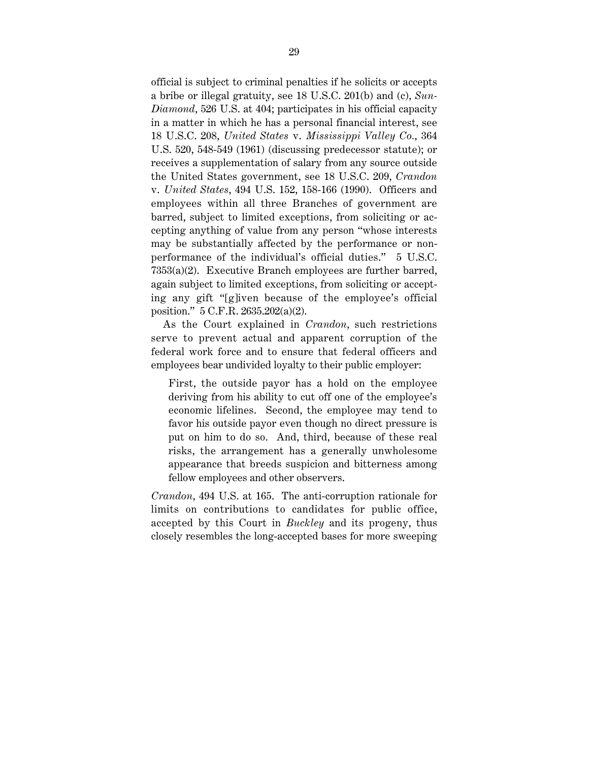official is subject to criminal penalties if he solicits or accepts a bribe or illegal gratuity, see 18 U.S.C. 201(b) and (c), *Sun-Diamond*, 526 U.S. at 404; participates in his official capacity in a matter in which he has a personal financial interest, see 18 U.S.C. 208, *United States* v. *Mississippi Valley Co.*, 364 U.S. 520, 548-549 (1961) (discussing predecessor statute); or receives a supplementation of salary from any source outside the United States government, see 18 U.S.C. 209, *Crandon* v. *United States*, 494 U.S. 152, 158-166 (1990). Officers and employees within all three Branches of government are barred, subject to limited exceptions, from soliciting or accepting anything of value from any person "whose interests may be substantially affected by the performance or nonperformance of the individual's official duties." 5 U.S.C. 7353(a)(2). Executive Branch employees are further barred, again subject to limited exceptions, from soliciting or accepting any gift "[g]iven because of the employee's official position." 5 C.F.R. 2635.202(a)(2).

As the Court explained in *Crandon*, such restrictions serve to prevent actual and apparent corruption of the federal work force and to ensure that federal officers and employees bear undivided loyalty to their public employer:

> First, the outside payor has a hold on the employee deriving from his ability to cut off one of the employee's economic lifelines. Second, the employee may tend to favor his outside payor even though no direct pressure is put on him to do so. And, third, because of these real risks, the arrangement has a generally unwholesome appearance that breeds suspicion and bitterness among fellow employees and other observers.

*Crandon*, 494 U.S. at 165. The anti-corruption rationale for limits on contributions to candidates for public office, accepted by this Court in *Buckley* and its progeny, thus closely resembles the long-accepted bases for more sweeping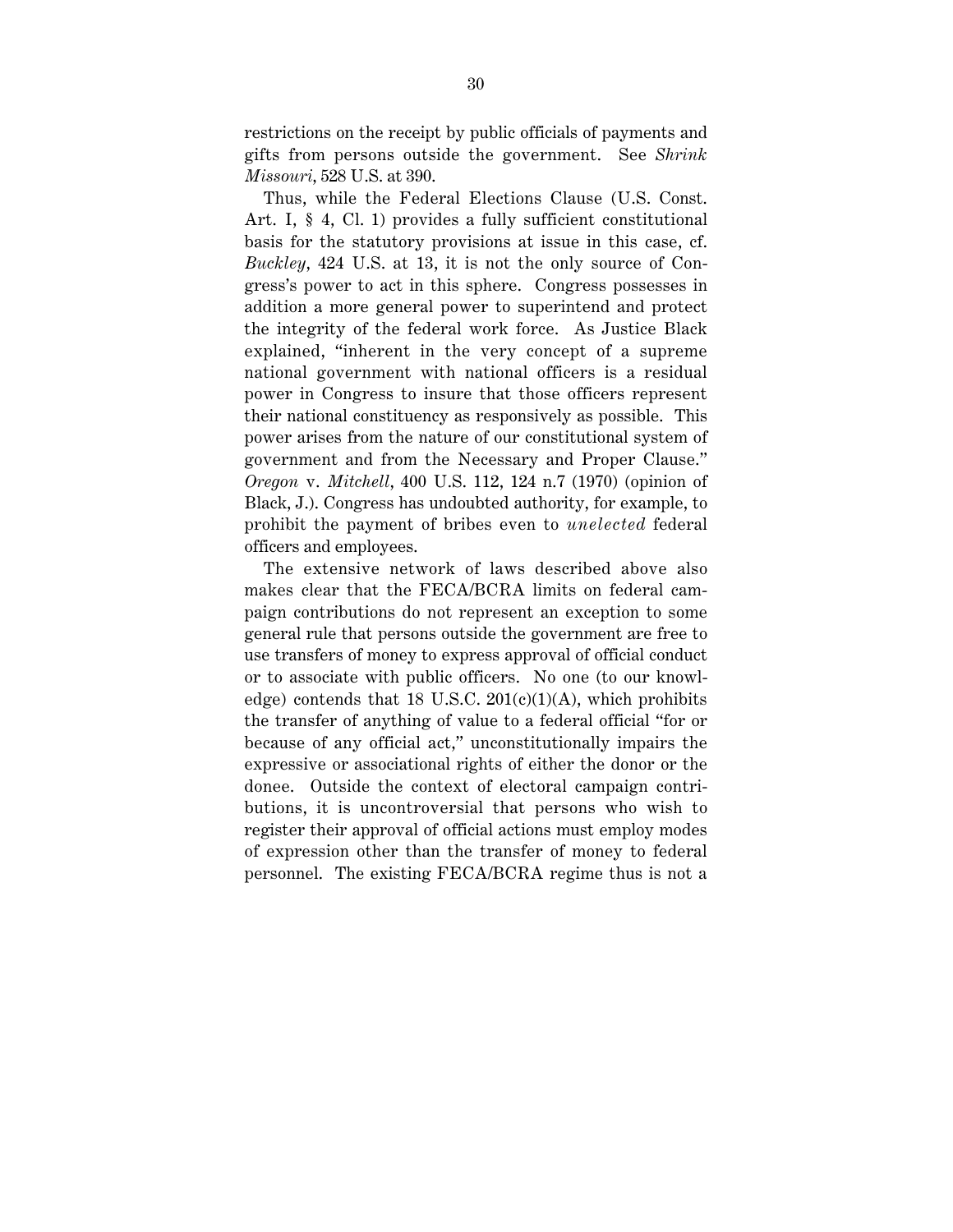restrictions on the receipt by public officials of payments and gifts from persons outside the government. See *Shrink Missouri*, 528 U.S. at 390.

Thus, while the Federal Elections Clause (U.S. Const. Art. I, § 4, Cl. 1) provides a fully sufficient constitutional basis for the statutory provisions at issue in this case, cf. *Buckley*, 424 U.S. at 13, it is not the only source of Congress's power to act in this sphere. Congress possesses in addition a more general power to superintend and protect the integrity of the federal work force. As Justice Black explained, "inherent in the very concept of a supreme national government with national officers is a residual power in Congress to insure that those officers represent their national constituency as responsively as possible. This power arises from the nature of our constitutional system of government and from the Necessary and Proper Clause." *Oregon* v. *Mitchell*, 400 U.S. 112, 124 n.7 (1970) (opinion of Black, J.). Congress has undoubted authority, for example, to prohibit the payment of bribes even to *unelected* federal officers and employees.

The extensive network of laws described above also makes clear that the FECA/BCRA limits on federal campaign contributions do not represent an exception to some general rule that persons outside the government are free to use transfers of money to express approval of official conduct or to associate with public officers. No one (to our knowledge) contends that 18 U.S.C. 201(c)(1)(A), which prohibits the transfer of anything of value to a federal official "for or because of any official act," unconstitutionally impairs the expressive or associational rights of either the donor or the donee. Outside the context of electoral campaign contributions, it is uncontroversial that persons who wish to register their approval of official actions must employ modes of expression other than the transfer of money to federal personnel. The existing FECA/BCRA regime thus is not a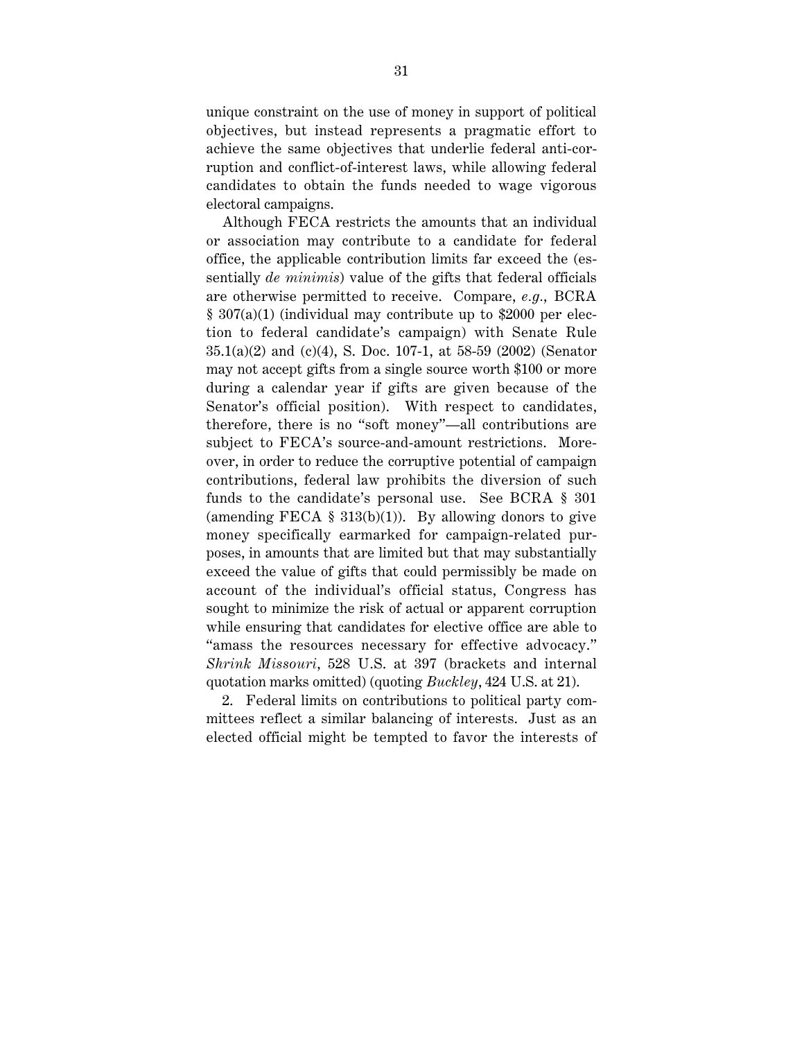unique constraint on the use of money in support of political objectives, but instead represents a pragmatic effort to achieve the same objectives that underlie federal anti-corruption and conflict-of-interest laws, while allowing federal candidates to obtain the funds needed to wage vigorous electoral campaigns.

Although FECA restricts the amounts that an individual or association may contribute to a candidate for federal office, the applicable contribution limits far exceed the (essentially *de minimis*) value of the gifts that federal officials are otherwise permitted to receive. Compare, *e.g.*, BCRA § 307(a)(1) (individual may contribute up to $2000 per election to federal candidate's campaign) with Senate Rule 35.1(a)(2) and (c)(4), S. Doc. 107-1, at 58-59 (2002) (Senator may not accept gifts from a single source worth $100 or more during a calendar year if gifts are given because of the Senator's official position). With respect to candidates, therefore, there is no "soft money"—all contributions are subject to FECA's source-and-amount restrictions. Moreover, in order to reduce the corruptive potential of campaign contributions, federal law prohibits the diversion of such funds to the candidate's personal use. See BCRA § 301 (amending FECA § 313(b)(1)). By allowing donors to give money specifically earmarked for campaign-related purposes, in amounts that are limited but that may substantially exceed the value of gifts that could permissibly be made on account of the individual's official status, Congress has sought to minimize the risk of actual or apparent corruption while ensuring that candidates for elective office are able to "amass the resources necessary for effective advocacy." *Shrink Missouri*, 528 U.S. at 397 (brackets and internal quotation marks omitted) (quoting *Buckley*, 424 U.S. at 21).

2. Federal limits on contributions to political party committees reflect a similar balancing of interests. Just as an elected official might be tempted to favor the interests of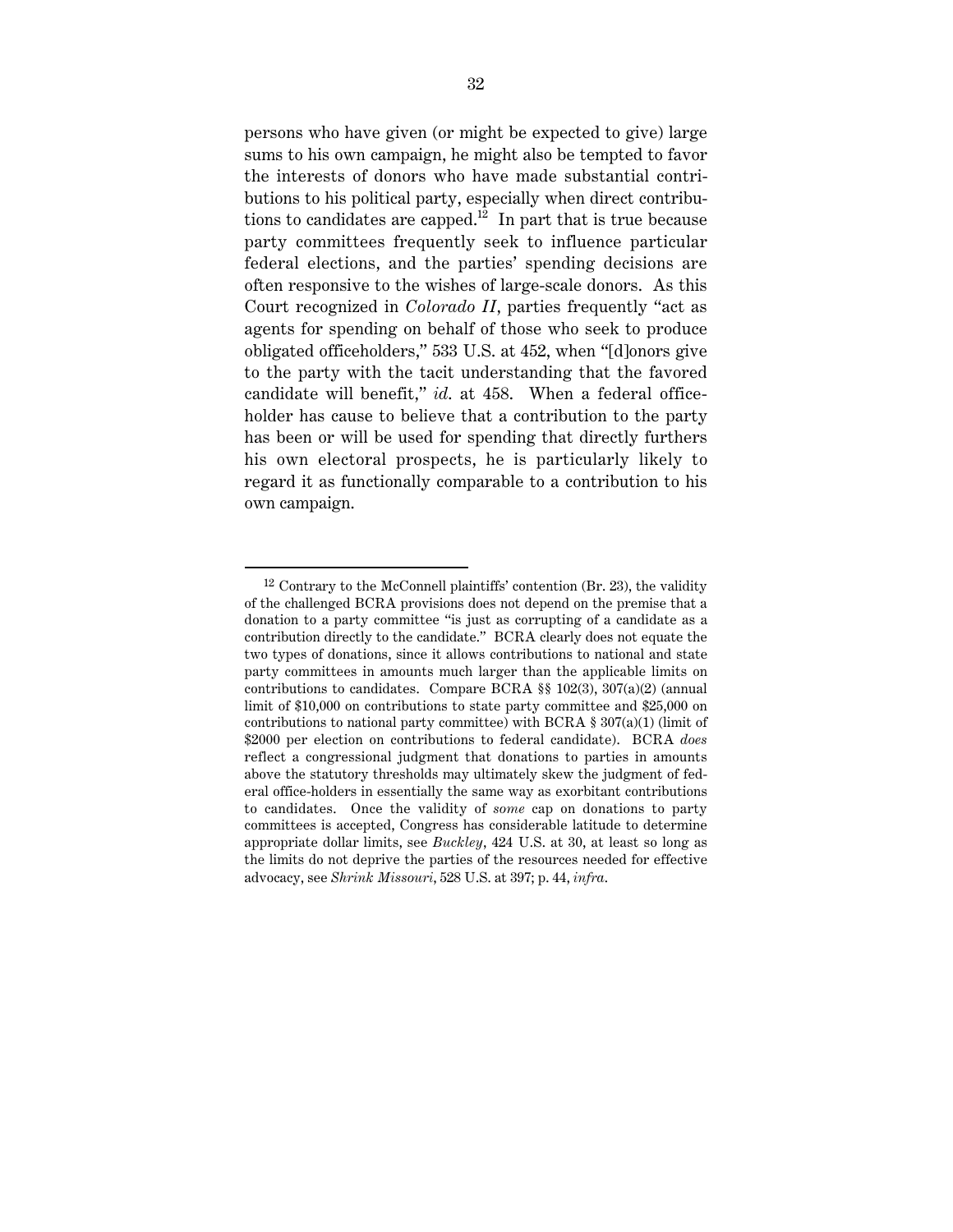persons who have given (or might be expected to give) large sums to his own campaign, he might also be tempted to favor the interests of donors who have made substantial contributions to his political party, especially when direct contributions to candidates are capped.[12] In part that is true because party committees frequently seek to influence particular federal elections, and the parties' spending decisions are often responsive to the wishes of large-scale donors. As this Court recognized in *Colorado II*, parties frequently "act as agents for spending on behalf of those who seek to produce obligated officeholders," 533 U.S. at 452, when "[d]onors give to the party with the tacit understanding that the favored candidate will benefit," *id.* at 458. When a federal office-holder has cause to believe that a contribution to the party has been or will be used for spending that directly furthers his own electoral prospects, he is particularly likely to regard it as functionally comparable to a contribution to his own campaign.

---

[12] Contrary to the McConnell plaintiffs' contention (Br. 23), the validity of the challenged BCRA provisions does not depend on the premise that a donation to a party committee "is just as corrupting of a candidate as a contribution directly to the candidate." BCRA clearly does not equate the two types of donations, since it allows contributions to national and state party committees in amounts much larger than the applicable limits on contributions to candidates. Compare BCRA §§ 102(3), 307(a)(2) (annual limit of $10,000 on contributions to state party committee and $25,000 on contributions to national party committee) with BCRA § 307(a)(1) (limit of $2000 per election on contributions to federal candidate). BCRA *does* reflect a congressional judgment that donations to parties in amounts above the statutory thresholds may ultimately skew the judgment of federal office-holders in essentially the same way as exorbitant contributions to candidates. Once the validity of *some* cap on donations to party committees is accepted, Congress has considerable latitude to determine appropriate dollar limits, see *Buckley*, 424 U.S. at 30, at least so long as the limits do not deprive the parties of the resources needed for effective advocacy, see *Shrink Missouri*, 528 U.S. at 397; p. 44, *infra*.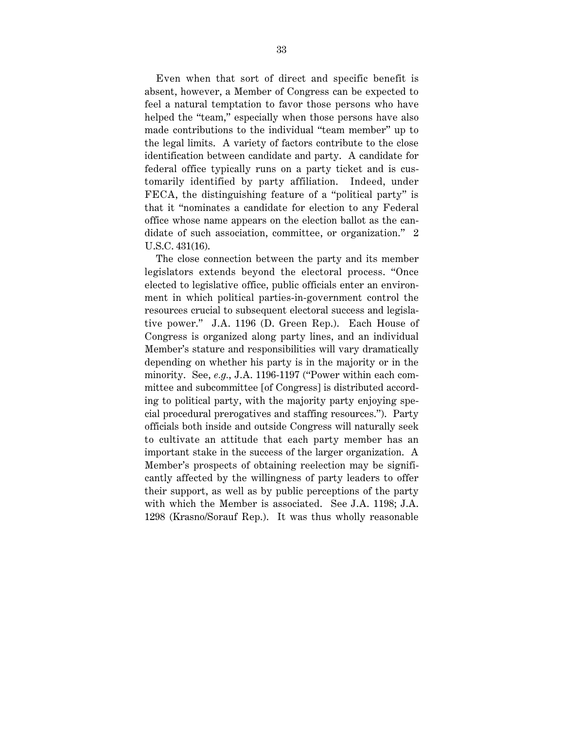Even when that sort of direct and specific benefit is absent, however, a Member of Congress can be expected to feel a natural temptation to favor those persons who have helped the "team," especially when those persons have also made contributions to the individual "team member" up to the legal limits. A variety of factors contribute to the close identification between candidate and party. A candidate for federal office typically runs on a party ticket and is customarily identified by party affiliation. Indeed, under FECA, the distinguishing feature of a "political party" is that it "nominates a candidate for election to any Federal office whose name appears on the election ballot as the candidate of such association, committee, or organization." 2 U.S.C. 431(16).

The close connection between the party and its member legislators extends beyond the electoral process. "Once elected to legislative office, public officials enter an environment in which political parties-in-government control the resources crucial to subsequent electoral success and legislative power." J.A. 1196 (D. Green Rep.). Each House of Congress is organized along party lines, and an individual Member's stature and responsibilities will vary dramatically depending on whether his party is in the majority or in the minority. See, *e.g.*, J.A. 1196-1197 ("Power within each committee and subcommittee [of Congress] is distributed according to political party, with the majority party enjoying special procedural prerogatives and staffing resources."). Party officials both inside and outside Congress will naturally seek to cultivate an attitude that each party member has an important stake in the success of the larger organization. A Member's prospects of obtaining reelection may be significantly affected by the willingness of party leaders to offer their support, as well as by public perceptions of the party with which the Member is associated. See J.A. 1198; J.A. 1298 (Krasno/Sorauf Rep.). It was thus wholly reasonable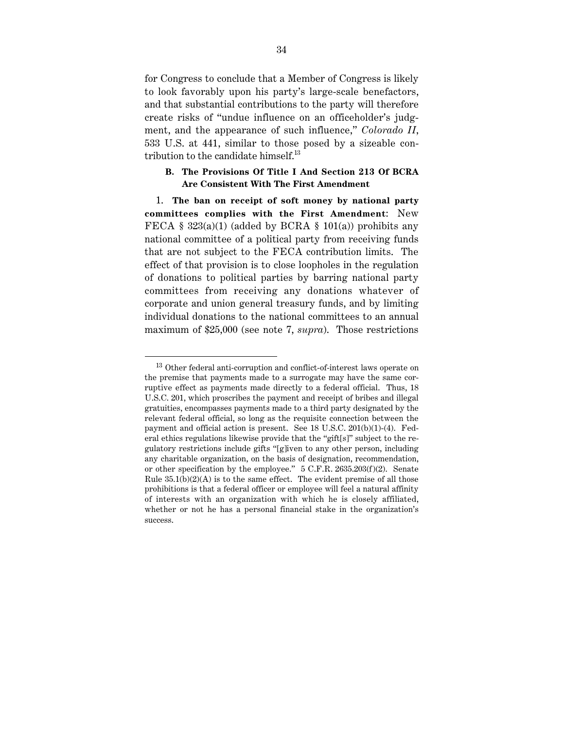for Congress to conclude that a Member of Congress is likely to look favorably upon his party's large-scale benefactors, and that substantial contributions to the party will therefore create risks of "undue influence on an officeholder's judgment, and the appearance of such influence," *Colorado II*, 533 U.S. at 441, similar to those posed by a sizeable contribution to the candidate himself.[13]

### B. The Provisions Of Title I And Section 213 Of BCRA Are Consistent With The First Amendment

1. **The ban on receipt of soft money by national party committees complies with the First Amendment**: New FECA § 323(a)(1) (added by BCRA § 101(a)) prohibits any national committee of a political party from receiving funds that are not subject to the FECA contribution limits. The effect of that provision is to close loopholes in the regulation of donations to political parties by barring national party committees from receiving any donations whatever of corporate and union general treasury funds, and by limiting individual donations to the national committees to an annual maximum of $25,000 (see note 7, *supra*). Those restrictions

---

[13] Other federal anti-corruption and conflict-of-interest laws operate on the premise that payments made to a surrogate may have the same corruptive effect as payments made directly to a federal official. Thus, 18 U.S.C. 201, which proscribes the payment and receipt of bribes and illegal gratuities, encompasses payments made to a third party designated by the relevant federal official, so long as the requisite connection between the payment and official action is present. See 18 U.S.C. 201(b)(1)-(4). Federal ethics regulations likewise provide that the "gift[s]" subject to the regulatory restrictions include gifts "[g]iven to any other person, including any charitable organization, on the basis of designation, recommendation, or other specification by the employee." 5 C.F.R. 2635.203(f)(2). Senate Rule 35.1(b)(2)(A) is to the same effect. The evident premise of all those prohibitions is that a federal officer or employee will feel a natural affinity of interests with an organization with which he is closely affiliated, whether or not he has a personal financial stake in the organization's success.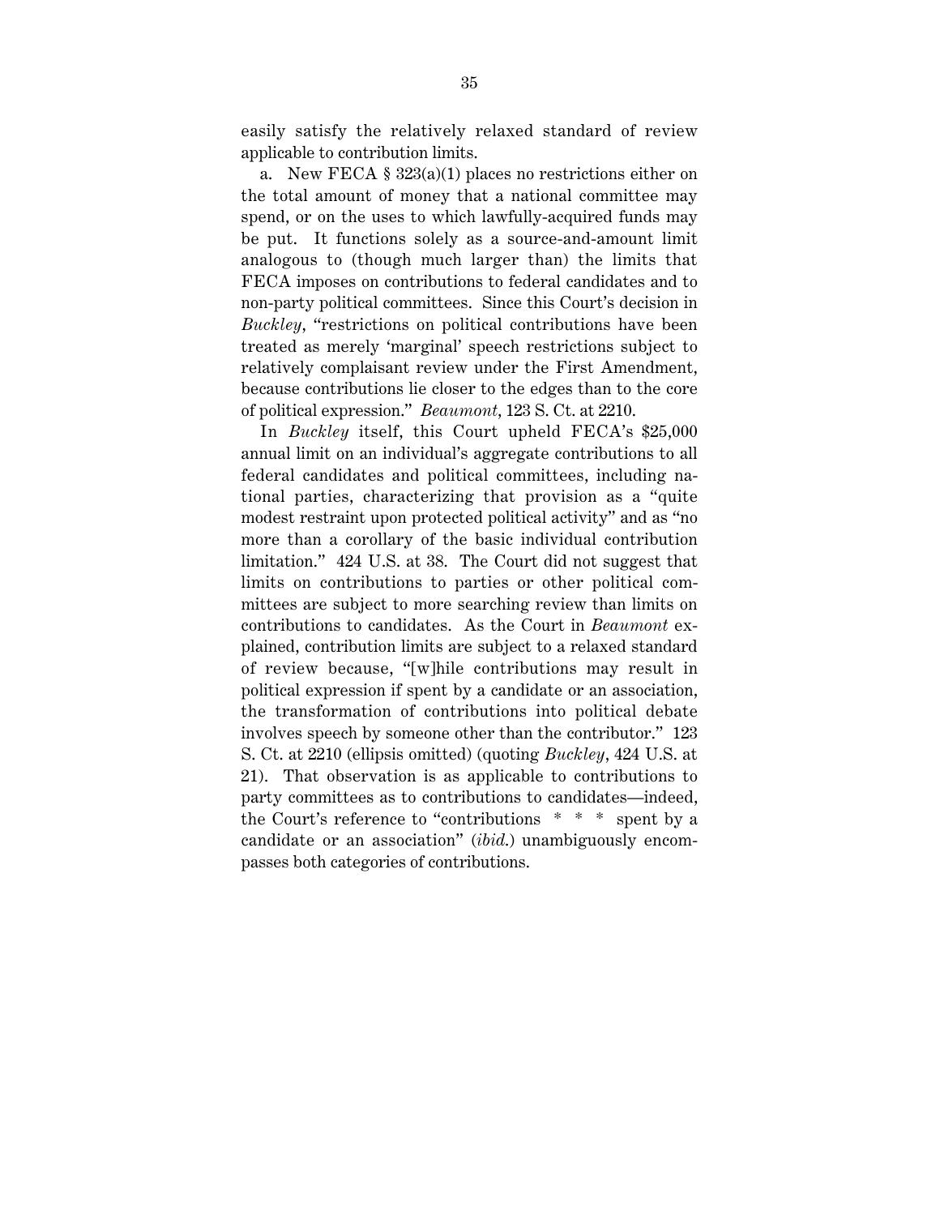easily satisfy the relatively relaxed standard of review applicable to contribution limits.

a. New FECA § 323(a)(1) places no restrictions either on the total amount of money that a national committee may spend, or on the uses to which lawfully-acquired funds may be put. It functions solely as a source-and-amount limit analogous to (though much larger than) the limits that FECA imposes on contributions to federal candidates and to non-party political committees. Since this Court's decision in *Buckley*, "restrictions on political contributions have been treated as merely 'marginal' speech restrictions subject to relatively complaisant review under the First Amendment, because contributions lie closer to the edges than to the core of political expression." *Beaumont*, 123 S. Ct. at 2210.

In *Buckley* itself, this Court upheld FECA's $25,000 annual limit on an individual's aggregate contributions to all federal candidates and political committees, including national parties, characterizing that provision as a "quite modest restraint upon protected political activity" and as "no more than a corollary of the basic individual contribution limitation." 424 U.S. at 38. The Court did not suggest that limits on contributions to parties or other political committees are subject to more searching review than limits on contributions to candidates. As the Court in *Beaumont* explained, contribution limits are subject to a relaxed standard of review because, "[w]hile contributions may result in political expression if spent by a candidate or an association, the transformation of contributions into political debate involves speech by someone other than the contributor." 123 S. Ct. at 2210 (ellipsis omitted) (quoting *Buckley*, 424 U.S. at 21). That observation is as applicable to contributions to party committees as to contributions to candidates—indeed, the Court's reference to "contributions * * * spent by a candidate or an association" (*ibid.*) unambiguously encompasses both categories of contributions.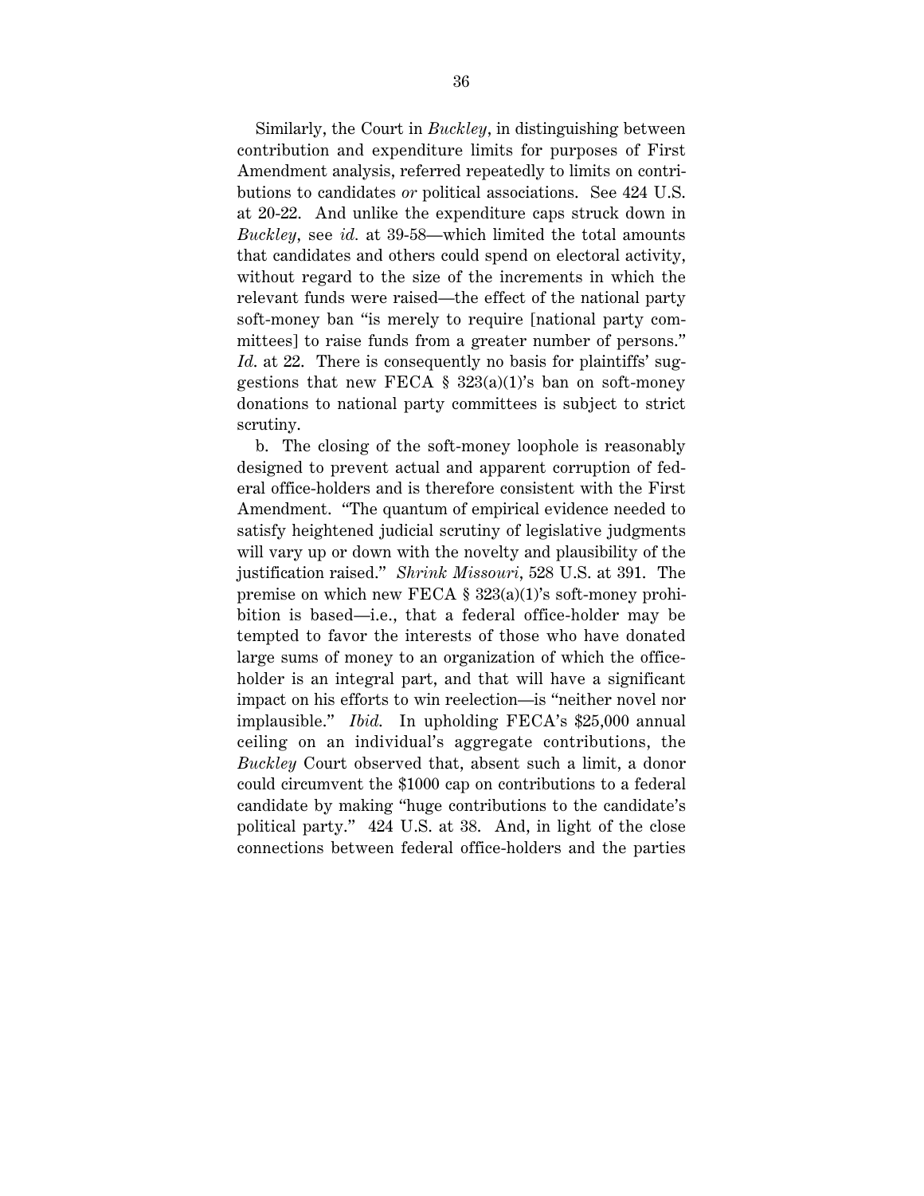Similarly, the Court in *Buckley*, in distinguishing between contribution and expenditure limits for purposes of First Amendment analysis, referred repeatedly to limits on contributions to candidates *or* political associations. See 424 U.S. at 20-22. And unlike the expenditure caps struck down in *Buckley*, see *id.* at 39-58—which limited the total amounts that candidates and others could spend on electoral activity, without regard to the size of the increments in which the relevant funds were raised—the effect of the national party soft-money ban "is merely to require [national party committees] to raise funds from a greater number of persons." *Id.* at 22. There is consequently no basis for plaintiffs' suggestions that new FECA § 323(a)(1)'s ban on soft-money donations to national party committees is subject to strict scrutiny.

b. The closing of the soft-money loophole is reasonably designed to prevent actual and apparent corruption of federal office-holders and is therefore consistent with the First Amendment. "The quantum of empirical evidence needed to satisfy heightened judicial scrutiny of legislative judgments will vary up or down with the novelty and plausibility of the justification raised." *Shrink Missouri*, 528 U.S. at 391. The premise on which new FECA § 323(a)(1)'s soft-money prohibition is based—i.e., that a federal office-holder may be tempted to favor the interests of those who have donated large sums of money to an organization of which the office-holder is an integral part, and that will have a significant impact on his efforts to win reelection—is "neither novel nor implausible." *Ibid.* In upholding FECA's $25,000 annual ceiling on an individual's aggregate contributions, the *Buckley* Court observed that, absent such a limit, a donor could circumvent the $1000 cap on contributions to a federal candidate by making "huge contributions to the candidate's political party." 424 U.S. at 38. And, in light of the close connections between federal office-holders and the parties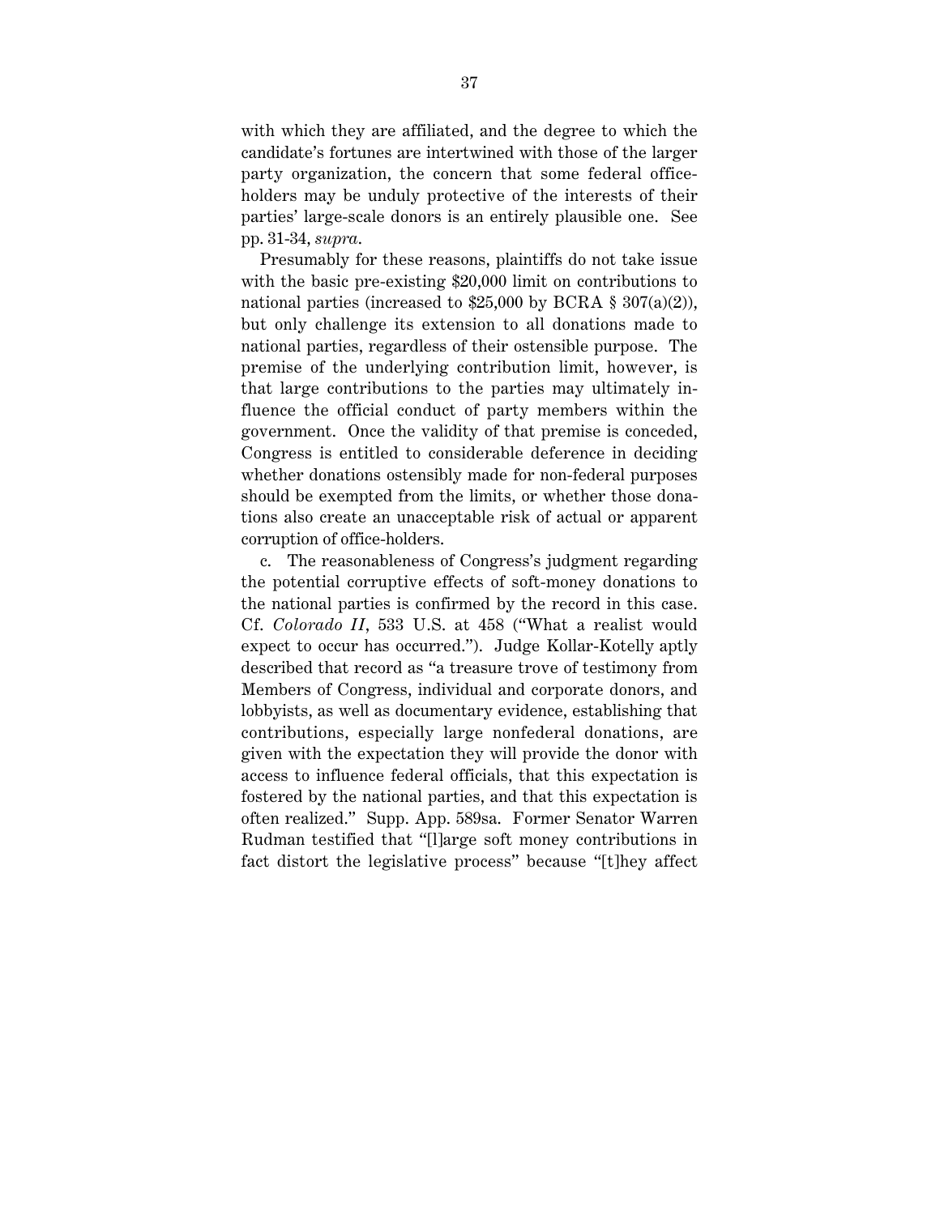with which they are affiliated, and the degree to which the candidate's fortunes are intertwined with those of the larger party organization, the concern that some federal office-holders may be unduly protective of the interests of their parties' large-scale donors is an entirely plausible one. See pp. 31-34, *supra*.

Presumably for these reasons, plaintiffs do not take issue with the basic pre-existing $20,000 limit on contributions to national parties (increased to $25,000 by BCRA § 307(a)(2)), but only challenge its extension to all donations made to national parties, regardless of their ostensible purpose. The premise of the underlying contribution limit, however, is that large contributions to the parties may ultimately influence the official conduct of party members within the government. Once the validity of that premise is conceded, Congress is entitled to considerable deference in deciding whether donations ostensibly made for non-federal purposes should be exempted from the limits, or whether those donations also create an unacceptable risk of actual or apparent corruption of office-holders.

c. The reasonableness of Congress's judgment regarding the potential corruptive effects of soft-money donations to the national parties is confirmed by the record in this case. Cf. *Colorado II*, 533 U.S. at 458 ("What a realist would expect to occur has occurred."). Judge Kollar-Kotelly aptly described that record as "a treasure trove of testimony from Members of Congress, individual and corporate donors, and lobbyists, as well as documentary evidence, establishing that contributions, especially large nonfederal donations, are given with the expectation they will provide the donor with access to influence federal officials, that this expectation is fostered by the national parties, and that this expectation is often realized." Supp. App. 589sa. Former Senator Warren Rudman testified that "[l]arge soft money contributions in fact distort the legislative process" because "[t]hey affect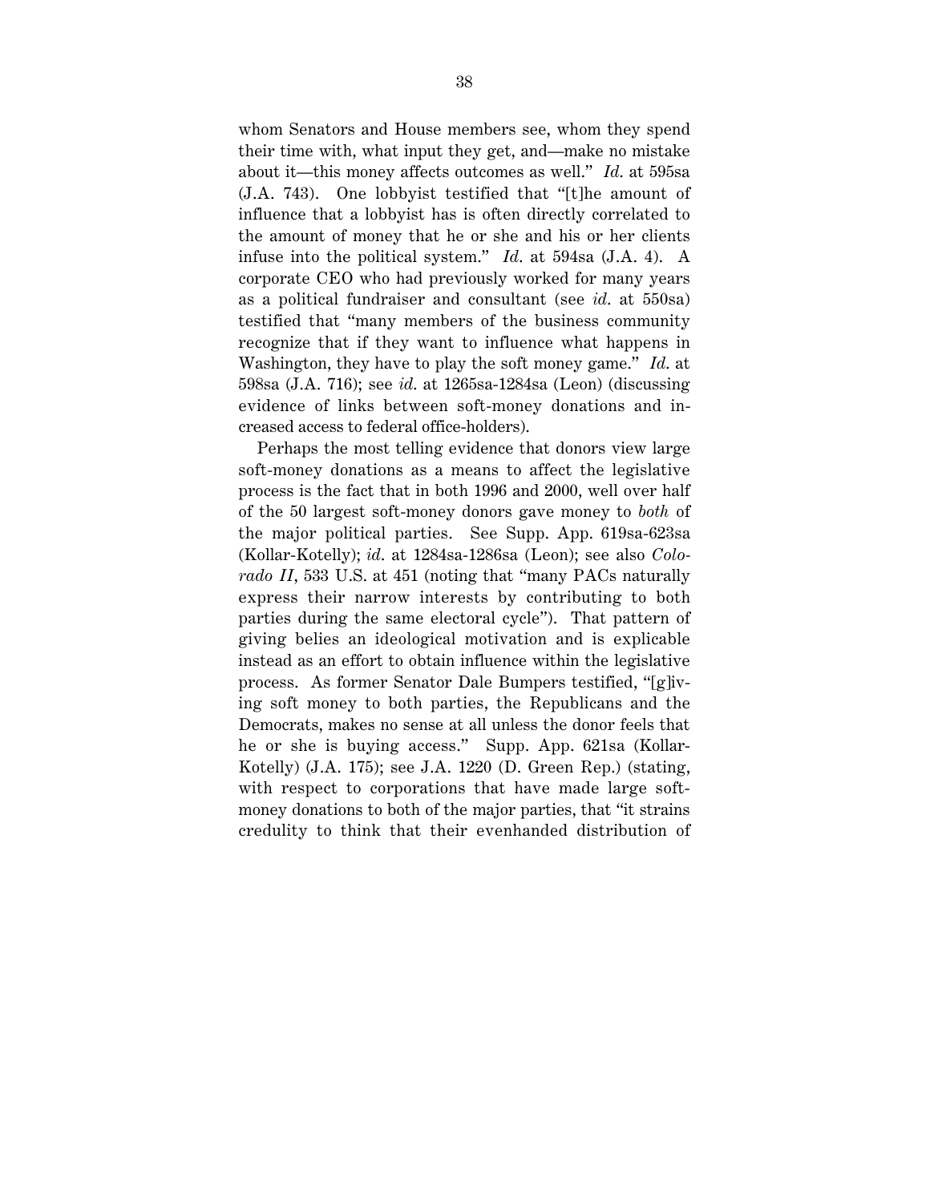whom Senators and House members see, whom they spend their time with, what input they get, and—make no mistake about it—this money affects outcomes as well." *Id.* at 595sa (J.A. 743). One lobbyist testified that "[t]he amount of influence that a lobbyist has is often directly correlated to the amount of money that he or she and his or her clients infuse into the political system." *Id.* at 594sa (J.A. 4). A corporate CEO who had previously worked for many years as a political fundraiser and consultant (see *id.* at 550sa) testified that "many members of the business community recognize that if they want to influence what happens in Washington, they have to play the soft money game." *Id.* at 598sa (J.A. 716); see *id.* at 1265sa-1284sa (Leon) (discussing evidence of links between soft-money donations and increased access to federal office-holders).

Perhaps the most telling evidence that donors view large soft-money donations as a means to affect the legislative process is the fact that in both 1996 and 2000, well over half of the 50 largest soft-money donors gave money to *both* of the major political parties. See Supp. App. 619sa-623sa (Kollar-Kotelly); *id.* at 1284sa-1286sa (Leon); see also *Colorado II*, 533 U.S. at 451 (noting that "many PACs naturally express their narrow interests by contributing to both parties during the same electoral cycle"). That pattern of giving belies an ideological motivation and is explicable instead as an effort to obtain influence within the legislative process. As former Senator Dale Bumpers testified, "[g]iving soft money to both parties, the Republicans and the Democrats, makes no sense at all unless the donor feels that he or she is buying access." Supp. App. 621sa (Kollar-Kotelly) (J.A. 175); see J.A. 1220 (D. Green Rep.) (stating, with respect to corporations that have made large soft-money donations to both of the major parties, that "it strains credulity to think that their evenhanded distribution of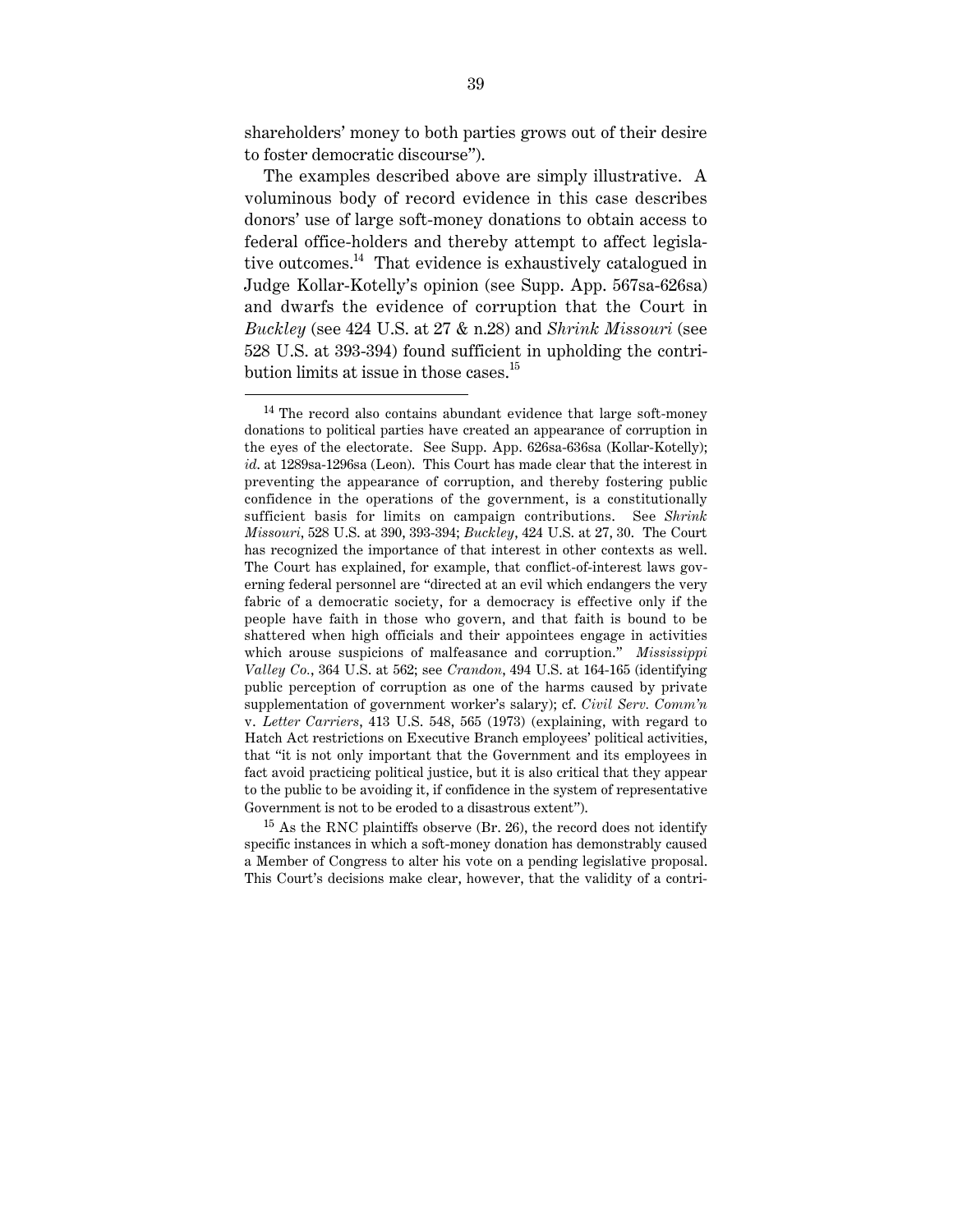shareholders' money to both parties grows out of their desire to foster democratic discourse").

The examples described above are simply illustrative. A voluminous body of record evidence in this case describes donors' use of large soft-money donations to obtain access to federal office-holders and thereby attempt to affect legislative outcomes.[14] That evidence is exhaustively catalogued in Judge Kollar-Kotelly's opinion (see Supp. App. 567sa-626sa) and dwarfs the evidence of corruption that the Court in *Buckley* (see 424 U.S. at 27 & n.28) and *Shrink Missouri* (see 528 U.S. at 393-394) found sufficient in upholding the contribution limits at issue in those cases.[15]

---

[14] The record also contains abundant evidence that large soft-money donations to political parties have created an appearance of corruption in the eyes of the electorate. See Supp. App. 626sa-636sa (Kollar-Kotelly); *id.* at 1289sa-1296sa (Leon). This Court has made clear that the interest in preventing the appearance of corruption, and thereby fostering public confidence in the operations of the government, is a constitutionally sufficient basis for limits on campaign contributions. See *Shrink Missouri*, 528 U.S. at 390, 393-394; *Buckley*, 424 U.S. at 27, 30. The Court has recognized the importance of that interest in other contexts as well. The Court has explained, for example, that conflict-of-interest laws governing federal personnel are "directed at an evil which endangers the very fabric of a democratic society, for a democracy is effective only if the people have faith in those who govern, and that faith is bound to be shattered when high officials and their appointees engage in activities which arouse suspicions of malfeasance and corruption." *Mississippi Valley Co.*, 364 U.S. at 562; see *Crandon*, 494 U.S. at 164-165 (identifying public perception of corruption as one of the harms caused by private supplementation of government worker's salary); cf. *Civil Serv. Comm'n* v. *Letter Carriers*, 413 U.S. 548, 565 (1973) (explaining, with regard to Hatch Act restrictions on Executive Branch employees' political activities, that "it is not only important that the Government and its employees in fact avoid practicing political justice, but it is also critical that they appear to the public to be avoiding it, if confidence in the system of representative Government is not to be eroded to a disastrous extent").

[15] As the RNC plaintiffs observe (Br. 26), the record does not identify specific instances in which a soft-money donation has demonstrably caused a Member of Congress to alter his vote on a pending legislative proposal. This Court's decisions make clear, however, that the validity of a contri-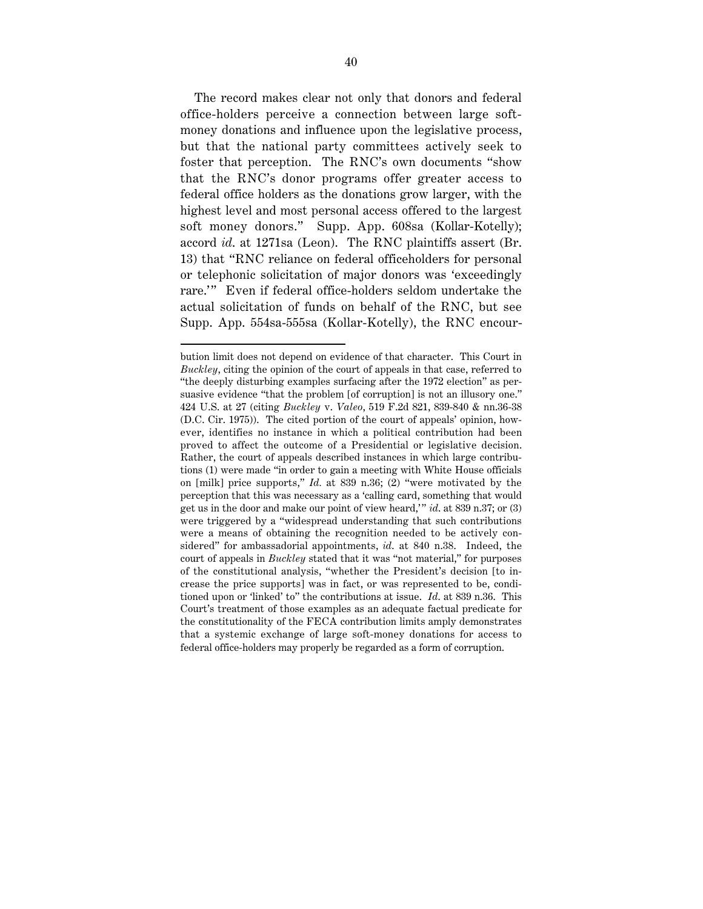The record makes clear not only that donors and federal office-holders perceive a connection between large soft-money donations and influence upon the legislative process, but that the national party committees actively seek to foster that perception. The RNC's own documents "show that the RNC's donor programs offer greater access to federal office holders as the donations grow larger, with the highest level and most personal access offered to the largest soft money donors." Supp. App. 608sa (Kollar-Kotelly); accord *id.* at 1271sa (Leon). The RNC plaintiffs assert (Br. 13) that "RNC reliance on federal officeholders for personal or telephonic solicitation of major donors was 'exceedingly rare.'" Even if federal office-holders seldom undertake the actual solicitation of funds on behalf of the RNC, but see Supp. App. 554sa-555sa (Kollar-Kotelly), the RNC encour-

---

bution limit does not depend on evidence of that character. This Court in *Buckley*, citing the opinion of the court of appeals in that case, referred to "the deeply disturbing examples surfacing after the 1972 election" as persuasive evidence "that the problem [of corruption] is not an illusory one." 424 U.S. at 27 (citing *Buckley* v. *Valeo*, 519 F.2d 821, 839-840 & nn.36-38 (D.C. Cir. 1975)). The cited portion of the court of appeals' opinion, however, identifies no instance in which a political contribution had been proved to affect the outcome of a Presidential or legislative decision. Rather, the court of appeals described instances in which large contributions (1) were made "in order to gain a meeting with White House officials on [milk] price supports," *Id.* at 839 n.36; (2) "were motivated by the perception that this was necessary as a 'calling card, something that would get us in the door and make our point of view heard,'" *id.* at 839 n.37; or (3) were triggered by a "widespread understanding that such contributions were a means of obtaining the recognition needed to be actively considered" for ambassadorial appointments, *id.* at 840 n.38. Indeed, the court of appeals in *Buckley* stated that it was "not material," for purposes of the constitutional analysis, "whether the President's decision [to increase the price supports] was in fact, or was represented to be, conditioned upon or 'linked' to" the contributions at issue. *Id.* at 839 n.36. This Court's treatment of those examples as an adequate factual predicate for the constitutionality of the FECA contribution limits amply demonstrates that a systemic exchange of large soft-money donations for access to federal office-holders may properly be regarded as a form of corruption.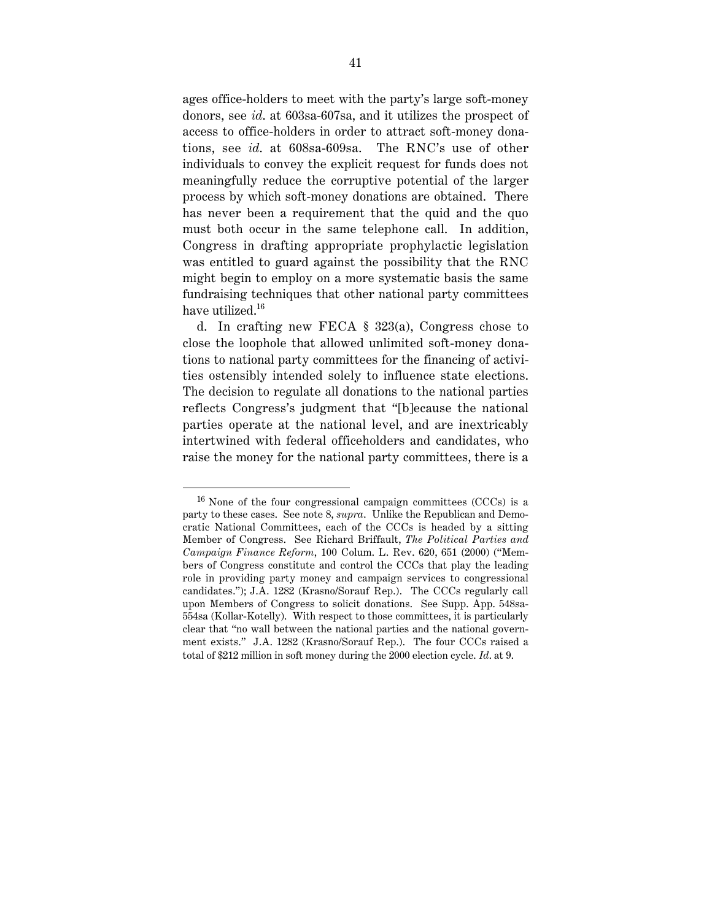ages office-holders to meet with the party's large soft-money donors, see *id*. at 603sa-607sa, and it utilizes the prospect of access to office-holders in order to attract soft-money donations, see *id*. at 608sa-609sa. The RNC's use of other individuals to convey the explicit request for funds does not meaningfully reduce the corruptive potential of the larger process by which soft-money donations are obtained. There has never been a requirement that the quid and the quo must both occur in the same telephone call. In addition, Congress in drafting appropriate prophylactic legislation was entitled to guard against the possibility that the RNC might begin to employ on a more systematic basis the same fundraising techniques that other national party committees have utilized.[16]

d. In crafting new FECA § 323(a), Congress chose to close the loophole that allowed unlimited soft-money donations to national party committees for the financing of activities ostensibly intended solely to influence state elections. The decision to regulate all donations to the national parties reflects Congress's judgment that "[b]ecause the national parties operate at the national level, and are inextricably intertwined with federal officeholders and candidates, who raise the money for the national party committees, there is a

---

[16] None of the four congressional campaign committees (CCCs) is a party to these cases. See note 8, *supra*. Unlike the Republican and Democratic National Committees, each of the CCCs is headed by a sitting Member of Congress. See Richard Briffault, *The Political Parties and Campaign Finance Reform*, 100 Colum. L. Rev. 620, 651 (2000) ("Members of Congress constitute and control the CCCs that play the leading role in providing party money and campaign services to congressional candidates."); J.A. 1282 (Krasno/Sorauf Rep.). The CCCs regularly call upon Members of Congress to solicit donations. See Supp. App. 548sa-554sa (Kollar-Kotelly). With respect to those committees, it is particularly clear that "no wall between the national parties and the national government exists." J.A. 1282 (Krasno/Sorauf Rep.). The four CCCs raised a total of $212 million in soft money during the 2000 election cycle. *Id*. at 9.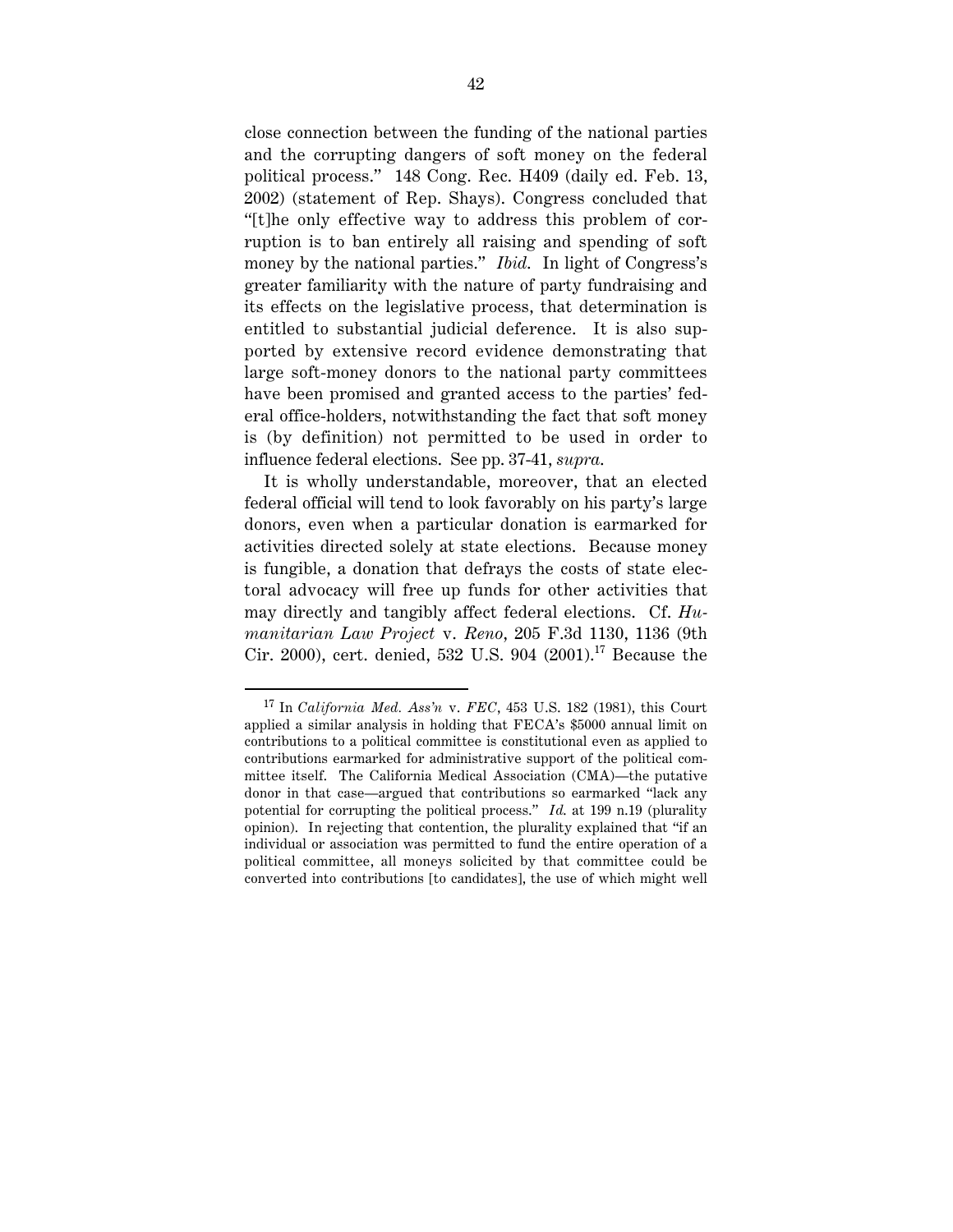close connection between the funding of the national parties and the corrupting dangers of soft money on the federal political process." 148 Cong. Rec. H409 (daily ed. Feb. 13, 2002) (statement of Rep. Shays). Congress concluded that "[t]he only effective way to address this problem of corruption is to ban entirely all raising and spending of soft money by the national parties." *Ibid.* In light of Congress's greater familiarity with the nature of party fundraising and its effects on the legislative process, that determination is entitled to substantial judicial deference. It is also supported by extensive record evidence demonstrating that large soft-money donors to the national party committees have been promised and granted access to the parties' federal office-holders, notwithstanding the fact that soft money is (by definition) not permitted to be used in order to influence federal elections. See pp. 37-41, *supra*.

It is wholly understandable, moreover, that an elected federal official will tend to look favorably on his party's large donors, even when a particular donation is earmarked for activities directed solely at state elections. Because money is fungible, a donation that defrays the costs of state electoral advocacy will free up funds for other activities that may directly and tangibly affect federal elections. Cf. *Humanitarian Law Project* v. *Reno*, 205 F.3d 1130, 1136 (9th Cir. 2000), cert. denied, 532 U.S. 904 (2001).[17] Because the

---

[17] In *California Med. Ass'n* v. *FEC*, 453 U.S. 182 (1981), this Court applied a similar analysis in holding that FECA's $5000 annual limit on contributions to a political committee is constitutional even as applied to contributions earmarked for administrative support of the political committee itself. The California Medical Association (CMA)—the putative donor in that case—argued that contributions so earmarked "lack any potential for corrupting the political process." *Id.* at 199 n.19 (plurality opinion). In rejecting that contention, the plurality explained that "if an individual or association was permitted to fund the entire operation of a political committee, all moneys solicited by that committee could be converted into contributions [to candidates], the use of which might well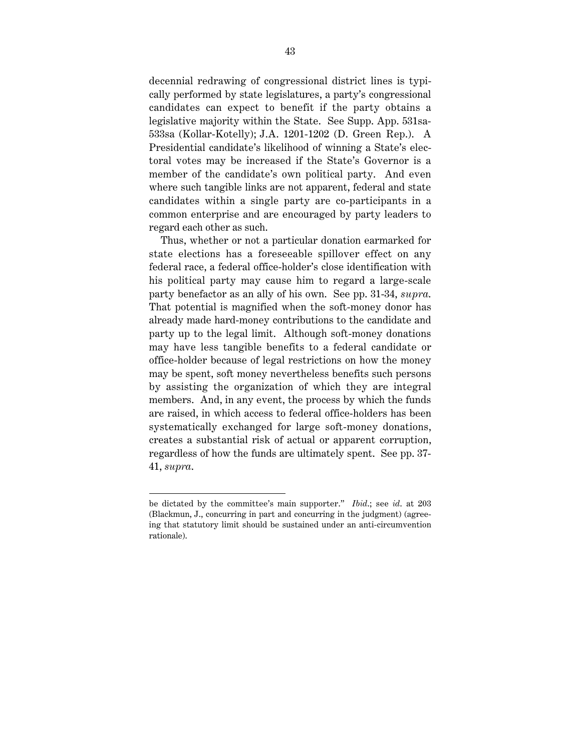decennial redrawing of congressional district lines is typically performed by state legislatures, a party's congressional candidates can expect to benefit if the party obtains a legislative majority within the State. See Supp. App. 531sa-533sa (Kollar-Kotelly); J.A. 1201-1202 (D. Green Rep.). A Presidential candidate's likelihood of winning a State's electoral votes may be increased if the State's Governor is a member of the candidate's own political party. And even where such tangible links are not apparent, federal and state candidates within a single party are co-participants in a common enterprise and are encouraged by party leaders to regard each other as such.

Thus, whether or not a particular donation earmarked for state elections has a foreseeable spillover effect on any federal race, a federal office-holder's close identification with his political party may cause him to regard a large-scale party benefactor as an ally of his own. See pp. 31-34, *supra*. That potential is magnified when the soft-money donor has already made hard-money contributions to the candidate and party up to the legal limit. Although soft-money donations may have less tangible benefits to a federal candidate or office-holder because of legal restrictions on how the money may be spent, soft money nevertheless benefits such persons by assisting the organization of which they are integral members. And, in any event, the process by which the funds are raised, in which access to federal office-holders has been systematically exchanged for large soft-money donations, creates a substantial risk of actual or apparent corruption, regardless of how the funds are ultimately spent. See pp. 37-41, *supra*.

---

be dictated by the committee's main supporter." *Ibid*.; see *id*. at 203 (Blackmun, J., concurring in part and concurring in the judgment) (agreeing that statutory limit should be sustained under an anti-circumvention rationale).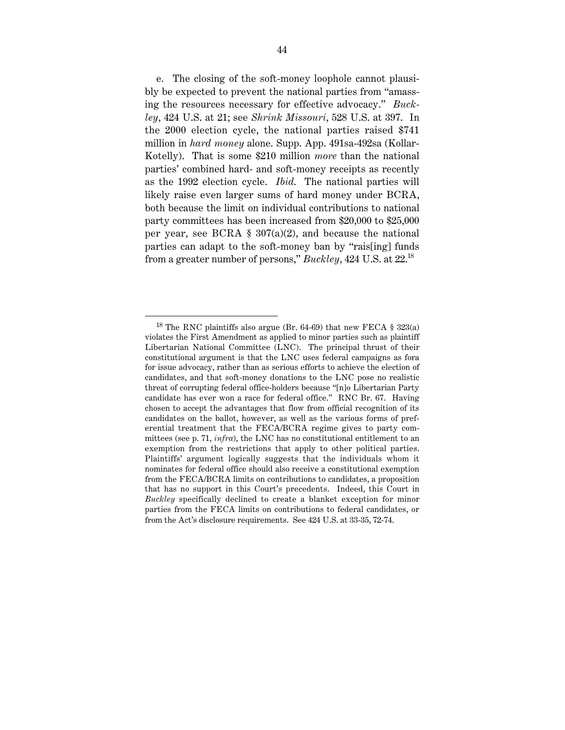e. The closing of the soft-money loophole cannot plausibly be expected to prevent the national parties from "amassing the resources necessary for effective advocacy." *Buckley*, 424 U.S. at 21; see *Shrink Missouri*, 528 U.S. at 397. In the 2000 election cycle, the national parties raised $741 million in *hard money* alone. Supp. App. 491sa-492sa (Kollar-Kotelly). That is some $210 million *more* than the national parties' combined hard- and soft-money receipts as recently as the 1992 election cycle. *Ibid.* The national parties will likely raise even larger sums of hard money under BCRA, both because the limit on individual contributions to national party committees has been increased from $20,000 to $25,000 per year, see BCRA § 307(a)(2), and because the national parties can adapt to the soft-money ban by "rais[ing] funds from a greater number of persons," *Buckley*, 424 U.S. at 22.[18]

---

[18] The RNC plaintiffs also argue (Br. 64-69) that new FECA § 323(a) violates the First Amendment as applied to minor parties such as plaintiff Libertarian National Committee (LNC). The principal thrust of their constitutional argument is that the LNC uses federal campaigns as fora for issue advocacy, rather than as serious efforts to achieve the election of candidates, and that soft-money donations to the LNC pose no realistic threat of corrupting federal office-holders because "[n]o Libertarian Party candidate has ever won a race for federal office." RNC Br. 67. Having chosen to accept the advantages that flow from official recognition of its candidates on the ballot, however, as well as the various forms of preferential treatment that the FECA/BCRA regime gives to party committees (see p. 71, *infra*), the LNC has no constitutional entitlement to an exemption from the restrictions that apply to other political parties. Plaintiffs' argument logically suggests that the individuals whom it nominates for federal office should also receive a constitutional exemption from the FECA/BCRA limits on contributions to candidates, a proposition that has no support in this Court's precedents. Indeed, this Court in *Buckley* specifically declined to create a blanket exception for minor parties from the FECA limits on contributions to federal candidates, or from the Act's disclosure requirements. See 424 U.S. at 33-35, 72-74.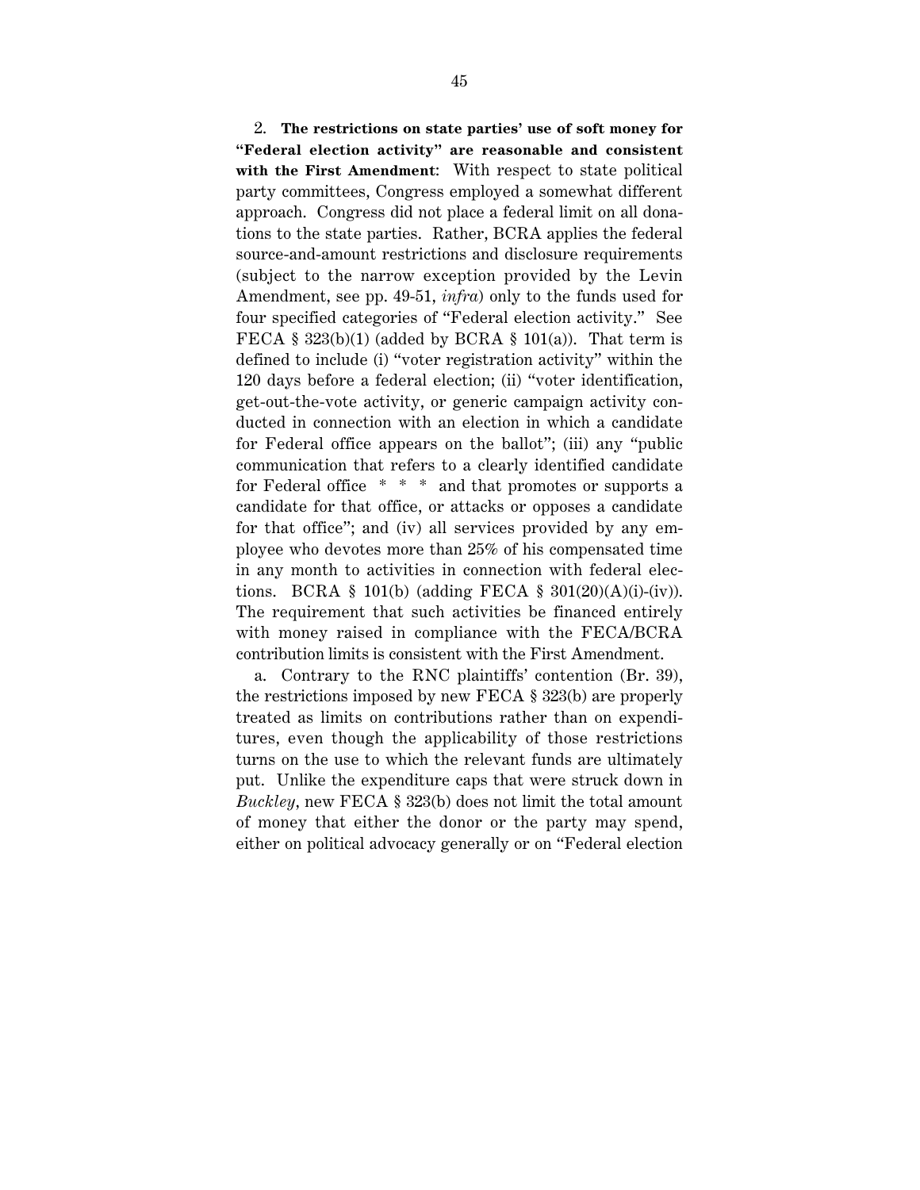2. **The restrictions on state parties' use of soft money for "Federal election activity" are reasonable and consistent with the First Amendment**: With respect to state political party committees, Congress employed a somewhat different approach. Congress did not place a federal limit on all donations to the state parties. Rather, BCRA applies the federal source-and-amount restrictions and disclosure requirements (subject to the narrow exception provided by the Levin Amendment, see pp. 49-51, *infra*) only to the funds used for four specified categories of "Federal election activity." See FECA § 323(b)(1) (added by BCRA § 101(a)). That term is defined to include (i) "voter registration activity" within the 120 days before a federal election; (ii) "voter identification, get-out-the-vote activity, or generic campaign activity conducted in connection with an election in which a candidate for Federal office appears on the ballot"; (iii) any "public communication that refers to a clearly identified candidate for Federal office * * * and that promotes or supports a candidate for that office, or attacks or opposes a candidate for that office"; and (iv) all services provided by any employee who devotes more than 25% of his compensated time in any month to activities in connection with federal elections. BCRA § 101(b) (adding FECA § 301(20)(A)(i)-(iv)). The requirement that such activities be financed entirely with money raised in compliance with the FECA/BCRA contribution limits is consistent with the First Amendment.

a. Contrary to the RNC plaintiffs' contention (Br. 39), the restrictions imposed by new FECA § 323(b) are properly treated as limits on contributions rather than on expenditures, even though the applicability of those restrictions turns on the use to which the relevant funds are ultimately put. Unlike the expenditure caps that were struck down in *Buckley*, new FECA § 323(b) does not limit the total amount of money that either the donor or the party may spend, either on political advocacy generally or on "Federal election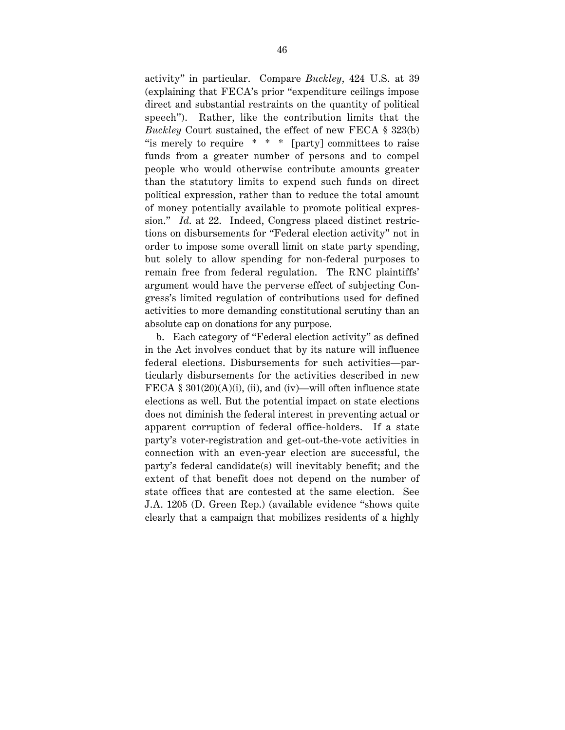activity" in particular. Compare *Buckley*, 424 U.S. at 39 (explaining that FECA's prior "expenditure ceilings impose direct and substantial restraints on the quantity of political speech"). Rather, like the contribution limits that the *Buckley* Court sustained, the effect of new FECA § 323(b) "is merely to require * * * [party] committees to raise funds from a greater number of persons and to compel people who would otherwise contribute amounts greater than the statutory limits to expend such funds on direct political expression, rather than to reduce the total amount of money potentially available to promote political expression." *Id.* at 22. Indeed, Congress placed distinct restrictions on disbursements for "Federal election activity" not in order to impose some overall limit on state party spending, but solely to allow spending for non-federal purposes to remain free from federal regulation. The RNC plaintiffs' argument would have the perverse effect of subjecting Congress's limited regulation of contributions used for defined activities to more demanding constitutional scrutiny than an absolute cap on donations for any purpose.

b. Each category of "Federal election activity" as defined in the Act involves conduct that by its nature will influence federal elections. Disbursements for such activities—particularly disbursements for the activities described in new FECA § 301(20)(A)(i), (ii), and (iv)—will often influence state elections as well. But the potential impact on state elections does not diminish the federal interest in preventing actual or apparent corruption of federal office-holders. If a state party's voter-registration and get-out-the-vote activities in connection with an even-year election are successful, the party's federal candidate(s) will inevitably benefit; and the extent of that benefit does not depend on the number of state offices that are contested at the same election. See J.A. 1205 (D. Green Rep.) (available evidence "shows quite clearly that a campaign that mobilizes residents of a highly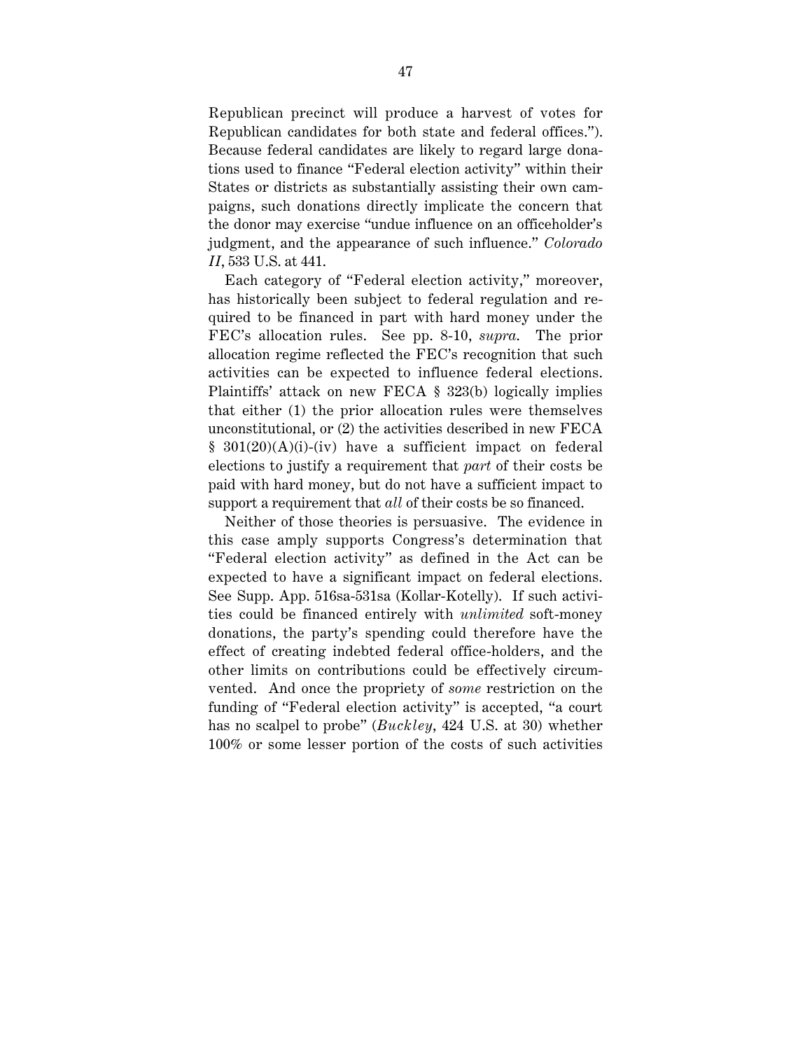Republican precinct will produce a harvest of votes for Republican candidates for both state and federal offices."). Because federal candidates are likely to regard large donations used to finance "Federal election activity" within their States or districts as substantially assisting their own campaigns, such donations directly implicate the concern that the donor may exercise "undue influence on an officeholder's judgment, and the appearance of such influence." *Colorado II*, 533 U.S. at 441.

Each category of "Federal election activity," moreover, has historically been subject to federal regulation and required to be financed in part with hard money under the FEC's allocation rules. See pp. 8-10, *supra*. The prior allocation regime reflected the FEC's recognition that such activities can be expected to influence federal elections. Plaintiffs' attack on new FECA § 323(b) logically implies that either (1) the prior allocation rules were themselves unconstitutional, or (2) the activities described in new FECA § 301(20)(A)(i)-(iv) have a sufficient impact on federal elections to justify a requirement that *part* of their costs be paid with hard money, but do not have a sufficient impact to support a requirement that *all* of their costs be so financed.

Neither of those theories is persuasive. The evidence in this case amply supports Congress's determination that "Federal election activity" as defined in the Act can be expected to have a significant impact on federal elections. See Supp. App. 516sa-531sa (Kollar-Kotelly). If such activities could be financed entirely with *unlimited* soft-money donations, the party's spending could therefore have the effect of creating indebted federal office-holders, and the other limits on contributions could be effectively circumvented. And once the propriety of *some* restriction on the funding of "Federal election activity" is accepted, "a court has no scalpel to probe" (*Buckley*, 424 U.S. at 30) whether 100% or some lesser portion of the costs of such activities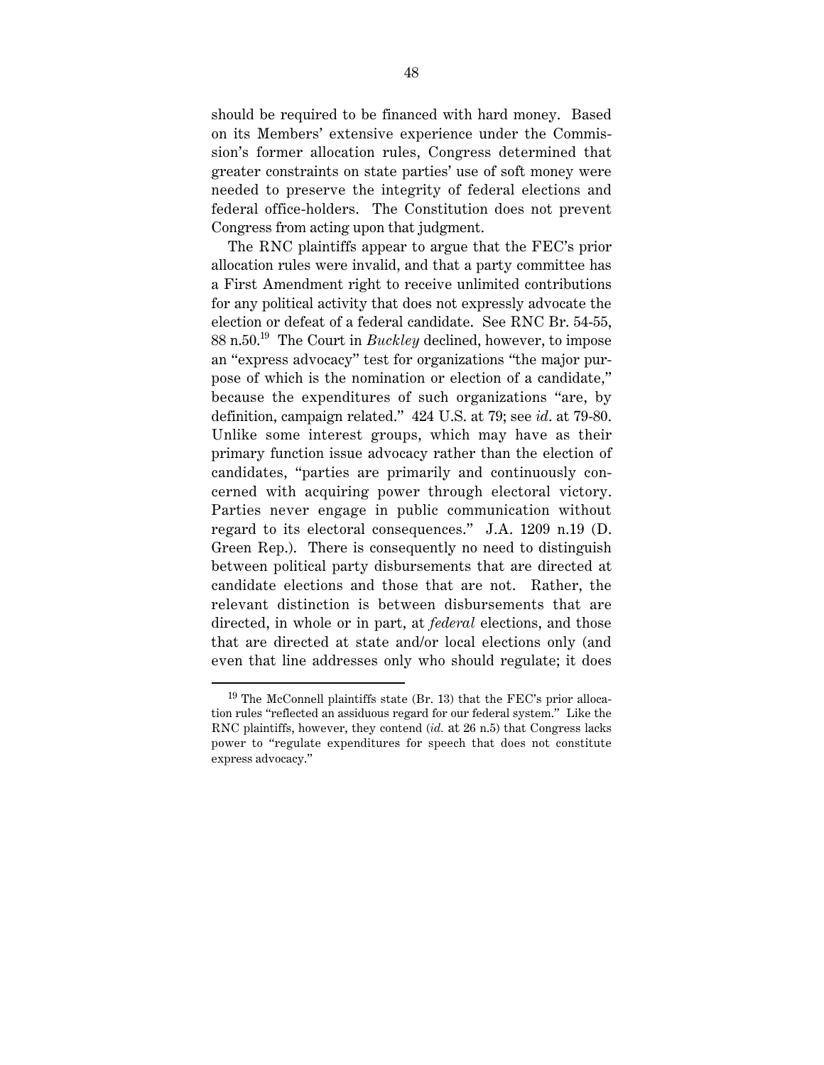should be required to be financed with hard money. Based on its Members' extensive experience under the Commission's former allocation rules, Congress determined that greater constraints on state parties' use of soft money were needed to preserve the integrity of federal elections and federal office-holders. The Constitution does not prevent Congress from acting upon that judgment.

The RNC plaintiffs appear to argue that the FEC's prior allocation rules were invalid, and that a party committee has a First Amendment right to receive unlimited contributions for any political activity that does not expressly advocate the election or defeat of a federal candidate. See RNC Br. 54-55, 88 n.50.[19] The Court in *Buckley* declined, however, to impose an "express advocacy" test for organizations "the major purpose of which is the nomination or election of a candidate," because the expenditures of such organizations "are, by definition, campaign related." 424 U.S. at 79; see *id*. at 79-80. Unlike some interest groups, which may have as their primary function issue advocacy rather than the election of candidates, "parties are primarily and continuously concerned with acquiring power through electoral victory. Parties never engage in public communication without regard to its electoral consequences." J.A. 1209 n.19 (D. Green Rep.). There is consequently no need to distinguish between political party disbursements that are directed at candidate elections and those that are not. Rather, the relevant distinction is between disbursements that are directed, in whole or in part, at *federal* elections, and those that are directed at state and/or local elections only (and even that line addresses only who should regulate; it does

---

[19] The McConnell plaintiffs state (Br. 13) that the FEC's prior allocation rules "reflected an assiduous regard for our federal system." Like the RNC plaintiffs, however, they contend (*id.* at 26 n.5) that Congress lacks power to "regulate expenditures for speech that does not constitute express advocacy."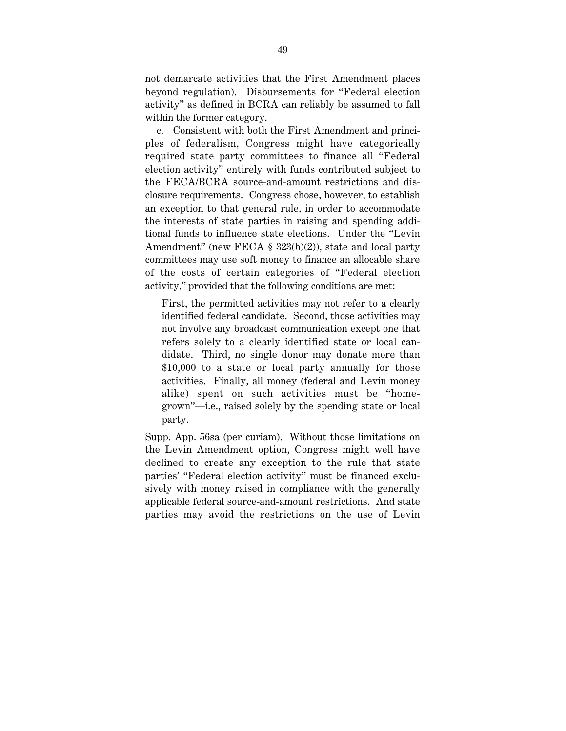not demarcate activities that the First Amendment places beyond regulation). Disbursements for "Federal election activity" as defined in BCRA can reliably be assumed to fall within the former category.

c. Consistent with both the First Amendment and principles of federalism, Congress might have categorically required state party committees to finance all "Federal election activity" entirely with funds contributed subject to the FECA/BCRA source-and-amount restrictions and disclosure requirements. Congress chose, however, to establish an exception to that general rule, in order to accommodate the interests of state parties in raising and spending additional funds to influence state elections. Under the "Levin Amendment" (new FECA § 323(b)(2)), state and local party committees may use soft money to finance an allocable share of the costs of certain categories of "Federal election activity," provided that the following conditions are met:

> First, the permitted activities may not refer to a clearly identified federal candidate. Second, those activities may not involve any broadcast communication except one that refers solely to a clearly identified state or local candidate. Third, no single donor may donate more than $10,000 to a state or local party annually for those activities. Finally, all money (federal and Levin money alike) spent on such activities must be "home-grown"—i.e., raised solely by the spending state or local party.

Supp. App. 56sa (per curiam). Without those limitations on the Levin Amendment option, Congress might well have declined to create any exception to the rule that state parties' "Federal election activity" must be financed exclusively with money raised in compliance with the generally applicable federal source-and-amount restrictions. And state parties may avoid the restrictions on the use of Levin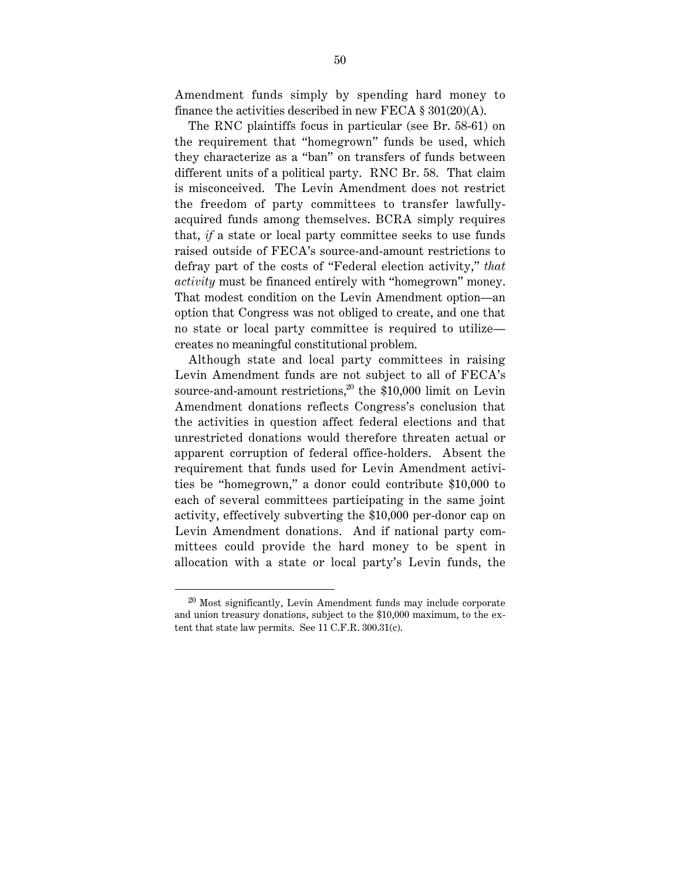Amendment funds simply by spending hard money to finance the activities described in new FECA § 301(20)(A).

The RNC plaintiffs focus in particular (see Br. 58-61) on the requirement that "homegrown" funds be used, which they characterize as a "ban" on transfers of funds between different units of a political party. RNC Br. 58. That claim is misconceived. The Levin Amendment does not restrict the freedom of party committees to transfer lawfully-acquired funds among themselves. BCRA simply requires that, *if* a state or local party committee seeks to use funds raised outside of FECA's source-and-amount restrictions to defray part of the costs of "Federal election activity," *that activity* must be financed entirely with "homegrown" money. That modest condition on the Levin Amendment option—an option that Congress was not obliged to create, and one that no state or local party committee is required to utilize—creates no meaningful constitutional problem.

Although state and local party committees in raising Levin Amendment funds are not subject to all of FECA's source-and-amount restrictions,[20] the $10,000 limit on Levin Amendment donations reflects Congress's conclusion that the activities in question affect federal elections and that unrestricted donations would therefore threaten actual or apparent corruption of federal office-holders. Absent the requirement that funds used for Levin Amendment activities be "homegrown," a donor could contribute $10,000 to each of several committees participating in the same joint activity, effectively subverting the $10,000 per-donor cap on Levin Amendment donations. And if national party committees could provide the hard money to be spent in allocation with a state or local party's Levin funds, the

---

[20] Most significantly, Levin Amendment funds may include corporate and union treasury donations, subject to the $10,000 maximum, to the extent that state law permits. See 11 C.F.R. 300.31(c).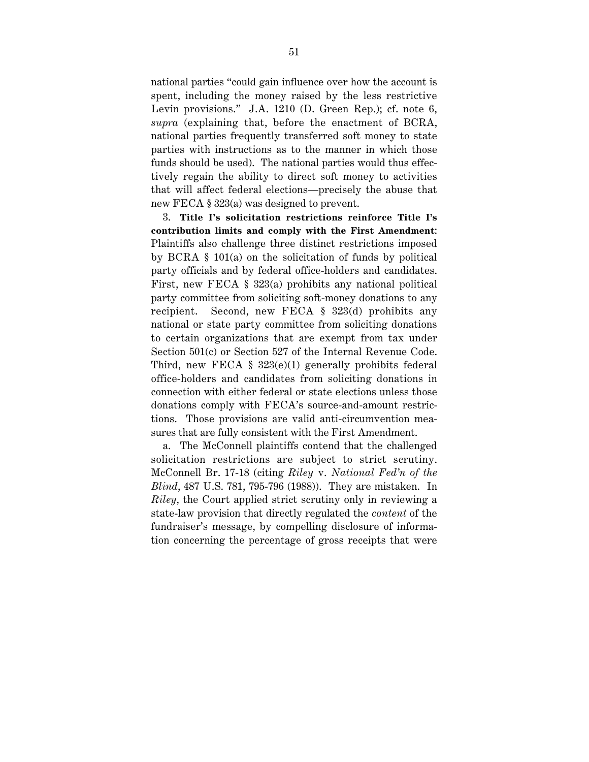national parties "could gain influence over how the account is spent, including the money raised by the less restrictive Levin provisions." J.A. 1210 (D. Green Rep.); cf. note 6, *supra* (explaining that, before the enactment of BCRA, national parties frequently transferred soft money to state parties with instructions as to the manner in which those funds should be used). The national parties would thus effectively regain the ability to direct soft money to activities that will affect federal elections—precisely the abuse that new FECA § 323(a) was designed to prevent.

3. **Title I's solicitation restrictions reinforce Title I's contribution limits and comply with the First Amendment**: Plaintiffs also challenge three distinct restrictions imposed by BCRA § 101(a) on the solicitation of funds by political party officials and by federal office-holders and candidates. First, new FECA § 323(a) prohibits any national political party committee from soliciting soft-money donations to any recipient. Second, new FECA § 323(d) prohibits any national or state party committee from soliciting donations to certain organizations that are exempt from tax under Section 501(c) or Section 527 of the Internal Revenue Code. Third, new FECA § 323(e)(1) generally prohibits federal office-holders and candidates from soliciting donations in connection with either federal or state elections unless those donations comply with FECA's source-and-amount restrictions. Those provisions are valid anti-circumvention measures that are fully consistent with the First Amendment.

a. The McConnell plaintiffs contend that the challenged solicitation restrictions are subject to strict scrutiny. McConnell Br. 17-18 (citing *Riley* v. *National Fed'n of the Blind*, 487 U.S. 781, 795-796 (1988)). They are mistaken. In *Riley*, the Court applied strict scrutiny only in reviewing a state-law provision that directly regulated the *content* of the fundraiser's message, by compelling disclosure of information concerning the percentage of gross receipts that were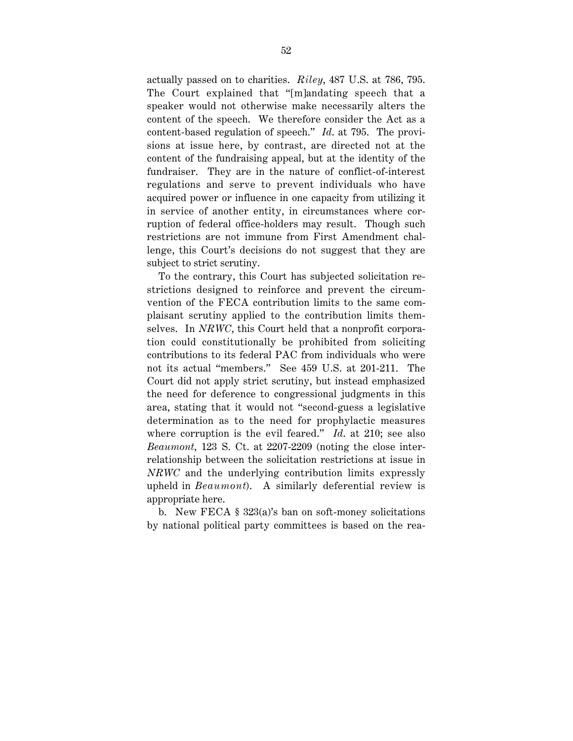actually passed on to charities. *Riley*, 487 U.S. at 786, 795. The Court explained that "[m]andating speech that a speaker would not otherwise make necessarily alters the content of the speech. We therefore consider the Act as a content-based regulation of speech." *Id.* at 795. The provisions at issue here, by contrast, are directed not at the content of the fundraising appeal, but at the identity of the fundraiser. They are in the nature of conflict-of-interest regulations and serve to prevent individuals who have acquired power or influence in one capacity from utilizing it in service of another entity, in circumstances where corruption of federal office-holders may result. Though such restrictions are not immune from First Amendment challenge, this Court's decisions do not suggest that they are subject to strict scrutiny.

To the contrary, this Court has subjected solicitation restrictions designed to reinforce and prevent the circumvention of the FECA contribution limits to the same complaisant scrutiny applied to the contribution limits themselves. In *NRWC*, this Court held that a nonprofit corporation could constitutionally be prohibited from soliciting contributions to its federal PAC from individuals who were not its actual "members." See 459 U.S. at 201-211. The Court did not apply strict scrutiny, but instead emphasized the need for deference to congressional judgments in this area, stating that it would not "second-guess a legislative determination as to the need for prophylactic measures where corruption is the evil feared." *Id.* at 210; see also *Beaumont*, 123 S. Ct. at 2207-2209 (noting the close interrelationship between the solicitation restrictions at issue in *NRWC* and the underlying contribution limits expressly upheld in *Beaumont*). A similarly deferential review is appropriate here.

b. New FECA § 323(a)'s ban on soft-money solicitations by national political party committees is based on the rea-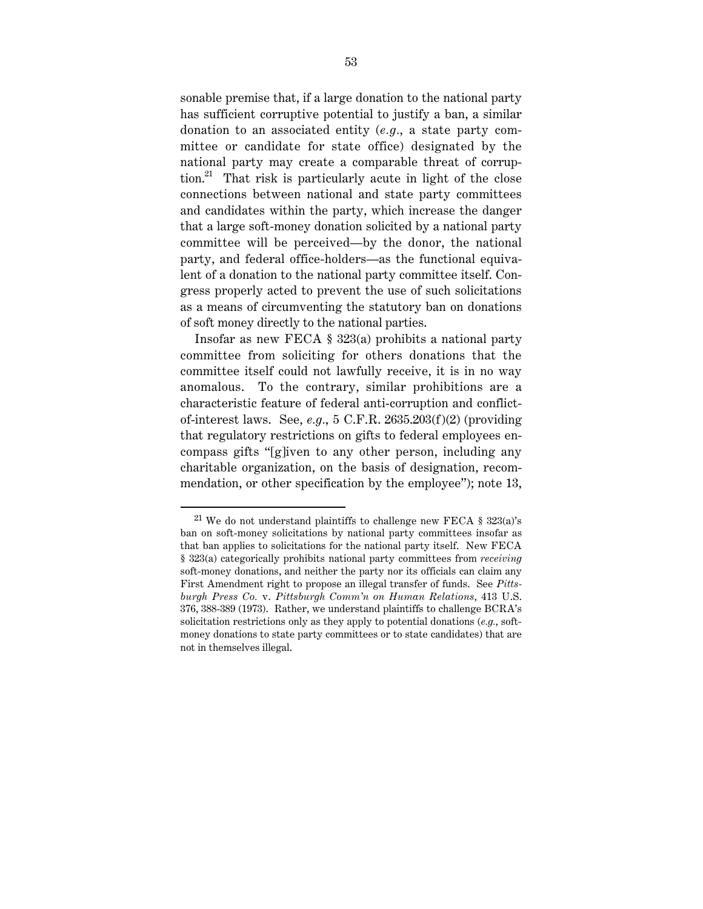sonable premise that, if a large donation to the national party has sufficient corruptive potential to justify a ban, a similar donation to an associated entity (*e.g.*, a state party committee or candidate for state office) designated by the national party may create a comparable threat of corruption.[21] That risk is particularly acute in light of the close connections between national and state party committees and candidates within the party, which increase the danger that a large soft-money donation solicited by a national party committee will be perceived—by the donor, the national party, and federal office-holders—as the functional equivalent of a donation to the national party committee itself. Congress properly acted to prevent the use of such solicitations as a means of circumventing the statutory ban on donations of soft money directly to the national parties.

Insofar as new FECA § 323(a) prohibits a national party committee from soliciting for others donations that the committee itself could not lawfully receive, it is in no way anomalous. To the contrary, similar prohibitions are a characteristic feature of federal anti-corruption and conflict-of-interest laws. See, *e.g.*, 5 C.F.R. 2635.203(f)(2) (providing that regulatory restrictions on gifts to federal employees encompass gifts "[g]iven to any other person, including any charitable organization, on the basis of designation, recommendation, or other specification by the employee"); note 13,

---

[21] We do not understand plaintiffs to challenge new FECA § 323(a)'s ban on soft-money solicitations by national party committees insofar as that ban applies to solicitations for the national party itself. New FECA § 323(a) categorically prohibits national party committees from *receiving* soft-money donations, and neither the party nor its officials can claim any First Amendment right to propose an illegal transfer of funds. See *Pittsburgh Press Co.* v. *Pittsburgh Comm'n on Human Relations*, 413 U.S. 376, 388-389 (1973). Rather, we understand plaintiffs to challenge BCRA's solicitation restrictions only as they apply to potential donations (*e.g.*, soft-money donations to state party committees or to state candidates) that are not in themselves illegal.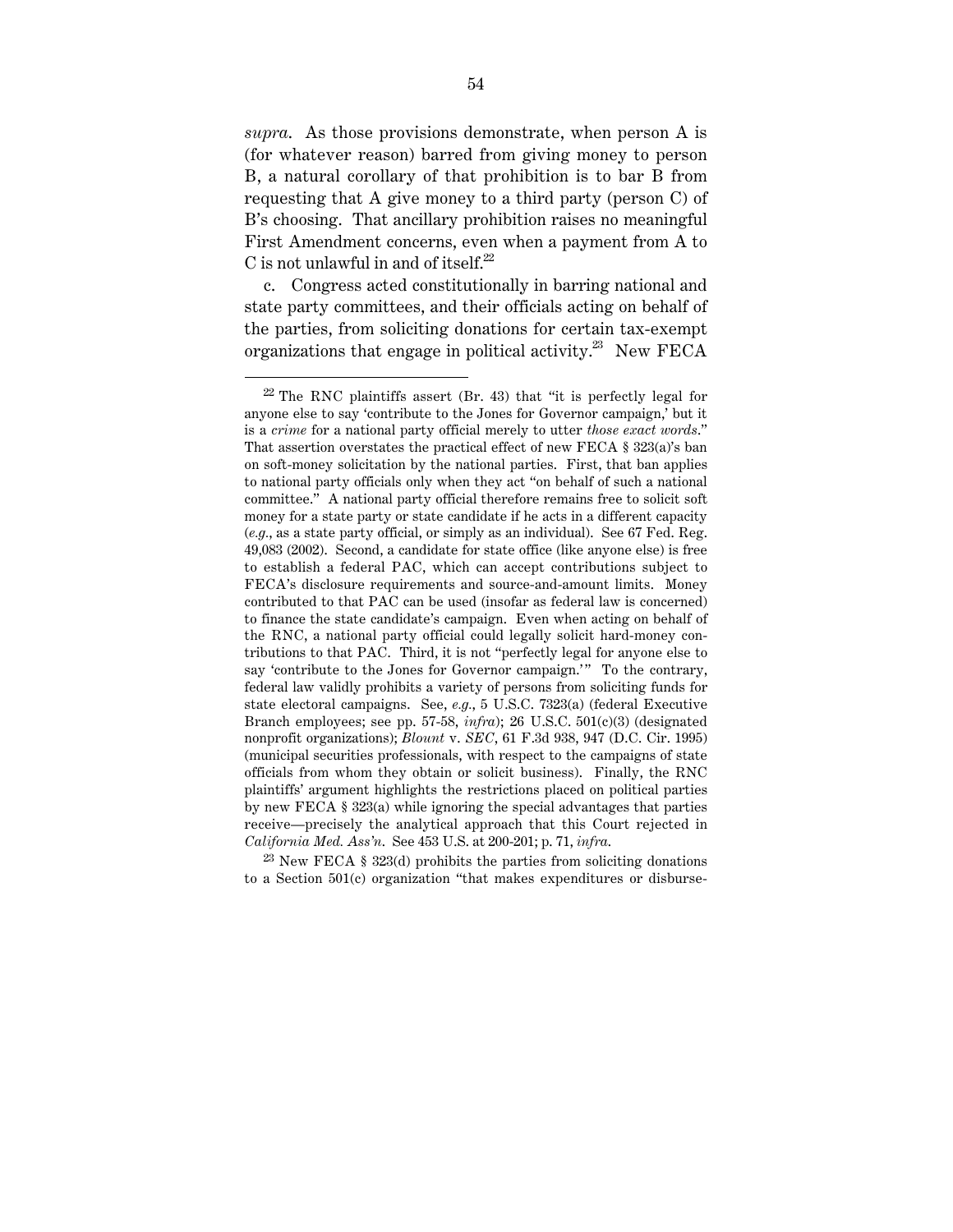*supra*. As those provisions demonstrate, when person A is (for whatever reason) barred from giving money to person B, a natural corollary of that prohibition is to bar B from requesting that A give money to a third party (person C) of B's choosing. That ancillary prohibition raises no meaningful First Amendment concerns, even when a payment from A to C is not unlawful in and of itself.[22]

c. Congress acted constitutionally in barring national and state party committees, and their officials acting on behalf of the parties, from soliciting donations for certain tax-exempt organizations that engage in political activity.[23] New FECA

---

[22] The RNC plaintiffs assert (Br. 43) that "it is perfectly legal for anyone else to say 'contribute to the Jones for Governor campaign,' but it is a *crime* for a national party official merely to utter *those exact words*." That assertion overstates the practical effect of new FECA § 323(a)'s ban on soft-money solicitation by the national parties. First, that ban applies to national party officials only when they act "on behalf of such a national committee." A national party official therefore remains free to solicit soft money for a state party or state candidate if he acts in a different capacity (*e.g.*, as a state party official, or simply as an individual). See 67 Fed. Reg. 49,083 (2002). Second, a candidate for state office (like anyone else) is free to establish a federal PAC, which can accept contributions subject to FECA's disclosure requirements and source-and-amount limits. Money contributed to that PAC can be used (insofar as federal law is concerned) to finance the state candidate's campaign. Even when acting on behalf of the RNC, a national party official could legally solicit hard-money contributions to that PAC. Third, it is not "perfectly legal for anyone else to say 'contribute to the Jones for Governor campaign.'" To the contrary, federal law validly prohibits a variety of persons from soliciting funds for state electoral campaigns. See, *e.g.*, 5 U.S.C. 7323(a) (federal Executive Branch employees; see pp. 57-58, *infra*); 26 U.S.C. 501(c)(3) (designated nonprofit organizations); *Blount* v. *SEC*, 61 F.3d 938, 947 (D.C. Cir. 1995) (municipal securities professionals, with respect to the campaigns of state officials from whom they obtain or solicit business). Finally, the RNC plaintiffs' argument highlights the restrictions placed on political parties by new FECA § 323(a) while ignoring the special advantages that parties receive—precisely the analytical approach that this Court rejected in *California Med. Ass'n*. See 453 U.S. at 200-201; p. 71, *infra*.

[23] New FECA § 323(d) prohibits the parties from soliciting donations to a Section 501(c) organization "that makes expenditures or disburse-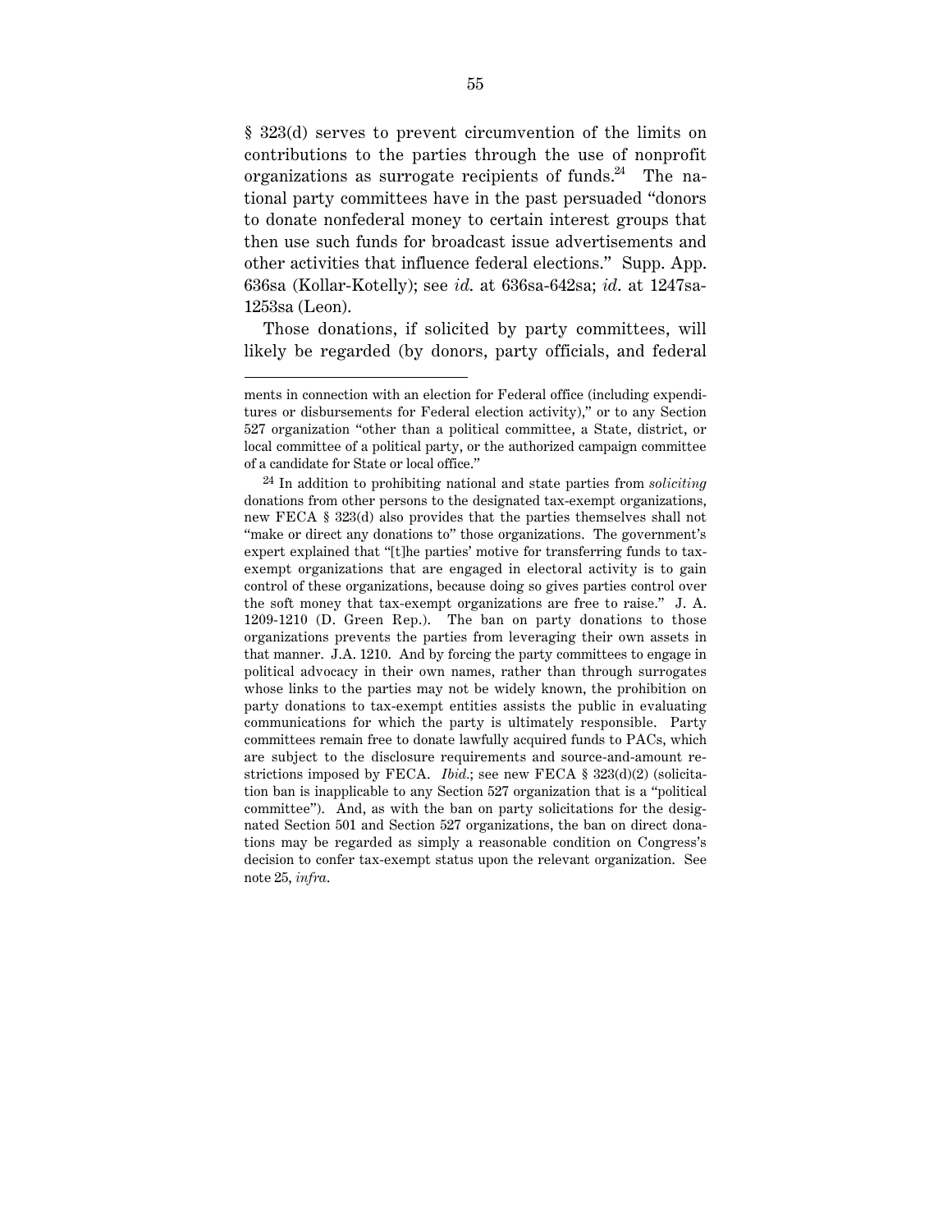§ 323(d) serves to prevent circumvention of the limits on contributions to the parties through the use of nonprofit organizations as surrogate recipients of funds.[24] The national party committees have in the past persuaded "donors to donate nonfederal money to certain interest groups that then use such funds for broadcast issue advertisements and other activities that influence federal elections." Supp. App. 636sa (Kollar-Kotelly); see *id.* at 636sa-642sa; *id.* at 1247sa-1253sa (Leon).

Those donations, if solicited by party committees, will likely be regarded (by donors, party officials, and federal

---

ments in connection with an election for Federal office (including expenditures or disbursements for Federal election activity)," or to any Section 527 organization "other than a political committee, a State, district, or local committee of a political party, or the authorized campaign committee of a candidate for State or local office."

[24] In addition to prohibiting national and state parties from *soliciting* donations from other persons to the designated tax-exempt organizations, new FECA § 323(d) also provides that the parties themselves shall not "make or direct any donations to" those organizations. The government's expert explained that "[t]he parties' motive for transferring funds to tax-exempt organizations that are engaged in electoral activity is to gain control of these organizations, because doing so gives parties control over the soft money that tax-exempt organizations are free to raise." J. A. 1209-1210 (D. Green Rep.). The ban on party donations to those organizations prevents the parties from leveraging their own assets in that manner. J.A. 1210. And by forcing the party committees to engage in political advocacy in their own names, rather than through surrogates whose links to the parties may not be widely known, the prohibition on party donations to tax-exempt entities assists the public in evaluating communications for which the party is ultimately responsible. Party committees remain free to donate lawfully acquired funds to PACs, which are subject to the disclosure requirements and source-and-amount restrictions imposed by FECA. *Ibid.*; see new FECA § 323(d)(2) (solicitation ban is inapplicable to any Section 527 organization that is a "political committee"). And, as with the ban on party solicitations for the designated Section 501 and Section 527 organizations, the ban on direct donations may be regarded as simply a reasonable condition on Congress's decision to confer tax-exempt status upon the relevant organization. See note 25, *infra*.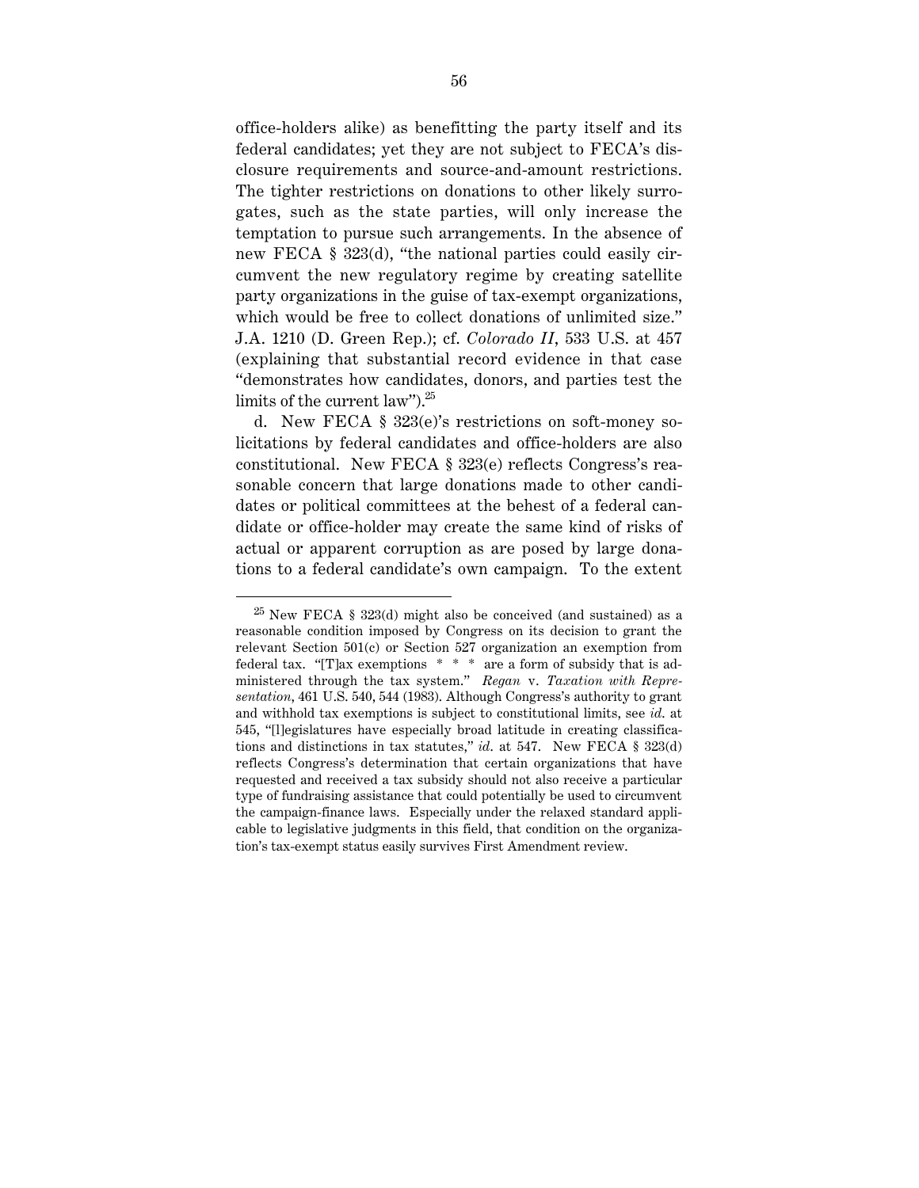office-holders alike) as benefitting the party itself and its federal candidates; yet they are not subject to FECA's disclosure requirements and source-and-amount restrictions. The tighter restrictions on donations to other likely surrogates, such as the state parties, will only increase the temptation to pursue such arrangements. In the absence of new FECA § 323(d), "the national parties could easily circumvent the new regulatory regime by creating satellite party organizations in the guise of tax-exempt organizations, which would be free to collect donations of unlimited size." J.A. 1210 (D. Green Rep.); cf. *Colorado II*, 533 U.S. at 457 (explaining that substantial record evidence in that case "demonstrates how candidates, donors, and parties test the limits of the current law").[25]

d. New FECA § 323(e)'s restrictions on soft-money solicitations by federal candidates and office-holders are also constitutional. New FECA § 323(e) reflects Congress's reasonable concern that large donations made to other candidates or political committees at the behest of a federal candidate or office-holder may create the same kind of risks of actual or apparent corruption as are posed by large donations to a federal candidate's own campaign. To the extent

---

[25] New FECA § 323(d) might also be conceived (and sustained) as a reasonable condition imposed by Congress on its decision to grant the relevant Section 501(c) or Section 527 organization an exemption from federal tax. "[T]ax exemptions * * * are a form of subsidy that is administered through the tax system." *Regan* v. *Taxation with Representation*, 461 U.S. 540, 544 (1983). Although Congress's authority to grant and withhold tax exemptions is subject to constitutional limits, see *id.* at 545, "[l]egislatures have especially broad latitude in creating classifications and distinctions in tax statutes," *id.* at 547. New FECA § 323(d) reflects Congress's determination that certain organizations that have requested and received a tax subsidy should not also receive a particular type of fundraising assistance that could potentially be used to circumvent the campaign-finance laws. Especially under the relaxed standard applicable to legislative judgments in this field, that condition on the organization's tax-exempt status easily survives First Amendment review.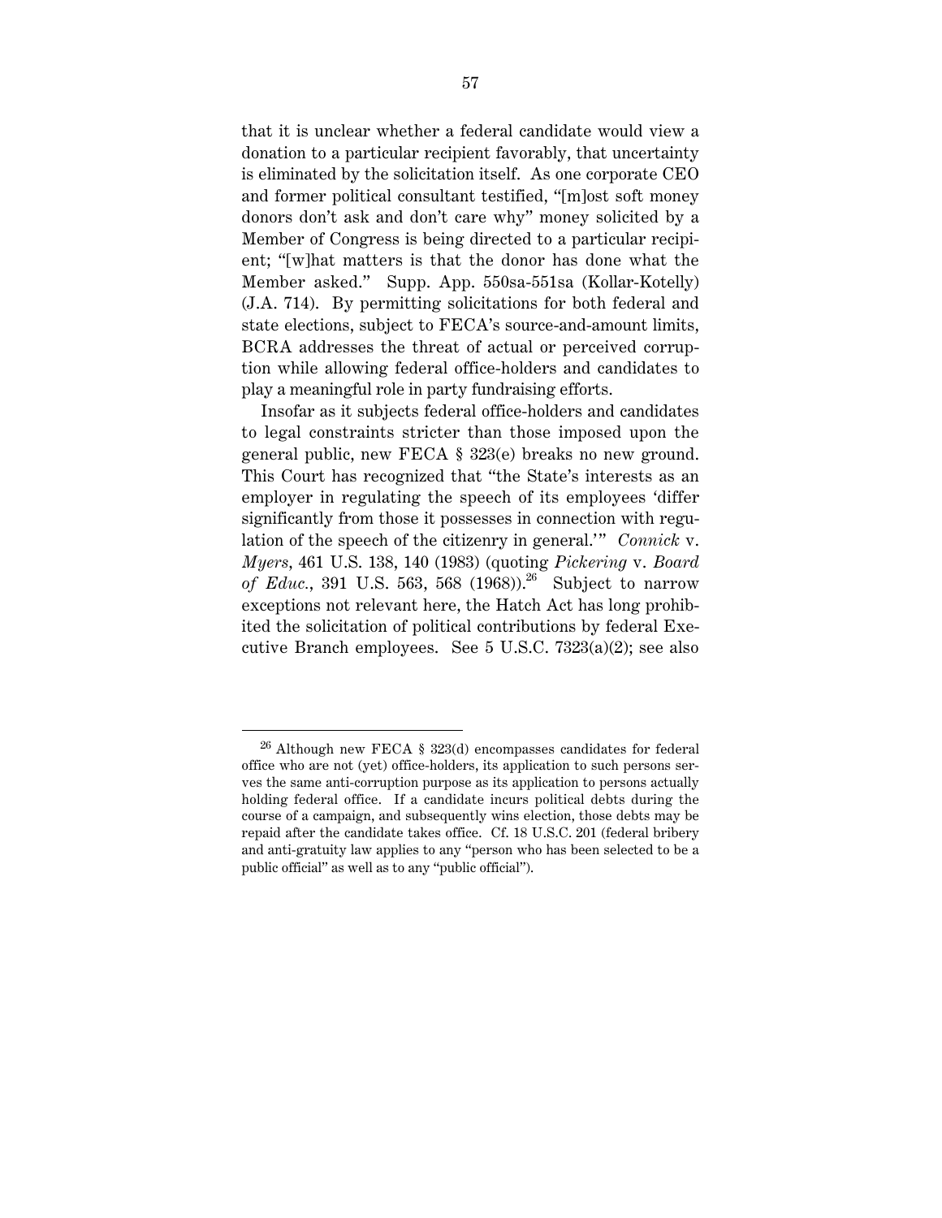that it is unclear whether a federal candidate would view a donation to a particular recipient favorably, that uncertainty is eliminated by the solicitation itself. As one corporate CEO and former political consultant testified, "[m]ost soft money donors don't ask and don't care why" money solicited by a Member of Congress is being directed to a particular recipient; "[w]hat matters is that the donor has done what the Member asked." Supp. App. 550sa-551sa (Kollar-Kotelly) (J.A. 714). By permitting solicitations for both federal and state elections, subject to FECA's source-and-amount limits, BCRA addresses the threat of actual or perceived corruption while allowing federal office-holders and candidates to play a meaningful role in party fundraising efforts.

Insofar as it subjects federal office-holders and candidates to legal constraints stricter than those imposed upon the general public, new FECA § 323(e) breaks no new ground. This Court has recognized that "the State's interests as an employer in regulating the speech of its employees 'differ significantly from those it possesses in connection with regulation of the speech of the citizenry in general.'" *Connick* v. *Myers*, 461 U.S. 138, 140 (1983) (quoting *Pickering* v. *Board of Educ.*, 391 U.S. 563, 568 (1968)).[26] Subject to narrow exceptions not relevant here, the Hatch Act has long prohibited the solicitation of political contributions by federal Executive Branch employees. See 5 U.S.C. 7323(a)(2); see also

---

[26] Although new FECA § 323(d) encompasses candidates for federal office who are not (yet) office-holders, its application to such persons serves the same anti-corruption purpose as its application to persons actually holding federal office. If a candidate incurs political debts during the course of a campaign, and subsequently wins election, those debts may be repaid after the candidate takes office. Cf. 18 U.S.C. 201 (federal bribery and anti-gratuity law applies to any "person who has been selected to be a public official" as well as to any "public official").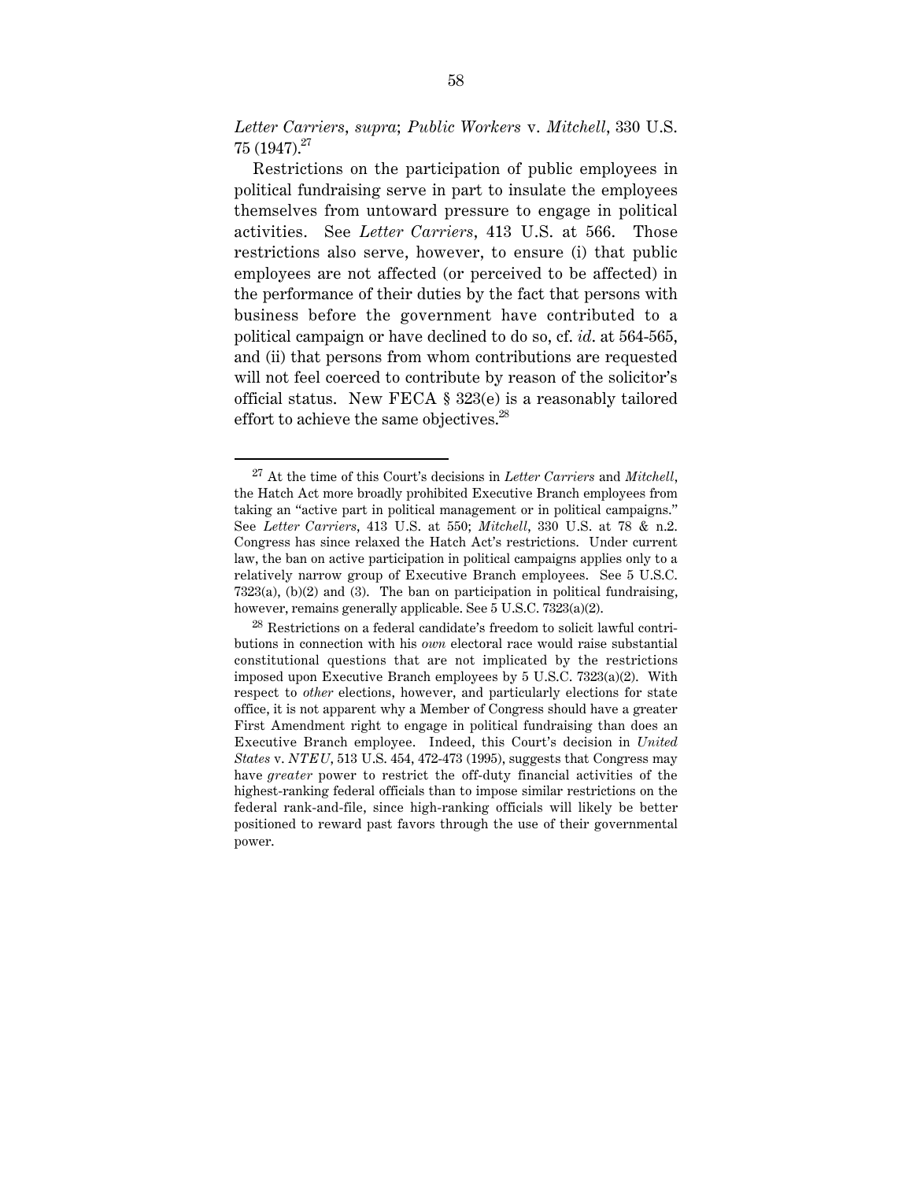*Letter Carriers*, *supra*; *Public Workers* v. *Mitchell*, 330 U.S. 75 (1947).[27]

Restrictions on the participation of public employees in political fundraising serve in part to insulate the employees themselves from untoward pressure to engage in political activities. See *Letter Carriers*, 413 U.S. at 566. Those restrictions also serve, however, to ensure (i) that public employees are not affected (or perceived to be affected) in the performance of their duties by the fact that persons with business before the government have contributed to a political campaign or have declined to do so, cf. *id*. at 564-565, and (ii) that persons from whom contributions are requested will not feel coerced to contribute by reason of the solicitor's official status. New FECA § 323(e) is a reasonably tailored effort to achieve the same objectives.[28]

---

[27] At the time of this Court's decisions in *Letter Carriers* and *Mitchell*, the Hatch Act more broadly prohibited Executive Branch employees from taking an "active part in political management or in political campaigns." See *Letter Carriers*, 413 U.S. at 550; *Mitchell*, 330 U.S. at 78 & n.2. Congress has since relaxed the Hatch Act's restrictions. Under current law, the ban on active participation in political campaigns applies only to a relatively narrow group of Executive Branch employees. See 5 U.S.C. 7323(a), (b)(2) and (3). The ban on participation in political fundraising, however, remains generally applicable. See 5 U.S.C. 7323(a)(2).

[28] Restrictions on a federal candidate's freedom to solicit lawful contributions in connection with his *own* electoral race would raise substantial constitutional questions that are not implicated by the restrictions imposed upon Executive Branch employees by 5 U.S.C. 7323(a)(2). With respect to *other* elections, however, and particularly elections for state office, it is not apparent why a Member of Congress should have a greater First Amendment right to engage in political fundraising than does an Executive Branch employee. Indeed, this Court's decision in *United States* v. *NTEU*, 513 U.S. 454, 472-473 (1995), suggests that Congress may have *greater* power to restrict the off-duty financial activities of the highest-ranking federal officials than to impose similar restrictions on the federal rank-and-file, since high-ranking officials will likely be better positioned to reward past favors through the use of their governmental power.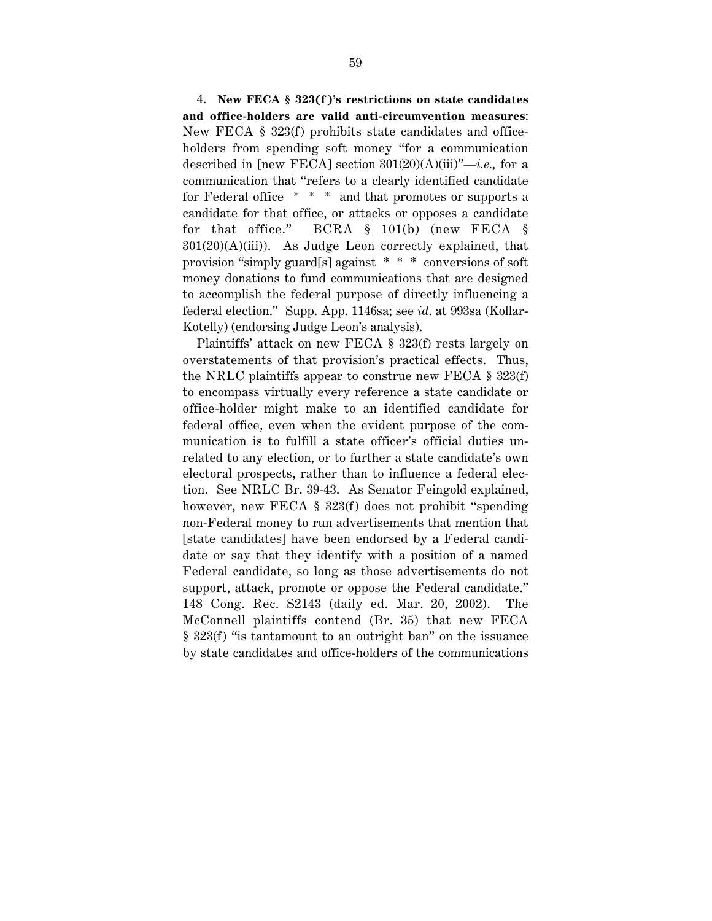4. **New FECA § 323(f)'s restrictions on state candidates and office-holders are valid anti-circumvention measures**: New FECA § 323(f) prohibits state candidates and office-holders from spending soft money "for a communication described in [new FECA] section 301(20)(A)(iii)"—*i.e.*, for a communication that "refers to a clearly identified candidate for Federal office * * * and that promotes or supports a candidate for that office, or attacks or opposes a candidate for that office." BCRA § 101(b) (new FECA § 301(20)(A)(iii)). As Judge Leon correctly explained, that provision "simply guard[s] against * * * conversions of soft money donations to fund communications that are designed to accomplish the federal purpose of directly influencing a federal election." Supp. App. 1146sa; see *id*. at 993sa (Kollar-Kotelly) (endorsing Judge Leon's analysis).

Plaintiffs' attack on new FECA § 323(f) rests largely on overstatements of that provision's practical effects. Thus, the NRLC plaintiffs appear to construe new FECA § 323(f) to encompass virtually every reference a state candidate or office-holder might make to an identified candidate for federal office, even when the evident purpose of the communication is to fulfill a state officer's official duties unrelated to any election, or to further a state candidate's own electoral prospects, rather than to influence a federal election. See NRLC Br. 39-43. As Senator Feingold explained, however, new FECA § 323(f) does not prohibit "spending non-Federal money to run advertisements that mention that [state candidates] have been endorsed by a Federal candidate or say that they identify with a position of a named Federal candidate, so long as those advertisements do not support, attack, promote or oppose the Federal candidate." 148 Cong. Rec. S2143 (daily ed. Mar. 20, 2002). The McConnell plaintiffs contend (Br. 35) that new FECA § 323(f) "is tantamount to an outright ban" on the issuance by state candidates and office-holders of the communications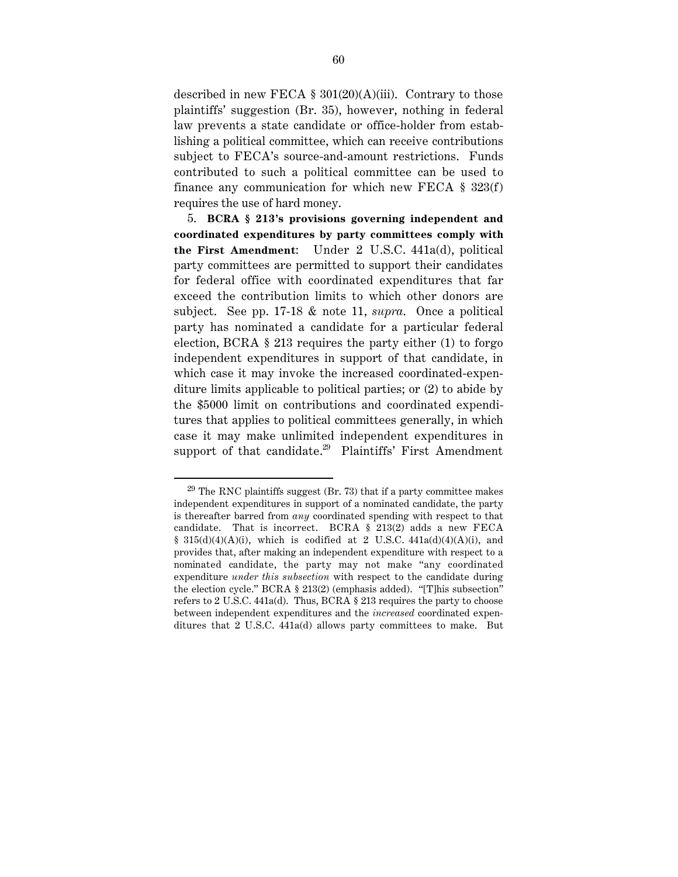described in new FECA § 301(20)(A)(iii). Contrary to those plaintiffs' suggestion (Br. 35), however, nothing in federal law prevents a state candidate or office-holder from establishing a political committee, which can receive contributions subject to FECA's source-and-amount restrictions. Funds contributed to such a political committee can be used to finance any communication for which new FECA § 323(f) requires the use of hard money.

5. **BCRA § 213's provisions governing independent and coordinated expenditures by party committees comply with the First Amendment**: Under 2 U.S.C. 441a(d), political party committees are permitted to support their candidates for federal office with coordinated expenditures that far exceed the contribution limits to which other donors are subject. See pp. 17-18 & note 11, *supra*. Once a political party has nominated a candidate for a particular federal election, BCRA § 213 requires the party either (1) to forgo independent expenditures in support of that candidate, in which case it may invoke the increased coordinated-expenditure limits applicable to political parties; or (2) to abide by the $5000 limit on contributions and coordinated expenditures that applies to political committees generally, in which case it may make unlimited independent expenditures in support of that candidate.[29] Plaintiffs' First Amendment

---

[29] The RNC plaintiffs suggest (Br. 73) that if a party committee makes independent expenditures in support of a nominated candidate, the party is thereafter barred from *any* coordinated spending with respect to that candidate. That is incorrect. BCRA § 213(2) adds a new FECA § 315(d)(4)(A)(i), which is codified at 2 U.S.C. 441a(d)(4)(A)(i), and provides that, after making an independent expenditure with respect to a nominated candidate, the party may not make "any coordinated expenditure *under this subsection* with respect to the candidate during the election cycle." BCRA § 213(2) (emphasis added). "[T]his subsection" refers to 2 U.S.C. 441a(d). Thus, BCRA § 213 requires the party to choose between independent expenditures and the *increased* coordinated expenditures that 2 U.S.C. 441a(d) allows party committees to make. But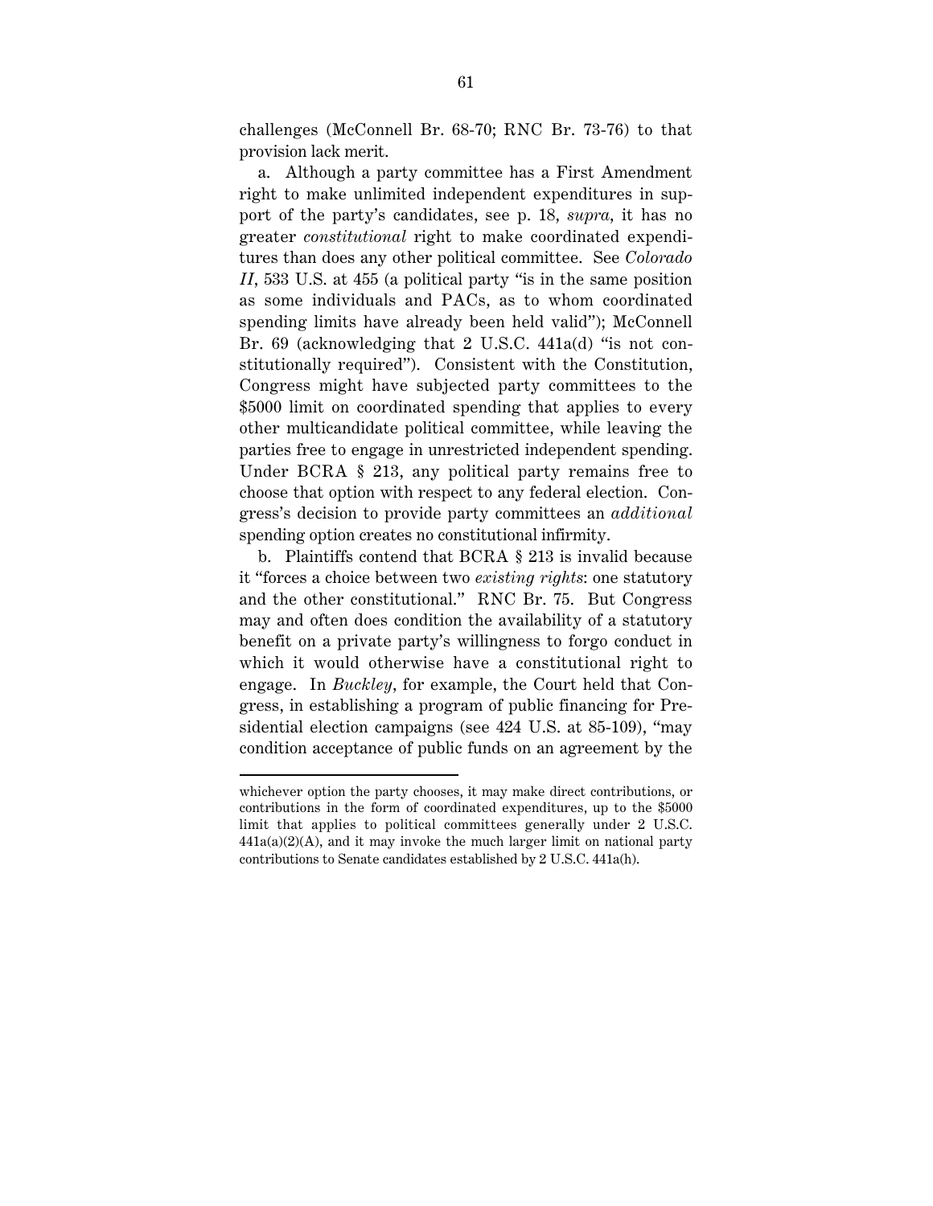challenges (McConnell Br. 68-70; RNC Br. 73-76) to that provision lack merit.

a. Although a party committee has a First Amendment right to make unlimited independent expenditures in support of the party's candidates, see p. 18, *supra*, it has no greater *constitutional* right to make coordinated expenditures than does any other political committee. See *Colorado II*, 533 U.S. at 455 (a political party "is in the same position as some individuals and PACs, as to whom coordinated spending limits have already been held valid"); McConnell Br. 69 (acknowledging that 2 U.S.C. 441a(d) "is not constitutionally required"). Consistent with the Constitution, Congress might have subjected party committees to the $5000 limit on coordinated spending that applies to every other multicandidate political committee, while leaving the parties free to engage in unrestricted independent spending. Under BCRA § 213, any political party remains free to choose that option with respect to any federal election. Congress's decision to provide party committees an *additional* spending option creates no constitutional infirmity.

b. Plaintiffs contend that BCRA § 213 is invalid because it "forces a choice between two *existing rights*: one statutory and the other constitutional." RNC Br. 75. But Congress may and often does condition the availability of a statutory benefit on a private party's willingness to forgo conduct in which it would otherwise have a constitutional right to engage. In *Buckley*, for example, the Court held that Congress, in establishing a program of public financing for Presidential election campaigns (see 424 U.S. at 85-109), "may condition acceptance of public funds on an agreement by the

---

whichever option the party chooses, it may make direct contributions, or contributions in the form of coordinated expenditures, up to the $5000 limit that applies to political committees generally under 2 U.S.C. 441a(a)(2)(A), and it may invoke the much larger limit on national party contributions to Senate candidates established by 2 U.S.C. 441a(h).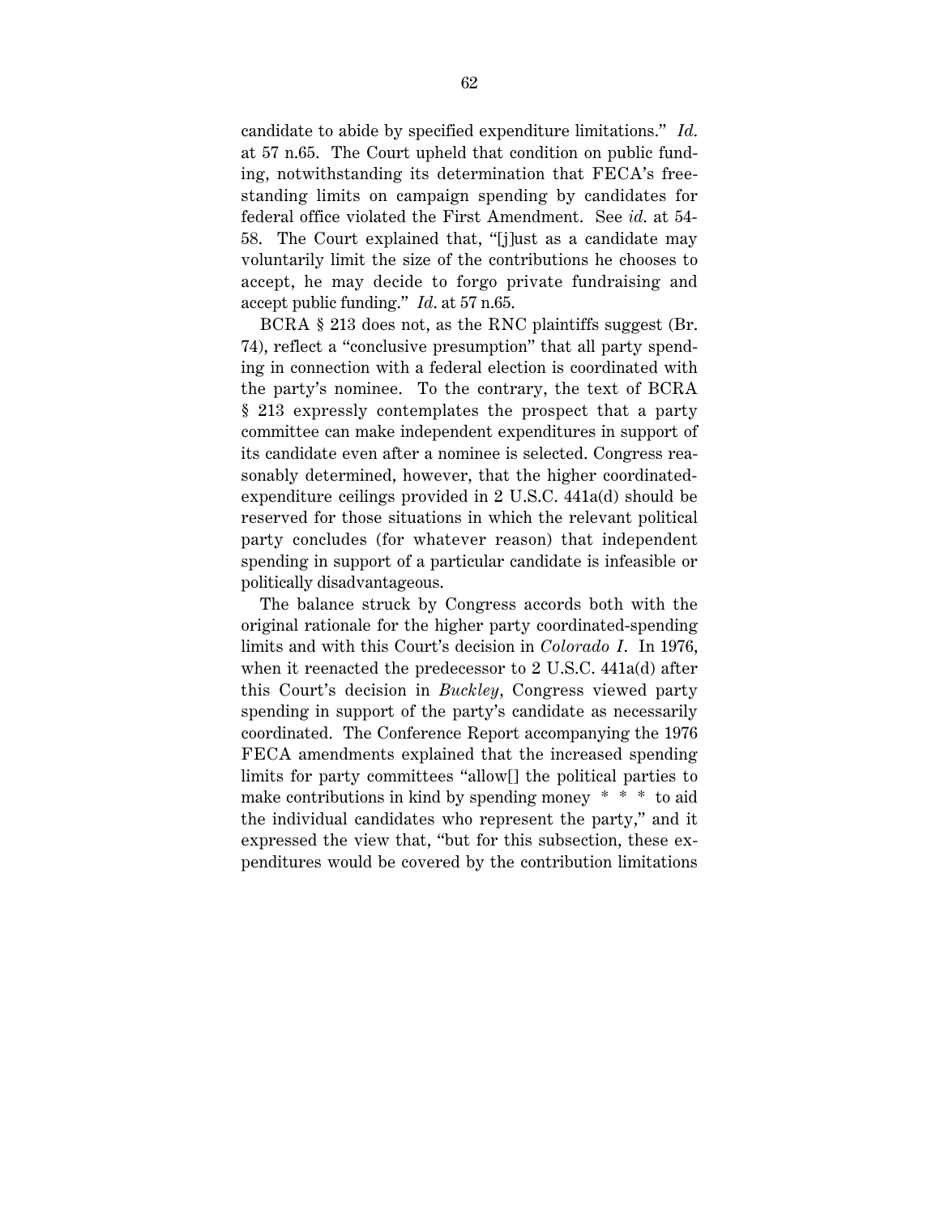candidate to abide by specified expenditure limitations." *Id.* at 57 n.65. The Court upheld that condition on public funding, notwithstanding its determination that FECA's free-standing limits on campaign spending by candidates for federal office violated the First Amendment. See *id.* at 54-58. The Court explained that, "[j]ust as a candidate may voluntarily limit the size of the contributions he chooses to accept, he may decide to forgo private fundraising and accept public funding." *Id.* at 57 n.65.

BCRA § 213 does not, as the RNC plaintiffs suggest (Br. 74), reflect a "conclusive presumption" that all party spending in connection with a federal election is coordinated with the party's nominee. To the contrary, the text of BCRA § 213 expressly contemplates the prospect that a party committee can make independent expenditures in support of its candidate even after a nominee is selected. Congress reasonably determined, however, that the higher coordinated-expenditure ceilings provided in 2 U.S.C. 441a(d) should be reserved for those situations in which the relevant political party concludes (for whatever reason) that independent spending in support of a particular candidate is infeasible or politically disadvantageous.

The balance struck by Congress accords both with the original rationale for the higher party coordinated-spending limits and with this Court's decision in *Colorado I*. In 1976, when it reenacted the predecessor to 2 U.S.C. 441a(d) after this Court's decision in *Buckley*, Congress viewed party spending in support of the party's candidate as necessarily coordinated. The Conference Report accompanying the 1976 FECA amendments explained that the increased spending limits for party committees "allow[] the political parties to make contributions in kind by spending money * * * to aid the individual candidates who represent the party," and it expressed the view that, "but for this subsection, these expenditures would be covered by the contribution limitations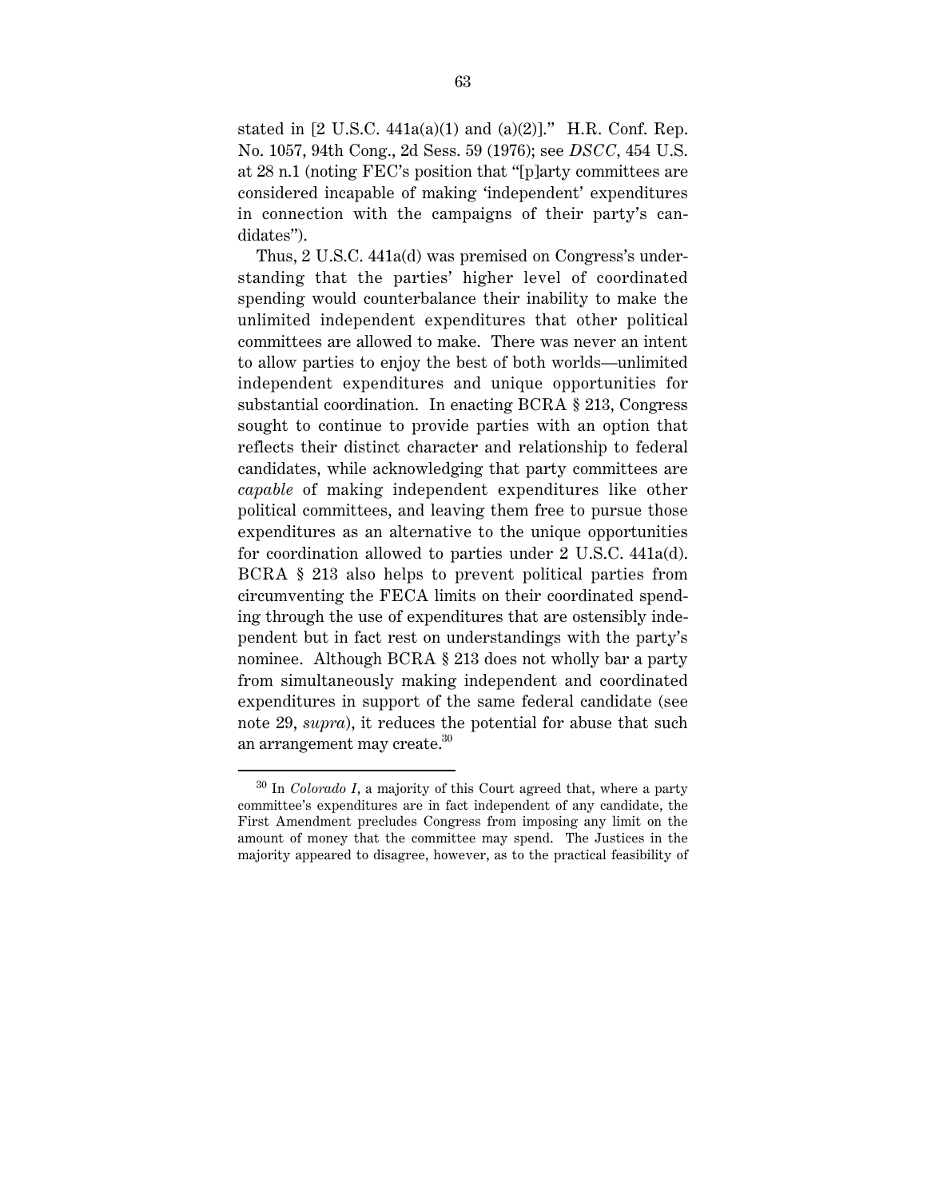stated in [2 U.S.C. 441a(a)(1) and (a)(2)]." H.R. Conf. Rep. No. 1057, 94th Cong., 2d Sess. 59 (1976); see *DSCC*, 454 U.S. at 28 n.1 (noting FEC's position that "[p]arty committees are considered incapable of making 'independent' expenditures in connection with the campaigns of their party's candidates").

Thus, 2 U.S.C. 441a(d) was premised on Congress's understanding that the parties' higher level of coordinated spending would counterbalance their inability to make the unlimited independent expenditures that other political committees are allowed to make. There was never an intent to allow parties to enjoy the best of both worlds—unlimited independent expenditures and unique opportunities for substantial coordination. In enacting BCRA § 213, Congress sought to continue to provide parties with an option that reflects their distinct character and relationship to federal candidates, while acknowledging that party committees are *capable* of making independent expenditures like other political committees, and leaving them free to pursue those expenditures as an alternative to the unique opportunities for coordination allowed to parties under 2 U.S.C. 441a(d). BCRA § 213 also helps to prevent political parties from circumventing the FECA limits on their coordinated spending through the use of expenditures that are ostensibly independent but in fact rest on understandings with the party's nominee. Although BCRA § 213 does not wholly bar a party from simultaneously making independent and coordinated expenditures in support of the same federal candidate (see note 29, *supra*), it reduces the potential for abuse that such an arrangement may create.[30]

[30] In *Colorado I*, a majority of this Court agreed that, where a party committee's expenditures are in fact independent of any candidate, the First Amendment precludes Congress from imposing any limit on the amount of money that the committee may spend. The Justices in the majority appeared to disagree, however, as to the practical feasibility of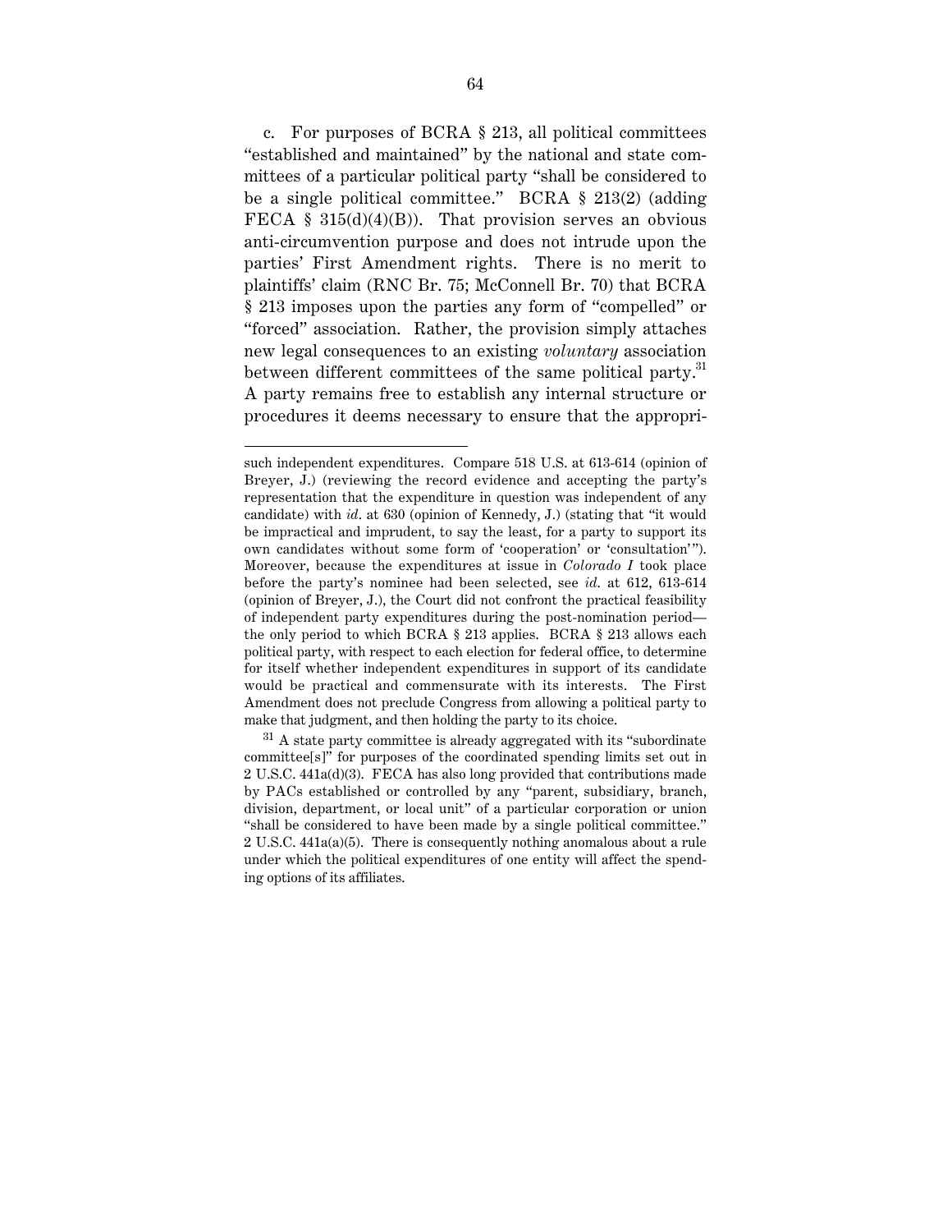c. For purposes of BCRA § 213, all political committees "established and maintained" by the national and state committees of a particular political party "shall be considered to be a single political committee." BCRA § 213(2) (adding FECA § 315(d)(4)(B)). That provision serves an obvious anti-circumvention purpose and does not intrude upon the parties' First Amendment rights. There is no merit to plaintiffs' claim (RNC Br. 75; McConnell Br. 70) that BCRA § 213 imposes upon the parties any form of "compelled" or "forced" association. Rather, the provision simply attaches new legal consequences to an existing *voluntary* association between different committees of the same political party.[31] A party remains free to establish any internal structure or procedures it deems necessary to ensure that the appropri-

---

such independent expenditures. Compare 518 U.S. at 613-614 (opinion of Breyer, J.) (reviewing the record evidence and accepting the party's representation that the expenditure in question was independent of any candidate) with *id.* at 630 (opinion of Kennedy, J.) (stating that "it would be impractical and imprudent, to say the least, for a party to support its own candidates without some form of 'cooperation' or 'consultation'"). Moreover, because the expenditures at issue in *Colorado I* took place before the party's nominee had been selected, see *id.* at 612, 613-614 (opinion of Breyer, J.), the Court did not confront the practical feasibility of independent party expenditures during the post-nomination period—the only period to which BCRA § 213 applies. BCRA § 213 allows each political party, with respect to each election for federal office, to determine for itself whether independent expenditures in support of its candidate would be practical and commensurate with its interests. The First Amendment does not preclude Congress from allowing a political party to make that judgment, and then holding the party to its choice.

[31] A state party committee is already aggregated with its "subordinate committee[s]" for purposes of the coordinated spending limits set out in 2 U.S.C. 441a(d)(3). FECA has also long provided that contributions made by PACs established or controlled by any "parent, subsidiary, branch, division, department, or local unit" of a particular corporation or union "shall be considered to have been made by a single political committee." 2 U.S.C. 441a(a)(5). There is consequently nothing anomalous about a rule under which the political expenditures of one entity will affect the spending options of its affiliates.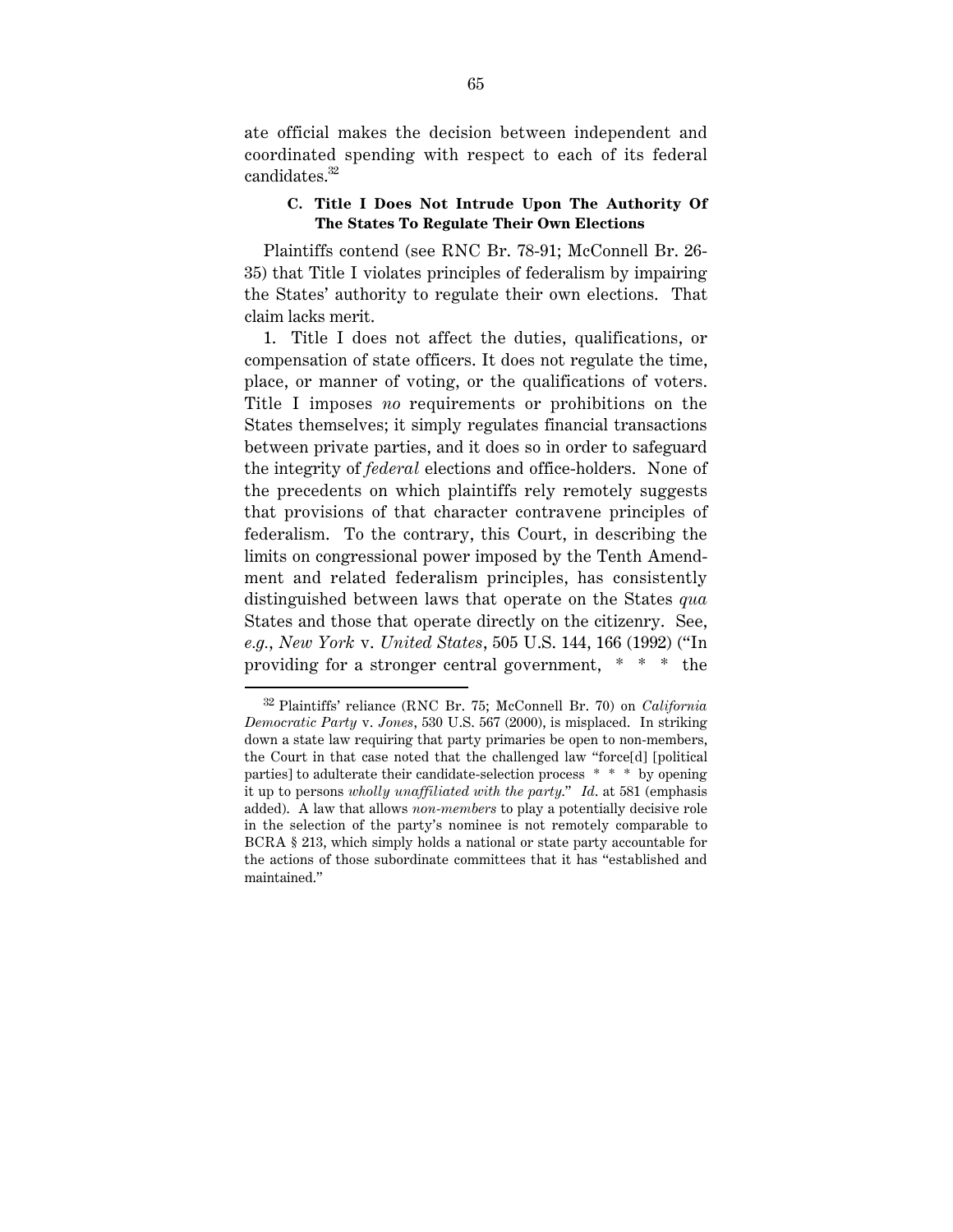ate official makes the decision between independent and coordinated spending with respect to each of its federal candidates.[32]

### C. Title I Does Not Intrude Upon The Authority Of The States To Regulate Their Own Elections

Plaintiffs contend (see RNC Br. 78-91; McConnell Br. 26-35) that Title I violates principles of federalism by impairing the States' authority to regulate their own elections. That claim lacks merit.

1. Title I does not affect the duties, qualifications, or compensation of state officers. It does not regulate the time, place, or manner of voting, or the qualifications of voters. Title I imposes *no* requirements or prohibitions on the States themselves; it simply regulates financial transactions between private parties, and it does so in order to safeguard the integrity of *federal* elections and office-holders. None of the precedents on which plaintiffs rely remotely suggests that provisions of that character contravene principles of federalism. To the contrary, this Court, in describing the limits on congressional power imposed by the Tenth Amendment and related federalism principles, has consistently distinguished between laws that operate on the States *qua* States and those that operate directly on the citizenry. See, *e.g.*, *New York* v. *United States*, 505 U.S. 144, 166 (1992) ("In providing for a stronger central government, * * * the

---

[32] Plaintiffs' reliance (RNC Br. 75; McConnell Br. 70) on *California Democratic Party* v. *Jones*, 530 U.S. 567 (2000), is misplaced. In striking down a state law requiring that party primaries be open to non-members, the Court in that case noted that the challenged law "force[d] [political parties] to adulterate their candidate-selection process * * * by opening it up to persons *wholly unaffiliated with the party*." *Id*. at 581 (emphasis added). A law that allows *non-members* to play a potentially decisive role in the selection of the party's nominee is not remotely comparable to BCRA § 213, which simply holds a national or state party accountable for the actions of those subordinate committees that it has "established and maintained."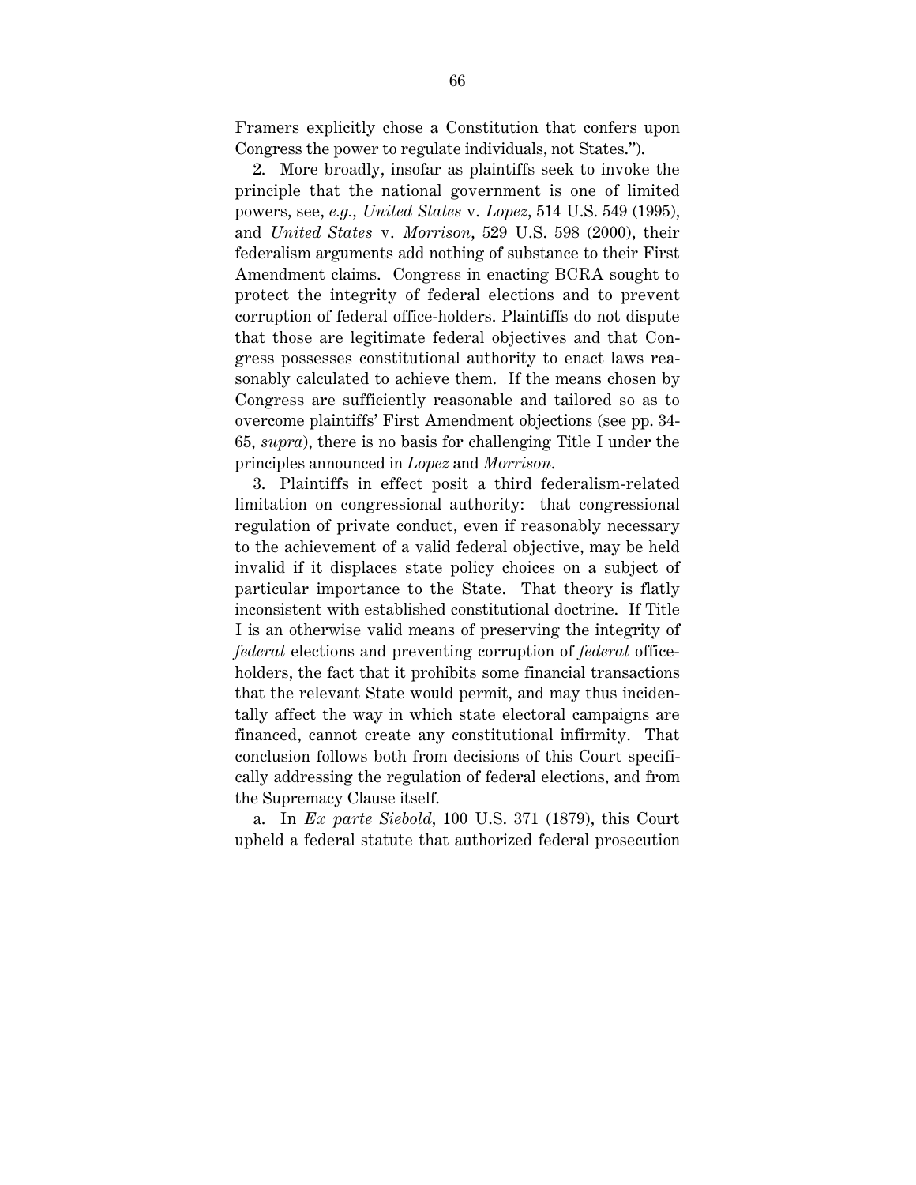Framers explicitly chose a Constitution that confers upon Congress the power to regulate individuals, not States.").

2. More broadly, insofar as plaintiffs seek to invoke the principle that the national government is one of limited powers, see, *e.g.*, *United States* v. *Lopez*, 514 U.S. 549 (1995), and *United States* v. *Morrison*, 529 U.S. 598 (2000), their federalism arguments add nothing of substance to their First Amendment claims. Congress in enacting BCRA sought to protect the integrity of federal elections and to prevent corruption of federal office-holders. Plaintiffs do not dispute that those are legitimate federal objectives and that Congress possesses constitutional authority to enact laws reasonably calculated to achieve them. If the means chosen by Congress are sufficiently reasonable and tailored so as to overcome plaintiffs' First Amendment objections (see pp. 34-65, *supra*), there is no basis for challenging Title I under the principles announced in *Lopez* and *Morrison*.

3. Plaintiffs in effect posit a third federalism-related limitation on congressional authority: that congressional regulation of private conduct, even if reasonably necessary to the achievement of a valid federal objective, may be held invalid if it displaces state policy choices on a subject of particular importance to the State. That theory is flatly inconsistent with established constitutional doctrine. If Title I is an otherwise valid means of preserving the integrity of *federal* elections and preventing corruption of *federal* office-holders, the fact that it prohibits some financial transactions that the relevant State would permit, and may thus incidentally affect the way in which state electoral campaigns are financed, cannot create any constitutional infirmity. That conclusion follows both from decisions of this Court specifically addressing the regulation of federal elections, and from the Supremacy Clause itself.

a. In *Ex parte Siebold*, 100 U.S. 371 (1879), this Court upheld a federal statute that authorized federal prosecution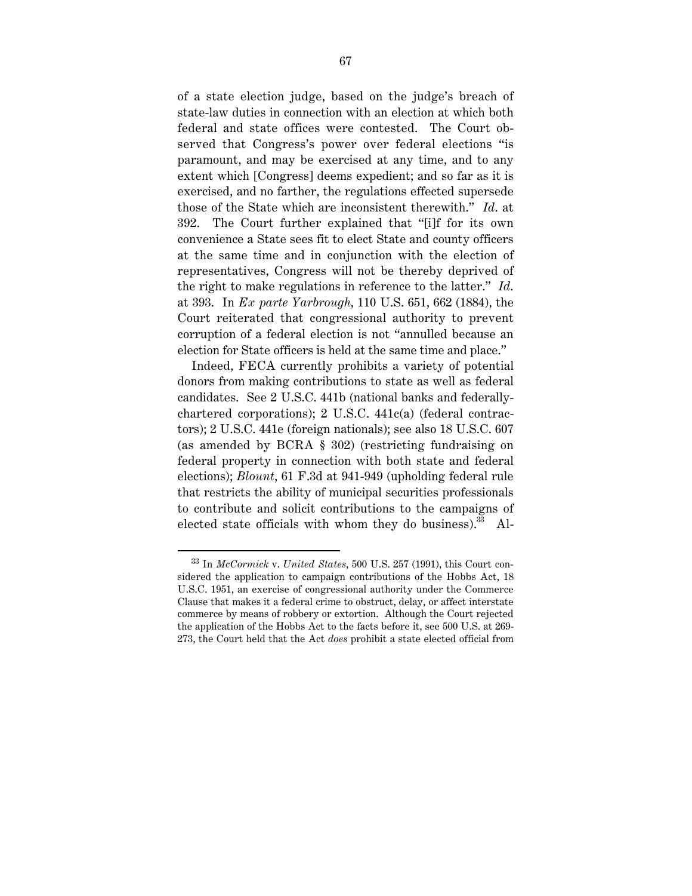of a state election judge, based on the judge's breach of state-law duties in connection with an election at which both federal and state offices were contested. The Court observed that Congress's power over federal elections "is paramount, and may be exercised at any time, and to any extent which [Congress] deems expedient; and so far as it is exercised, and no farther, the regulations effected supersede those of the State which are inconsistent therewith." *Id.* at 392. The Court further explained that "[i]f for its own convenience a State sees fit to elect State and county officers at the same time and in conjunction with the election of representatives, Congress will not be thereby deprived of the right to make regulations in reference to the latter." *Id.* at 393. In *Ex parte Yarbrough*, 110 U.S. 651, 662 (1884), the Court reiterated that congressional authority to prevent corruption of a federal election is not "annulled because an election for State officers is held at the same time and place."

Indeed, FECA currently prohibits a variety of potential donors from making contributions to state as well as federal candidates. See 2 U.S.C. 441b (national banks and federally-chartered corporations); 2 U.S.C. 441c(a) (federal contractors); 2 U.S.C. 441e (foreign nationals); see also 18 U.S.C. 607 (as amended by BCRA § 302) (restricting fundraising on federal property in connection with both state and federal elections); *Blount*, 61 F.3d at 941-949 (upholding federal rule that restricts the ability of municipal securities professionals to contribute and solicit contributions to the campaigns of elected state officials with whom they do business).[33] Al-

[33] In *McCormick* v. *United States*, 500 U.S. 257 (1991), this Court considered the application to campaign contributions of the Hobbs Act, 18 U.S.C. 1951, an exercise of congressional authority under the Commerce Clause that makes it a federal crime to obstruct, delay, or affect interstate commerce by means of robbery or extortion. Although the Court rejected the application of the Hobbs Act to the facts before it, see 500 U.S. at 269-273, the Court held that the Act *does* prohibit a state elected official from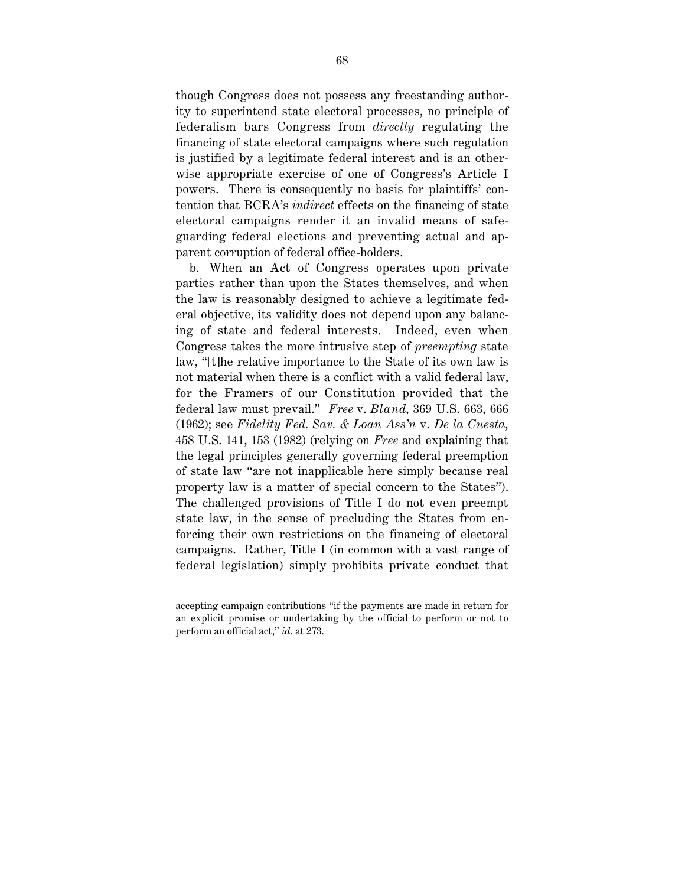though Congress does not possess any freestanding authority to superintend state electoral processes, no principle of federalism bars Congress from *directly* regulating the financing of state electoral campaigns where such regulation is justified by a legitimate federal interest and is an otherwise appropriate exercise of one of Congress's Article I powers. There is consequently no basis for plaintiffs' contention that BCRA's *indirect* effects on the financing of state electoral campaigns render it an invalid means of safeguarding federal elections and preventing actual and apparent corruption of federal office-holders.

b. When an Act of Congress operates upon private parties rather than upon the States themselves, and when the law is reasonably designed to achieve a legitimate federal objective, its validity does not depend upon any balancing of state and federal interests. Indeed, even when Congress takes the more intrusive step of *preempting* state law, "[t]he relative importance to the State of its own law is not material when there is a conflict with a valid federal law, for the Framers of our Constitution provided that the federal law must prevail." *Free* v. *Bland*, 369 U.S. 663, 666 (1962); see *Fidelity Fed. Sav. & Loan Ass'n* v. *De la Cuesta*, 458 U.S. 141, 153 (1982) (relying on *Free* and explaining that the legal principles generally governing federal preemption of state law "are not inapplicable here simply because real property law is a matter of special concern to the States"). The challenged provisions of Title I do not even preempt state law, in the sense of precluding the States from enforcing their own restrictions on the financing of electoral campaigns. Rather, Title I (in common with a vast range of federal legislation) simply prohibits private conduct that

---

accepting campaign contributions "if the payments are made in return for an explicit promise or undertaking by the official to perform or not to perform an official act," *id*. at 273.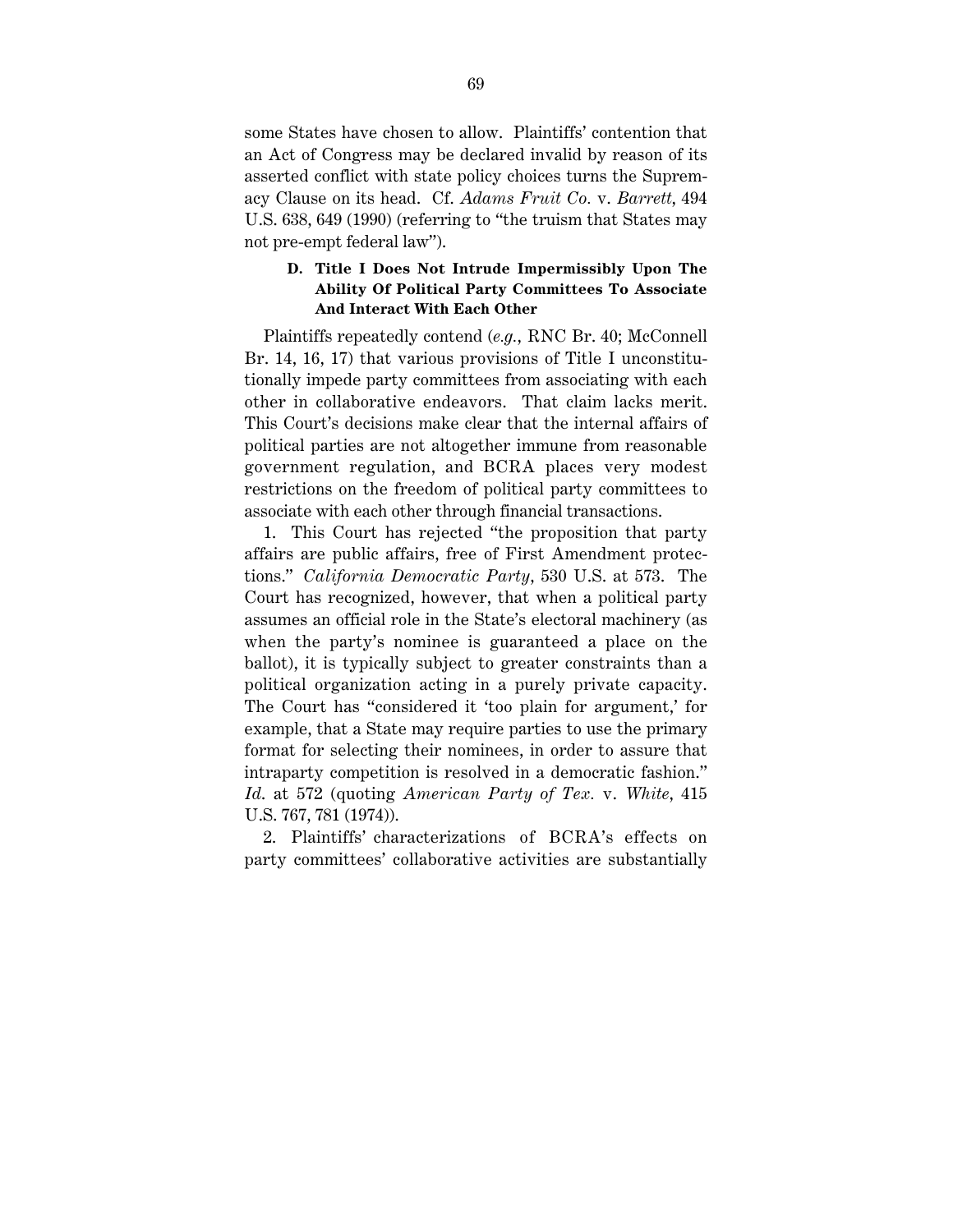some States have chosen to allow. Plaintiffs' contention that an Act of Congress may be declared invalid by reason of its asserted conflict with state policy choices turns the Supremacy Clause on its head. Cf. *Adams Fruit Co.* v. *Barrett*, 494 U.S. 638, 649 (1990) (referring to "the truism that States may not pre-empt federal law").

### D. Title I Does Not Intrude Impermissibly Upon The Ability Of Political Party Committees To Associate And Interact With Each Other

Plaintiffs repeatedly contend (*e.g.*, RNC Br. 40; McConnell Br. 14, 16, 17) that various provisions of Title I unconstitutionally impede party committees from associating with each other in collaborative endeavors. That claim lacks merit. This Court's decisions make clear that the internal affairs of political parties are not altogether immune from reasonable government regulation, and BCRA places very modest restrictions on the freedom of political party committees to associate with each other through financial transactions.

1. This Court has rejected "the proposition that party affairs are public affairs, free of First Amendment protections." *California Democratic Party*, 530 U.S. at 573. The Court has recognized, however, that when a political party assumes an official role in the State's electoral machinery (as when the party's nominee is guaranteed a place on the ballot), it is typically subject to greater constraints than a political organization acting in a purely private capacity. The Court has "considered it 'too plain for argument,' for example, that a State may require parties to use the primary format for selecting their nominees, in order to assure that intraparty competition is resolved in a democratic fashion." *Id.* at 572 (quoting *American Party of Tex.* v. *White*, 415 U.S. 767, 781 (1974)).

2. Plaintiffs' characterizations of BCRA's effects on party committees' collaborative activities are substantially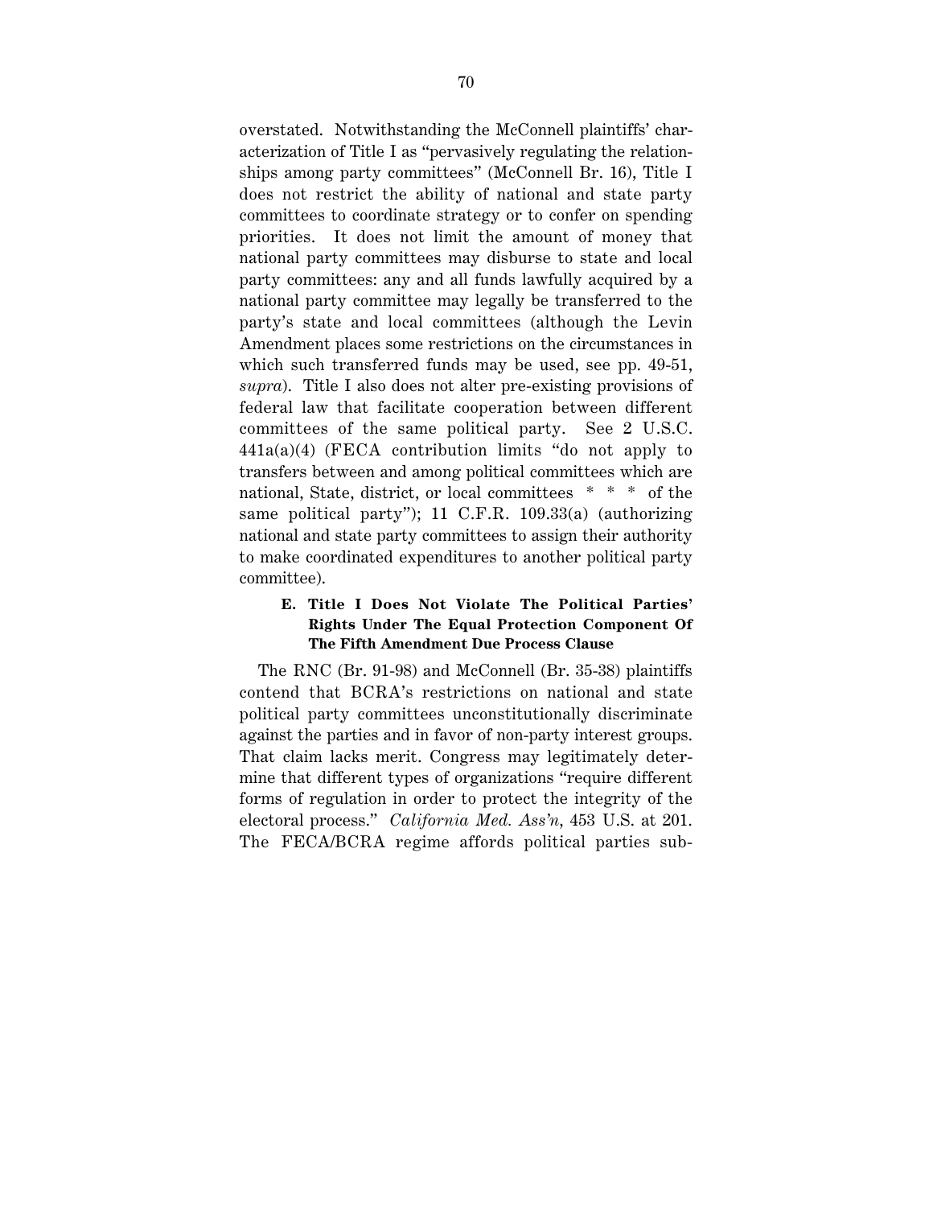overstated. Notwithstanding the McConnell plaintiffs' characterization of Title I as "pervasively regulating the relationships among party committees" (McConnell Br. 16), Title I does not restrict the ability of national and state party committees to coordinate strategy or to confer on spending priorities. It does not limit the amount of money that national party committees may disburse to state and local party committees: any and all funds lawfully acquired by a national party committee may legally be transferred to the party's state and local committees (although the Levin Amendment places some restrictions on the circumstances in which such transferred funds may be used, see pp. 49-51, *supra*). Title I also does not alter pre-existing provisions of federal law that facilitate cooperation between different committees of the same political party. See 2 U.S.C. 441a(a)(4) (FECA contribution limits "do not apply to transfers between and among political committees which are national, State, district, or local committees * * * of the same political party"); 11 C.F.R. 109.33(a) (authorizing national and state party committees to assign their authority to make coordinated expenditures to another political party committee).

### E. Title I Does Not Violate The Political Parties' Rights Under The Equal Protection Component Of The Fifth Amendment Due Process Clause

The RNC (Br. 91-98) and McConnell (Br. 35-38) plaintiffs contend that BCRA's restrictions on national and state political party committees unconstitutionally discriminate against the parties and in favor of non-party interest groups. That claim lacks merit. Congress may legitimately determine that different types of organizations "require different forms of regulation in order to protect the integrity of the electoral process." *California Med. Ass'n*, 453 U.S. at 201. The FECA/BCRA regime affords political parties sub-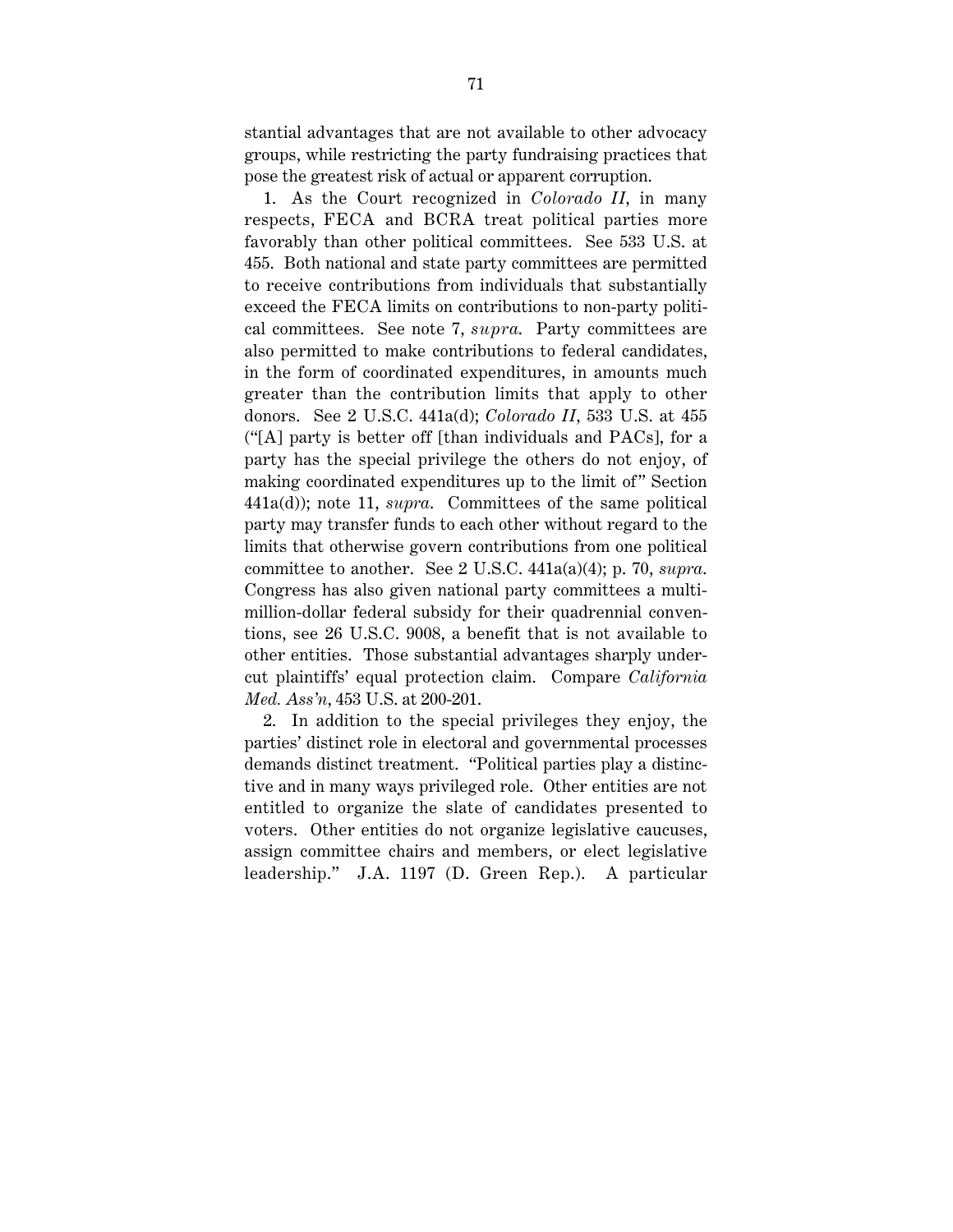stantial advantages that are not available to other advocacy groups, while restricting the party fundraising practices that pose the greatest risk of actual or apparent corruption.

1. As the Court recognized in *Colorado II*, in many respects, FECA and BCRA treat political parties more favorably than other political committees. See 533 U.S. at 455. Both national and state party committees are permitted to receive contributions from individuals that substantially exceed the FECA limits on contributions to non-party political committees. See note 7, *supra*. Party committees are also permitted to make contributions to federal candidates, in the form of coordinated expenditures, in amounts much greater than the contribution limits that apply to other donors. See 2 U.S.C. 441a(d); *Colorado II*, 533 U.S. at 455 ("[A] party is better off [than individuals and PACs], for a party has the special privilege the others do not enjoy, of making coordinated expenditures up to the limit of" Section 441a(d)); note 11, *supra*. Committees of the same political party may transfer funds to each other without regard to the limits that otherwise govern contributions from one political committee to another. See 2 U.S.C. 441a(a)(4); p. 70, *supra*. Congress has also given national party committees a multi-million-dollar federal subsidy for their quadrennial conventions, see 26 U.S.C. 9008, a benefit that is not available to other entities. Those substantial advantages sharply undercut plaintiffs' equal protection claim. Compare *California Med. Ass'n*, 453 U.S. at 200-201.

2. In addition to the special privileges they enjoy, the parties' distinct role in electoral and governmental processes demands distinct treatment. "Political parties play a distinctive and in many ways privileged role. Other entities are not entitled to organize the slate of candidates presented to voters. Other entities do not organize legislative caucuses, assign committee chairs and members, or elect legislative leadership." J.A. 1197 (D. Green Rep.). A particular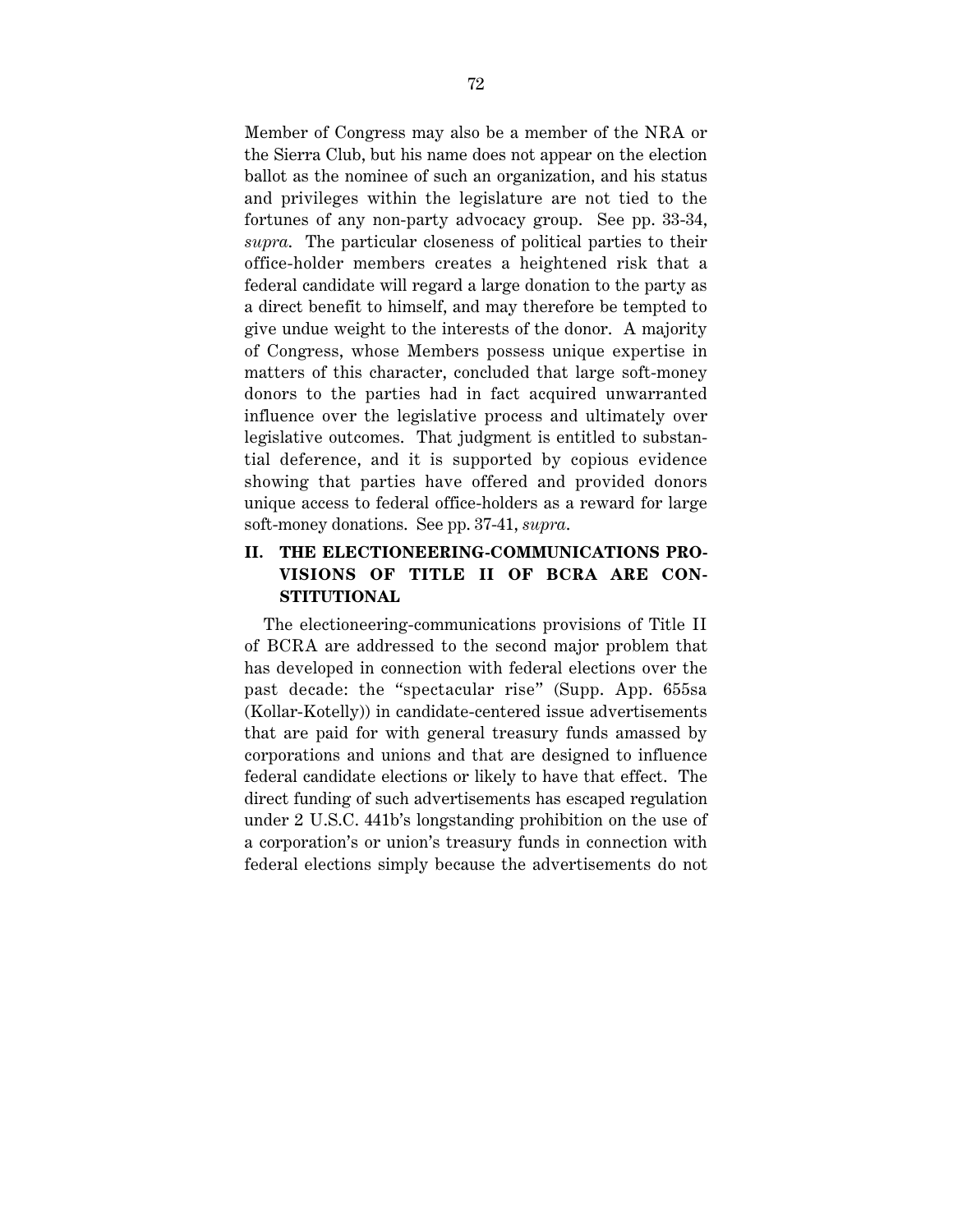Member of Congress may also be a member of the NRA or the Sierra Club, but his name does not appear on the election ballot as the nominee of such an organization, and his status and privileges within the legislature are not tied to the fortunes of any non-party advocacy group. See pp. 33-34, *supra*. The particular closeness of political parties to their office-holder members creates a heightened risk that a federal candidate will regard a large donation to the party as a direct benefit to himself, and may therefore be tempted to give undue weight to the interests of the donor. A majority of Congress, whose Members possess unique expertise in matters of this character, concluded that large soft-money donors to the parties had in fact acquired unwarranted influence over the legislative process and ultimately over legislative outcomes. That judgment is entitled to substantial deference, and it is supported by copious evidence showing that parties have offered and provided donors unique access to federal office-holders as a reward for large soft-money donations. See pp. 37-41, *supra*.

## II. THE ELECTIONEERING-COMMUNICATIONS PROVISIONS OF TITLE II OF BCRA ARE CONSTITUTIONAL

The electioneering-communications provisions of Title II of BCRA are addressed to the second major problem that has developed in connection with federal elections over the past decade: the "spectacular rise" (Supp. App. 655sa (Kollar-Kotelly)) in candidate-centered issue advertisements that are paid for with general treasury funds amassed by corporations and unions and that are designed to influence federal candidate elections or likely to have that effect. The direct funding of such advertisements has escaped regulation under 2 U.S.C. 441b's longstanding prohibition on the use of a corporation's or union's treasury funds in connection with federal elections simply because the advertisements do not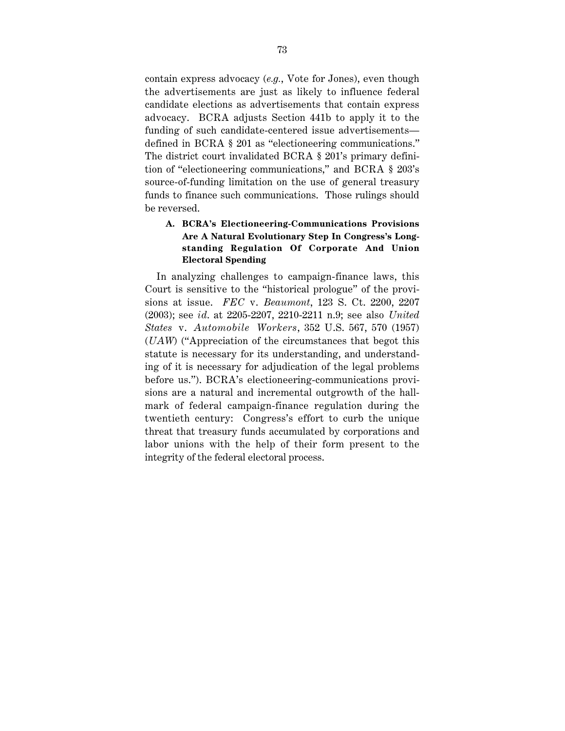contain express advocacy (*e.g.*, Vote for Jones), even though the advertisements are just as likely to influence federal candidate elections as advertisements that contain express advocacy. BCRA adjusts Section 441b to apply it to the funding of such candidate-centered issue advertisements—defined in BCRA § 201 as "electioneering communications." The district court invalidated BCRA § 201's primary definition of "electioneering communications," and BCRA § 203's source-of-funding limitation on the use of general treasury funds to finance such communications. Those rulings should be reversed.

### A. BCRA's Electioneering-Communications Provisions Are A Natural Evolutionary Step In Congress's Long-standing Regulation Of Corporate And Union Electoral Spending

In analyzing challenges to campaign-finance laws, this Court is sensitive to the "historical prologue" of the provisions at issue. *FEC* v. *Beaumont*, 123 S. Ct. 2200, 2207 (2003); see *id*. at 2205-2207, 2210-2211 n.9; see also *United States* v. *Automobile Workers*, 352 U.S. 567, 570 (1957) (*UAW*) ("Appreciation of the circumstances that begot this statute is necessary for its understanding, and understanding of it is necessary for adjudication of the legal problems before us."). BCRA's electioneering-communications provisions are a natural and incremental outgrowth of the hallmark of federal campaign-finance regulation during the twentieth century: Congress's effort to curb the unique threat that treasury funds accumulated by corporations and labor unions with the help of their form present to the integrity of the federal electoral process.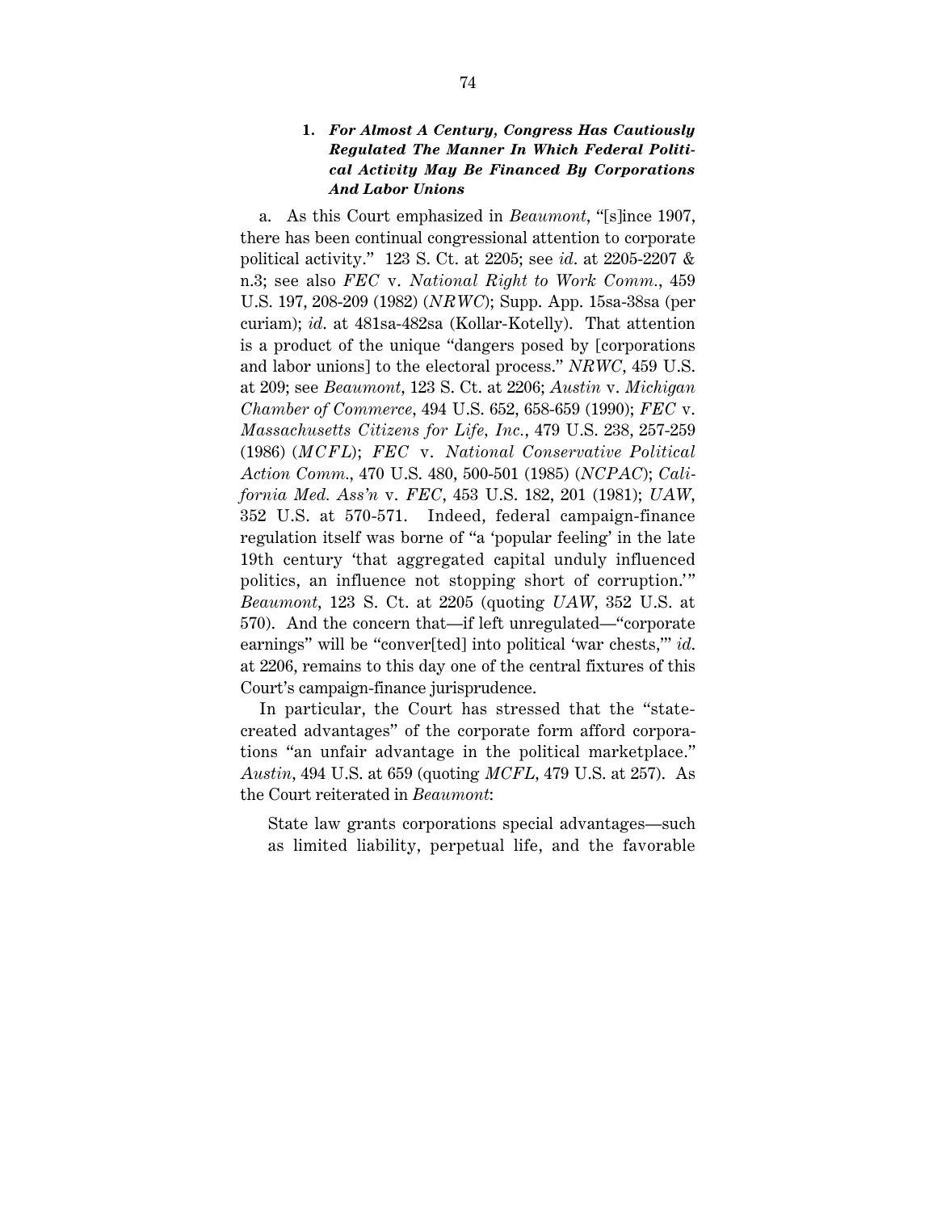### 1. *For Almost A Century, Congress Has Cautiously Regulated The Manner In Which Federal Political Activity May Be Financed By Corporations And Labor Unions*

a. As this Court emphasized in *Beaumont*, "[s]ince 1907, there has been continual congressional attention to corporate political activity." 123 S. Ct. at 2205; see *id*. at 2205-2207 & n.3; see also *FEC* v. *National Right to Work Comm.*, 459 U.S. 197, 208-209 (1982) (*NRWC*); Supp. App. 15sa-38sa (per curiam); *id*. at 481sa-482sa (Kollar-Kotelly). That attention is a product of the unique "dangers posed by [corporations and labor unions] to the electoral process." *NRWC*, 459 U.S. at 209; see *Beaumont*, 123 S. Ct. at 2206; *Austin* v. *Michigan Chamber of Commerce*, 494 U.S. 652, 658-659 (1990); *FEC* v. *Massachusetts Citizens for Life, Inc.*, 479 U.S. 238, 257-259 (1986) (*MCFL*); *FEC* v. *National Conservative Political Action Comm.*, 470 U.S. 480, 500-501 (1985) (*NCPAC*); *California Med. Ass'n* v. *FEC*, 453 U.S. 182, 201 (1981); *UAW*, 352 U.S. at 570-571. Indeed, federal campaign-finance regulation itself was borne of "a 'popular feeling' in the late 19th century 'that aggregated capital unduly influenced politics, an influence not stopping short of corruption.'" *Beaumont*, 123 S. Ct. at 2205 (quoting *UAW*, 352 U.S. at 570). And the concern that—if left unregulated—"corporate earnings" will be "conver[ted] into political 'war chests,'" *id*. at 2206, remains to this day one of the central fixtures of this Court's campaign-finance jurisprudence.

In particular, the Court has stressed that the "state-created advantages" of the corporate form afford corporations "an unfair advantage in the political marketplace." *Austin*, 494 U.S. at 659 (quoting *MCFL*, 479 U.S. at 257). As the Court reiterated in *Beaumont*:

> State law grants corporations special advantages—such as limited liability, perpetual life, and the favorable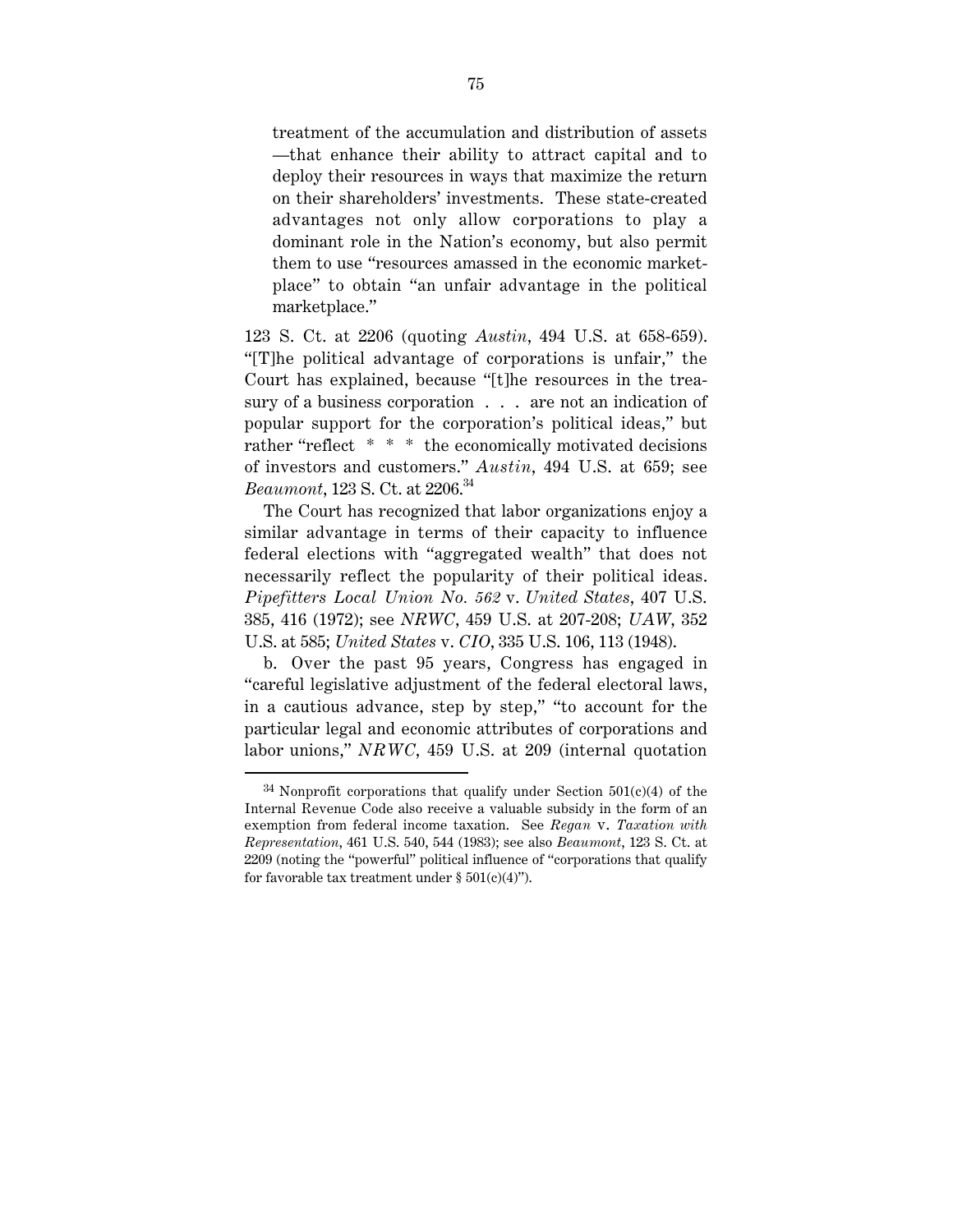> treatment of the accumulation and distribution of assets —that enhance their ability to attract capital and to deploy their resources in ways that maximize the return on their shareholders' investments. These state-created advantages not only allow corporations to play a dominant role in the Nation's economy, but also permit them to use "resources amassed in the economic marketplace" to obtain "an unfair advantage in the political marketplace."

123 S. Ct. at 2206 (quoting *Austin*, 494 U.S. at 658-659). "[T]he political advantage of corporations is unfair," the Court has explained, because "[t]he resources in the treasury of a business corporation . . . are not an indication of popular support for the corporation's political ideas," but rather "reflect * * * the economically motivated decisions of investors and customers." *Austin*, 494 U.S. at 659; see *Beaumont*, 123 S. Ct. at 2206.[34]

The Court has recognized that labor organizations enjoy a similar advantage in terms of their capacity to influence federal elections with "aggregated wealth" that does not necessarily reflect the popularity of their political ideas. *Pipefitters Local Union No. 562* v. *United States*, 407 U.S. 385, 416 (1972); see *NRWC*, 459 U.S. at 207-208; *UAW*, 352 U.S. at 585; *United States* v. *CIO*, 335 U.S. 106, 113 (1948).

b. Over the past 95 years, Congress has engaged in "careful legislative adjustment of the federal electoral laws, in a cautious advance, step by step," "to account for the particular legal and economic attributes of corporations and labor unions," *NRWC*, 459 U.S. at 209 (internal quotation

---

[34] Nonprofit corporations that qualify under Section 501(c)(4) of the Internal Revenue Code also receive a valuable subsidy in the form of an exemption from federal income taxation. See *Regan* v. *Taxation with Representation*, 461 U.S. 540, 544 (1983); see also *Beaumont*, 123 S. Ct. at 2209 (noting the "powerful" political influence of "corporations that qualify for favorable tax treatment under § 501(c)(4)").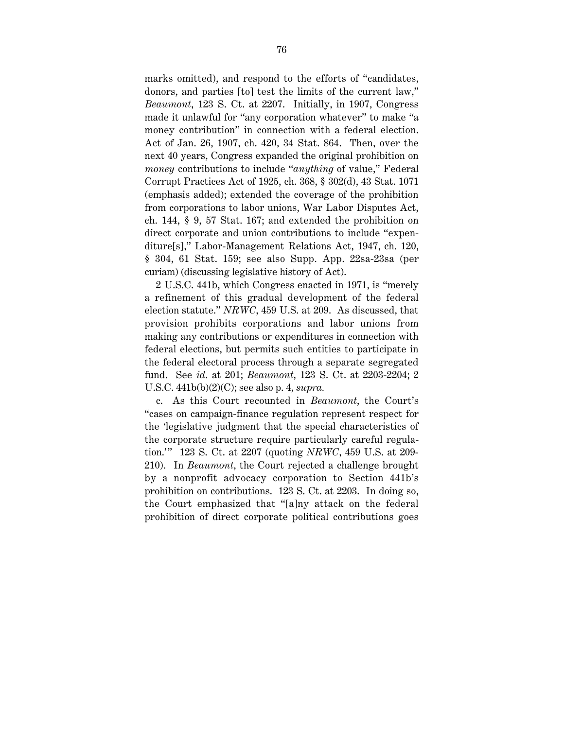marks omitted), and respond to the efforts of "candidates, donors, and parties [to] test the limits of the current law," *Beaumont*, 123 S. Ct. at 2207. Initially, in 1907, Congress made it unlawful for "any corporation whatever" to make "a money contribution" in connection with a federal election. Act of Jan. 26, 1907, ch. 420, 34 Stat. 864. Then, over the next 40 years, Congress expanded the original prohibition on *money* contributions to include "*anything* of value," Federal Corrupt Practices Act of 1925, ch. 368, § 302(d), 43 Stat. 1071 (emphasis added); extended the coverage of the prohibition from corporations to labor unions, War Labor Disputes Act, ch. 144, § 9, 57 Stat. 167; and extended the prohibition on direct corporate and union contributions to include "expenditure[s]," Labor-Management Relations Act, 1947, ch. 120, § 304, 61 Stat. 159; see also Supp. App. 22sa-23sa (per curiam) (discussing legislative history of Act).

2 U.S.C. 441b, which Congress enacted in 1971, is "merely a refinement of this gradual development of the federal election statute." *NRWC*, 459 U.S. at 209. As discussed, that provision prohibits corporations and labor unions from making any contributions or expenditures in connection with federal elections, but permits such entities to participate in the federal electoral process through a separate segregated fund. See *id*. at 201; *Beaumont*, 123 S. Ct. at 2203-2204; 2 U.S.C. 441b(b)(2)(C); see also p. 4, *supra*.

c. As this Court recounted in *Beaumont*, the Court's "cases on campaign-finance regulation represent respect for the 'legislative judgment that the special characteristics of the corporate structure require particularly careful regulation.'" 123 S. Ct. at 2207 (quoting *NRWC*, 459 U.S. at 209-210). In *Beaumont*, the Court rejected a challenge brought by a nonprofit advocacy corporation to Section 441b's prohibition on contributions. 123 S. Ct. at 2203. In doing so, the Court emphasized that "[a]ny attack on the federal prohibition of direct corporate political contributions goes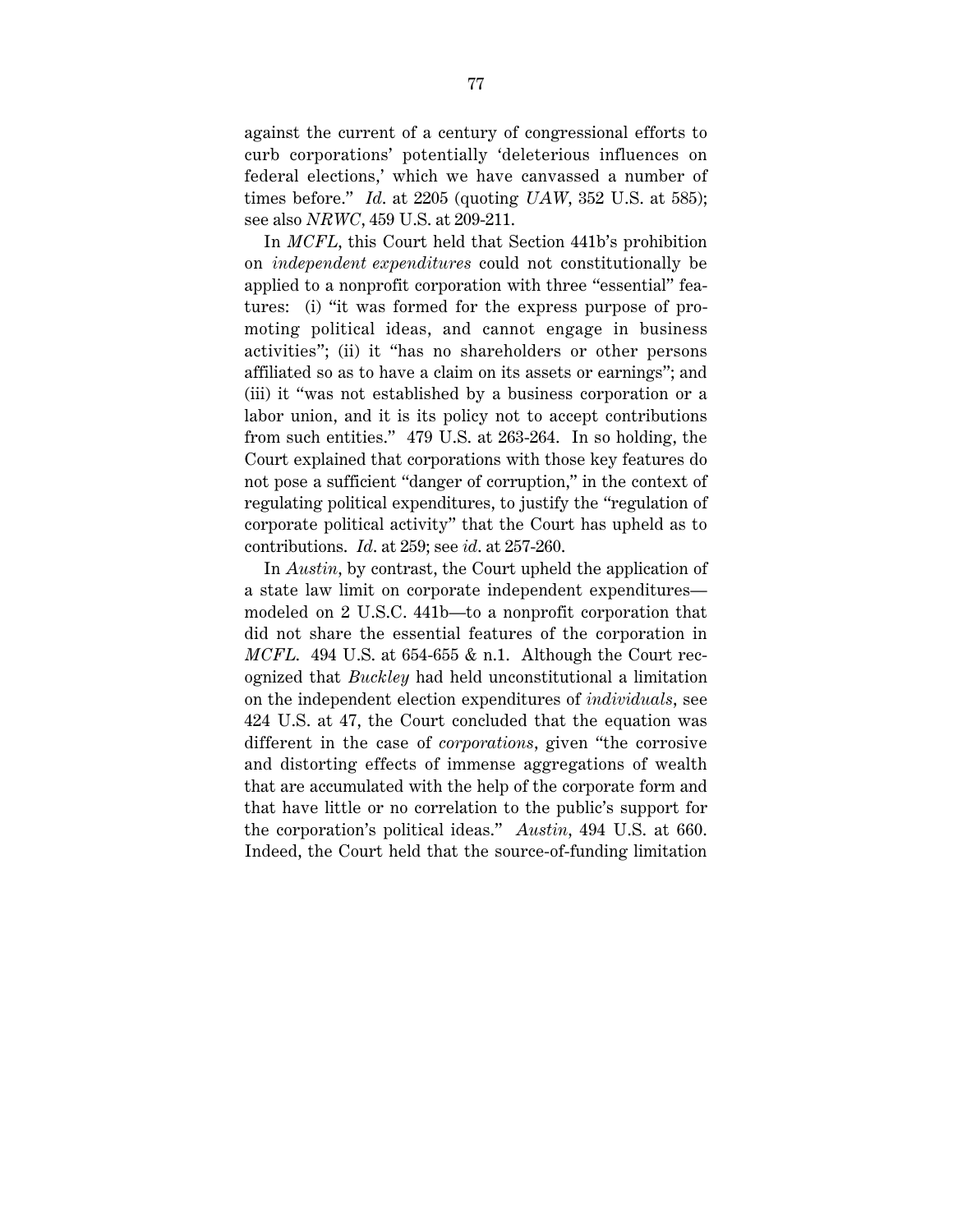against the current of a century of congressional efforts to curb corporations' potentially 'deleterious influences on federal elections,' which we have canvassed a number of times before." *Id.* at 2205 (quoting *UAW*, 352 U.S. at 585); see also *NRWC*, 459 U.S. at 209-211.

In *MCFL*, this Court held that Section 441b's prohibition on *independent expenditures* could not constitutionally be applied to a nonprofit corporation with three "essential" features: (i) "it was formed for the express purpose of promoting political ideas, and cannot engage in business activities"; (ii) it "has no shareholders or other persons affiliated so as to have a claim on its assets or earnings"; and (iii) it "was not established by a business corporation or a labor union, and it is its policy not to accept contributions from such entities." 479 U.S. at 263-264. In so holding, the Court explained that corporations with those key features do not pose a sufficient "danger of corruption," in the context of regulating political expenditures, to justify the "regulation of corporate political activity" that the Court has upheld as to contributions. *Id.* at 259; see *id.* at 257-260.

In *Austin*, by contrast, the Court upheld the application of a state law limit on corporate independent expenditures—modeled on 2 U.S.C. 441b—to a nonprofit corporation that did not share the essential features of the corporation in *MCFL*. 494 U.S. at 654-655 & n.1. Although the Court recognized that *Buckley* had held unconstitutional a limitation on the independent election expenditures of *individuals*, see 424 U.S. at 47, the Court concluded that the equation was different in the case of *corporations*, given "the corrosive and distorting effects of immense aggregations of wealth that are accumulated with the help of the corporate form and that have little or no correlation to the public's support for the corporation's political ideas." *Austin*, 494 U.S. at 660. Indeed, the Court held that the source-of-funding limitation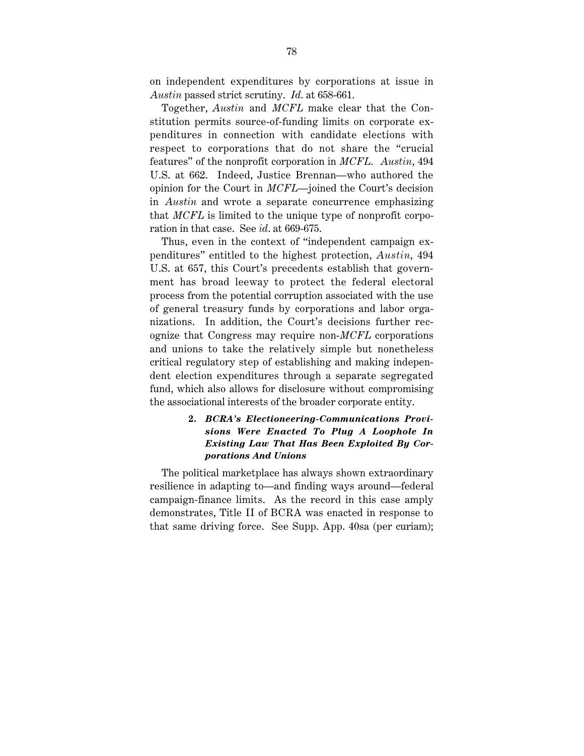on independent expenditures by corporations at issue in *Austin* passed strict scrutiny. *Id.* at 658-661.

Together, *Austin* and *MCFL* make clear that the Constitution permits source-of-funding limits on corporate expenditures in connection with candidate elections with respect to corporations that do not share the "crucial features" of the nonprofit corporation in *MCFL*. *Austin*, 494 U.S. at 662. Indeed, Justice Brennan—who authored the opinion for the Court in *MCFL*—joined the Court's decision in *Austin* and wrote a separate concurrence emphasizing that *MCFL* is limited to the unique type of nonprofit corporation in that case. See *id.* at 669-675.

Thus, even in the context of "independent campaign expenditures" entitled to the highest protection, *Austin*, 494 U.S. at 657, this Court's precedents establish that government has broad leeway to protect the federal electoral process from the potential corruption associated with the use of general treasury funds by corporations and labor organizations. In addition, the Court's decisions further recognize that Congress may require non-*MCFL* corporations and unions to take the relatively simple but nonetheless critical regulatory step of establishing and making independent election expenditures through a separate segregated fund, which also allows for disclosure without compromising the associational interests of the broader corporate entity.

#### 2. *BCRA's Electioneering-Communications Provisions Were Enacted To Plug A Loophole In Existing Law That Has Been Exploited By Corporations And Unions*

The political marketplace has always shown extraordinary resilience in adapting to—and finding ways around—federal campaign-finance limits. As the record in this case amply demonstrates, Title II of BCRA was enacted in response to that same driving force. See Supp. App. 40sa (per curiam);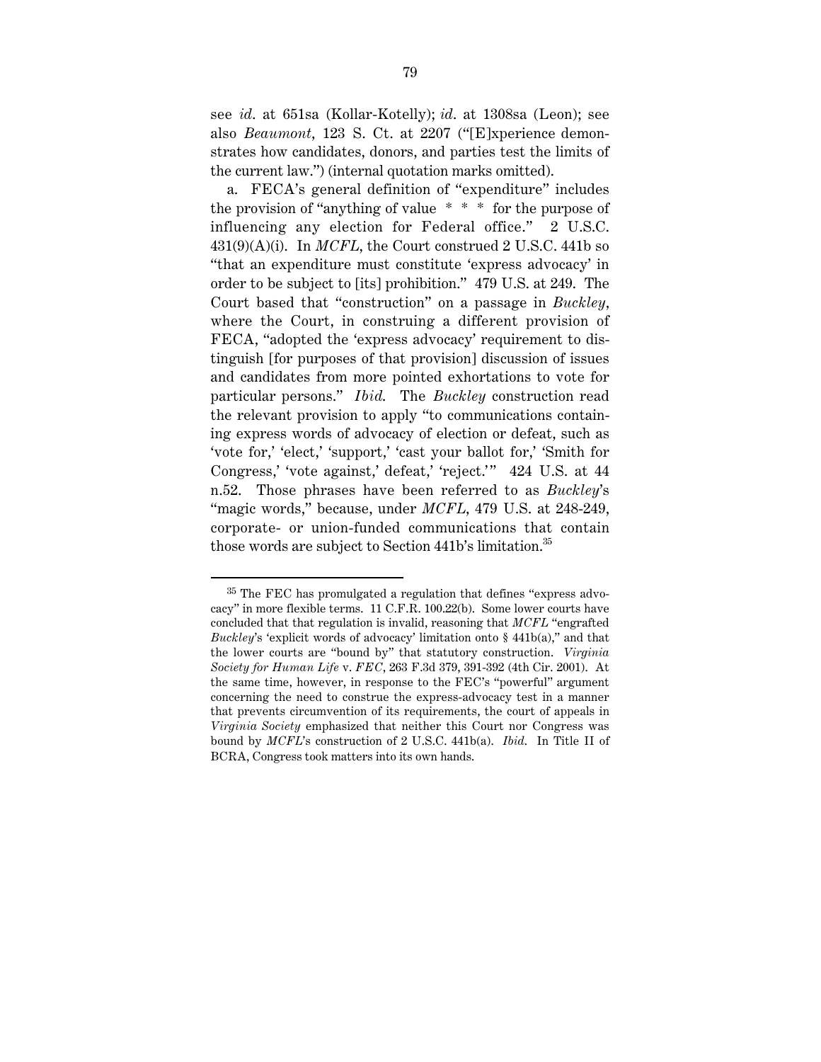see *id.* at 651sa (Kollar-Kotelly); *id.* at 1308sa (Leon); see also *Beaumont*, 123 S. Ct. at 2207 ("[E]xperience demonstrates how candidates, donors, and parties test the limits of the current law.") (internal quotation marks omitted).

a. FECA's general definition of "expenditure" includes the provision of "anything of value * * * for the purpose of influencing any election for Federal office." 2 U.S.C. 431(9)(A)(i). In *MCFL*, the Court construed 2 U.S.C. 441b so "that an expenditure must constitute 'express advocacy' in order to be subject to [its] prohibition." 479 U.S. at 249. The Court based that "construction" on a passage in *Buckley*, where the Court, in construing a different provision of FECA, "adopted the 'express advocacy' requirement to distinguish [for purposes of that provision] discussion of issues and candidates from more pointed exhortations to vote for particular persons." *Ibid.* The *Buckley* construction read the relevant provision to apply "to communications containing express words of advocacy of election or defeat, such as 'vote for,' 'elect,' 'support,' 'cast your ballot for,' 'Smith for Congress,' 'vote against,' defeat,' 'reject.'" 424 U.S. at 44 n.52. Those phrases have been referred to as *Buckley*'s "magic words," because, under *MCFL*, 479 U.S. at 248-249, corporate- or union-funded communications that contain those words are subject to Section 441b's limitation.[35]

---

[35] The FEC has promulgated a regulation that defines "express advocacy" in more flexible terms. 11 C.F.R. 100.22(b). Some lower courts have concluded that that regulation is invalid, reasoning that *MCFL* "engrafted *Buckley*'s 'explicit words of advocacy' limitation onto § 441b(a)," and that the lower courts are "bound by" that statutory construction. *Virginia Society for Human Life* v. *FEC*, 263 F.3d 379, 391-392 (4th Cir. 2001). At the same time, however, in response to the FEC's "powerful" argument concerning the need to construe the express-advocacy test in a manner that prevents circumvention of its requirements, the court of appeals in *Virginia Society* emphasized that neither this Court nor Congress was bound by *MCFL*'s construction of 2 U.S.C. 441b(a). *Ibid.* In Title II of BCRA, Congress took matters into its own hands.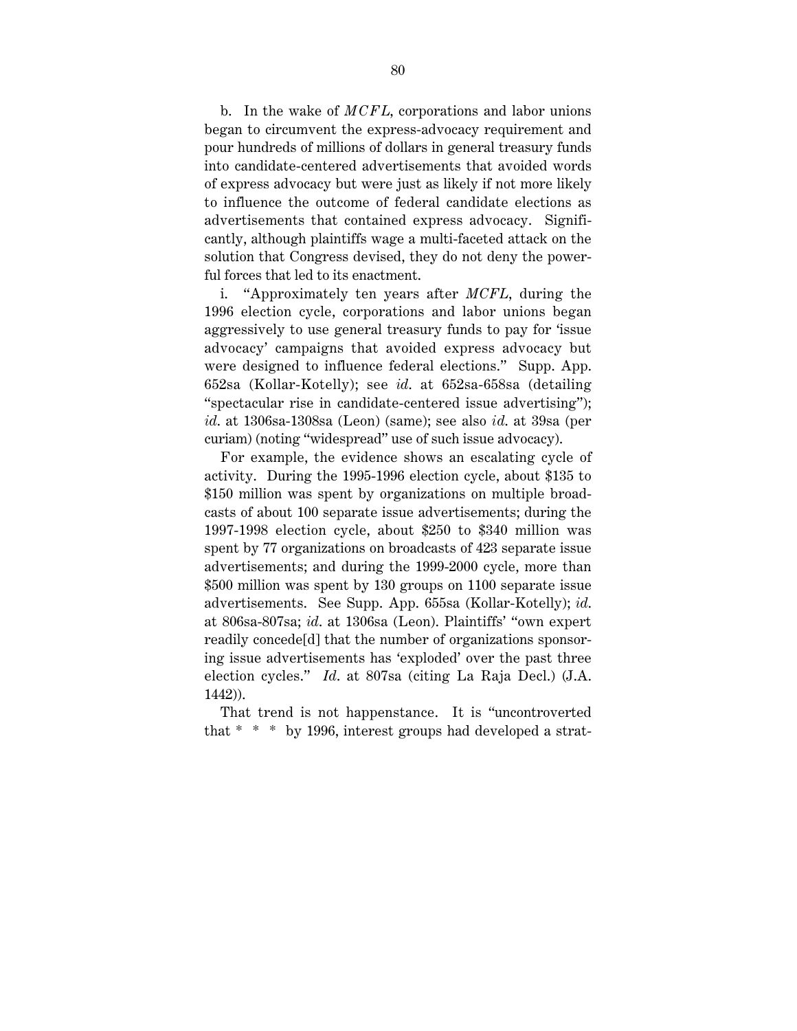b. In the wake of *MCFL*, corporations and labor unions began to circumvent the express-advocacy requirement and pour hundreds of millions of dollars in general treasury funds into candidate-centered advertisements that avoided words of express advocacy but were just as likely if not more likely to influence the outcome of federal candidate elections as advertisements that contained express advocacy. Significantly, although plaintiffs wage a multi-faceted attack on the solution that Congress devised, they do not deny the powerful forces that led to its enactment.

i. "Approximately ten years after *MCFL*, during the 1996 election cycle, corporations and labor unions began aggressively to use general treasury funds to pay for 'issue advocacy' campaigns that avoided express advocacy but were designed to influence federal elections." Supp. App. 652sa (Kollar-Kotelly); see *id.* at 652sa-658sa (detailing "spectacular rise in candidate-centered issue advertising"); *id.* at 1306sa-1308sa (Leon) (same); see also *id.* at 39sa (per curiam) (noting "widespread" use of such issue advocacy).

For example, the evidence shows an escalating cycle of activity. During the 1995-1996 election cycle, about $135 to $150 million was spent by organizations on multiple broadcasts of about 100 separate issue advertisements; during the 1997-1998 election cycle, about $250 to $340 million was spent by 77 organizations on broadcasts of 423 separate issue advertisements; and during the 1999-2000 cycle, more than $500 million was spent by 130 groups on 1100 separate issue advertisements. See Supp. App. 655sa (Kollar-Kotelly); *id.* at 806sa-807sa; *id.* at 1306sa (Leon). Plaintiffs' "own expert readily concede[d] that the number of organizations sponsoring issue advertisements has 'exploded' over the past three election cycles." *Id.* at 807sa (citing La Raja Decl.) (J.A. 1442)).

That trend is not happenstance. It is "uncontroverted that * * * by 1996, interest groups had developed a strat-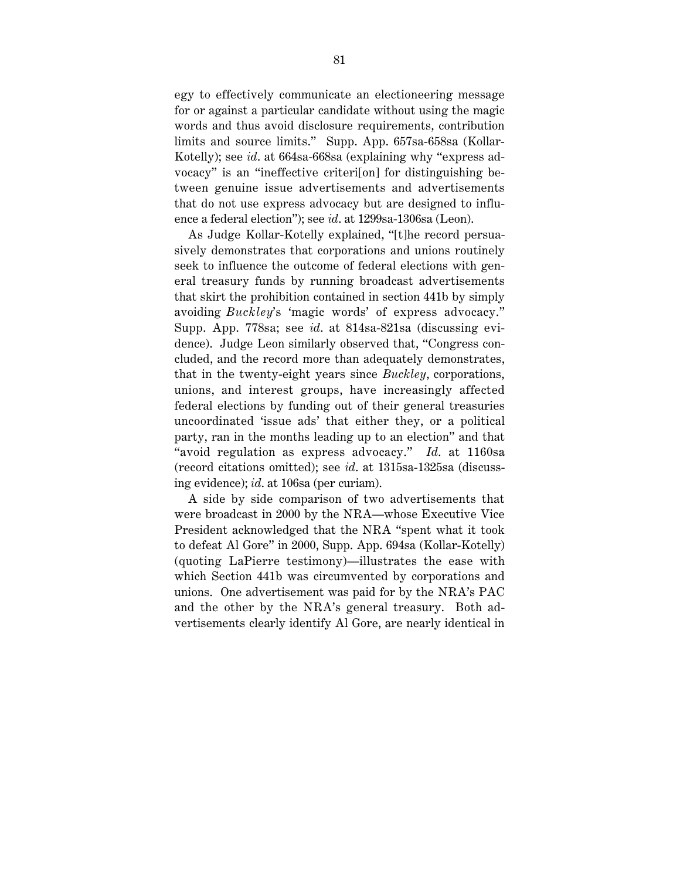egy to effectively communicate an electioneering message for or against a particular candidate without using the magic words and thus avoid disclosure requirements, contribution limits and source limits." Supp. App. 657sa-658sa (Kollar-Kotelly); see *id.* at 664sa-668sa (explaining why "express advocacy" is an "ineffective criteri[on] for distinguishing between genuine issue advertisements and advertisements that do not use express advocacy but are designed to influence a federal election"); see *id.* at 1299sa-1306sa (Leon).

As Judge Kollar-Kotelly explained, "[t]he record persuasively demonstrates that corporations and unions routinely seek to influence the outcome of federal elections with general treasury funds by running broadcast advertisements that skirt the prohibition contained in section 441b by simply avoiding *Buckley*'s 'magic words' of express advocacy." Supp. App. 778sa; see *id.* at 814sa-821sa (discussing evidence). Judge Leon similarly observed that, "Congress concluded, and the record more than adequately demonstrates, that in the twenty-eight years since *Buckley*, corporations, unions, and interest groups, have increasingly affected federal elections by funding out of their general treasuries uncoordinated 'issue ads' that either they, or a political party, ran in the months leading up to an election" and that "avoid regulation as express advocacy." *Id.* at 1160sa (record citations omitted); see *id.* at 1315sa-1325sa (discussing evidence); *id.* at 106sa (per curiam).

A side by side comparison of two advertisements that were broadcast in 2000 by the NRA—whose Executive Vice President acknowledged that the NRA "spent what it took to defeat Al Gore" in 2000, Supp. App. 694sa (Kollar-Kotelly) (quoting LaPierre testimony)—illustrates the ease with which Section 441b was circumvented by corporations and unions. One advertisement was paid for by the NRA's PAC and the other by the NRA's general treasury. Both advertisements clearly identify Al Gore, are nearly identical in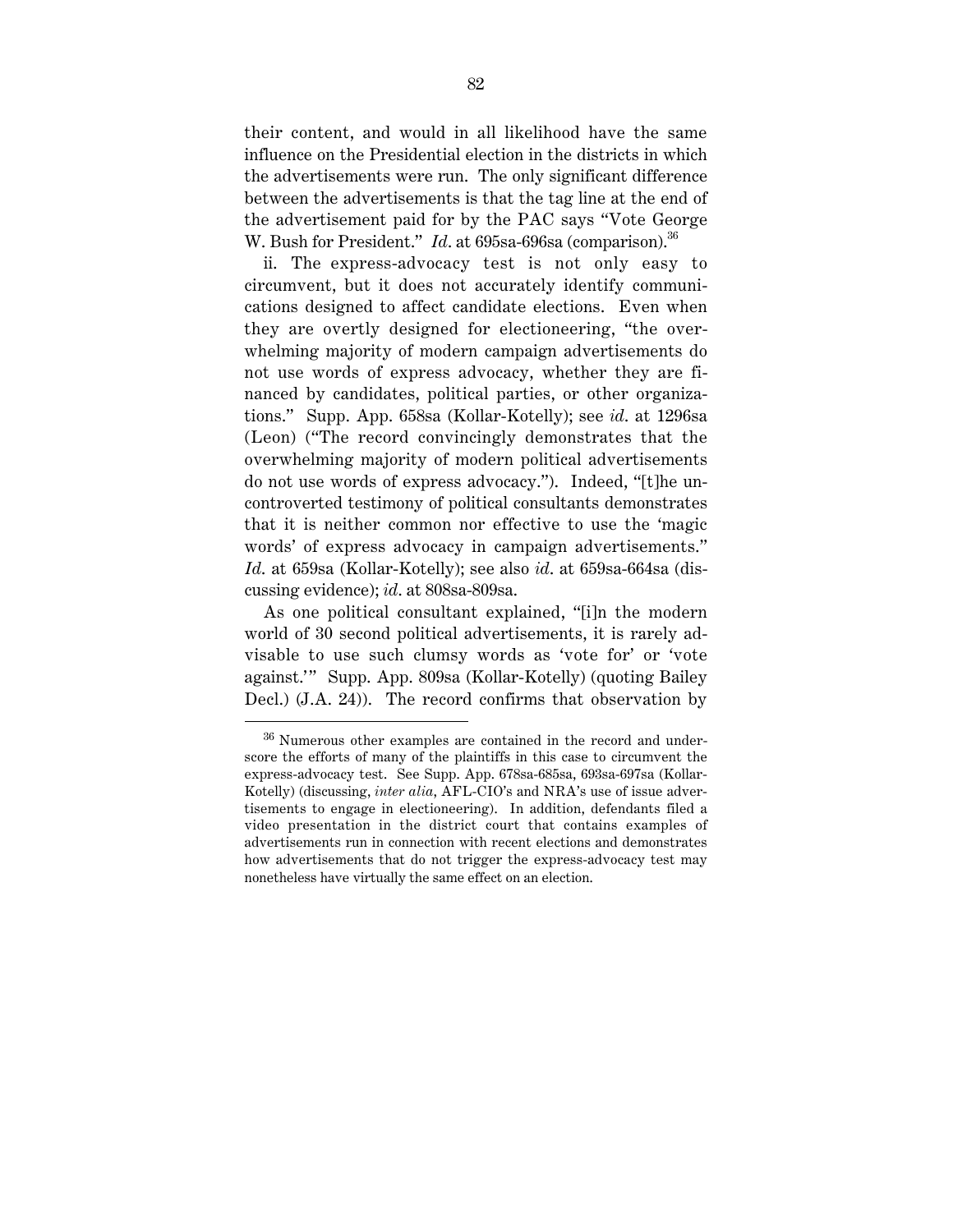their content, and would in all likelihood have the same influence on the Presidential election in the districts in which the advertisements were run. The only significant difference between the advertisements is that the tag line at the end of the advertisement paid for by the PAC says "Vote George W. Bush for President." *Id.* at 695sa-696sa (comparison).[36]

ii. The express-advocacy test is not only easy to circumvent, but it does not accurately identify communications designed to affect candidate elections. Even when they are overtly designed for electioneering, "the overwhelming majority of modern campaign advertisements do not use words of express advocacy, whether they are financed by candidates, political parties, or other organizations." Supp. App. 658sa (Kollar-Kotelly); see *id.* at 1296sa (Leon) ("The record convincingly demonstrates that the overwhelming majority of modern political advertisements do not use words of express advocacy."). Indeed, "[t]he uncontroverted testimony of political consultants demonstrates that it is neither common nor effective to use the 'magic words' of express advocacy in campaign advertisements." *Id.* at 659sa (Kollar-Kotelly); see also *id.* at 659sa-664sa (discussing evidence); *id.* at 808sa-809sa.

As one political consultant explained, "[i]n the modern world of 30 second political advertisements, it is rarely advisable to use such clumsy words as 'vote for' or 'vote against.'" Supp. App. 809sa (Kollar-Kotelly) (quoting Bailey Decl.) (J.A. 24)). The record confirms that observation by

---

[36] Numerous other examples are contained in the record and underscore the efforts of many of the plaintiffs in this case to circumvent the express-advocacy test. See Supp. App. 678sa-685sa, 693sa-697sa (Kollar-Kotelly) (discussing, *inter alia*, AFL-CIO's and NRA's use of issue advertisements to engage in electioneering). In addition, defendants filed a video presentation in the district court that contains examples of advertisements run in connection with recent elections and demonstrates how advertisements that do not trigger the express-advocacy test may nonetheless have virtually the same effect on an election.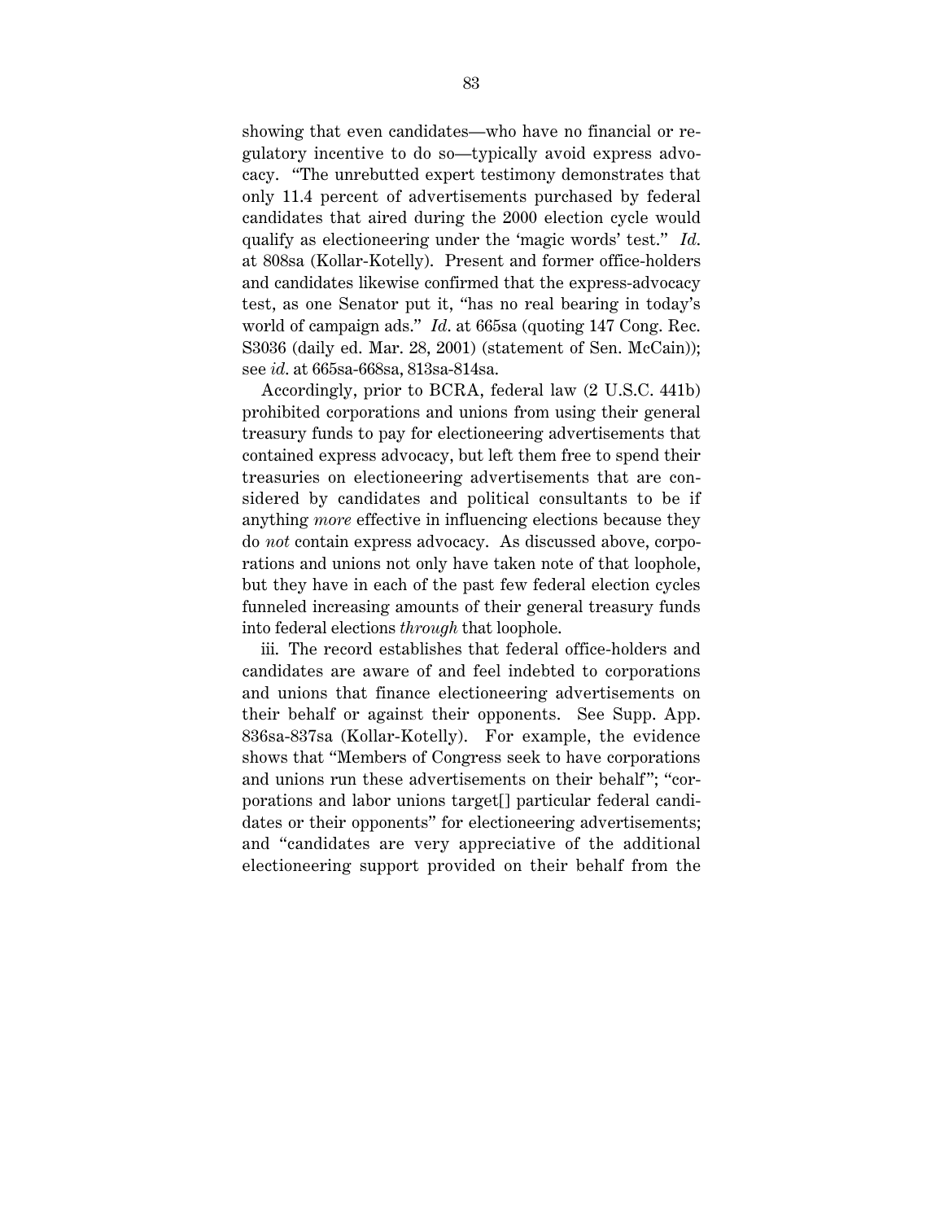showing that even candidates—who have no financial or regulatory incentive to do so—typically avoid express advocacy. "The unrebutted expert testimony demonstrates that only 11.4 percent of advertisements purchased by federal candidates that aired during the 2000 election cycle would qualify as electioneering under the 'magic words' test." *Id.* at 808sa (Kollar-Kotelly). Present and former office-holders and candidates likewise confirmed that the express-advocacy test, as one Senator put it, "has no real bearing in today's world of campaign ads." *Id.* at 665sa (quoting 147 Cong. Rec. S3036 (daily ed. Mar. 28, 2001) (statement of Sen. McCain)); see *id.* at 665sa-668sa, 813sa-814sa.

Accordingly, prior to BCRA, federal law (2 U.S.C. 441b) prohibited corporations and unions from using their general treasury funds to pay for electioneering advertisements that contained express advocacy, but left them free to spend their treasuries on electioneering advertisements that are considered by candidates and political consultants to be if anything *more* effective in influencing elections because they do *not* contain express advocacy. As discussed above, corporations and unions not only have taken note of that loophole, but they have in each of the past few federal election cycles funneled increasing amounts of their general treasury funds into federal elections *through* that loophole.

iii. The record establishes that federal office-holders and candidates are aware of and feel indebted to corporations and unions that finance electioneering advertisements on their behalf or against their opponents. See Supp. App. 836sa-837sa (Kollar-Kotelly). For example, the evidence shows that "Members of Congress seek to have corporations and unions run these advertisements on their behalf"; "corporations and labor unions target[] particular federal candidates or their opponents" for electioneering advertisements; and "candidates are very appreciative of the additional electioneering support provided on their behalf from the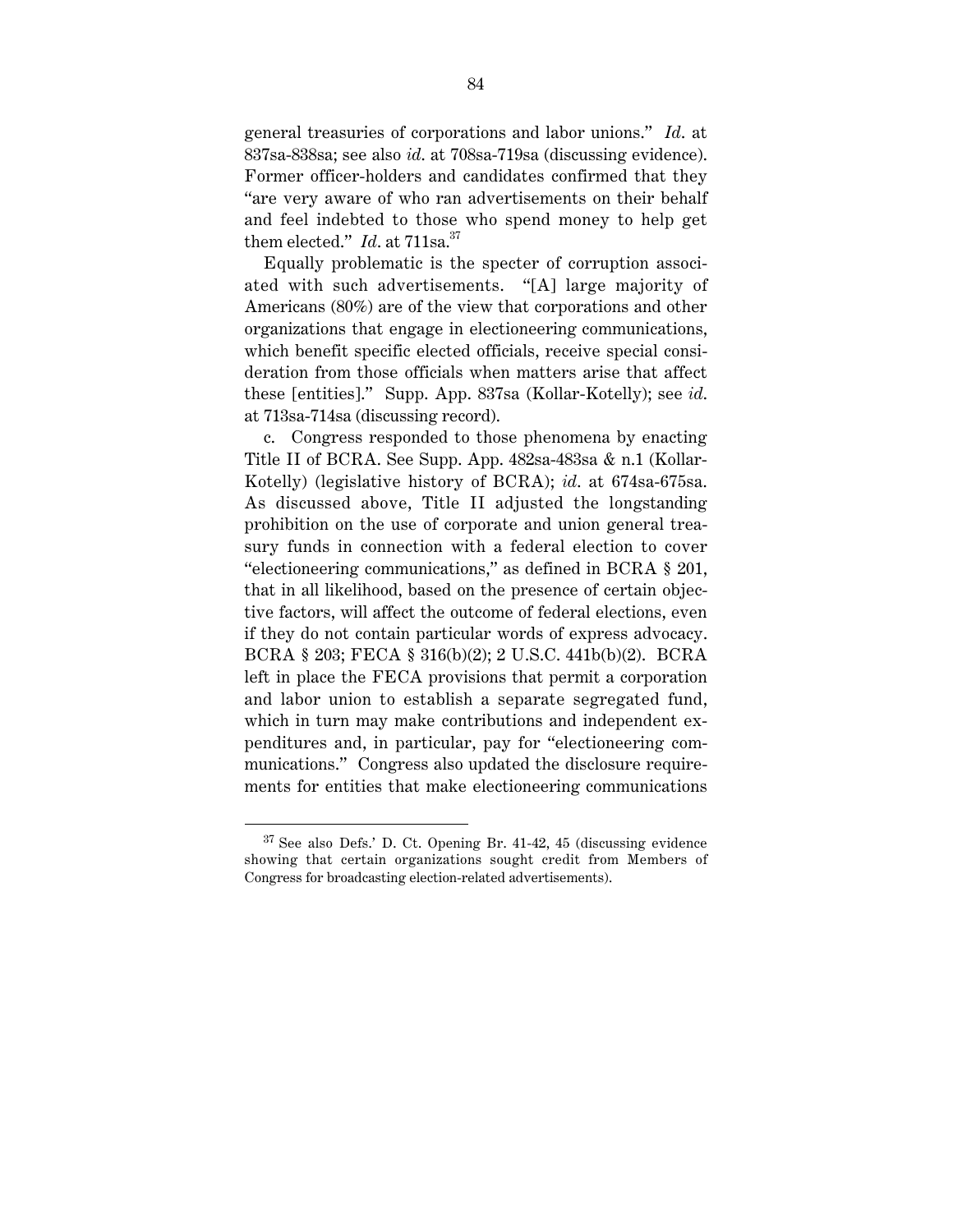general treasuries of corporations and labor unions." *Id.* at 837sa-838sa; see also *id.* at 708sa-719sa (discussing evidence). Former officer-holders and candidates confirmed that they "are very aware of who ran advertisements on their behalf and feel indebted to those who spend money to help get them elected." *Id.* at 711sa.[37]

Equally problematic is the specter of corruption associated with such advertisements. "[A] large majority of Americans (80%) are of the view that corporations and other organizations that engage in electioneering communications, which benefit specific elected officials, receive special consideration from those officials when matters arise that affect these [entities]." Supp. App. 837sa (Kollar-Kotelly); see *id.* at 713sa-714sa (discussing record).

c. Congress responded to those phenomena by enacting Title II of BCRA. See Supp. App. 482sa-483sa & n.1 (Kollar-Kotelly) (legislative history of BCRA); *id.* at 674sa-675sa. As discussed above, Title II adjusted the longstanding prohibition on the use of corporate and union general treasury funds in connection with a federal election to cover "electioneering communications," as defined in BCRA § 201, that in all likelihood, based on the presence of certain objective factors, will affect the outcome of federal elections, even if they do not contain particular words of express advocacy. BCRA § 203; FECA § 316(b)(2); 2 U.S.C. 441b(b)(2). BCRA left in place the FECA provisions that permit a corporation and labor union to establish a separate segregated fund, which in turn may make contributions and independent expenditures and, in particular, pay for "electioneering communications." Congress also updated the disclosure requirements for entities that make electioneering communications

---

[37] See also Defs.' D. Ct. Opening Br. 41-42, 45 (discussing evidence showing that certain organizations sought credit from Members of Congress for broadcasting election-related advertisements).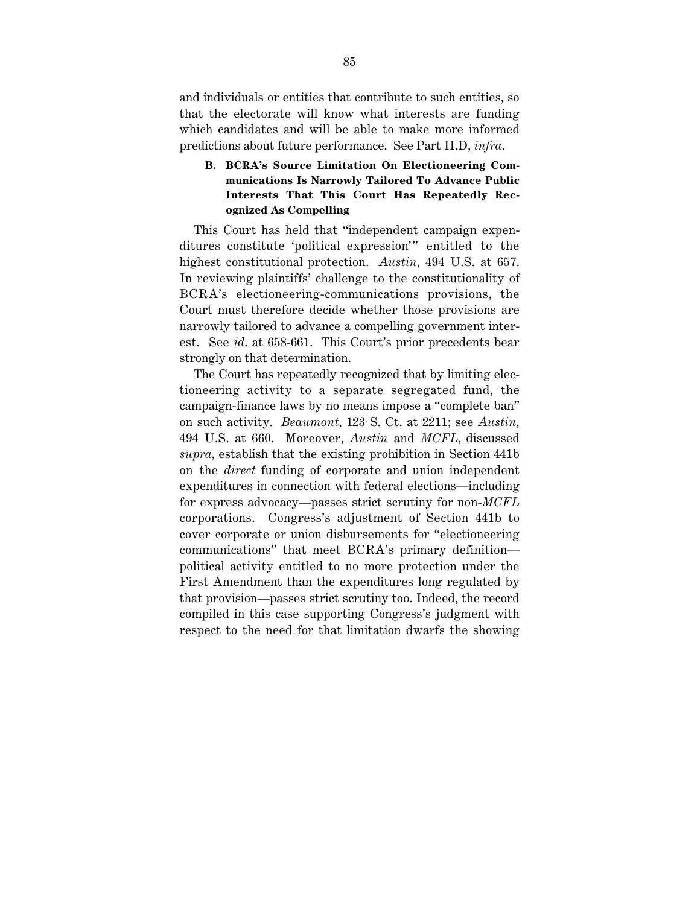and individuals or entities that contribute to such entities, so that the electorate will know what interests are funding which candidates and will be able to make more informed predictions about future performance. See Part II.D, *infra*.

### B. BCRA's Source Limitation On Electioneering Communications Is Narrowly Tailored To Advance Public Interests That This Court Has Repeatedly Recognized As Compelling

This Court has held that "independent campaign expenditures constitute 'political expression'" entitled to the highest constitutional protection. *Austin*, 494 U.S. at 657. In reviewing plaintiffs' challenge to the constitutionality of BCRA's electioneering-communications provisions, the Court must therefore decide whether those provisions are narrowly tailored to advance a compelling government interest. See *id.* at 658-661. This Court's prior precedents bear strongly on that determination.

The Court has repeatedly recognized that by limiting electioneering activity to a separate segregated fund, the campaign-finance laws by no means impose a "complete ban" on such activity. *Beaumont*, 123 S. Ct. at 2211; see *Austin*, 494 U.S. at 660. Moreover, *Austin* and *MCFL*, discussed *supra*, establish that the existing prohibition in Section 441b on the *direct* funding of corporate and union independent expenditures in connection with federal elections—including for express advocacy—passes strict scrutiny for non-*MCFL* corporations. Congress's adjustment of Section 441b to cover corporate or union disbursements for "electioneering communications" that meet BCRA's primary definition—political activity entitled to no more protection under the First Amendment than the expenditures long regulated by that provision—passes strict scrutiny too. Indeed, the record compiled in this case supporting Congress's judgment with respect to the need for that limitation dwarfs the showing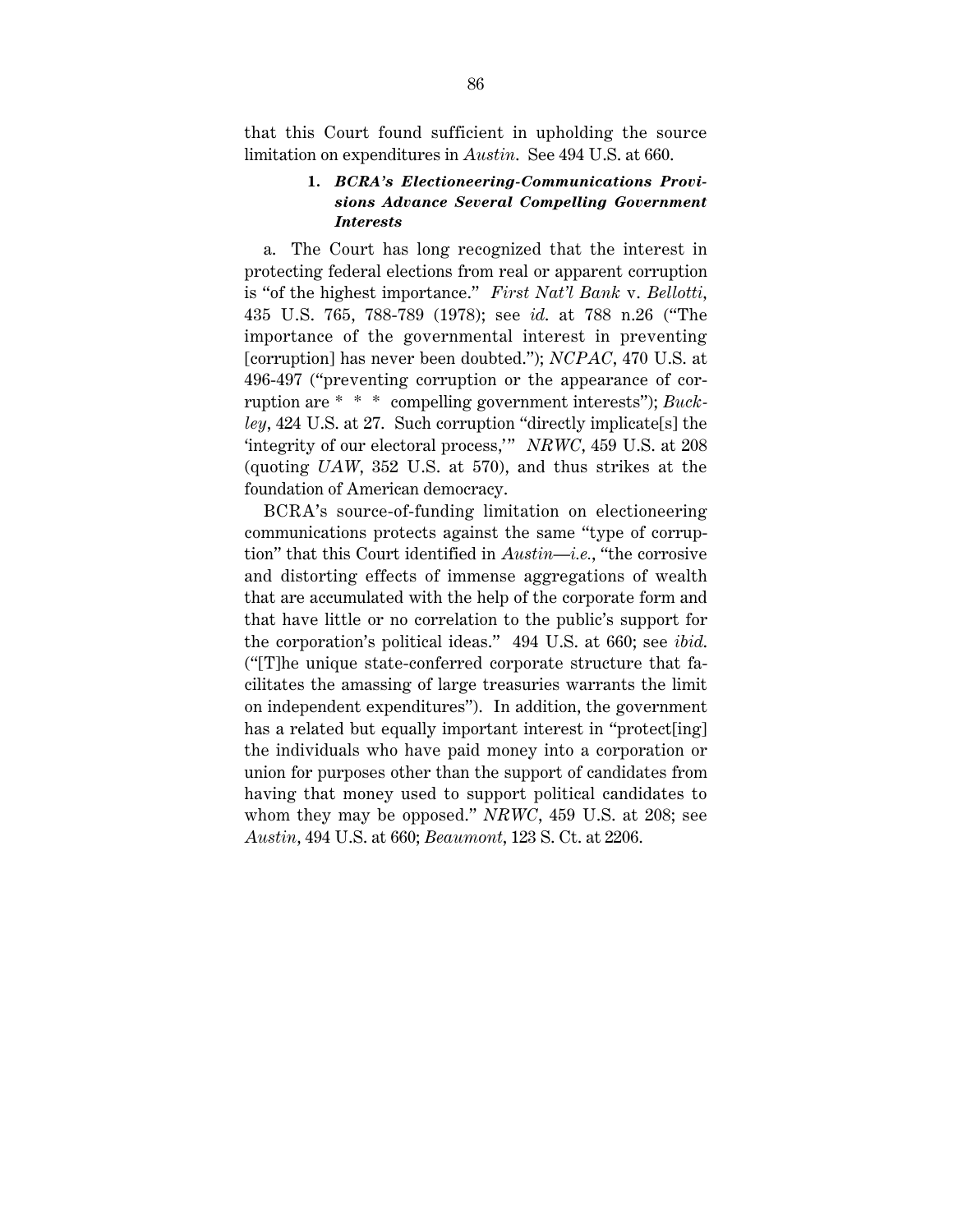that this Court found sufficient in upholding the source limitation on expenditures in *Austin*. See 494 U.S. at 660.

### 1. *BCRA's Electioneering-Communications Provisions Advance Several Compelling Government Interests*

a. The Court has long recognized that the interest in protecting federal elections from real or apparent corruption is "of the highest importance." *First Nat'l Bank* v. *Bellotti*, 435 U.S. 765, 788-789 (1978); see *id.* at 788 n.26 ("The importance of the governmental interest in preventing [corruption] has never been doubted."); *NCPAC*, 470 U.S. at 496-497 ("preventing corruption or the appearance of corruption are * * * compelling government interests"); *Buckley*, 424 U.S. at 27. Such corruption "directly implicate[s] the 'integrity of our electoral process,'" *NRWC*, 459 U.S. at 208 (quoting *UAW*, 352 U.S. at 570), and thus strikes at the foundation of American democracy.

BCRA's source-of-funding limitation on electioneering communications protects against the same "type of corruption" that this Court identified in *Austin*—*i.e.*, "the corrosive and distorting effects of immense aggregations of wealth that are accumulated with the help of the corporate form and that have little or no correlation to the public's support for the corporation's political ideas." 494 U.S. at 660; see *ibid.* ("[T]he unique state-conferred corporate structure that facilitates the amassing of large treasuries warrants the limit on independent expenditures"). In addition, the government has a related but equally important interest in "protect[ing] the individuals who have paid money into a corporation or union for purposes other than the support of candidates from having that money used to support political candidates to whom they may be opposed." *NRWC*, 459 U.S. at 208; see *Austin*, 494 U.S. at 660; *Beaumont*, 123 S. Ct. at 2206.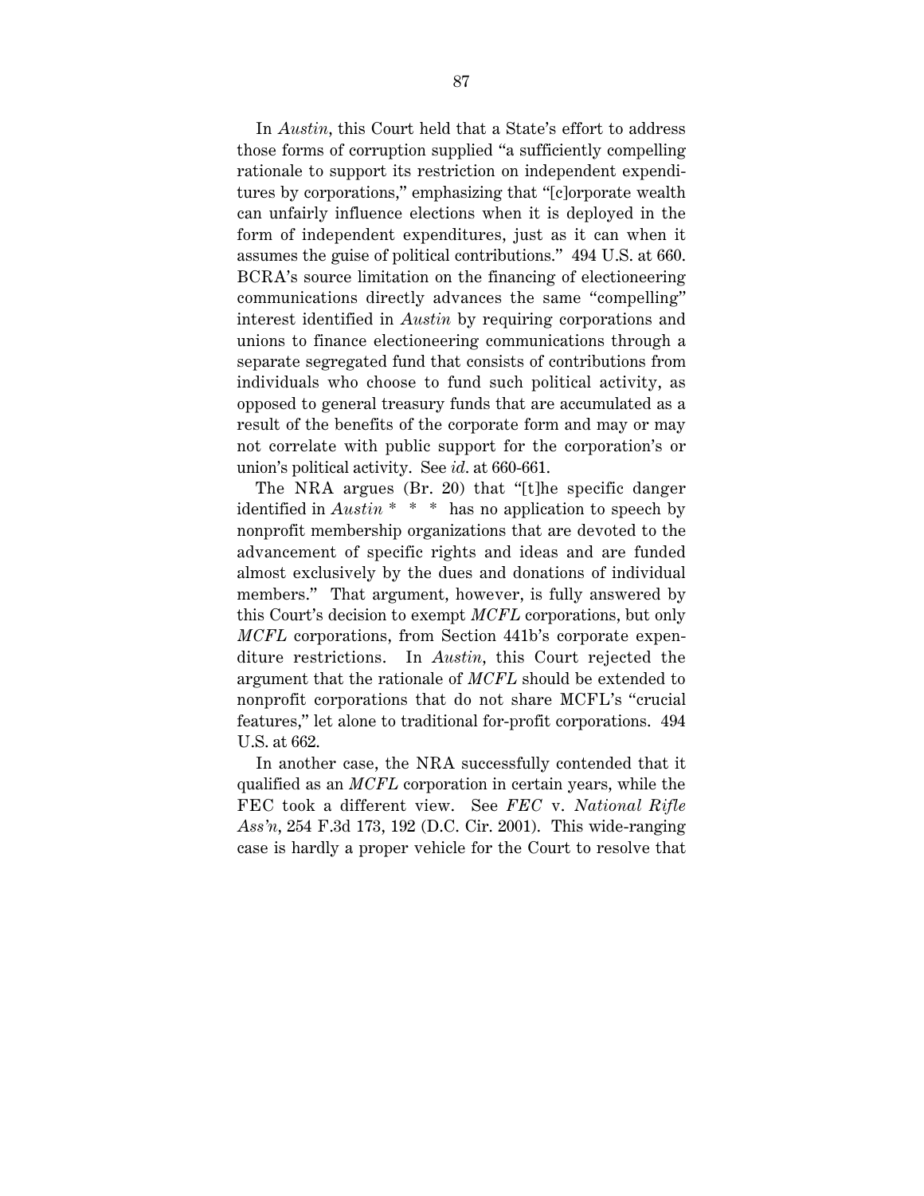In *Austin*, this Court held that a State's effort to address those forms of corruption supplied "a sufficiently compelling rationale to support its restriction on independent expenditures by corporations," emphasizing that "[c]orporate wealth can unfairly influence elections when it is deployed in the form of independent expenditures, just as it can when it assumes the guise of political contributions." 494 U.S. at 660. BCRA's source limitation on the financing of electioneering communications directly advances the same "compelling" interest identified in *Austin* by requiring corporations and unions to finance electioneering communications through a separate segregated fund that consists of contributions from individuals who choose to fund such political activity, as opposed to general treasury funds that are accumulated as a result of the benefits of the corporate form and may or may not correlate with public support for the corporation's or union's political activity. See *id*. at 660-661.

The NRA argues (Br. 20) that "[t]he specific danger identified in *Austin* * * * has no application to speech by nonprofit membership organizations that are devoted to the advancement of specific rights and ideas and are funded almost exclusively by the dues and donations of individual members." That argument, however, is fully answered by this Court's decision to exempt *MCFL* corporations, but only *MCFL* corporations, from Section 441b's corporate expenditure restrictions. In *Austin*, this Court rejected the argument that the rationale of *MCFL* should be extended to nonprofit corporations that do not share MCFL's "crucial features," let alone to traditional for-profit corporations. 494 U.S. at 662.

In another case, the NRA successfully contended that it qualified as an *MCFL* corporation in certain years, while the FEC took a different view. See *FEC* v. *National Rifle Ass'n*, 254 F.3d 173, 192 (D.C. Cir. 2001). This wide-ranging case is hardly a proper vehicle for the Court to resolve that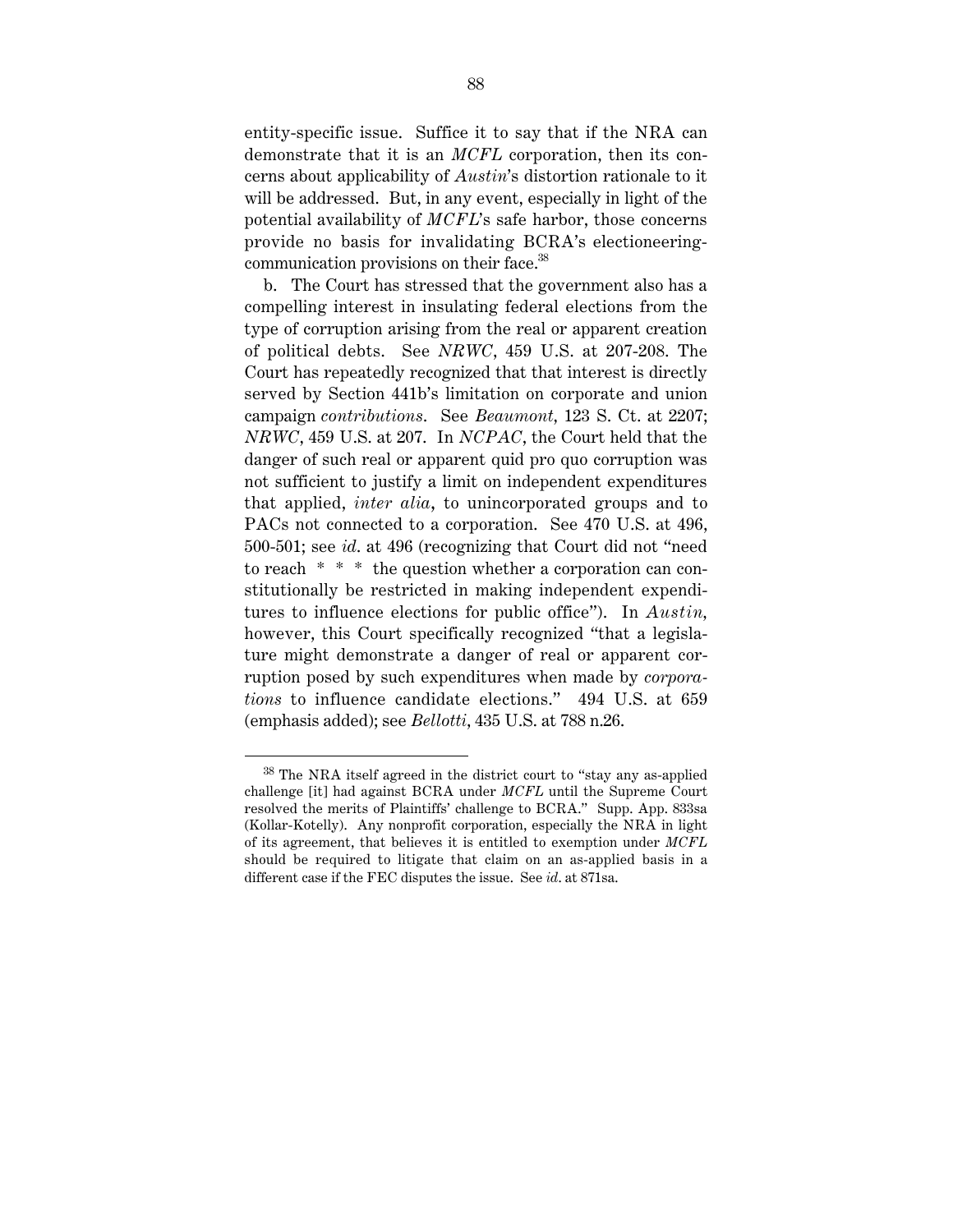entity-specific issue. Suffice it to say that if the NRA can demonstrate that it is an *MCFL* corporation, then its concerns about applicability of *Austin*'s distortion rationale to it will be addressed. But, in any event, especially in light of the potential availability of *MCFL*'s safe harbor, those concerns provide no basis for invalidating BCRA's electioneering-communication provisions on their face.[38]

b. The Court has stressed that the government also has a compelling interest in insulating federal elections from the type of corruption arising from the real or apparent creation of political debts. See *NRWC*, 459 U.S. at 207-208. The Court has repeatedly recognized that that interest is directly served by Section 441b's limitation on corporate and union campaign *contributions*. See *Beaumont*, 123 S. Ct. at 2207; *NRWC*, 459 U.S. at 207. In *NCPAC*, the Court held that the danger of such real or apparent quid pro quo corruption was not sufficient to justify a limit on independent expenditures that applied, *inter alia*, to unincorporated groups and to PACs not connected to a corporation. See 470 U.S. at 496, 500-501; see *id.* at 496 (recognizing that Court did not "need to reach * * * the question whether a corporation can constitutionally be restricted in making independent expenditures to influence elections for public office"). In *Austin*, however, this Court specifically recognized "that a legislature might demonstrate a danger of real or apparent corruption posed by such expenditures when made by *corporations* to influence candidate elections." 494 U.S. at 659 (emphasis added); see *Bellotti*, 435 U.S. at 788 n.26.

---

[38] The NRA itself agreed in the district court to "stay any as-applied challenge [it] had against BCRA under *MCFL* until the Supreme Court resolved the merits of Plaintiffs' challenge to BCRA." Supp. App. 833sa (Kollar-Kotelly). Any nonprofit corporation, especially the NRA in light of its agreement, that believes it is entitled to exemption under *MCFL* should be required to litigate that claim on an as-applied basis in a different case if the FEC disputes the issue. See *id.* at 871sa.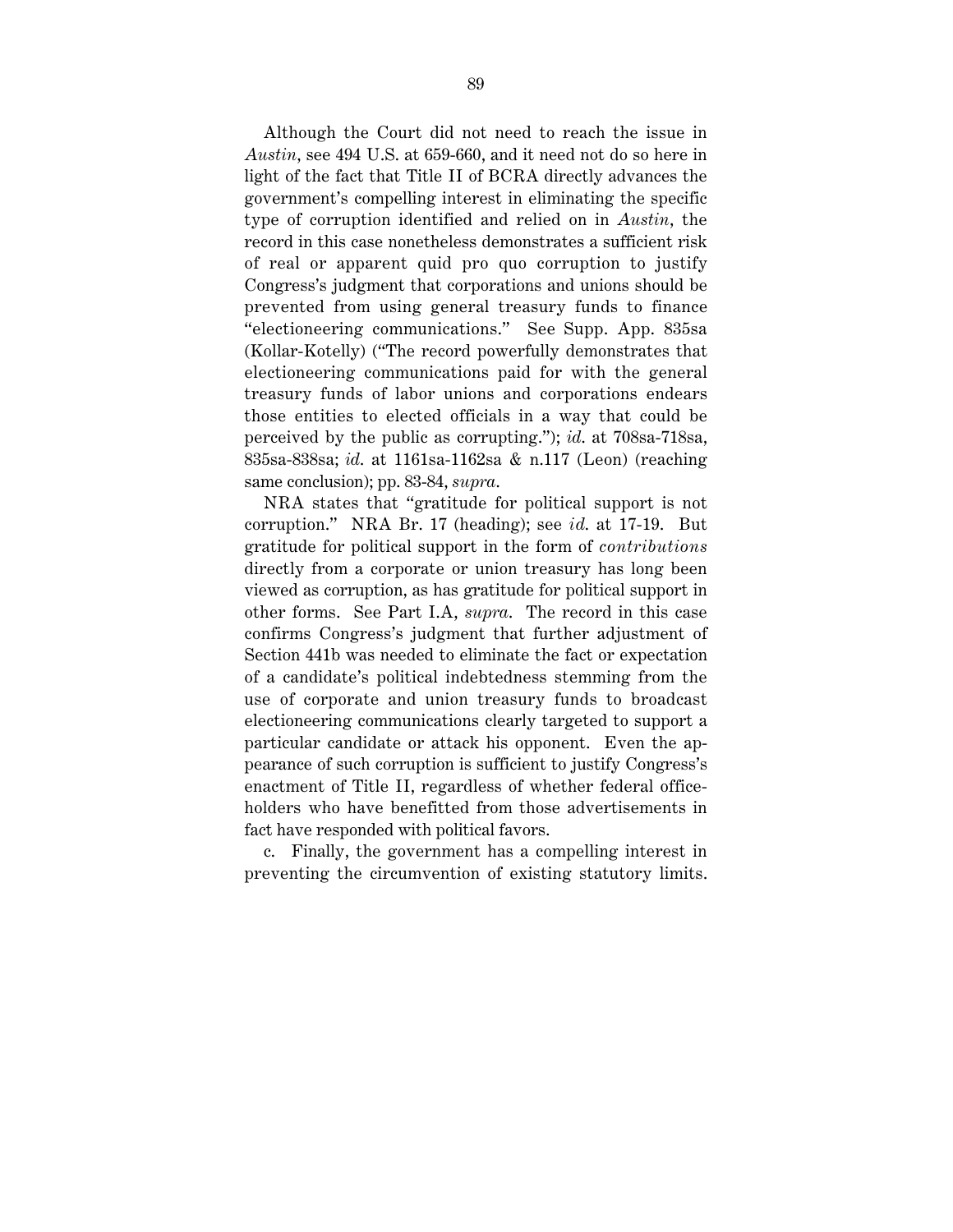Although the Court did not need to reach the issue in *Austin*, see 494 U.S. at 659-660, and it need not do so here in light of the fact that Title II of BCRA directly advances the government's compelling interest in eliminating the specific type of corruption identified and relied on in *Austin*, the record in this case nonetheless demonstrates a sufficient risk of real or apparent quid pro quo corruption to justify Congress's judgment that corporations and unions should be prevented from using general treasury funds to finance "electioneering communications." See Supp. App. 835sa (Kollar-Kotelly) ("The record powerfully demonstrates that electioneering communications paid for with the general treasury funds of labor unions and corporations endears those entities to elected officials in a way that could be perceived by the public as corrupting."); *id.* at 708sa-718sa, 835sa-838sa; *id.* at 1161sa-1162sa & n.117 (Leon) (reaching same conclusion); pp. 83-84, *supra*.

NRA states that "gratitude for political support is not corruption." NRA Br. 17 (heading); see *id.* at 17-19. But gratitude for political support in the form of *contributions* directly from a corporate or union treasury has long been viewed as corruption, as has gratitude for political support in other forms. See Part I.A, *supra*. The record in this case confirms Congress's judgment that further adjustment of Section 441b was needed to eliminate the fact or expectation of a candidate's political indebtedness stemming from the use of corporate and union treasury funds to broadcast electioneering communications clearly targeted to support a particular candidate or attack his opponent. Even the appearance of such corruption is sufficient to justify Congress's enactment of Title II, regardless of whether federal officeholders who have benefitted from those advertisements in fact have responded with political favors.

c. Finally, the government has a compelling interest in preventing the circumvention of existing statutory limits.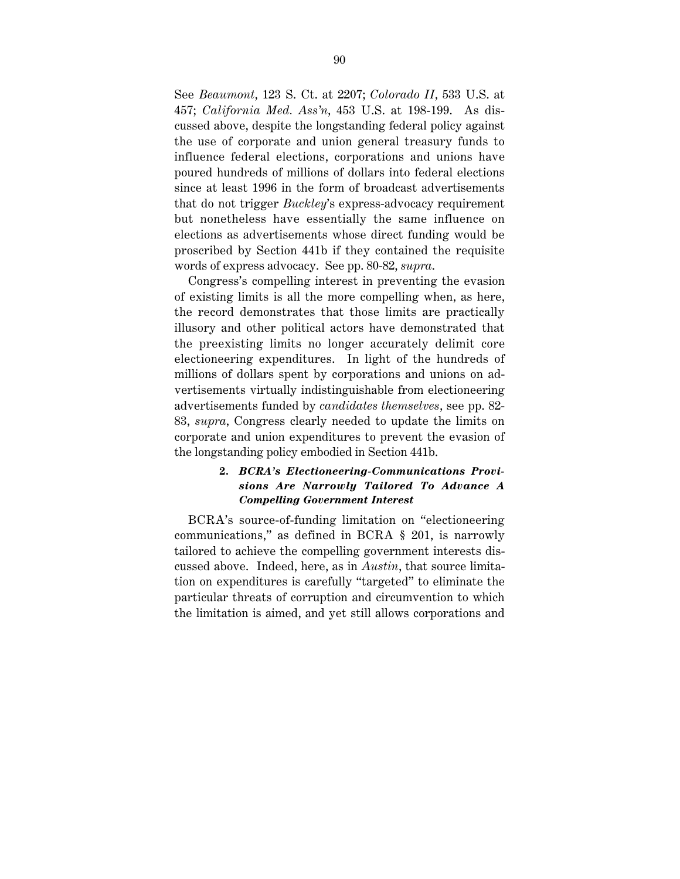See *Beaumont*, 123 S. Ct. at 2207; *Colorado II*, 533 U.S. at 457; *California Med. Ass'n*, 453 U.S. at 198-199. As discussed above, despite the longstanding federal policy against the use of corporate and union general treasury funds to influence federal elections, corporations and unions have poured hundreds of millions of dollars into federal elections since at least 1996 in the form of broadcast advertisements that do not trigger *Buckley*'s express-advocacy requirement but nonetheless have essentially the same influence on elections as advertisements whose direct funding would be proscribed by Section 441b if they contained the requisite words of express advocacy. See pp. 80-82, *supra*.

Congress's compelling interest in preventing the evasion of existing limits is all the more compelling when, as here, the record demonstrates that those limits are practically illusory and other political actors have demonstrated that the preexisting limits no longer accurately delimit core electioneering expenditures. In light of the hundreds of millions of dollars spent by corporations and unions on advertisements virtually indistinguishable from electioneering advertisements funded by *candidates themselves*, see pp. 82-83, *supra*, Congress clearly needed to update the limits on corporate and union expenditures to prevent the evasion of the longstanding policy embodied in Section 441b.

**2. *BCRA's Electioneering-Communications Provisions Are Narrowly Tailored To Advance A Compelling Government Interest***

BCRA's source-of-funding limitation on "electioneering communications," as defined in BCRA § 201, is narrowly tailored to achieve the compelling government interests discussed above. Indeed, here, as in *Austin*, that source limitation on expenditures is carefully "targeted" to eliminate the particular threats of corruption and circumvention to which the limitation is aimed, and yet still allows corporations and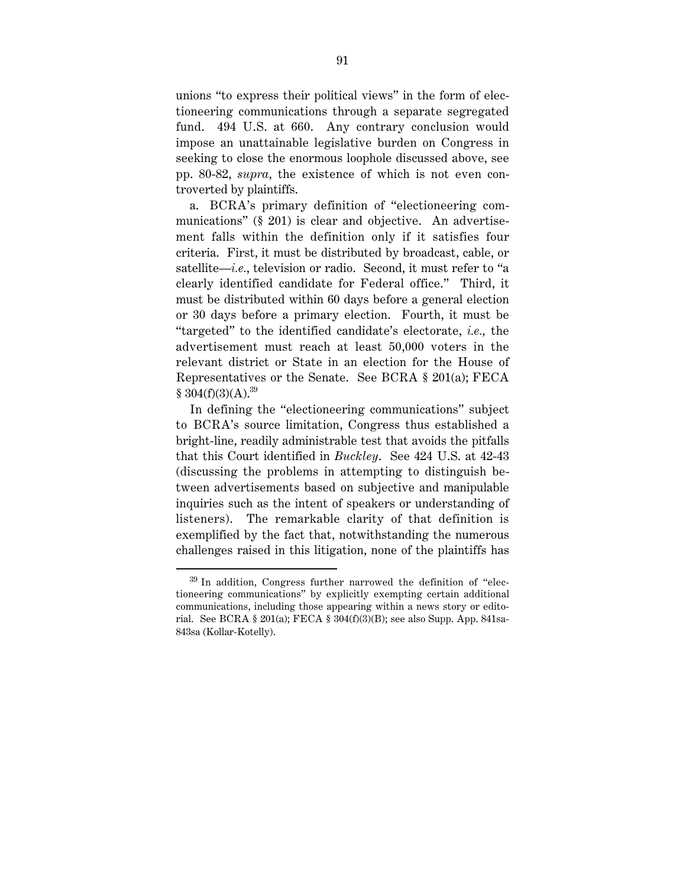unions "to express their political views" in the form of electioneering communications through a separate segregated fund. 494 U.S. at 660. Any contrary conclusion would impose an unattainable legislative burden on Congress in seeking to close the enormous loophole discussed above, see pp. 80-82, *supra*, the existence of which is not even controverted by plaintiffs.

a. BCRA's primary definition of "electioneering communications" (§ 201) is clear and objective. An advertisement falls within the definition only if it satisfies four criteria. First, it must be distributed by broadcast, cable, or satellite—*i.e.*, television or radio. Second, it must refer to "a clearly identified candidate for Federal office." Third, it must be distributed within 60 days before a general election or 30 days before a primary election. Fourth, it must be "targeted" to the identified candidate's electorate, *i.e.*, the advertisement must reach at least 50,000 voters in the relevant district or State in an election for the House of Representatives or the Senate. See BCRA § 201(a); FECA § 304(f)(3)(A).[39]

In defining the "electioneering communications" subject to BCRA's source limitation, Congress thus established a bright-line, readily administrable test that avoids the pitfalls that this Court identified in *Buckley*. See 424 U.S. at 42-43 (discussing the problems in attempting to distinguish between advertisements based on subjective and manipulable inquiries such as the intent of speakers or understanding of listeners). The remarkable clarity of that definition is exemplified by the fact that, notwithstanding the numerous challenges raised in this litigation, none of the plaintiffs has

---

[39] In addition, Congress further narrowed the definition of "electioneering communications" by explicitly exempting certain additional communications, including those appearing within a news story or editorial. See BCRA § 201(a); FECA § 304(f)(3)(B); see also Supp. App. 841sa-843sa (Kollar-Kotelly).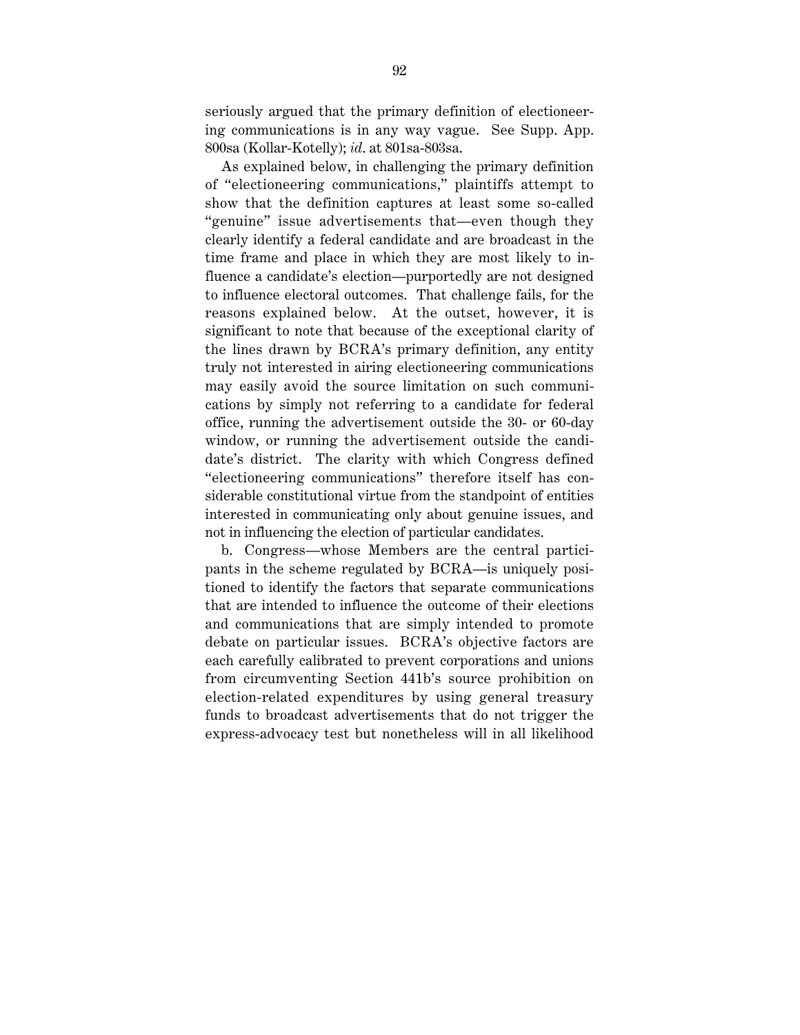seriously argued that the primary definition of electioneering communications is in any way vague. See Supp. App. 800sa (Kollar-Kotelly); *id.* at 801sa-803sa.

As explained below, in challenging the primary definition of "electioneering communications," plaintiffs attempt to show that the definition captures at least some so-called "genuine" issue advertisements that—even though they clearly identify a federal candidate and are broadcast in the time frame and place in which they are most likely to influence a candidate's election—purportedly are not designed to influence electoral outcomes. That challenge fails, for the reasons explained below. At the outset, however, it is significant to note that because of the exceptional clarity of the lines drawn by BCRA's primary definition, any entity truly not interested in airing electioneering communications may easily avoid the source limitation on such communications by simply not referring to a candidate for federal office, running the advertisement outside the 30- or 60-day window, or running the advertisement outside the candidate's district. The clarity with which Congress defined "electioneering communications" therefore itself has considerable constitutional virtue from the standpoint of entities interested in communicating only about genuine issues, and not in influencing the election of particular candidates.

b. Congress—whose Members are the central participants in the scheme regulated by BCRA—is uniquely positioned to identify the factors that separate communications that are intended to influence the outcome of their elections and communications that are simply intended to promote debate on particular issues. BCRA's objective factors are each carefully calibrated to prevent corporations and unions from circumventing Section 441b's source prohibition on election-related expenditures by using general treasury funds to broadcast advertisements that do not trigger the express-advocacy test but nonetheless will in all likelihood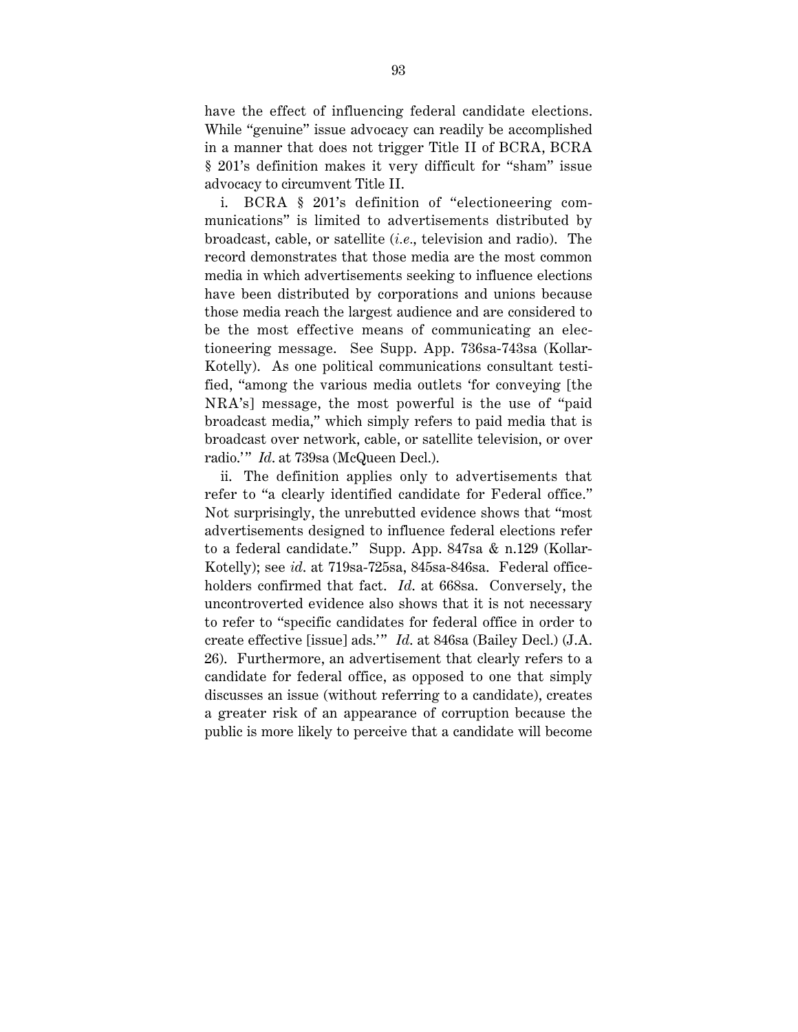have the effect of influencing federal candidate elections. While "genuine" issue advocacy can readily be accomplished in a manner that does not trigger Title II of BCRA, BCRA § 201's definition makes it very difficult for "sham" issue advocacy to circumvent Title II.

i. BCRA § 201's definition of "electioneering communications" is limited to advertisements distributed by broadcast, cable, or satellite (*i.e.*, television and radio). The record demonstrates that those media are the most common media in which advertisements seeking to influence elections have been distributed by corporations and unions because those media reach the largest audience and are considered to be the most effective means of communicating an electioneering message. See Supp. App. 736sa-743sa (Kollar-Kotelly). As one political communications consultant testified, "among the various media outlets 'for conveying [the NRA's] message, the most powerful is the use of "paid broadcast media," which simply refers to paid media that is broadcast over network, cable, or satellite television, or over radio.'" *Id.* at 739sa (McQueen Decl.).

ii. The definition applies only to advertisements that refer to "a clearly identified candidate for Federal office." Not surprisingly, the unrebutted evidence shows that "most advertisements designed to influence federal elections refer to a federal candidate." Supp. App. 847sa & n.129 (Kollar-Kotelly); see *id.* at 719sa-725sa, 845sa-846sa. Federal officeholders confirmed that fact. *Id.* at 668sa. Conversely, the uncontroverted evidence also shows that it is not necessary to refer to "specific candidates for federal office in order to create effective [issue] ads.'" *Id.* at 846sa (Bailey Decl.) (J.A. 26). Furthermore, an advertisement that clearly refers to a candidate for federal office, as opposed to one that simply discusses an issue (without referring to a candidate), creates a greater risk of an appearance of corruption because the public is more likely to perceive that a candidate will become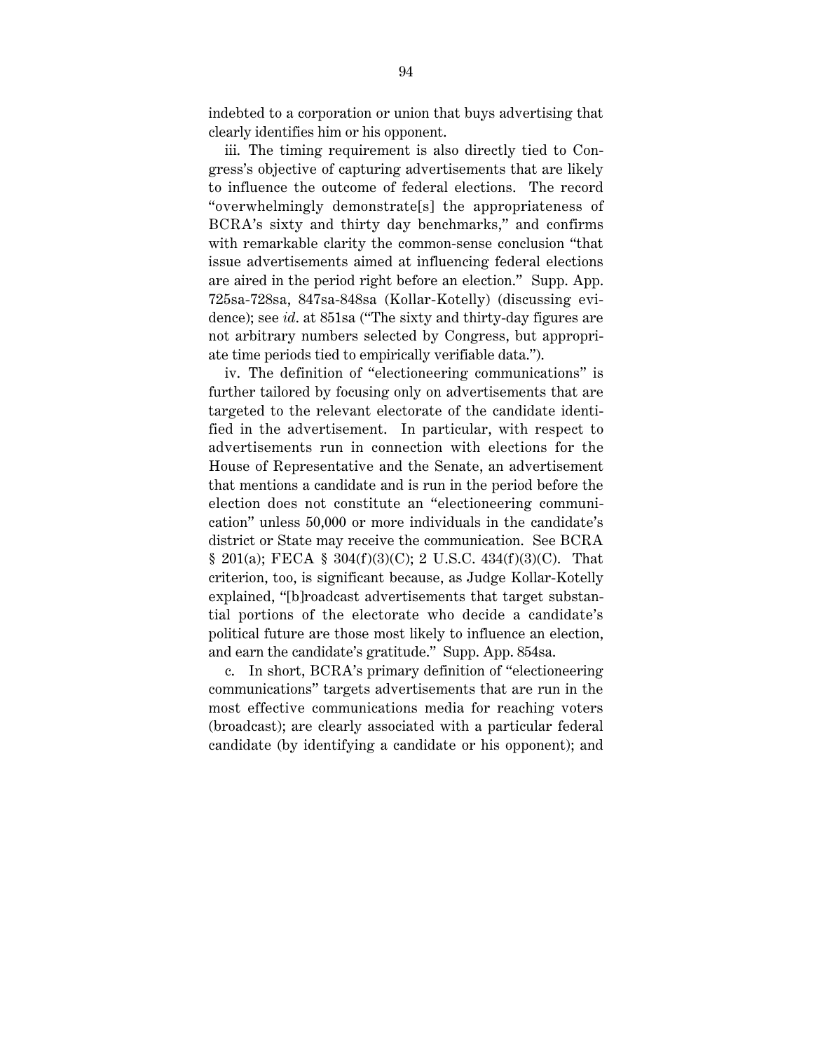indebted to a corporation or union that buys advertising that clearly identifies him or his opponent.

iii. The timing requirement is also directly tied to Congress's objective of capturing advertisements that are likely to influence the outcome of federal elections. The record "overwhelmingly demonstrate[s] the appropriateness of BCRA's sixty and thirty day benchmarks," and confirms with remarkable clarity the common-sense conclusion "that issue advertisements aimed at influencing federal elections are aired in the period right before an election." Supp. App. 725sa-728sa, 847sa-848sa (Kollar-Kotelly) (discussing evidence); see *id*. at 851sa ("The sixty and thirty-day figures are not arbitrary numbers selected by Congress, but appropriate time periods tied to empirically verifiable data.").

iv. The definition of "electioneering communications" is further tailored by focusing only on advertisements that are targeted to the relevant electorate of the candidate identified in the advertisement. In particular, with respect to advertisements run in connection with elections for the House of Representative and the Senate, an advertisement that mentions a candidate and is run in the period before the election does not constitute an "electioneering communication" unless 50,000 or more individuals in the candidate's district or State may receive the communication. See BCRA § 201(a); FECA § 304(f)(3)(C); 2 U.S.C. 434(f)(3)(C). That criterion, too, is significant because, as Judge Kollar-Kotelly explained, "[b]roadcast advertisements that target substantial portions of the electorate who decide a candidate's political future are those most likely to influence an election, and earn the candidate's gratitude." Supp. App. 854sa.

c. In short, BCRA's primary definition of "electioneering communications" targets advertisements that are run in the most effective communications media for reaching voters (broadcast); are clearly associated with a particular federal candidate (by identifying a candidate or his opponent); and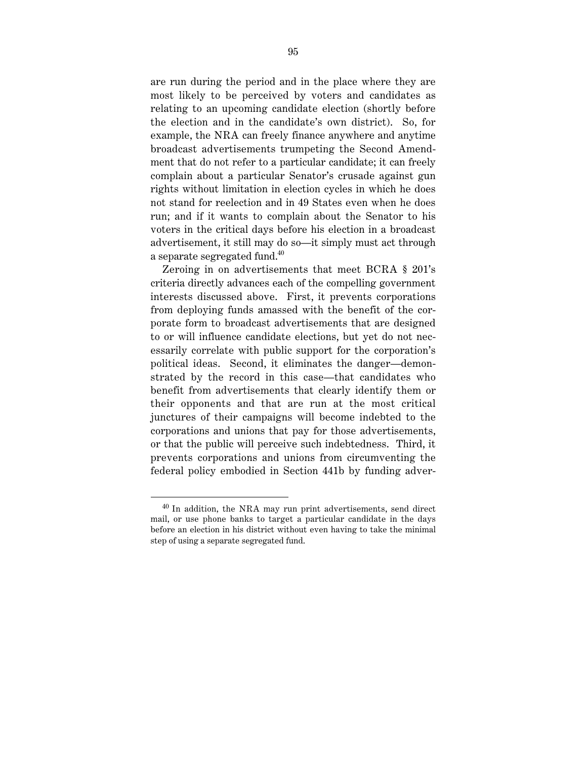are run during the period and in the place where they are most likely to be perceived by voters and candidates as relating to an upcoming candidate election (shortly before the election and in the candidate's own district). So, for example, the NRA can freely finance anywhere and anytime broadcast advertisements trumpeting the Second Amendment that do not refer to a particular candidate; it can freely complain about a particular Senator's crusade against gun rights without limitation in election cycles in which he does not stand for reelection and in 49 States even when he does run; and if it wants to complain about the Senator to his voters in the critical days before his election in a broadcast advertisement, it still may do so—it simply must act through a separate segregated fund.[40]

Zeroing in on advertisements that meet BCRA § 201's criteria directly advances each of the compelling government interests discussed above. First, it prevents corporations from deploying funds amassed with the benefit of the corporate form to broadcast advertisements that are designed to or will influence candidate elections, but yet do not necessarily correlate with public support for the corporation's political ideas. Second, it eliminates the danger—demonstrated by the record in this case—that candidates who benefit from advertisements that clearly identify them or their opponents and that are run at the most critical junctures of their campaigns will become indebted to the corporations and unions that pay for those advertisements, or that the public will perceive such indebtedness. Third, it prevents corporations and unions from circumventing the federal policy embodied in Section 441b by funding adver-

[40] In addition, the NRA may run print advertisements, send direct mail, or use phone banks to target a particular candidate in the days before an election in his district without even having to take the minimal step of using a separate segregated fund.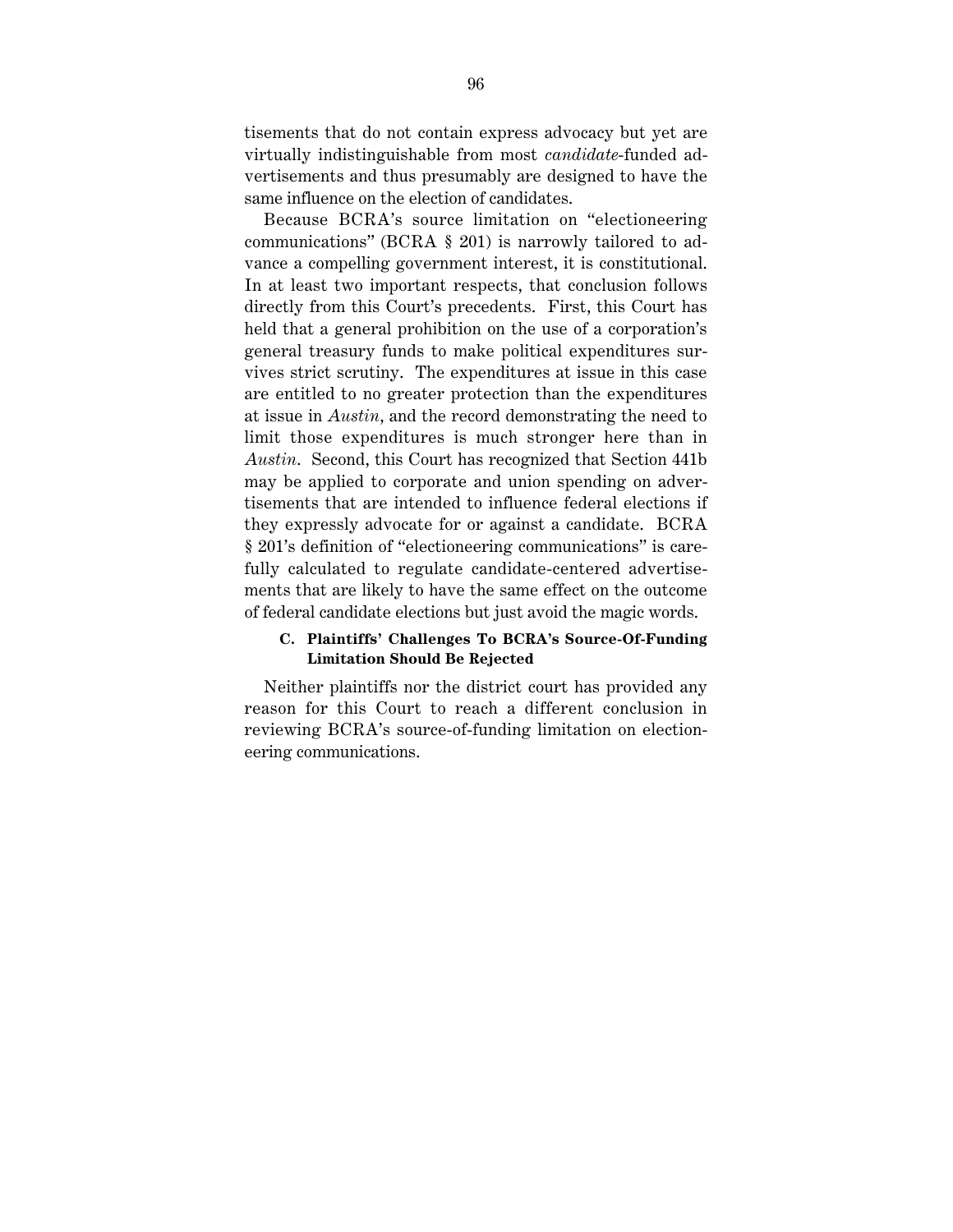tisements that do not contain express advocacy but yet are virtually indistinguishable from most *candidate*-funded advertisements and thus presumably are designed to have the same influence on the election of candidates.

Because BCRA's source limitation on "electioneering communications" (BCRA § 201) is narrowly tailored to advance a compelling government interest, it is constitutional. In at least two important respects, that conclusion follows directly from this Court's precedents. First, this Court has held that a general prohibition on the use of a corporation's general treasury funds to make political expenditures survives strict scrutiny. The expenditures at issue in this case are entitled to no greater protection than the expenditures at issue in *Austin*, and the record demonstrating the need to limit those expenditures is much stronger here than in *Austin*. Second, this Court has recognized that Section 441b may be applied to corporate and union spending on advertisements that are intended to influence federal elections if they expressly advocate for or against a candidate. BCRA § 201's definition of "electioneering communications" is carefully calculated to regulate candidate-centered advertisements that are likely to have the same effect on the outcome of federal candidate elections but just avoid the magic words.

### C. Plaintiffs' Challenges To BCRA's Source-Of-Funding Limitation Should Be Rejected

Neither plaintiffs nor the district court has provided any reason for this Court to reach a different conclusion in reviewing BCRA's source-of-funding limitation on electioneering communications.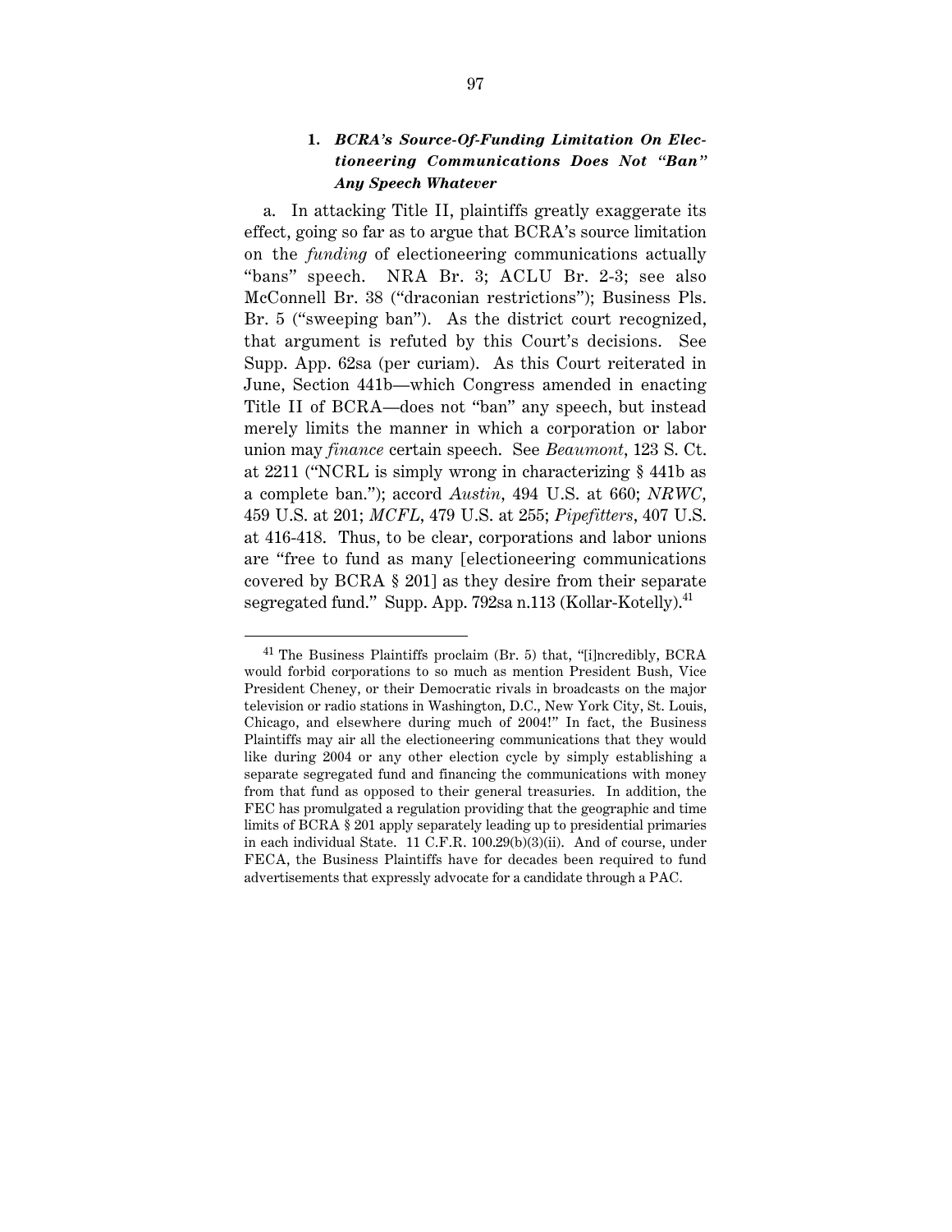### 1. *BCRA's Source-Of-Funding Limitation On Electioneering Communications Does Not "Ban" Any Speech Whatever*

a. In attacking Title II, plaintiffs greatly exaggerate its effect, going so far as to argue that BCRA's source limitation on the *funding* of electioneering communications actually "bans" speech. NRA Br. 3; ACLU Br. 2-3; see also McConnell Br. 38 ("draconian restrictions"); Business Pls. Br. 5 ("sweeping ban"). As the district court recognized, that argument is refuted by this Court's decisions. See Supp. App. 62sa (per curiam). As this Court reiterated in June, Section 441b—which Congress amended in enacting Title II of BCRA—does not "ban" any speech, but instead merely limits the manner in which a corporation or labor union may *finance* certain speech. See *Beaumont*, 123 S. Ct. at 2211 ("NCRL is simply wrong in characterizing § 441b as a complete ban."); accord *Austin*, 494 U.S. at 660; *NRWC*, 459 U.S. at 201; *MCFL*, 479 U.S. at 255; *Pipefitters*, 407 U.S. at 416-418. Thus, to be clear, corporations and labor unions are "free to fund as many [electioneering communications covered by BCRA § 201] as they desire from their separate segregated fund." Supp. App. 792sa n.113 (Kollar-Kotelly).[41]

---

[41] The Business Plaintiffs proclaim (Br. 5) that, "[i]ncredibly, BCRA would forbid corporations to so much as mention President Bush, Vice President Cheney, or their Democratic rivals in broadcasts on the major television or radio stations in Washington, D.C., New York City, St. Louis, Chicago, and elsewhere during much of 2004!" In fact, the Business Plaintiffs may air all the electioneering communications that they would like during 2004 or any other election cycle by simply establishing a separate segregated fund and financing the communications with money from that fund as opposed to their general treasuries. In addition, the FEC has promulgated a regulation providing that the geographic and time limits of BCRA § 201 apply separately leading up to presidential primaries in each individual State. 11 C.F.R. 100.29(b)(3)(ii). And of course, under FECA, the Business Plaintiffs have for decades been required to fund advertisements that expressly advocate for a candidate through a PAC.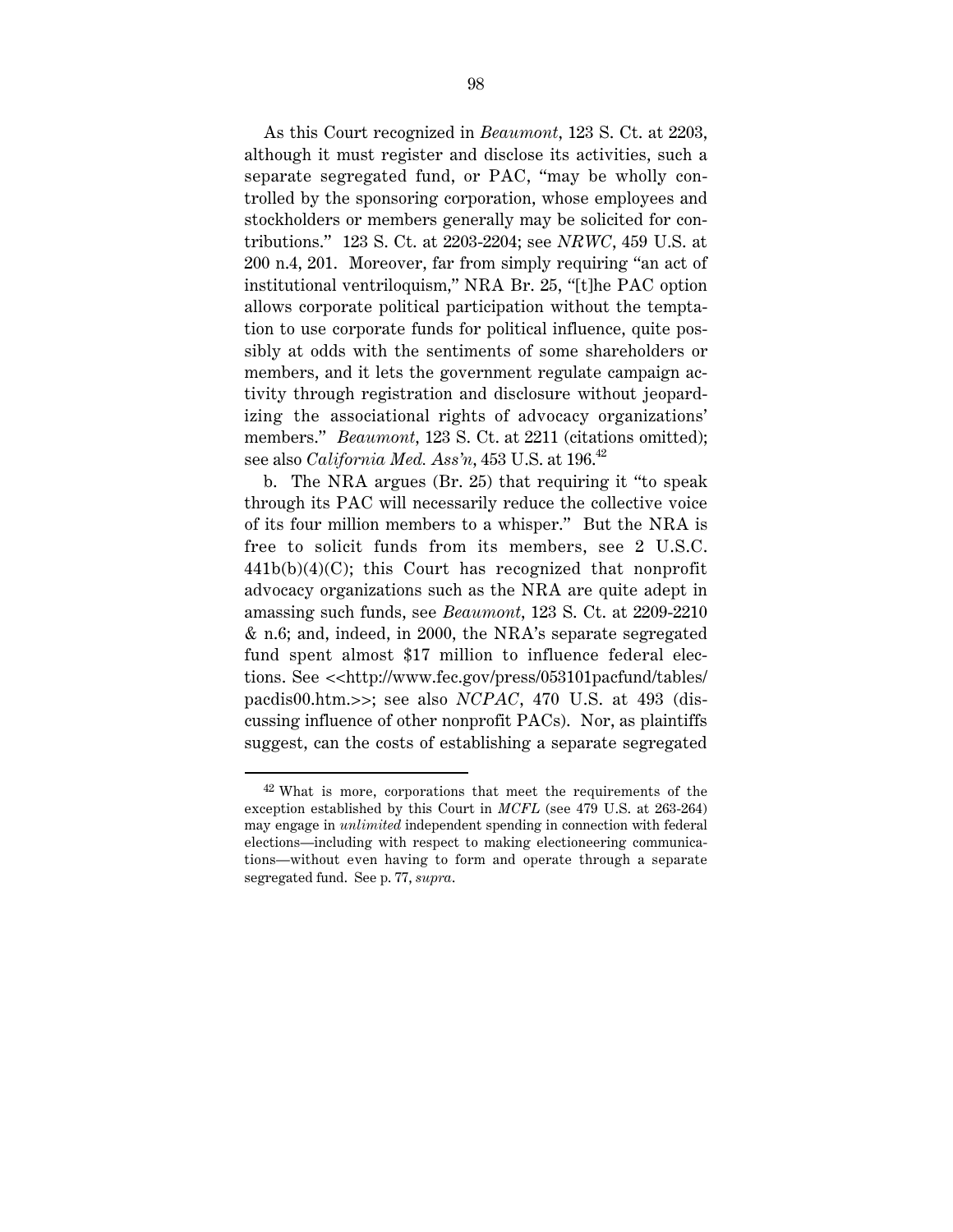As this Court recognized in *Beaumont*, 123 S. Ct. at 2203, although it must register and disclose its activities, such a separate segregated fund, or PAC, "may be wholly controlled by the sponsoring corporation, whose employees and stockholders or members generally may be solicited for contributions." 123 S. Ct. at 2203-2204; see *NRWC*, 459 U.S. at 200 n.4, 201. Moreover, far from simply requiring "an act of institutional ventriloquism," NRA Br. 25, "[t]he PAC option allows corporate political participation without the temptation to use corporate funds for political influence, quite possibly at odds with the sentiments of some shareholders or members, and it lets the government regulate campaign activity through registration and disclosure without jeopardizing the associational rights of advocacy organizations' members." *Beaumont*, 123 S. Ct. at 2211 (citations omitted); see also *California Med. Ass'n*, 453 U.S. at 196.[42]

b. The NRA argues (Br. 25) that requiring it "to speak through its PAC will necessarily reduce the collective voice of its four million members to a whisper." But the NRA is free to solicit funds from its members, see 2 U.S.C. 441b(b)(4)(C); this Court has recognized that nonprofit advocacy organizations such as the NRA are quite adept in amassing such funds, see *Beaumont*, 123 S. Ct. at 2209-2210 & n.6; and, indeed, in 2000, the NRA's separate segregated fund spent almost $17 million to influence federal elections. See <<http://www.fec.gov/press/053101pacfund/tables/pacdis00.htm.>>; see also *NCPAC*, 470 U.S. at 493 (discussing influence of other nonprofit PACs). Nor, as plaintiffs suggest, can the costs of establishing a separate segregated

---

[42] What is more, corporations that meet the requirements of the exception established by this Court in *MCFL* (see 479 U.S. at 263-264) may engage in *unlimited* independent spending in connection with federal elections—including with respect to making electioneering communications—without even having to form and operate through a separate segregated fund. See p. 77, *supra*.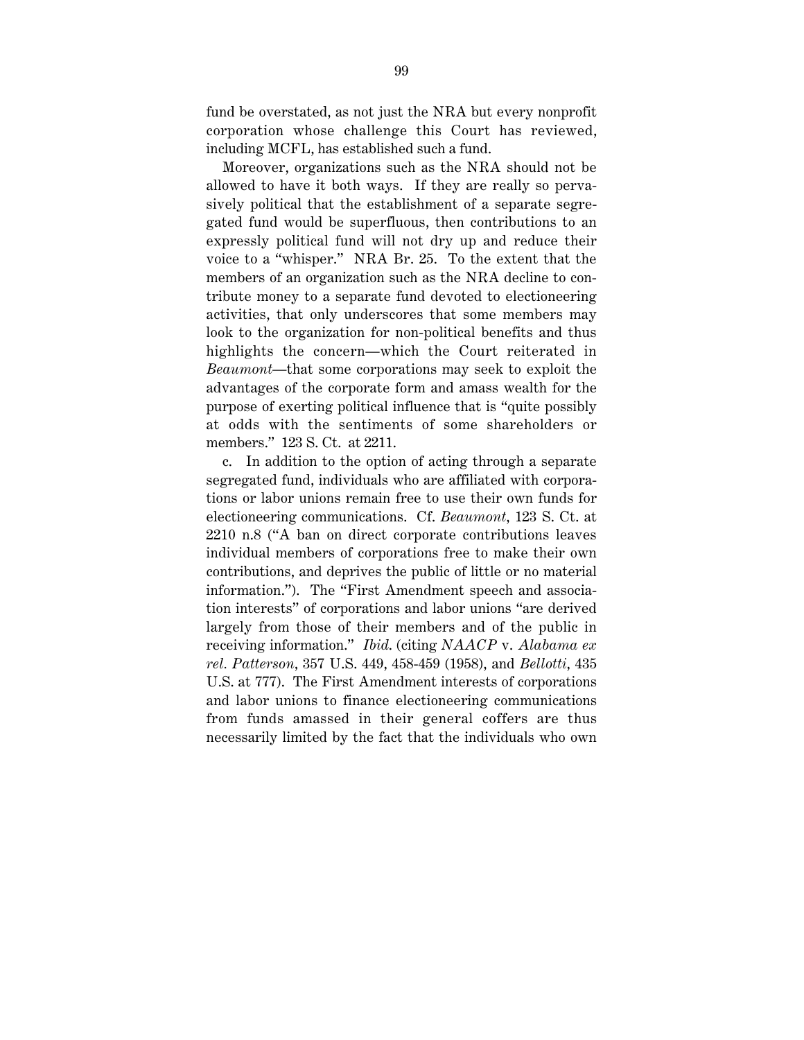fund be overstated, as not just the NRA but every nonprofit corporation whose challenge this Court has reviewed, including MCFL, has established such a fund.

Moreover, organizations such as the NRA should not be allowed to have it both ways. If they are really so pervasively political that the establishment of a separate segregated fund would be superfluous, then contributions to an expressly political fund will not dry up and reduce their voice to a "whisper." NRA Br. 25. To the extent that the members of an organization such as the NRA decline to contribute money to a separate fund devoted to electioneering activities, that only underscores that some members may look to the organization for non-political benefits and thus highlights the concern—which the Court reiterated in *Beaumont*—that some corporations may seek to exploit the advantages of the corporate form and amass wealth for the purpose of exerting political influence that is "quite possibly at odds with the sentiments of some shareholders or members." 123 S. Ct. at 2211.

c. In addition to the option of acting through a separate segregated fund, individuals who are affiliated with corporations or labor unions remain free to use their own funds for electioneering communications. Cf. *Beaumont*, 123 S. Ct. at 2210 n.8 ("A ban on direct corporate contributions leaves individual members of corporations free to make their own contributions, and deprives the public of little or no material information."). The "First Amendment speech and association interests" of corporations and labor unions "are derived largely from those of their members and of the public in receiving information." *Ibid.* (citing *NAACP* v. *Alabama ex rel. Patterson*, 357 U.S. 449, 458-459 (1958), and *Bellotti*, 435 U.S. at 777). The First Amendment interests of corporations and labor unions to finance electioneering communications from funds amassed in their general coffers are thus necessarily limited by the fact that the individuals who own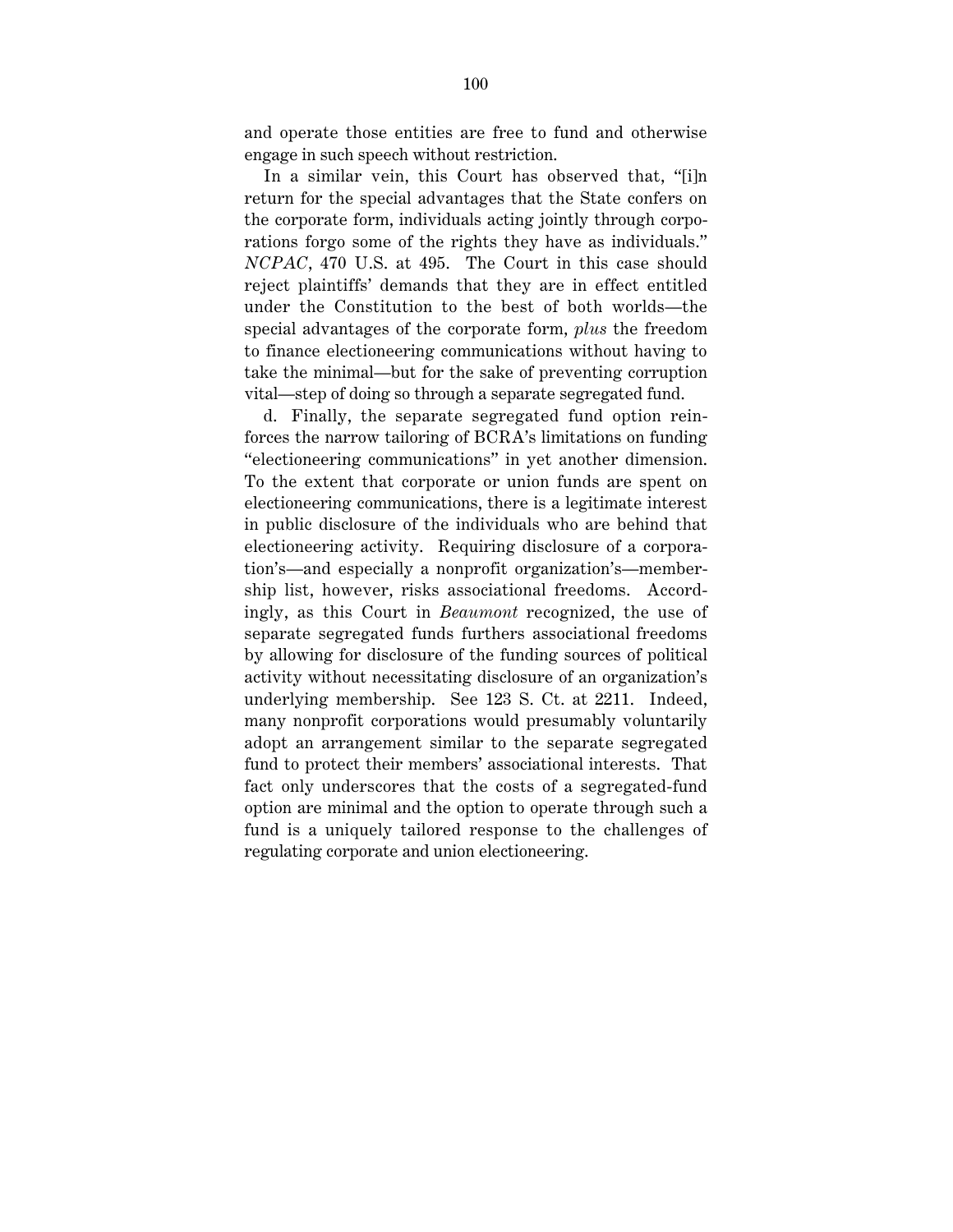and operate those entities are free to fund and otherwise engage in such speech without restriction.

In a similar vein, this Court has observed that, "[i]n return for the special advantages that the State confers on the corporate form, individuals acting jointly through corporations forgo some of the rights they have as individuals." *NCPAC*, 470 U.S. at 495. The Court in this case should reject plaintiffs' demands that they are in effect entitled under the Constitution to the best of both worlds—the special advantages of the corporate form, *plus* the freedom to finance electioneering communications without having to take the minimal—but for the sake of preventing corruption vital—step of doing so through a separate segregated fund.

d. Finally, the separate segregated fund option reinforces the narrow tailoring of BCRA's limitations on funding "electioneering communications" in yet another dimension. To the extent that corporate or union funds are spent on electioneering communications, there is a legitimate interest in public disclosure of the individuals who are behind that electioneering activity. Requiring disclosure of a corporation's—and especially a nonprofit organization's—membership list, however, risks associational freedoms. Accordingly, as this Court in *Beaumont* recognized, the use of separate segregated funds furthers associational freedoms by allowing for disclosure of the funding sources of political activity without necessitating disclosure of an organization's underlying membership. See 123 S. Ct. at 2211. Indeed, many nonprofit corporations would presumably voluntarily adopt an arrangement similar to the separate segregated fund to protect their members' associational interests. That fact only underscores that the costs of a segregated-fund option are minimal and the option to operate through such a fund is a uniquely tailored response to the challenges of regulating corporate and union electioneering.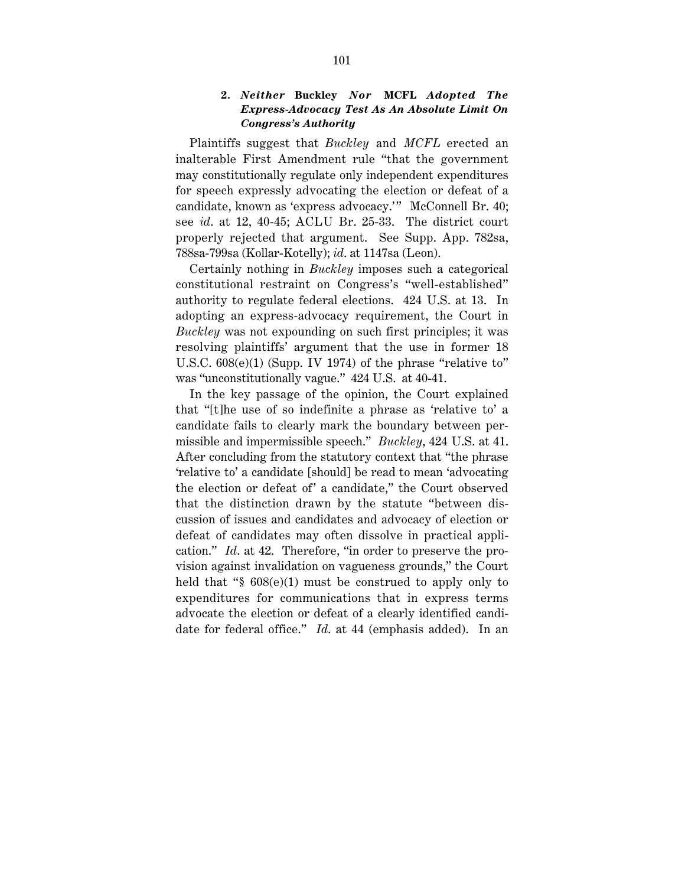### 2. *Neither* **Buckley** *Nor* **MCFL** *Adopted The Express-Advocacy Test As An Absolute Limit On Congress's Authority*

Plaintiffs suggest that *Buckley* and *MCFL* erected an inalterable First Amendment rule "that the government may constitutionally regulate only independent expenditures for speech expressly advocating the election or defeat of a candidate, known as 'express advocacy.'" McConnell Br. 40; see *id.* at 12, 40-45; ACLU Br. 25-33. The district court properly rejected that argument. See Supp. App. 782sa, 788sa-799sa (Kollar-Kotelly); *id.* at 1147sa (Leon).

Certainly nothing in *Buckley* imposes such a categorical constitutional restraint on Congress's "well-established" authority to regulate federal elections. 424 U.S. at 13. In adopting an express-advocacy requirement, the Court in *Buckley* was not expounding on such first principles; it was resolving plaintiffs' argument that the use in former 18 U.S.C. 608(e)(1) (Supp. IV 1974) of the phrase "relative to" was "unconstitutionally vague." 424 U.S. at 40-41.

In the key passage of the opinion, the Court explained that "[t]he use of so indefinite a phrase as 'relative to' a candidate fails to clearly mark the boundary between permissible and impermissible speech." *Buckley*, 424 U.S. at 41. After concluding from the statutory context that "the phrase 'relative to' a candidate [should] be read to mean 'advocating the election or defeat of' a candidate," the Court observed that the distinction drawn by the statute "between discussion of issues and candidates and advocacy of election or defeat of candidates may often dissolve in practical application." *Id.* at 42. Therefore, "in order to preserve the provision against invalidation on vagueness grounds," the Court held that "§ 608(e)(1) must be construed to apply only to expenditures for communications that in express terms advocate the election or defeat of a clearly identified candidate for federal office." *Id.* at 44 (emphasis added). In an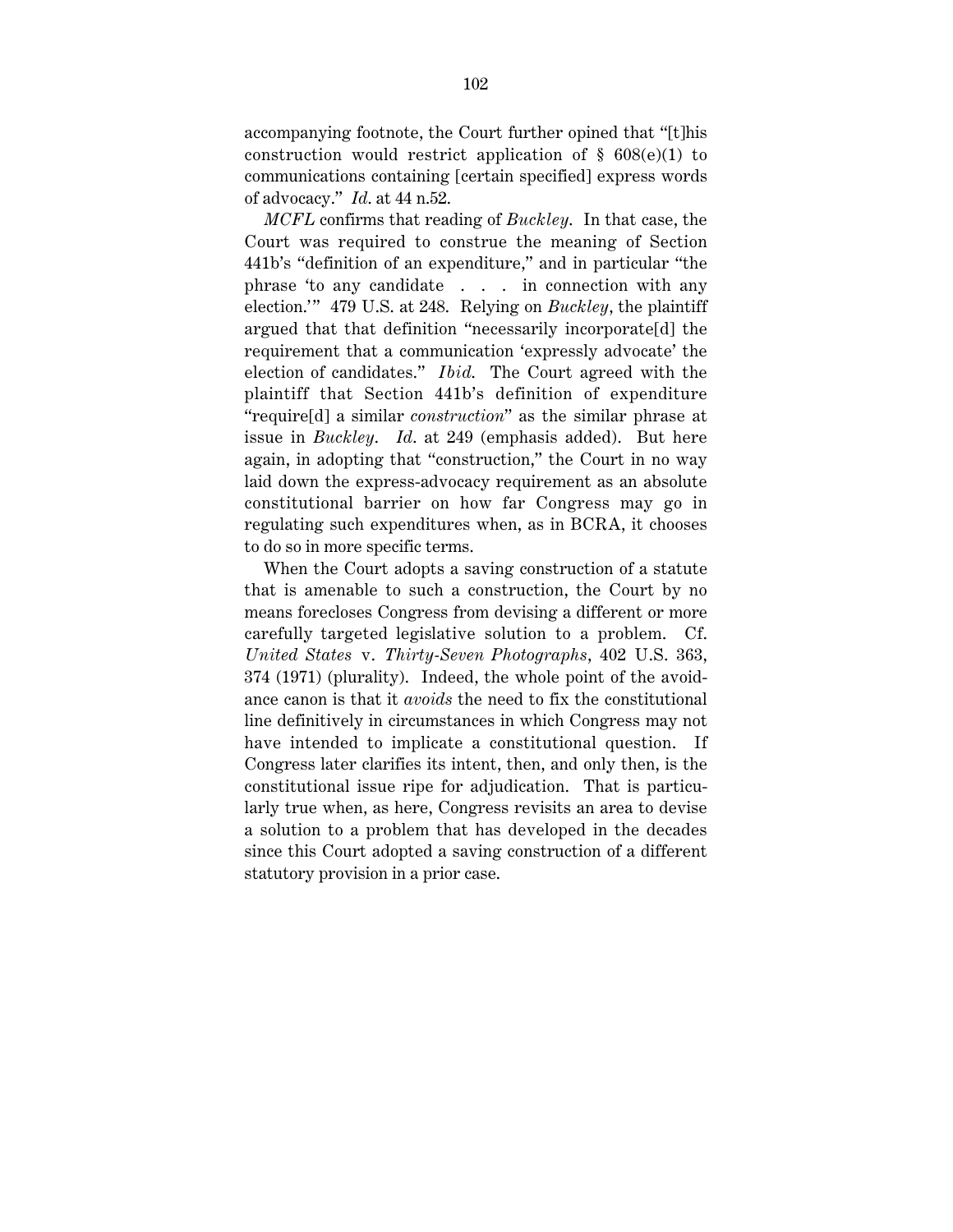accompanying footnote, the Court further opined that "[t]his construction would restrict application of § 608(e)(1) to communications containing [certain specified] express words of advocacy." *Id.* at 44 n.52.

*MCFL* confirms that reading of *Buckley*. In that case, the Court was required to construe the meaning of Section 441b's "definition of an expenditure," and in particular "the phrase 'to any candidate . . . in connection with any election.'" 479 U.S. at 248. Relying on *Buckley*, the plaintiff argued that that definition "necessarily incorporate[d] the requirement that a communication 'expressly advocate' the election of candidates." *Ibid.* The Court agreed with the plaintiff that Section 441b's definition of expenditure "require[d] a similar *construction*" as the similar phrase at issue in *Buckley*. *Id.* at 249 (emphasis added). But here again, in adopting that "construction," the Court in no way laid down the express-advocacy requirement as an absolute constitutional barrier on how far Congress may go in regulating such expenditures when, as in BCRA, it chooses to do so in more specific terms.

When the Court adopts a saving construction of a statute that is amenable to such a construction, the Court by no means forecloses Congress from devising a different or more carefully targeted legislative solution to a problem. Cf. *United States* v. *Thirty-Seven Photographs*, 402 U.S. 363, 374 (1971) (plurality). Indeed, the whole point of the avoidance canon is that it *avoids* the need to fix the constitutional line definitively in circumstances in which Congress may not have intended to implicate a constitutional question. If Congress later clarifies its intent, then, and only then, is the constitutional issue ripe for adjudication. That is particularly true when, as here, Congress revisits an area to devise a solution to a problem that has developed in the decades since this Court adopted a saving construction of a different statutory provision in a prior case.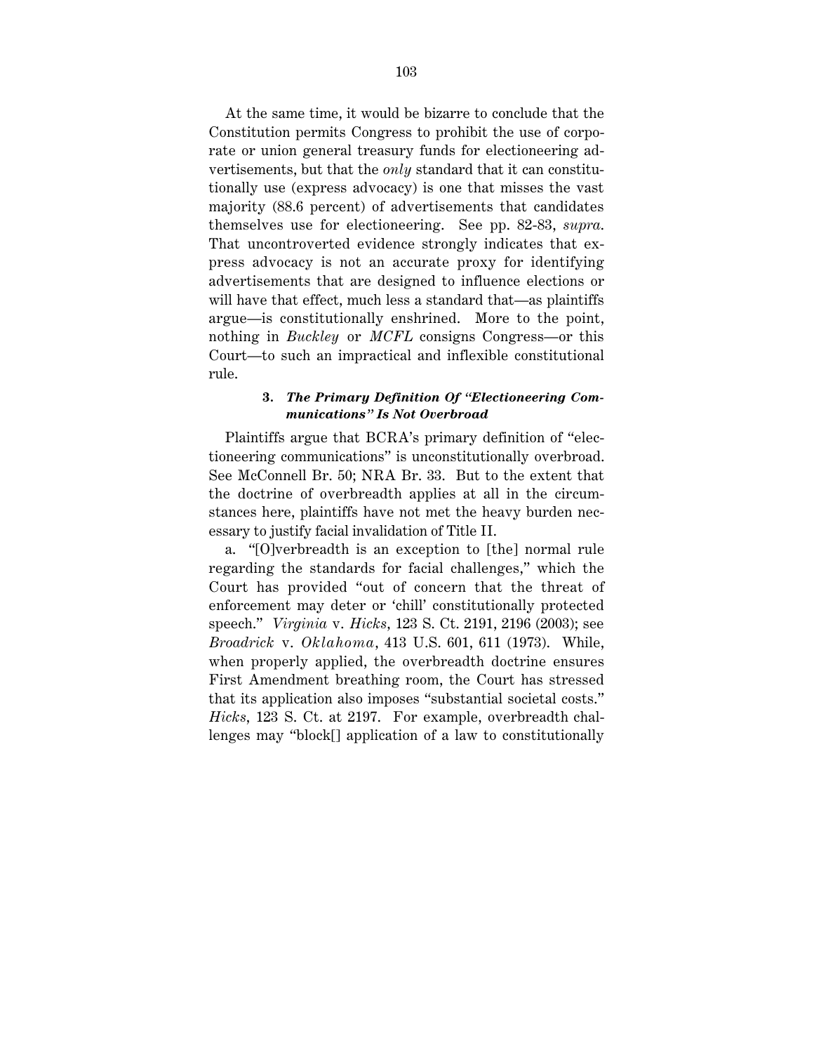At the same time, it would be bizarre to conclude that the Constitution permits Congress to prohibit the use of corporate or union general treasury funds for electioneering advertisements, but that the *only* standard that it can constitutionally use (express advocacy) is one that misses the vast majority (88.6 percent) of advertisements that candidates themselves use for electioneering. See pp. 82-83, *supra*. That uncontroverted evidence strongly indicates that express advocacy is not an accurate proxy for identifying advertisements that are designed to influence elections or will have that effect, much less a standard that—as plaintiffs argue—is constitutionally enshrined. More to the point, nothing in *Buckley* or *MCFL* consigns Congress—or this Court—to such an impractical and inflexible constitutional rule.

### 3. *The Primary Definition Of "Electioneering Communications" Is Not Overbroad*

Plaintiffs argue that BCRA's primary definition of "electioneering communications" is unconstitutionally overbroad. See McConnell Br. 50; NRA Br. 33. But to the extent that the doctrine of overbreadth applies at all in the circumstances here, plaintiffs have not met the heavy burden necessary to justify facial invalidation of Title II.

a. "[O]verbreadth is an exception to [the] normal rule regarding the standards for facial challenges," which the Court has provided "out of concern that the threat of enforcement may deter or 'chill' constitutionally protected speech." *Virginia* v. *Hicks*, 123 S. Ct. 2191, 2196 (2003); see *Broadrick* v. *Oklahoma*, 413 U.S. 601, 611 (1973). While, when properly applied, the overbreadth doctrine ensures First Amendment breathing room, the Court has stressed that its application also imposes "substantial societal costs." *Hicks*, 123 S. Ct. at 2197. For example, overbreadth challenges may "block[] application of a law to constitutionally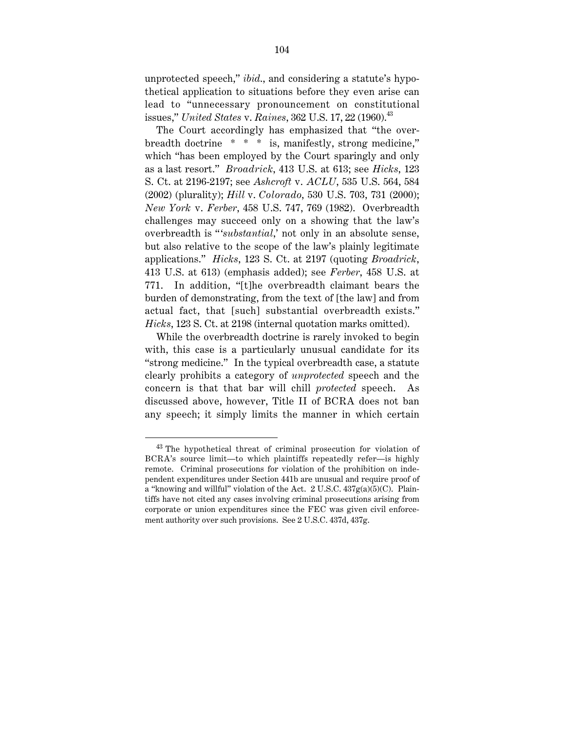unprotected speech," *ibid.*, and considering a statute's hypothetical application to situations before they even arise can lead to "unnecessary pronouncement on constitutional issues," *United States* v. *Raines*, 362 U.S. 17, 22 (1960).[43]

The Court accordingly has emphasized that "the overbreadth doctrine * * * is, manifestly, strong medicine," which "has been employed by the Court sparingly and only as a last resort." *Broadrick*, 413 U.S. at 613; see *Hicks*, 123 S. Ct. at 2196-2197; see *Ashcroft* v. *ACLU*, 535 U.S. 564, 584 (2002) (plurality); *Hill* v. *Colorado*, 530 U.S. 703, 731 (2000); *New York* v. *Ferber*, 458 U.S. 747, 769 (1982). Overbreadth challenges may succeed only on a showing that the law's overbreadth is "'*substantial*,' not only in an absolute sense, but also relative to the scope of the law's plainly legitimate applications." *Hicks*, 123 S. Ct. at 2197 (quoting *Broadrick*, 413 U.S. at 613) (emphasis added); see *Ferber*, 458 U.S. at 771. In addition, "[t]he overbreadth claimant bears the burden of demonstrating, from the text of [the law] and from actual fact, that [such] substantial overbreadth exists." *Hicks*, 123 S. Ct. at 2198 (internal quotation marks omitted).

While the overbreadth doctrine is rarely invoked to begin with, this case is a particularly unusual candidate for its "strong medicine." In the typical overbreadth case, a statute clearly prohibits a category of *unprotected* speech and the concern is that that bar will chill *protected* speech. As discussed above, however, Title II of BCRA does not ban any speech; it simply limits the manner in which certain

[43] The hypothetical threat of criminal prosecution for violation of BCRA's source limit—to which plaintiffs repeatedly refer—is highly remote. Criminal prosecutions for violation of the prohibition on independent expenditures under Section 441b are unusual and require proof of a "knowing and willful" violation of the Act. 2 U.S.C. 437g(a)(5)(C). Plaintiffs have not cited any cases involving criminal prosecutions arising from corporate or union expenditures since the FEC was given civil enforcement authority over such provisions. See 2 U.S.C. 437d, 437g.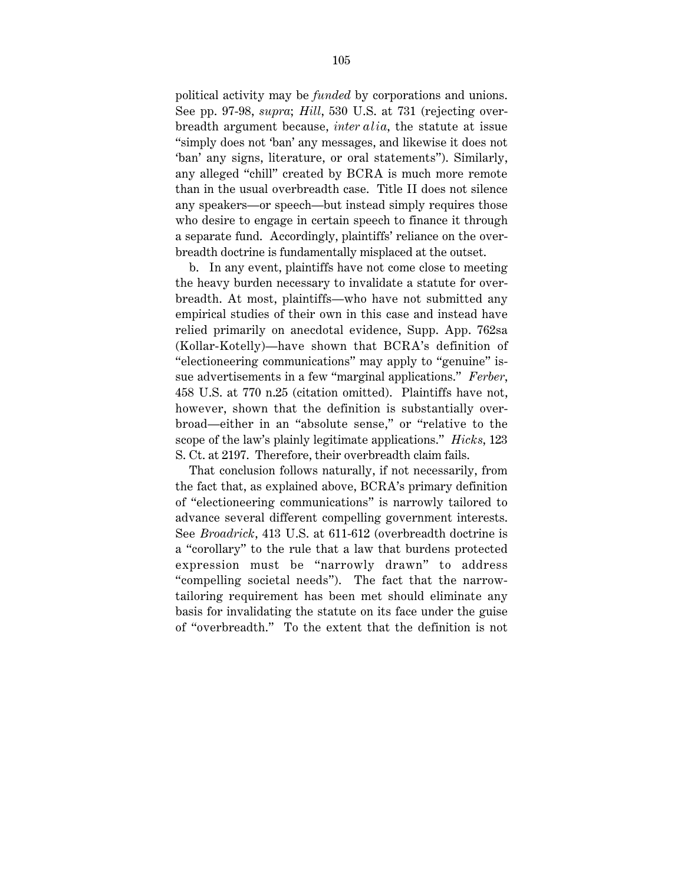political activity may be *funded* by corporations and unions. See pp. 97-98, *supra*; *Hill*, 530 U.S. at 731 (rejecting overbreadth argument because, *inter alia*, the statute at issue "simply does not 'ban' any messages, and likewise it does not 'ban' any signs, literature, or oral statements"). Similarly, any alleged "chill" created by BCRA is much more remote than in the usual overbreadth case. Title II does not silence any speakers—or speech—but instead simply requires those who desire to engage in certain speech to finance it through a separate fund. Accordingly, plaintiffs' reliance on the overbreadth doctrine is fundamentally misplaced at the outset.

b. In any event, plaintiffs have not come close to meeting the heavy burden necessary to invalidate a statute for overbreadth. At most, plaintiffs—who have not submitted any empirical studies of their own in this case and instead have relied primarily on anecdotal evidence, Supp. App. 762sa (Kollar-Kotelly)—have shown that BCRA's definition of "electioneering communications" may apply to "genuine" issue advertisements in a few "marginal applications." *Ferber*, 458 U.S. at 770 n.25 (citation omitted). Plaintiffs have not, however, shown that the definition is substantially overbroad—either in an "absolute sense," or "relative to the scope of the law's plainly legitimate applications." *Hicks*, 123 S. Ct. at 2197. Therefore, their overbreadth claim fails.

That conclusion follows naturally, if not necessarily, from the fact that, as explained above, BCRA's primary definition of "electioneering communications" is narrowly tailored to advance several different compelling government interests. See *Broadrick*, 413 U.S. at 611-612 (overbreadth doctrine is a "corollary" to the rule that a law that burdens protected expression must be "narrowly drawn" to address "compelling societal needs"). The fact that the narrow-tailoring requirement has been met should eliminate any basis for invalidating the statute on its face under the guise of "overbreadth." To the extent that the definition is not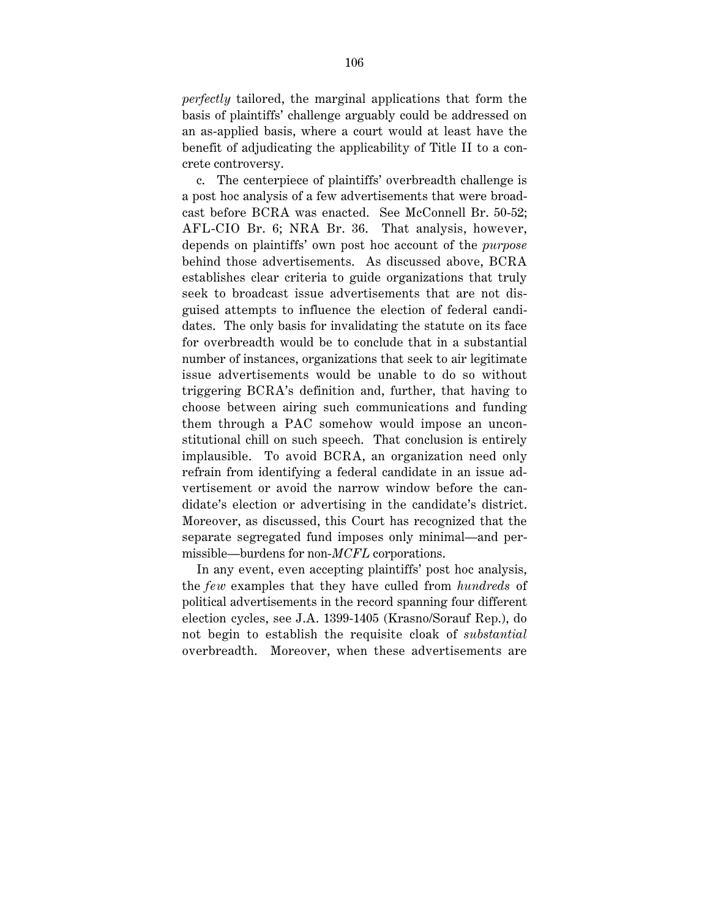*perfectly* tailored, the marginal applications that form the basis of plaintiffs' challenge arguably could be addressed on an as-applied basis, where a court would at least have the benefit of adjudicating the applicability of Title II to a concrete controversy.

c. The centerpiece of plaintiffs' overbreadth challenge is a post hoc analysis of a few advertisements that were broadcast before BCRA was enacted. See McConnell Br. 50-52; AFL-CIO Br. 6; NRA Br. 36. That analysis, however, depends on plaintiffs' own post hoc account of the *purpose* behind those advertisements. As discussed above, BCRA establishes clear criteria to guide organizations that truly seek to broadcast issue advertisements that are not disguised attempts to influence the election of federal candidates. The only basis for invalidating the statute on its face for overbreadth would be to conclude that in a substantial number of instances, organizations that seek to air legitimate issue advertisements would be unable to do so without triggering BCRA's definition and, further, that having to choose between airing such communications and funding them through a PAC somehow would impose an unconstitutional chill on such speech. That conclusion is entirely implausible. To avoid BCRA, an organization need only refrain from identifying a federal candidate in an issue advertisement or avoid the narrow window before the candidate's election or advertising in the candidate's district. Moreover, as discussed, this Court has recognized that the separate segregated fund imposes only minimal—and permissible—burdens for non-*MCFL* corporations.

In any event, even accepting plaintiffs' post hoc analysis, the *few* examples that they have culled from *hundreds* of political advertisements in the record spanning four different election cycles, see J.A. 1399-1405 (Krasno/Sorauf Rep.), do not begin to establish the requisite cloak of *substantial* overbreadth. Moreover, when these advertisements are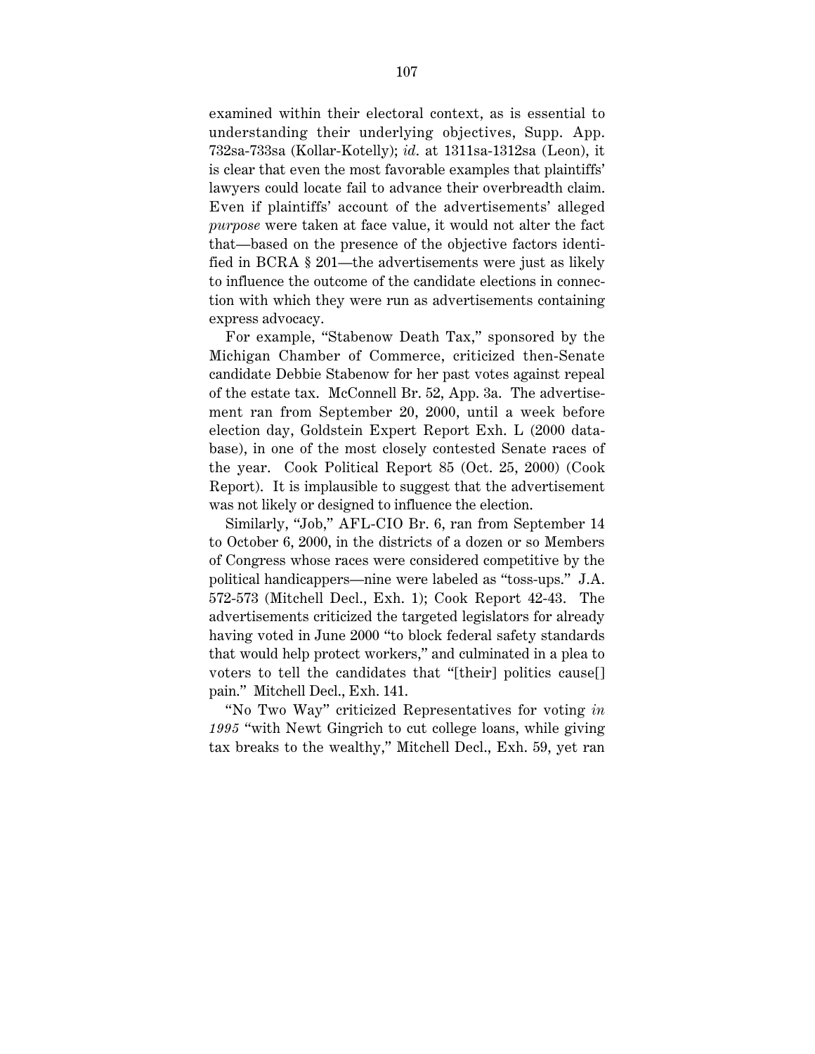examined within their electoral context, as is essential to understanding their underlying objectives, Supp. App. 732sa-733sa (Kollar-Kotelly); *id.* at 1311sa-1312sa (Leon), it is clear that even the most favorable examples that plaintiffs' lawyers could locate fail to advance their overbreadth claim. Even if plaintiffs' account of the advertisements' alleged *purpose* were taken at face value, it would not alter the fact that—based on the presence of the objective factors identified in BCRA § 201—the advertisements were just as likely to influence the outcome of the candidate elections in connection with which they were run as advertisements containing express advocacy.

For example, "Stabenow Death Tax," sponsored by the Michigan Chamber of Commerce, criticized then-Senate candidate Debbie Stabenow for her past votes against repeal of the estate tax. McConnell Br. 52, App. 3a. The advertisement ran from September 20, 2000, until a week before election day, Goldstein Expert Report Exh. L (2000 database), in one of the most closely contested Senate races of the year. Cook Political Report 85 (Oct. 25, 2000) (Cook Report). It is implausible to suggest that the advertisement was not likely or designed to influence the election.

Similarly, "Job," AFL-CIO Br. 6, ran from September 14 to October 6, 2000, in the districts of a dozen or so Members of Congress whose races were considered competitive by the political handicappers—nine were labeled as "toss-ups." J.A. 572-573 (Mitchell Decl., Exh. 1); Cook Report 42-43. The advertisements criticized the targeted legislators for already having voted in June 2000 "to block federal safety standards that would help protect workers," and culminated in a plea to voters to tell the candidates that "[their] politics cause[] pain." Mitchell Decl., Exh. 141.

"No Two Way" criticized Representatives for voting *in 1995* "with Newt Gingrich to cut college loans, while giving tax breaks to the wealthy," Mitchell Decl., Exh. 59, yet ran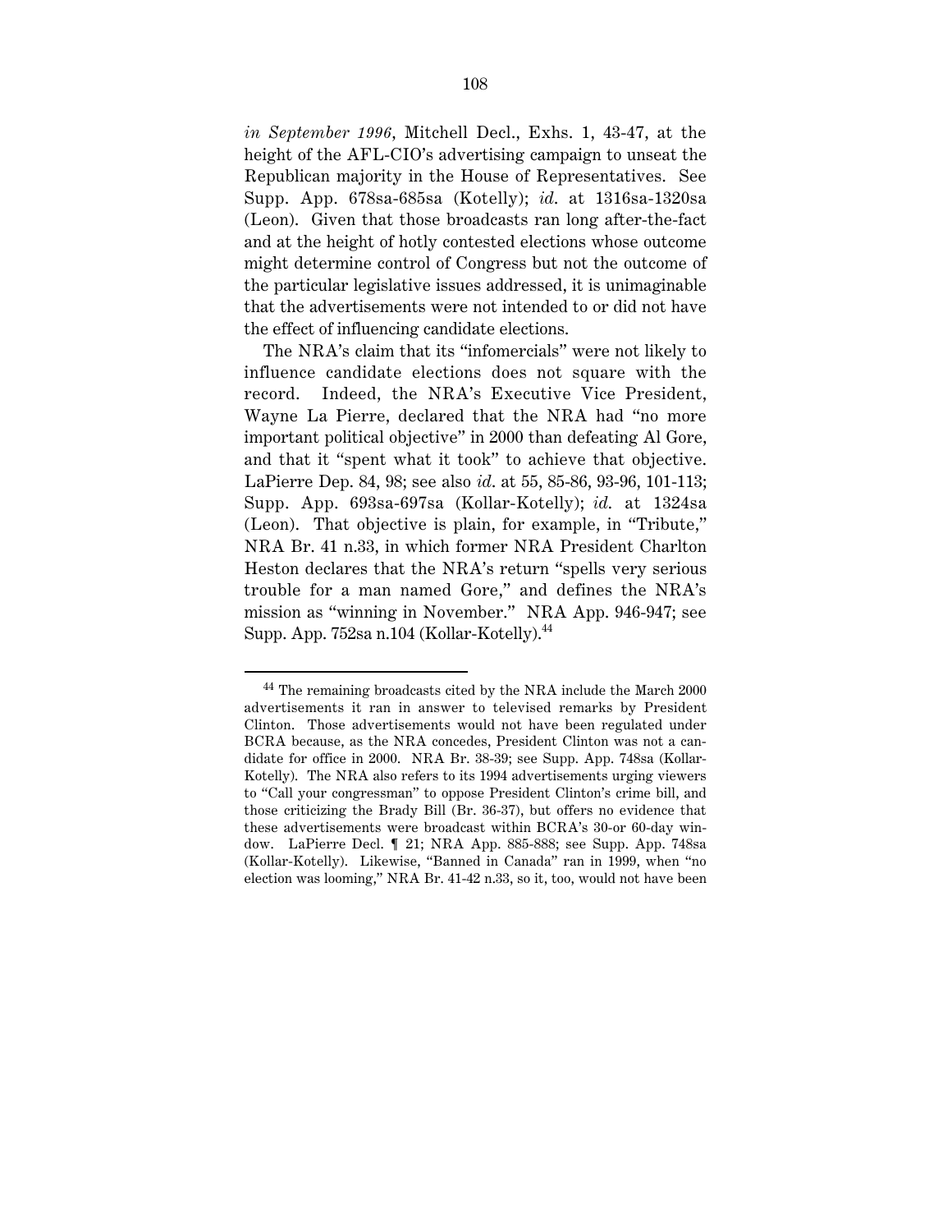*in September 1996*, Mitchell Decl., Exhs. 1, 43-47, at the height of the AFL-CIO's advertising campaign to unseat the Republican majority in the House of Representatives. See Supp. App. 678sa-685sa (Kotelly); *id.* at 1316sa-1320sa (Leon). Given that those broadcasts ran long after-the-fact and at the height of hotly contested elections whose outcome might determine control of Congress but not the outcome of the particular legislative issues addressed, it is unimaginable that the advertisements were not intended to or did not have the effect of influencing candidate elections.

The NRA's claim that its "infomercials" were not likely to influence candidate elections does not square with the record. Indeed, the NRA's Executive Vice President, Wayne La Pierre, declared that the NRA had "no more important political objective" in 2000 than defeating Al Gore, and that it "spent what it took" to achieve that objective. LaPierre Dep. 84, 98; see also *id.* at 55, 85-86, 93-96, 101-113; Supp. App. 693sa-697sa (Kollar-Kotelly); *id.* at 1324sa (Leon). That objective is plain, for example, in "Tribute," NRA Br. 41 n.33, in which former NRA President Charlton Heston declares that the NRA's return "spells very serious trouble for a man named Gore," and defines the NRA's mission as "winning in November." NRA App. 946-947; see Supp. App. 752sa n.104 (Kollar-Kotelly).[44]

---

[44] The remaining broadcasts cited by the NRA include the March 2000 advertisements it ran in answer to televised remarks by President Clinton. Those advertisements would not have been regulated under BCRA because, as the NRA concedes, President Clinton was not a candidate for office in 2000. NRA Br. 38-39; see Supp. App. 748sa (Kollar-Kotelly). The NRA also refers to its 1994 advertisements urging viewers to "Call your congressman" to oppose President Clinton's crime bill, and those criticizing the Brady Bill (Br. 36-37), but offers no evidence that these advertisements were broadcast within BCRA's 30-or 60-day window. LaPierre Decl. ¶ 21; NRA App. 885-888; see Supp. App. 748sa (Kollar-Kotelly). Likewise, "Banned in Canada" ran in 1999, when "no election was looming," NRA Br. 41-42 n.33, so it, too, would not have been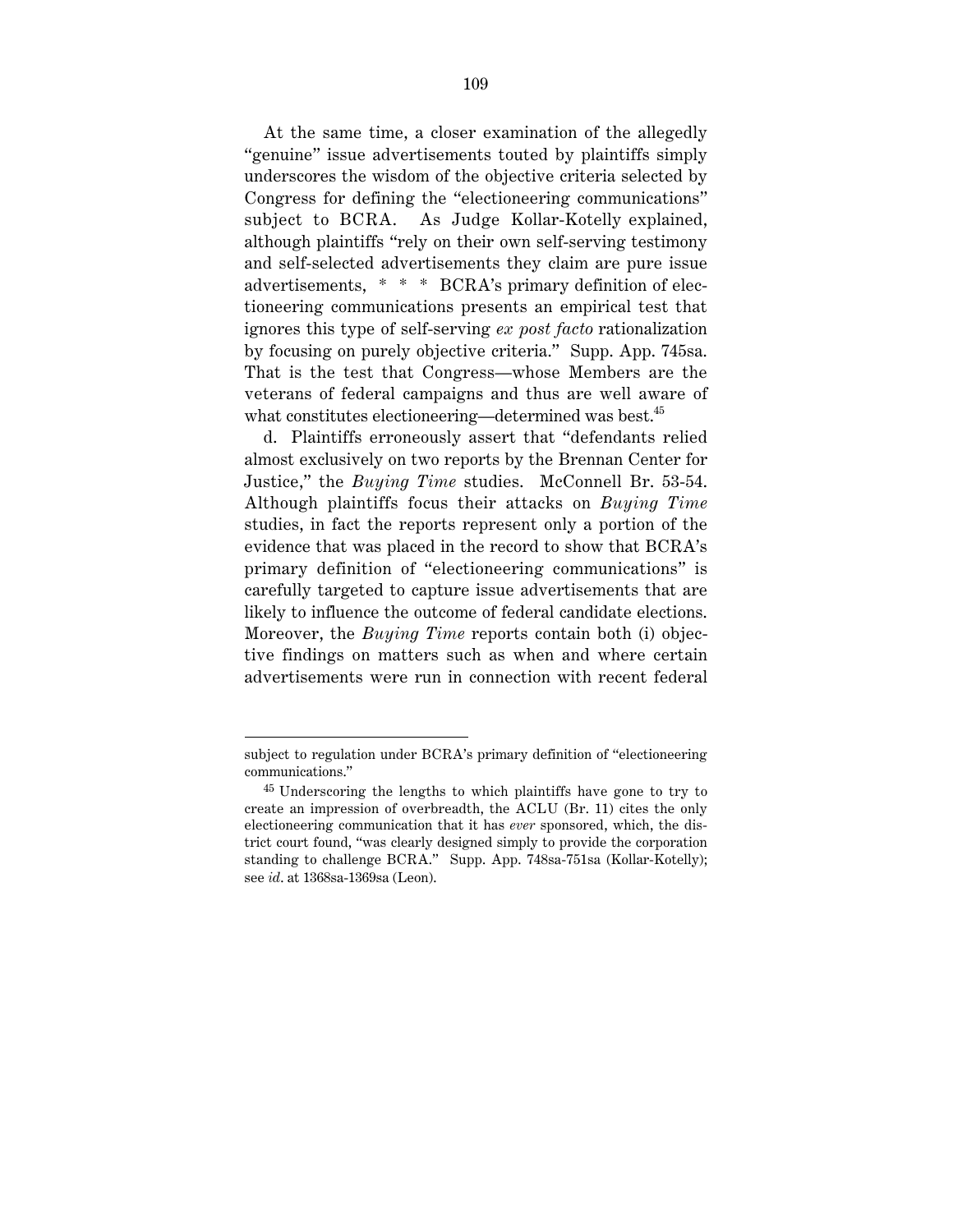At the same time, a closer examination of the allegedly "genuine" issue advertisements touted by plaintiffs simply underscores the wisdom of the objective criteria selected by Congress for defining the "electioneering communications" subject to BCRA. As Judge Kollar-Kotelly explained, although plaintiffs "rely on their own self-serving testimony and self-selected advertisements they claim are pure issue advertisements, * * * BCRA's primary definition of electioneering communications presents an empirical test that ignores this type of self-serving *ex post facto* rationalization by focusing on purely objective criteria." Supp. App. 745sa. That is the test that Congress—whose Members are the veterans of federal campaigns and thus are well aware of what constitutes electioneering—determined was best.[45]

d. Plaintiffs erroneously assert that "defendants relied almost exclusively on two reports by the Brennan Center for Justice," the *Buying Time* studies. McConnell Br. 53-54. Although plaintiffs focus their attacks on *Buying Time* studies, in fact the reports represent only a portion of the evidence that was placed in the record to show that BCRA's primary definition of "electioneering communications" is carefully targeted to capture issue advertisements that are likely to influence the outcome of federal candidate elections. Moreover, the *Buying Time* reports contain both (i) objective findings on matters such as when and where certain advertisements were run in connection with recent federal

---

subject to regulation under BCRA's primary definition of "electioneering communications."

[45] Underscoring the lengths to which plaintiffs have gone to try to create an impression of overbreadth, the ACLU (Br. 11) cites the only electioneering communication that it has *ever* sponsored, which, the district court found, "was clearly designed simply to provide the corporation standing to challenge BCRA." Supp. App. 748sa-751sa (Kollar-Kotelly); see *id*. at 1368sa-1369sa (Leon).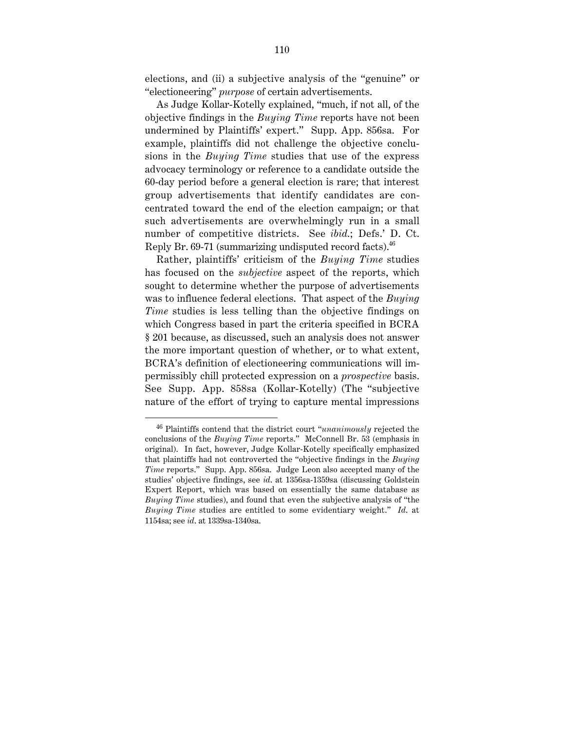elections, and (ii) a subjective analysis of the "genuine" or "electioneering" *purpose* of certain advertisements.

As Judge Kollar-Kotelly explained, "much, if not all, of the objective findings in the *Buying Time* reports have not been undermined by Plaintiffs' expert." Supp. App. 856sa. For example, plaintiffs did not challenge the objective conclusions in the *Buying Time* studies that use of the express advocacy terminology or reference to a candidate outside the 60-day period before a general election is rare; that interest group advertisements that identify candidates are concentrated toward the end of the election campaign; or that such advertisements are overwhelmingly run in a small number of competitive districts. See *ibid.*; Defs.' D. Ct. Reply Br. 69-71 (summarizing undisputed record facts).[46]

Rather, plaintiffs' criticism of the *Buying Time* studies has focused on the *subjective* aspect of the reports, which sought to determine whether the purpose of advertisements was to influence federal elections. That aspect of the *Buying Time* studies is less telling than the objective findings on which Congress based in part the criteria specified in BCRA § 201 because, as discussed, such an analysis does not answer the more important question of whether, or to what extent, BCRA's definition of electioneering communications will impermissibly chill protected expression on a *prospective* basis. See Supp. App. 858sa (Kollar-Kotelly) (The "subjective nature of the effort of trying to capture mental impressions

---

[46] Plaintiffs contend that the district court "*unanimously* rejected the conclusions of the *Buying Time* reports." McConnell Br. 53 (emphasis in original). In fact, however, Judge Kollar-Kotelly specifically emphasized that plaintiffs had not controverted the "objective findings in the *Buying Time* reports." Supp. App. 856sa. Judge Leon also accepted many of the studies' objective findings, see *id*. at 1356sa-1359sa (discussing Goldstein Expert Report, which was based on essentially the same database as *Buying Time* studies), and found that even the subjective analysis of "the *Buying Time* studies are entitled to some evidentiary weight." *Id.* at 1154sa; see *id*. at 1339sa-1340sa.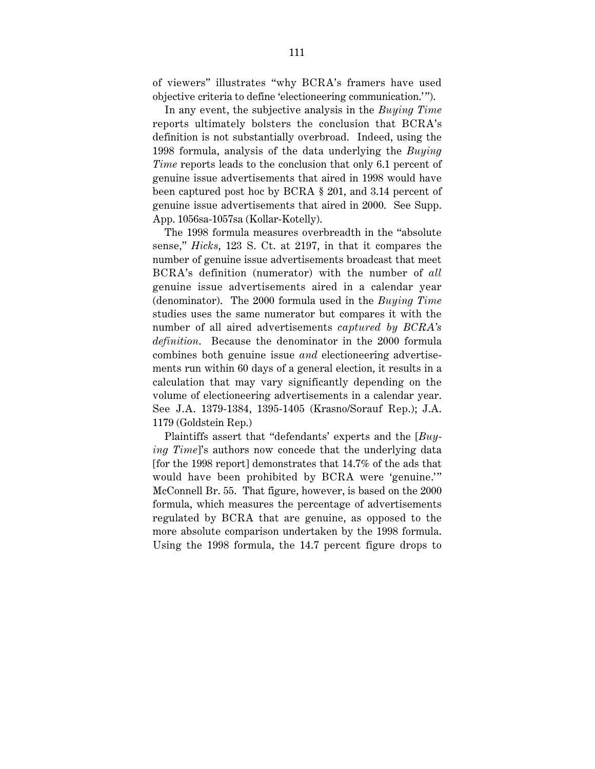of viewers" illustrates "why BCRA's framers have used objective criteria to define 'electioneering communication.'").

In any event, the subjective analysis in the *Buying Time* reports ultimately bolsters the conclusion that BCRA's definition is not substantially overbroad. Indeed, using the 1998 formula, analysis of the data underlying the *Buying Time* reports leads to the conclusion that only 6.1 percent of genuine issue advertisements that aired in 1998 would have been captured post hoc by BCRA § 201, and 3.14 percent of genuine issue advertisements that aired in 2000. See Supp. App. 1056sa-1057sa (Kollar-Kotelly).

The 1998 formula measures overbreadth in the "absolute sense," *Hicks*, 123 S. Ct. at 2197, in that it compares the number of genuine issue advertisements broadcast that meet BCRA's definition (numerator) with the number of *all* genuine issue advertisements aired in a calendar year (denominator). The 2000 formula used in the *Buying Time* studies uses the same numerator but compares it with the number of all aired advertisements *captured by BCRA's definition*. Because the denominator in the 2000 formula combines both genuine issue *and* electioneering advertisements run within 60 days of a general election, it results in a calculation that may vary significantly depending on the volume of electioneering advertisements in a calendar year. See J.A. 1379-1384, 1395-1405 (Krasno/Sorauf Rep.); J.A. 1179 (Goldstein Rep.)

Plaintiffs assert that "defendants' experts and the [*Buying Time*]'s authors now concede that the underlying data [for the 1998 report] demonstrates that 14.7% of the ads that would have been prohibited by BCRA were 'genuine.'" McConnell Br. 55. That figure, however, is based on the 2000 formula, which measures the percentage of advertisements regulated by BCRA that are genuine, as opposed to the more absolute comparison undertaken by the 1998 formula. Using the 1998 formula, the 14.7 percent figure drops to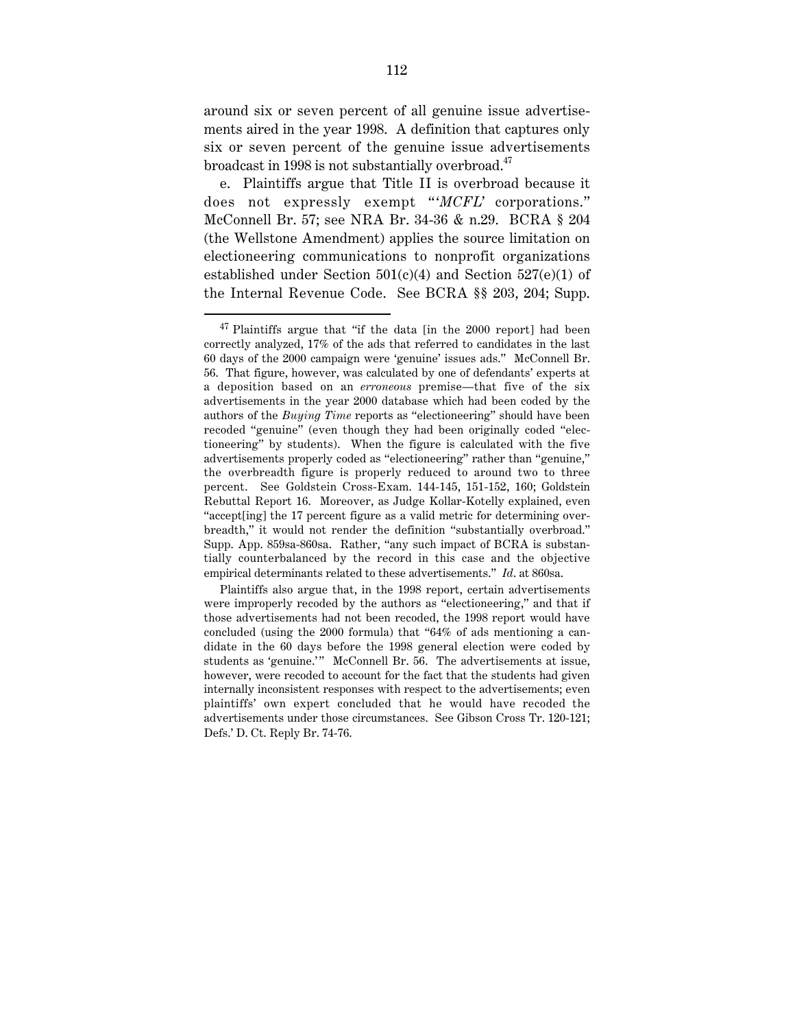around six or seven percent of all genuine issue advertisements aired in the year 1998. A definition that captures only six or seven percent of the genuine issue advertisements broadcast in 1998 is not substantially overbroad.[47]

e. Plaintiffs argue that Title II is overbroad because it does not expressly exempt "'*MCFL*' corporations." McConnell Br. 57; see NRA Br. 34-36 & n.29. BCRA § 204 (the Wellstone Amendment) applies the source limitation on electioneering communications to nonprofit organizations established under Section 501(c)(4) and Section 527(e)(1) of the Internal Revenue Code. See BCRA §§ 203, 204; Supp.

---

[47] Plaintiffs argue that "if the data [in the 2000 report] had been correctly analyzed, 17% of the ads that referred to candidates in the last 60 days of the 2000 campaign were 'genuine' issues ads." McConnell Br. 56. That figure, however, was calculated by one of defendants' experts at a deposition based on an *erroneous* premise—that five of the six advertisements in the year 2000 database which had been coded by the authors of the *Buying Time* reports as "electioneering" should have been recoded "genuine" (even though they had been originally coded "electioneering" by students). When the figure is calculated with the five advertisements properly coded as "electioneering" rather than "genuine," the overbreadth figure is properly reduced to around two to three percent. See Goldstein Cross-Exam. 144-145, 151-152, 160; Goldstein Rebuttal Report 16. Moreover, as Judge Kollar-Kotelly explained, even "accept[ing] the 17 percent figure as a valid metric for determining overbreadth," it would not render the definition "substantially overbroad." Supp. App. 859sa-860sa. Rather, "any such impact of BCRA is substantially counterbalanced by the record in this case and the objective empirical determinants related to these advertisements." *Id*. at 860sa.

Plaintiffs also argue that, in the 1998 report, certain advertisements were improperly recoded by the authors as "electioneering," and that if those advertisements had not been recoded, the 1998 report would have concluded (using the 2000 formula) that "64% of ads mentioning a candidate in the 60 days before the 1998 general election were coded by students as 'genuine.'" McConnell Br. 56. The advertisements at issue, however, were recoded to account for the fact that the students had given internally inconsistent responses with respect to the advertisements; even plaintiffs' own expert concluded that he would have recoded the advertisements under those circumstances. See Gibson Cross Tr. 120-121; Defs.' D. Ct. Reply Br. 74-76.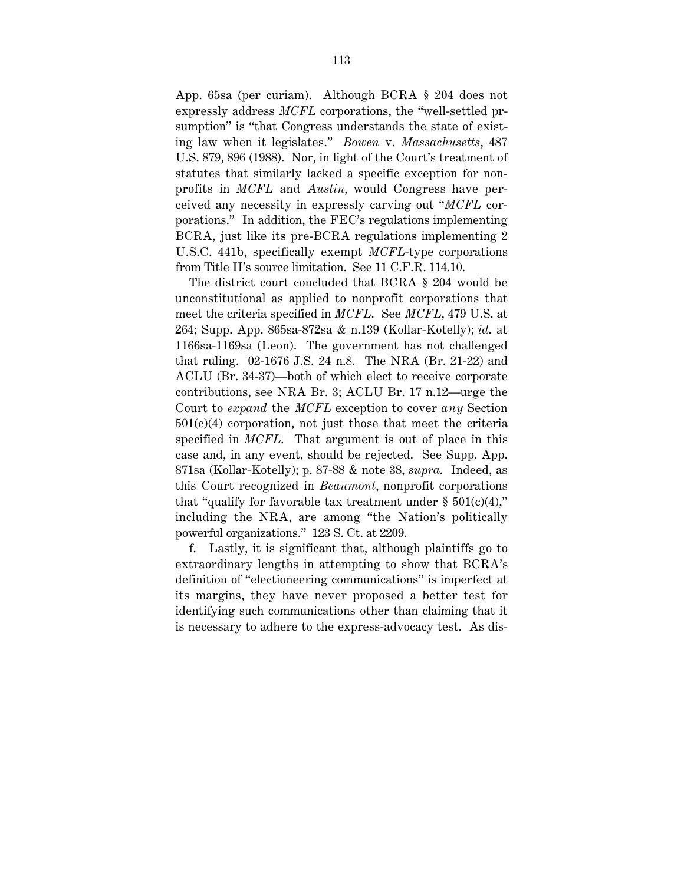App. 65sa (per curiam). Although BCRA § 204 does not expressly address *MCFL* corporations, the "well-settled prsumption" is "that Congress understands the state of existing law when it legislates." *Bowen* v. *Massachusetts*, 487 U.S. 879, 896 (1988). Nor, in light of the Court's treatment of statutes that similarly lacked a specific exception for non-profits in *MCFL* and *Austin*, would Congress have perceived any necessity in expressly carving out "*MCFL* corporations." In addition, the FEC's regulations implementing BCRA, just like its pre-BCRA regulations implementing 2 U.S.C. 441b, specifically exempt *MCFL*-type corporations from Title II's source limitation. See 11 C.F.R. 114.10.

The district court concluded that BCRA § 204 would be unconstitutional as applied to nonprofit corporations that meet the criteria specified in *MCFL*. See *MCFL*, 479 U.S. at 264; Supp. App. 865sa-872sa & n.139 (Kollar-Kotelly); *id.* at 1166sa-1169sa (Leon). The government has not challenged that ruling. 02-1676 J.S. 24 n.8. The NRA (Br. 21-22) and ACLU (Br. 34-37)—both of which elect to receive corporate contributions, see NRA Br. 3; ACLU Br. 17 n.12—urge the Court to *expand* the *MCFL* exception to cover *any* Section 501(c)(4) corporation, not just those that meet the criteria specified in *MCFL*. That argument is out of place in this case and, in any event, should be rejected. See Supp. App. 871sa (Kollar-Kotelly); p. 87-88 & note 38, *supra*. Indeed, as this Court recognized in *Beaumont*, nonprofit corporations that "qualify for favorable tax treatment under § 501(c)(4)," including the NRA, are among "the Nation's politically powerful organizations." 123 S. Ct. at 2209.

f. Lastly, it is significant that, although plaintiffs go to extraordinary lengths in attempting to show that BCRA's definition of "electioneering communications" is imperfect at its margins, they have never proposed a better test for identifying such communications other than claiming that it is necessary to adhere to the express-advocacy test. As dis-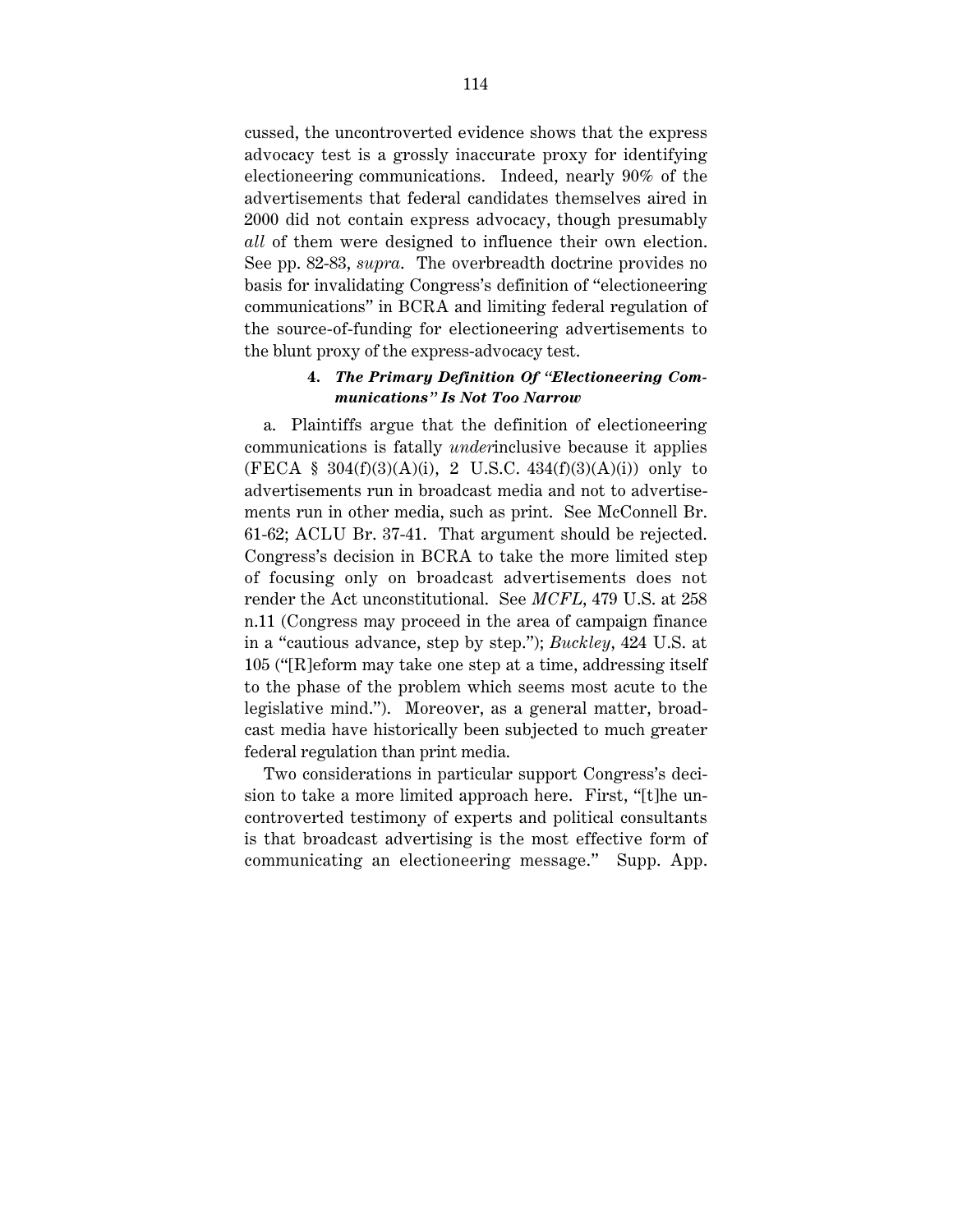cussed, the uncontroverted evidence shows that the express advocacy test is a grossly inaccurate proxy for identifying electioneering communications. Indeed, nearly 90% of the advertisements that federal candidates themselves aired in 2000 did not contain express advocacy, though presumably *all* of them were designed to influence their own election. See pp. 82-83, *supra*. The overbreadth doctrine provides no basis for invalidating Congress's definition of "electioneering communications" in BCRA and limiting federal regulation of the source-of-funding for electioneering advertisements to the blunt proxy of the express-advocacy test.

#### 4. *The Primary Definition Of "Electioneering Communications" Is Not Too Narrow*

a. Plaintiffs argue that the definition of electioneering communications is fatally *under*inclusive because it applies (FECA § 304(f)(3)(A)(i), 2 U.S.C. 434(f)(3)(A)(i)) only to advertisements run in broadcast media and not to advertisements run in other media, such as print. See McConnell Br. 61-62; ACLU Br. 37-41. That argument should be rejected. Congress's decision in BCRA to take the more limited step of focusing only on broadcast advertisements does not render the Act unconstitutional. See *MCFL*, 479 U.S. at 258 n.11 (Congress may proceed in the area of campaign finance in a "cautious advance, step by step."); *Buckley*, 424 U.S. at 105 ("[R]eform may take one step at a time, addressing itself to the phase of the problem which seems most acute to the legislative mind."). Moreover, as a general matter, broadcast media have historically been subjected to much greater federal regulation than print media.

Two considerations in particular support Congress's decision to take a more limited approach here. First, "[t]he uncontroverted testimony of experts and political consultants is that broadcast advertising is the most effective form of communicating an electioneering message." Supp. App.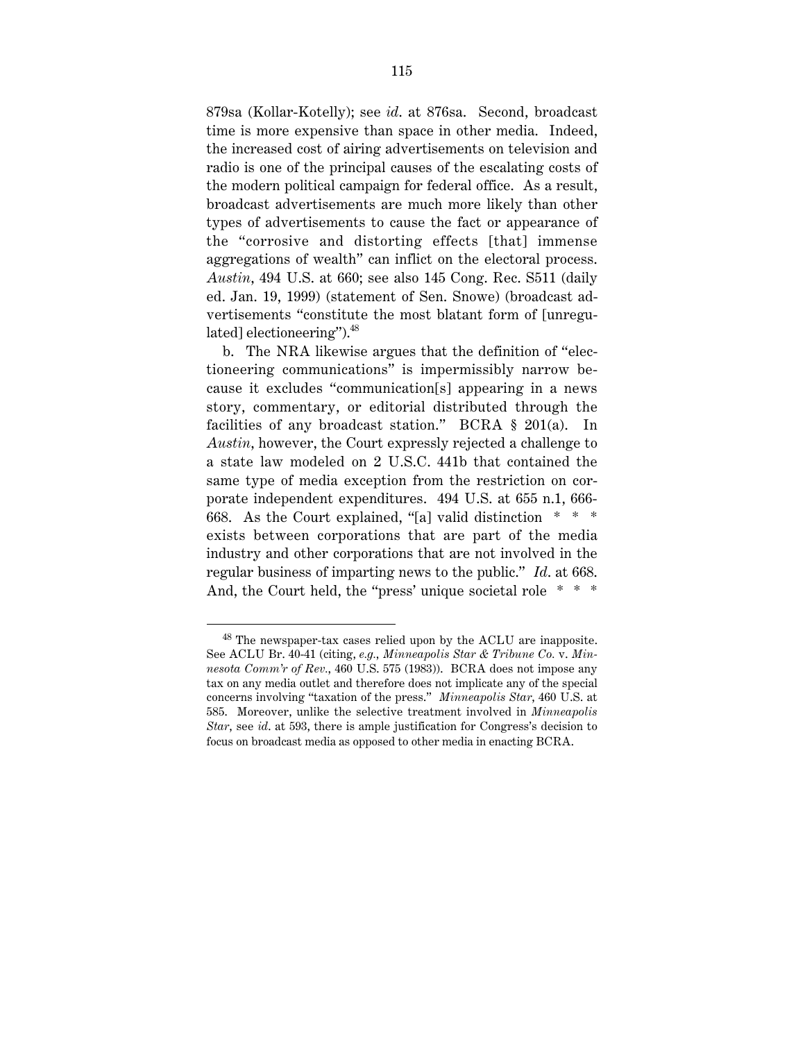879sa (Kollar-Kotelly); see *id.* at 876sa. Second, broadcast time is more expensive than space in other media. Indeed, the increased cost of airing advertisements on television and radio is one of the principal causes of the escalating costs of the modern political campaign for federal office. As a result, broadcast advertisements are much more likely than other types of advertisements to cause the fact or appearance of the "corrosive and distorting effects [that] immense aggregations of wealth" can inflict on the electoral process. *Austin*, 494 U.S. at 660; see also 145 Cong. Rec. S511 (daily ed. Jan. 19, 1999) (statement of Sen. Snowe) (broadcast advertisements "constitute the most blatant form of [unregulated] electioneering").[48]

b. The NRA likewise argues that the definition of "electioneering communications" is impermissibly narrow because it excludes "communication[s] appearing in a news story, commentary, or editorial distributed through the facilities of any broadcast station." BCRA § 201(a). In *Austin*, however, the Court expressly rejected a challenge to a state law modeled on 2 U.S.C. 441b that contained the same type of media exception from the restriction on corporate independent expenditures. 494 U.S. at 655 n.1, 666-668. As the Court explained, "[a] valid distinction * * * exists between corporations that are part of the media industry and other corporations that are not involved in the regular business of imparting news to the public." *Id.* at 668. And, the Court held, the "press' unique societal role * * *

---

[48] The newspaper-tax cases relied upon by the ACLU are inapposite. See ACLU Br. 40-41 (citing, *e.g.*, *Minneapolis Star & Tribune Co.* v. *Minnesota Comm'r of Rev.*, 460 U.S. 575 (1983)). BCRA does not impose any tax on any media outlet and therefore does not implicate any of the special concerns involving "taxation of the press." *Minneapolis Star*, 460 U.S. at 585. Moreover, unlike the selective treatment involved in *Minneapolis Star*, see *id.* at 593, there is ample justification for Congress's decision to focus on broadcast media as opposed to other media in enacting BCRA.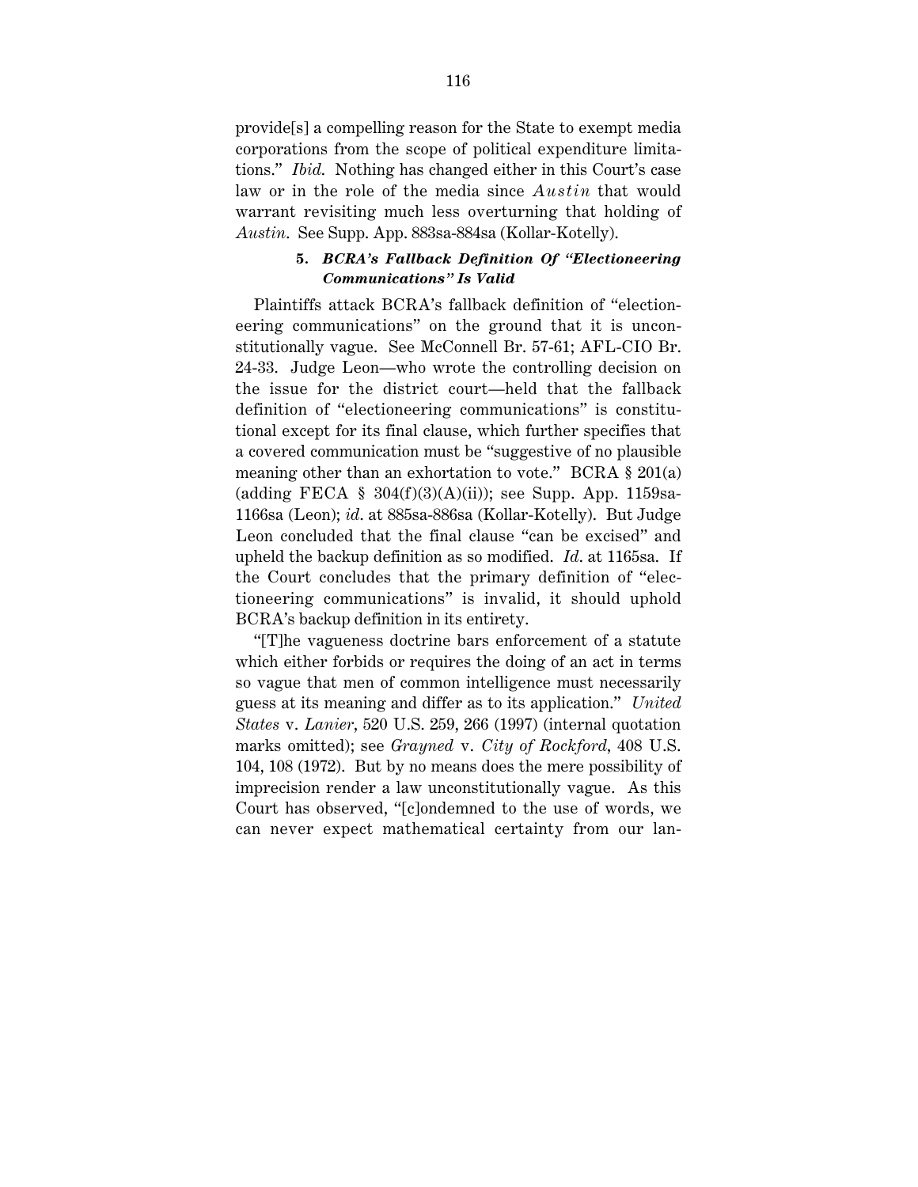provide[s] a compelling reason for the State to exempt media corporations from the scope of political expenditure limitations." *Ibid.* Nothing has changed either in this Court's case law or in the role of the media since *Austin* that would warrant revisiting much less overturning that holding of *Austin*. See Supp. App. 883sa-884sa (Kollar-Kotelly).

#### 5. *BCRA's Fallback Definition Of "Electioneering Communications" Is Valid*

Plaintiffs attack BCRA's fallback definition of "electioneering communications" on the ground that it is unconstitutionally vague. See McConnell Br. 57-61; AFL-CIO Br. 24-33. Judge Leon—who wrote the controlling decision on the issue for the district court—held that the fallback definition of "electioneering communications" is constitutional except for its final clause, which further specifies that a covered communication must be "suggestive of no plausible meaning other than an exhortation to vote." BCRA § 201(a) (adding FECA § 304(f)(3)(A)(ii)); see Supp. App. 1159sa-1166sa (Leon); *id.* at 885sa-886sa (Kollar-Kotelly). But Judge Leon concluded that the final clause "can be excised" and upheld the backup definition as so modified. *Id.* at 1165sa. If the Court concludes that the primary definition of "electioneering communications" is invalid, it should uphold BCRA's backup definition in its entirety.

"[T]he vagueness doctrine bars enforcement of a statute which either forbids or requires the doing of an act in terms so vague that men of common intelligence must necessarily guess at its meaning and differ as to its application." *United States* v. *Lanier*, 520 U.S. 259, 266 (1997) (internal quotation marks omitted); see *Grayned* v. *City of Rockford*, 408 U.S. 104, 108 (1972). But by no means does the mere possibility of imprecision render a law unconstitutionally vague. As this Court has observed, "[c]ondemned to the use of words, we can never expect mathematical certainty from our lan-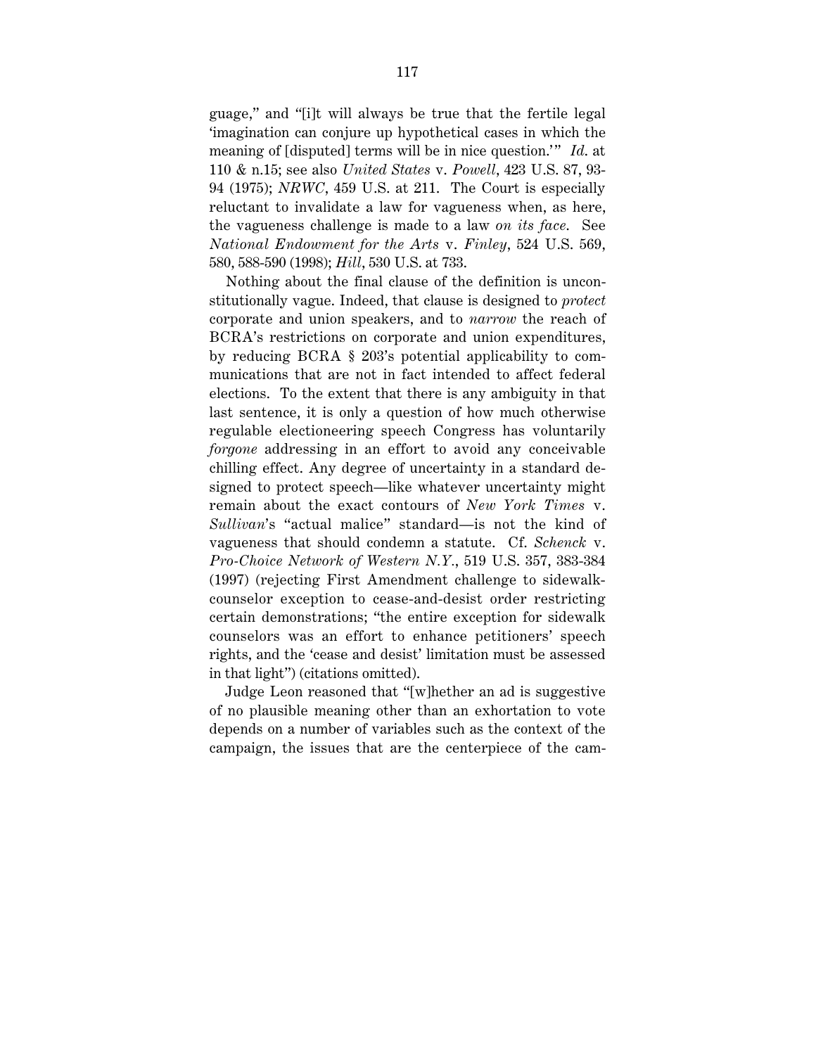guage," and "[i]t will always be true that the fertile legal 'imagination can conjure up hypothetical cases in which the meaning of [disputed] terms will be in nice question.'" *Id.* at 110 & n.15; see also *United States* v. *Powell*, 423 U.S. 87, 93-94 (1975); *NRWC*, 459 U.S. at 211. The Court is especially reluctant to invalidate a law for vagueness when, as here, the vagueness challenge is made to a law *on its face*. See *National Endowment for the Arts* v. *Finley*, 524 U.S. 569, 580, 588-590 (1998); *Hill*, 530 U.S. at 733.

Nothing about the final clause of the definition is unconstitutionally vague. Indeed, that clause is designed to *protect* corporate and union speakers, and to *narrow* the reach of BCRA's restrictions on corporate and union expenditures, by reducing BCRA § 203's potential applicability to communications that are not in fact intended to affect federal elections. To the extent that there is any ambiguity in that last sentence, it is only a question of how much otherwise regulable electioneering speech Congress has voluntarily *forgone* addressing in an effort to avoid any conceivable chilling effect. Any degree of uncertainty in a standard designed to protect speech—like whatever uncertainty might remain about the exact contours of *New York Times* v. *Sullivan*'s "actual malice" standard—is not the kind of vagueness that should condemn a statute. Cf. *Schenck* v. *Pro-Choice Network of Western N.Y.*, 519 U.S. 357, 383-384 (1997) (rejecting First Amendment challenge to sidewalk-counselor exception to cease-and-desist order restricting certain demonstrations; "the entire exception for sidewalk counselors was an effort to enhance petitioners' speech rights, and the 'cease and desist' limitation must be assessed in that light") (citations omitted).

Judge Leon reasoned that "[w]hether an ad is suggestive of no plausible meaning other than an exhortation to vote depends on a number of variables such as the context of the campaign, the issues that are the centerpiece of the cam-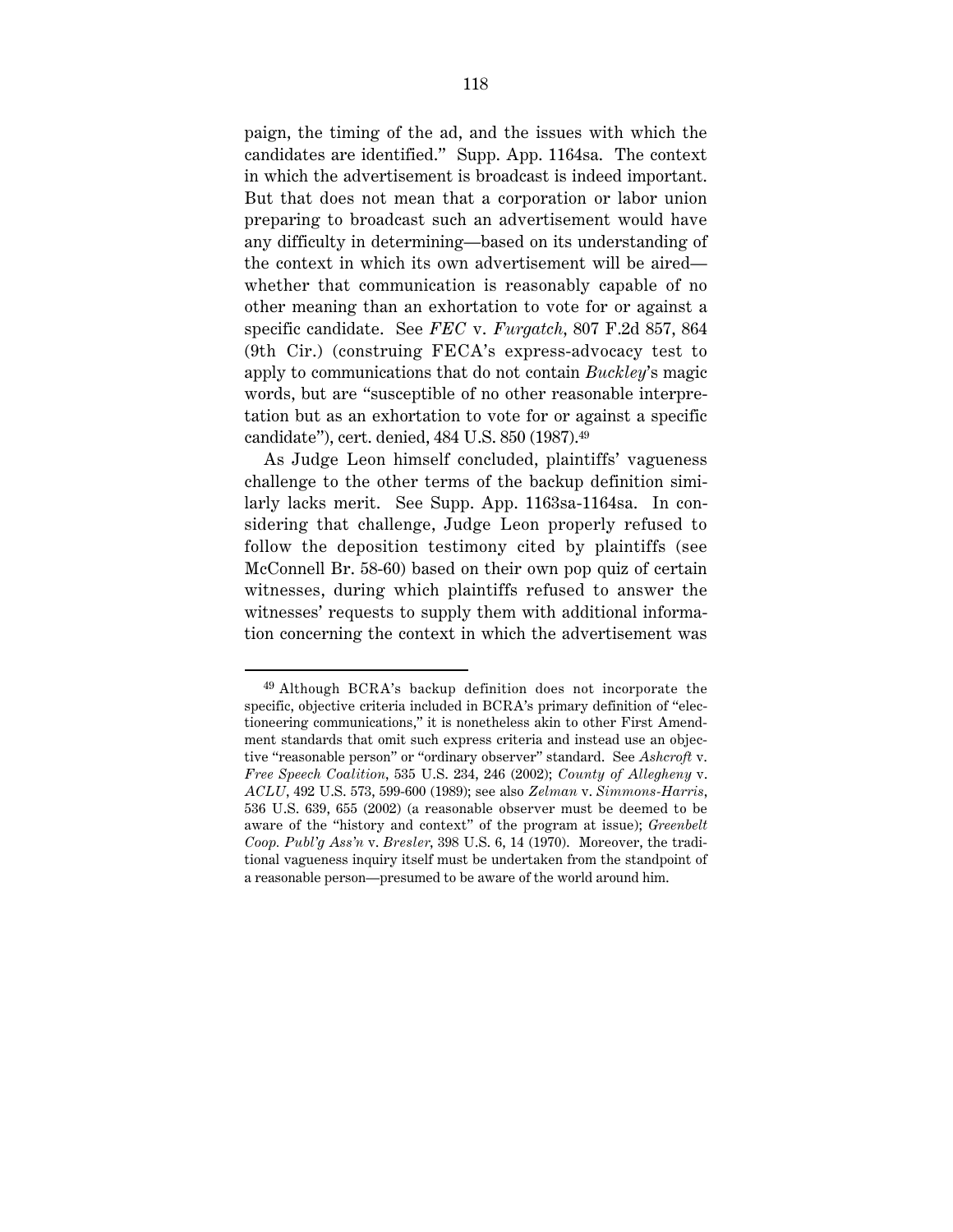paign, the timing of the ad, and the issues with which the candidates are identified." Supp. App. 1164sa. The context in which the advertisement is broadcast is indeed important. But that does not mean that a corporation or labor union preparing to broadcast such an advertisement would have any difficulty in determining—based on its understanding of the context in which its own advertisement will be aired—whether that communication is reasonably capable of no other meaning than an exhortation to vote for or against a specific candidate. See *FEC* v. *Furgatch*, 807 F.2d 857, 864 (9th Cir.) (construing FECA's express-advocacy test to apply to communications that do not contain *Buckley*'s magic words, but are "susceptible of no other reasonable interpretation but as an exhortation to vote for or against a specific candidate"), cert. denied, 484 U.S. 850 (1987).[49]

As Judge Leon himself concluded, plaintiffs' vagueness challenge to the other terms of the backup definition similarly lacks merit. See Supp. App. 1163sa-1164sa. In considering that challenge, Judge Leon properly refused to follow the deposition testimony cited by plaintiffs (see McConnell Br. 58-60) based on their own pop quiz of certain witnesses, during which plaintiffs refused to answer the witnesses' requests to supply them with additional information concerning the context in which the advertisement was

---

[49] Although BCRA's backup definition does not incorporate the specific, objective criteria included in BCRA's primary definition of "electioneering communications," it is nonetheless akin to other First Amendment standards that omit such express criteria and instead use an objective "reasonable person" or "ordinary observer" standard. See *Ashcroft* v. *Free Speech Coalition*, 535 U.S. 234, 246 (2002); *County of Allegheny* v. *ACLU*, 492 U.S. 573, 599-600 (1989); see also *Zelman* v. *Simmons-Harris*, 536 U.S. 639, 655 (2002) (a reasonable observer must be deemed to be aware of the "history and context" of the program at issue); *Greenbelt Coop. Publ'g Ass'n* v. *Bresler*, 398 U.S. 6, 14 (1970). Moreover, the traditional vagueness inquiry itself must be undertaken from the standpoint of a reasonable person—presumed to be aware of the world around him.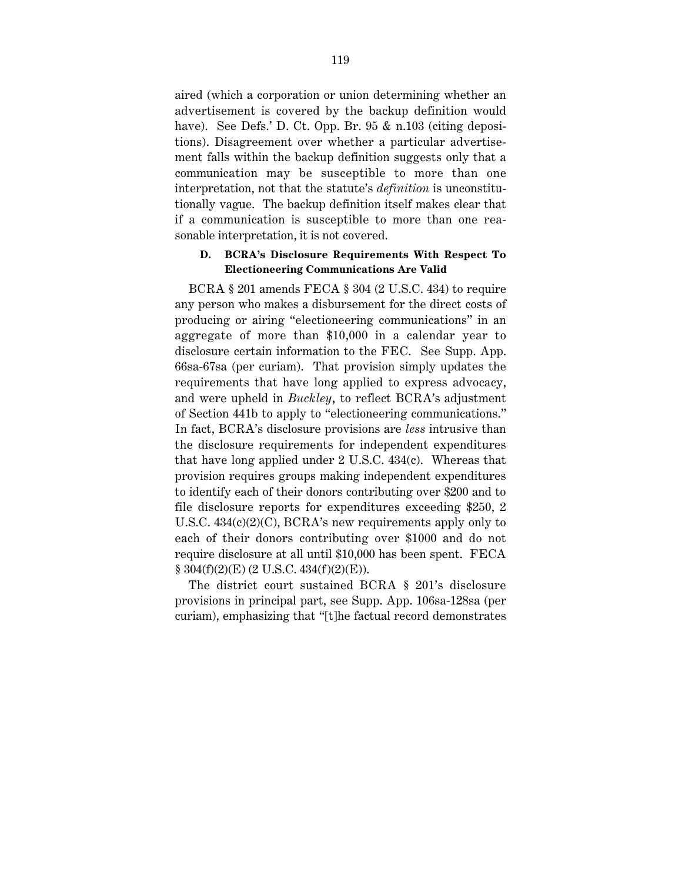aired (which a corporation or union determining whether an advertisement is covered by the backup definition would have). See Defs.' D. Ct. Opp. Br. 95 & n.103 (citing depositions). Disagreement over whether a particular advertisement falls within the backup definition suggests only that a communication may be susceptible to more than one interpretation, not that the statute's *definition* is unconstitutionally vague. The backup definition itself makes clear that if a communication is susceptible to more than one reasonable interpretation, it is not covered.

### D. BCRA's Disclosure Requirements With Respect To Electioneering Communications Are Valid

BCRA § 201 amends FECA § 304 (2 U.S.C. 434) to require any person who makes a disbursement for the direct costs of producing or airing "electioneering communications" in an aggregate of more than $10,000 in a calendar year to disclosure certain information to the FEC. See Supp. App. 66sa-67sa (per curiam). That provision simply updates the requirements that have long applied to express advocacy, and were upheld in *Buckley*, to reflect BCRA's adjustment of Section 441b to apply to "electioneering communications." In fact, BCRA's disclosure provisions are *less* intrusive than the disclosure requirements for independent expenditures that have long applied under 2 U.S.C. 434(c). Whereas that provision requires groups making independent expenditures to identify each of their donors contributing over $200 and to file disclosure reports for expenditures exceeding $250, 2 U.S.C. 434(c)(2)(C), BCRA's new requirements apply only to each of their donors contributing over $1000 and do not require disclosure at all until $10,000 has been spent. FECA § 304(f)(2)(E) (2 U.S.C. 434(f)(2)(E)).

The district court sustained BCRA § 201's disclosure provisions in principal part, see Supp. App. 106sa-128sa (per curiam), emphasizing that "[t]he factual record demonstrates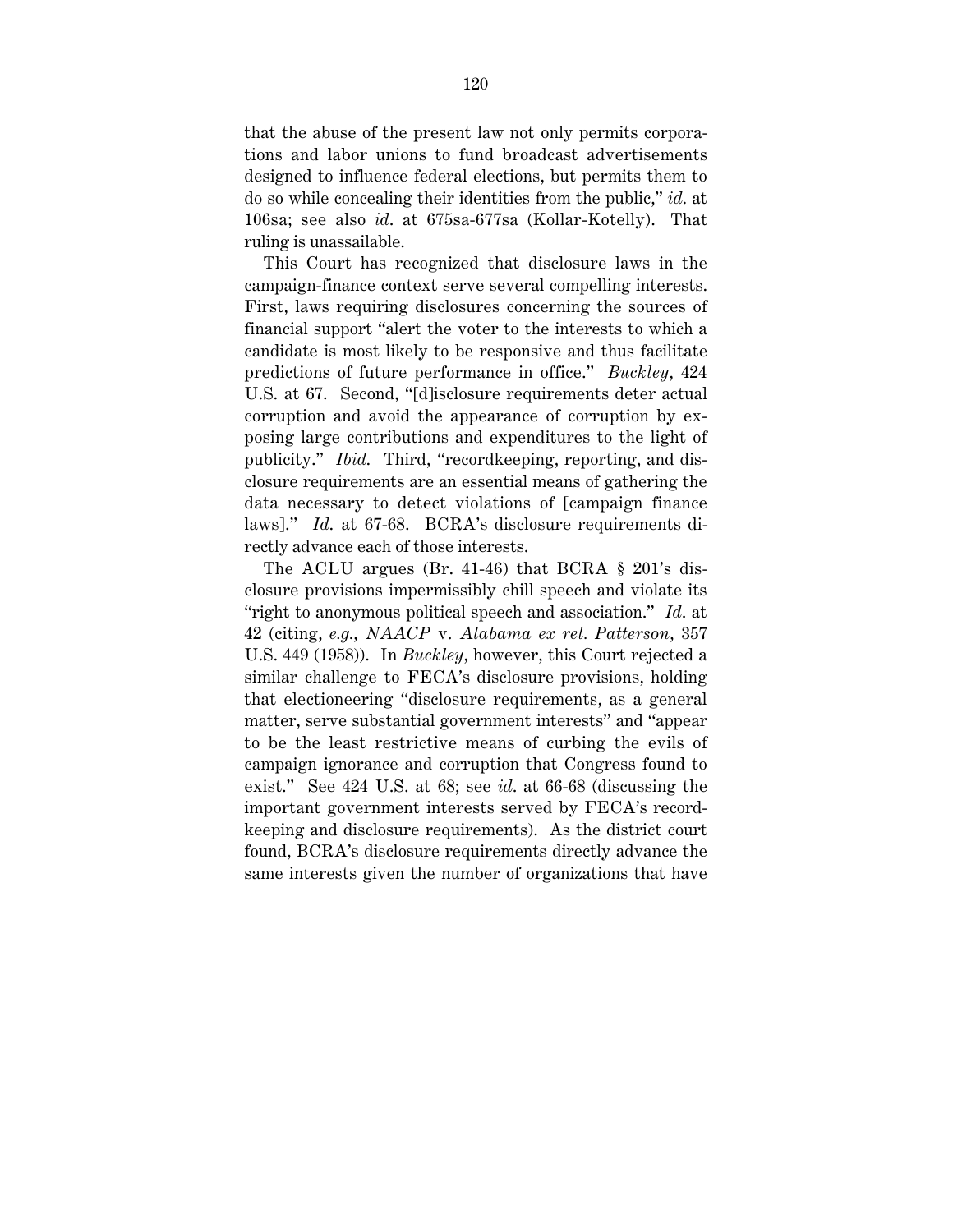that the abuse of the present law not only permits corporations and labor unions to fund broadcast advertisements designed to influence federal elections, but permits them to do so while concealing their identities from the public," *id.* at 106sa; see also *id.* at 675sa-677sa (Kollar-Kotelly). That ruling is unassailable.

This Court has recognized that disclosure laws in the campaign-finance context serve several compelling interests. First, laws requiring disclosures concerning the sources of financial support "alert the voter to the interests to which a candidate is most likely to be responsive and thus facilitate predictions of future performance in office." *Buckley*, 424 U.S. at 67. Second, "[d]isclosure requirements deter actual corruption and avoid the appearance of corruption by exposing large contributions and expenditures to the light of publicity." *Ibid.* Third, "recordkeeping, reporting, and disclosure requirements are an essential means of gathering the data necessary to detect violations of [campaign finance laws]." *Id.* at 67-68. BCRA's disclosure requirements directly advance each of those interests.

The ACLU argues (Br. 41-46) that BCRA § 201's disclosure provisions impermissibly chill speech and violate its "right to anonymous political speech and association." *Id.* at 42 (citing, *e.g.*, *NAACP* v. *Alabama ex rel. Patterson*, 357 U.S. 449 (1958)). In *Buckley*, however, this Court rejected a similar challenge to FECA's disclosure provisions, holding that electioneering "disclosure requirements, as a general matter, serve substantial government interests" and "appear to be the least restrictive means of curbing the evils of campaign ignorance and corruption that Congress found to exist." See 424 U.S. at 68; see *id.* at 66-68 (discussing the important government interests served by FECA's recordkeeping and disclosure requirements). As the district court found, BCRA's disclosure requirements directly advance the same interests given the number of organizations that have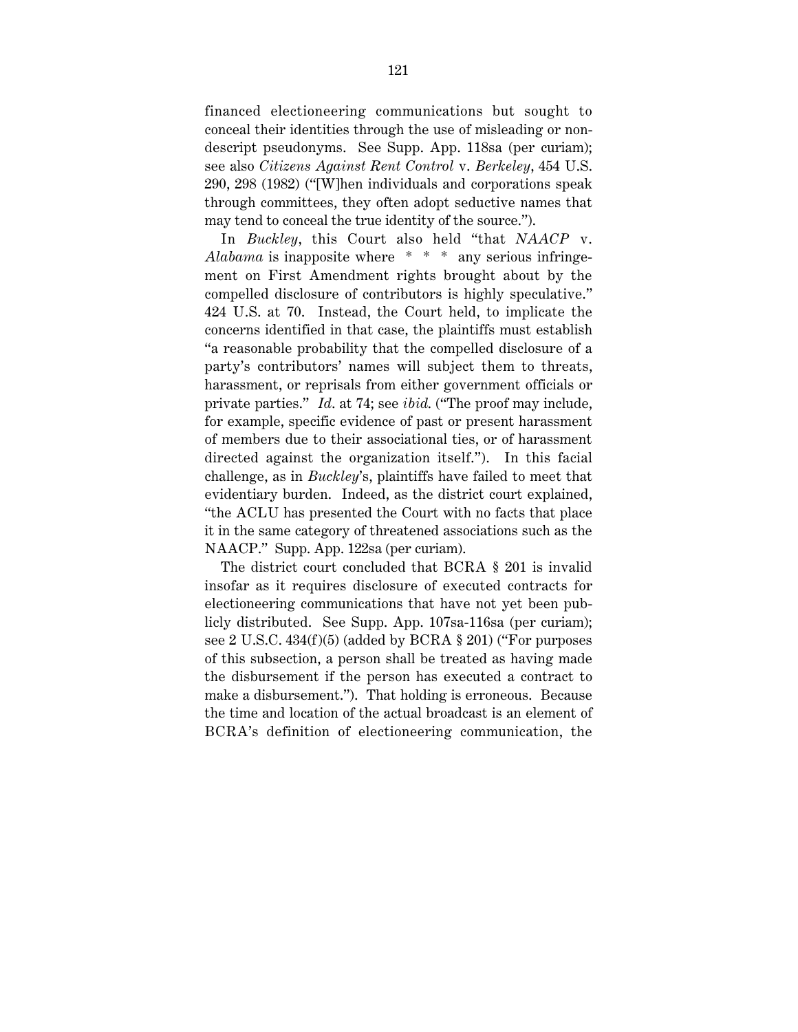financed electioneering communications but sought to conceal their identities through the use of misleading or nondescript pseudonyms. See Supp. App. 118sa (per curiam); see also *Citizens Against Rent Control* v. *Berkeley*, 454 U.S. 290, 298 (1982) ("[W]hen individuals and corporations speak through committees, they often adopt seductive names that may tend to conceal the true identity of the source.").

In *Buckley*, this Court also held "that *NAACP* v. *Alabama* is inapposite where * * * any serious infringement on First Amendment rights brought about by the compelled disclosure of contributors is highly speculative." 424 U.S. at 70. Instead, the Court held, to implicate the concerns identified in that case, the plaintiffs must establish "a reasonable probability that the compelled disclosure of a party's contributors' names will subject them to threats, harassment, or reprisals from either government officials or private parties." *Id*. at 74; see *ibid.* ("The proof may include, for example, specific evidence of past or present harassment of members due to their associational ties, or of harassment directed against the organization itself."). In this facial challenge, as in *Buckley*'s, plaintiffs have failed to meet that evidentiary burden. Indeed, as the district court explained, "the ACLU has presented the Court with no facts that place it in the same category of threatened associations such as the NAACP." Supp. App. 122sa (per curiam).

The district court concluded that BCRA § 201 is invalid insofar as it requires disclosure of executed contracts for electioneering communications that have not yet been publicly distributed. See Supp. App. 107sa-116sa (per curiam); see 2 U.S.C. 434(f)(5) (added by BCRA § 201) ("For purposes of this subsection, a person shall be treated as having made the disbursement if the person has executed a contract to make a disbursement."). That holding is erroneous. Because the time and location of the actual broadcast is an element of BCRA's definition of electioneering communication, the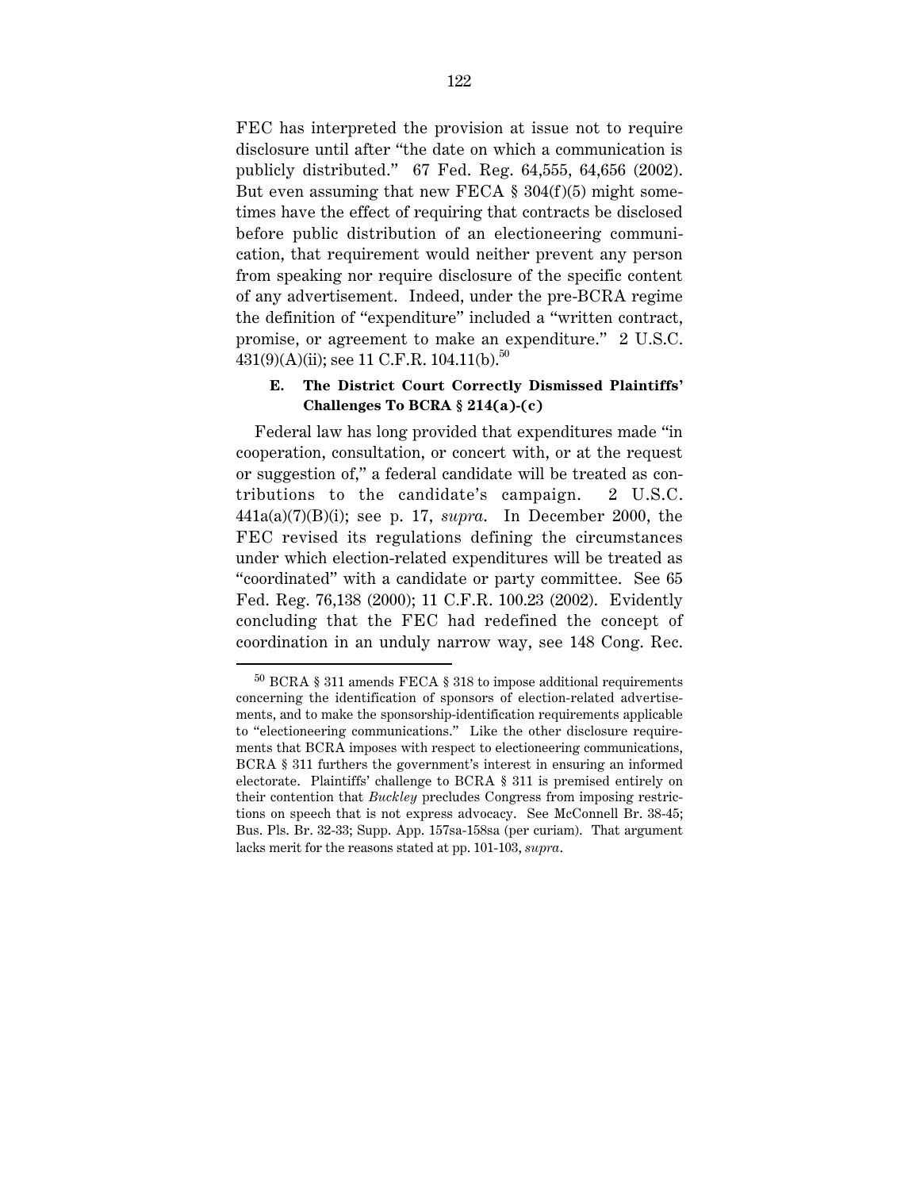FEC has interpreted the provision at issue not to require disclosure until after "the date on which a communication is publicly distributed." 67 Fed. Reg. 64,555, 64,656 (2002). But even assuming that new FECA § 304(f)(5) might sometimes have the effect of requiring that contracts be disclosed before public distribution of an electioneering communication, that requirement would neither prevent any person from speaking nor require disclosure of the specific content of any advertisement. Indeed, under the pre-BCRA regime the definition of "expenditure" included a "written contract, promise, or agreement to make an expenditure." 2 U.S.C. 431(9)(A)(ii); see 11 C.F.R. 104.11(b).[50]

### E. The District Court Correctly Dismissed Plaintiffs' Challenges To BCRA § 214(a)-(c)

Federal law has long provided that expenditures made "in cooperation, consultation, or concert with, or at the request or suggestion of," a federal candidate will be treated as contributions to the candidate's campaign. 2 U.S.C. 441a(a)(7)(B)(i); see p. 17, *supra*. In December 2000, the FEC revised its regulations defining the circumstances under which election-related expenditures will be treated as "coordinated" with a candidate or party committee. See 65 Fed. Reg. 76,138 (2000); 11 C.F.R. 100.23 (2002). Evidently concluding that the FEC had redefined the concept of coordination in an unduly narrow way, see 148 Cong. Rec.

---

[50] BCRA § 311 amends FECA § 318 to impose additional requirements concerning the identification of sponsors of election-related advertisements, and to make the sponsorship-identification requirements applicable to "electioneering communications." Like the other disclosure requirements that BCRA imposes with respect to electioneering communications, BCRA § 311 furthers the government's interest in ensuring an informed electorate. Plaintiffs' challenge to BCRA § 311 is premised entirely on their contention that *Buckley* precludes Congress from imposing restrictions on speech that is not express advocacy. See McConnell Br. 38-45; Bus. Pls. Br. 32-33; Supp. App. 157sa-158sa (per curiam). That argument lacks merit for the reasons stated at pp. 101-103, *supra*.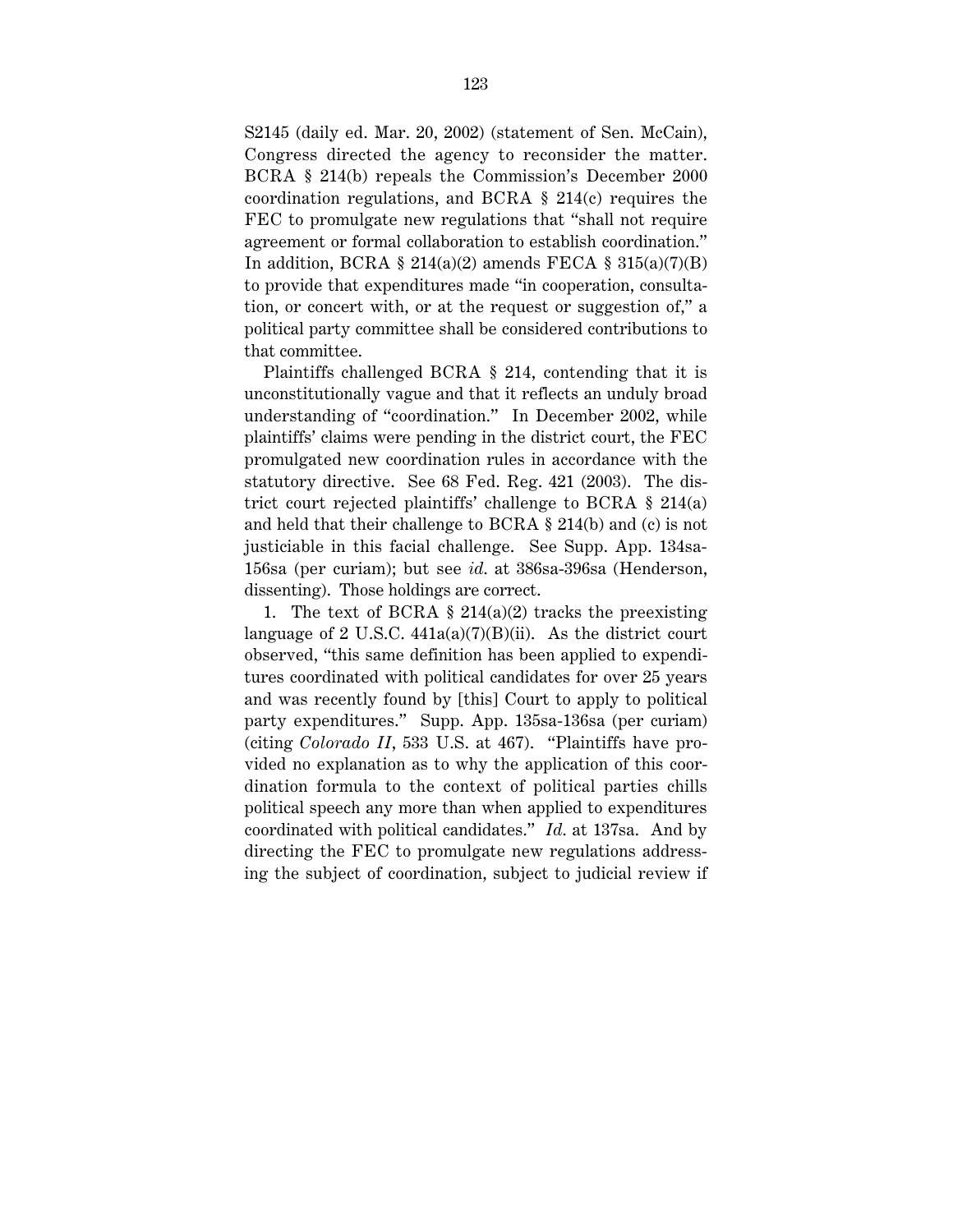S2145 (daily ed. Mar. 20, 2002) (statement of Sen. McCain), Congress directed the agency to reconsider the matter. BCRA § 214(b) repeals the Commission's December 2000 coordination regulations, and BCRA § 214(c) requires the FEC to promulgate new regulations that "shall not require agreement or formal collaboration to establish coordination." In addition, BCRA § 214(a)(2) amends FECA § 315(a)(7)(B) to provide that expenditures made "in cooperation, consultation, or concert with, or at the request or suggestion of," a political party committee shall be considered contributions to that committee.

Plaintiffs challenged BCRA § 214, contending that it is unconstitutionally vague and that it reflects an unduly broad understanding of "coordination." In December 2002, while plaintiffs' claims were pending in the district court, the FEC promulgated new coordination rules in accordance with the statutory directive. See 68 Fed. Reg. 421 (2003). The district court rejected plaintiffs' challenge to BCRA § 214(a) and held that their challenge to BCRA § 214(b) and (c) is not justiciable in this facial challenge. See Supp. App. 134sa-156sa (per curiam); but see *id.* at 386sa-396sa (Henderson, dissenting). Those holdings are correct.

1. The text of BCRA § 214(a)(2) tracks the preexisting language of 2 U.S.C. 441a(a)(7)(B)(ii). As the district court observed, "this same definition has been applied to expenditures coordinated with political candidates for over 25 years and was recently found by [this] Court to apply to political party expenditures." Supp. App. 135sa-136sa (per curiam) (citing *Colorado II*, 533 U.S. at 467). "Plaintiffs have provided no explanation as to why the application of this coordination formula to the context of political parties chills political speech any more than when applied to expenditures coordinated with political candidates." *Id.* at 137sa. And by directing the FEC to promulgate new regulations addressing the subject of coordination, subject to judicial review if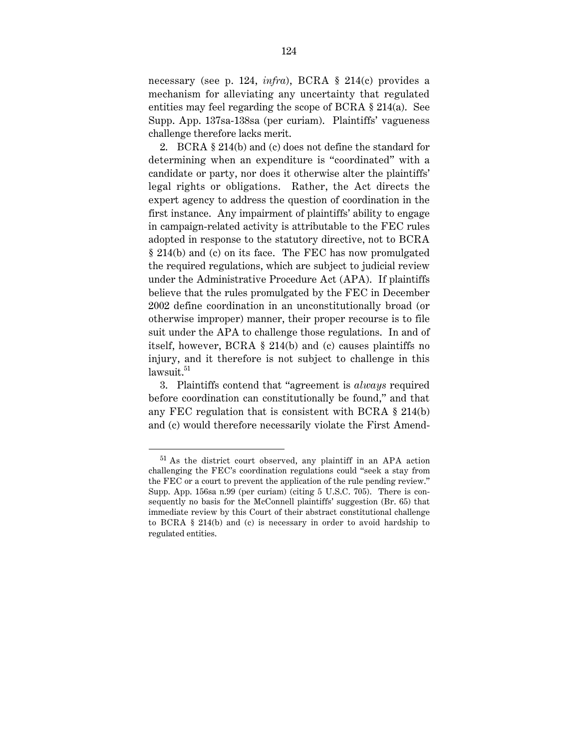necessary (see p. 124, *infra*), BCRA § 214(c) provides a mechanism for alleviating any uncertainty that regulated entities may feel regarding the scope of BCRA § 214(a). See Supp. App. 137sa-138sa (per curiam). Plaintiffs' vagueness challenge therefore lacks merit.

2. BCRA § 214(b) and (c) does not define the standard for determining when an expenditure is "coordinated" with a candidate or party, nor does it otherwise alter the plaintiffs' legal rights or obligations. Rather, the Act directs the expert agency to address the question of coordination in the first instance. Any impairment of plaintiffs' ability to engage in campaign-related activity is attributable to the FEC rules adopted in response to the statutory directive, not to BCRA § 214(b) and (c) on its face. The FEC has now promulgated the required regulations, which are subject to judicial review under the Administrative Procedure Act (APA). If plaintiffs believe that the rules promulgated by the FEC in December 2002 define coordination in an unconstitutionally broad (or otherwise improper) manner, their proper recourse is to file suit under the APA to challenge those regulations. In and of itself, however, BCRA § 214(b) and (c) causes plaintiffs no injury, and it therefore is not subject to challenge in this lawsuit.[51]

3. Plaintiffs contend that "agreement is *always* required before coordination can constitutionally be found," and that any FEC regulation that is consistent with BCRA § 214(b) and (c) would therefore necessarily violate the First Amend-

---

[51] As the district court observed, any plaintiff in an APA action challenging the FEC's coordination regulations could "seek a stay from the FEC or a court to prevent the application of the rule pending review." Supp. App. 156sa n.99 (per curiam) (citing 5 U.S.C. 705). There is consequently no basis for the McConnell plaintiffs' suggestion (Br. 65) that immediate review by this Court of their abstract constitutional challenge to BCRA § 214(b) and (c) is necessary in order to avoid hardship to regulated entities.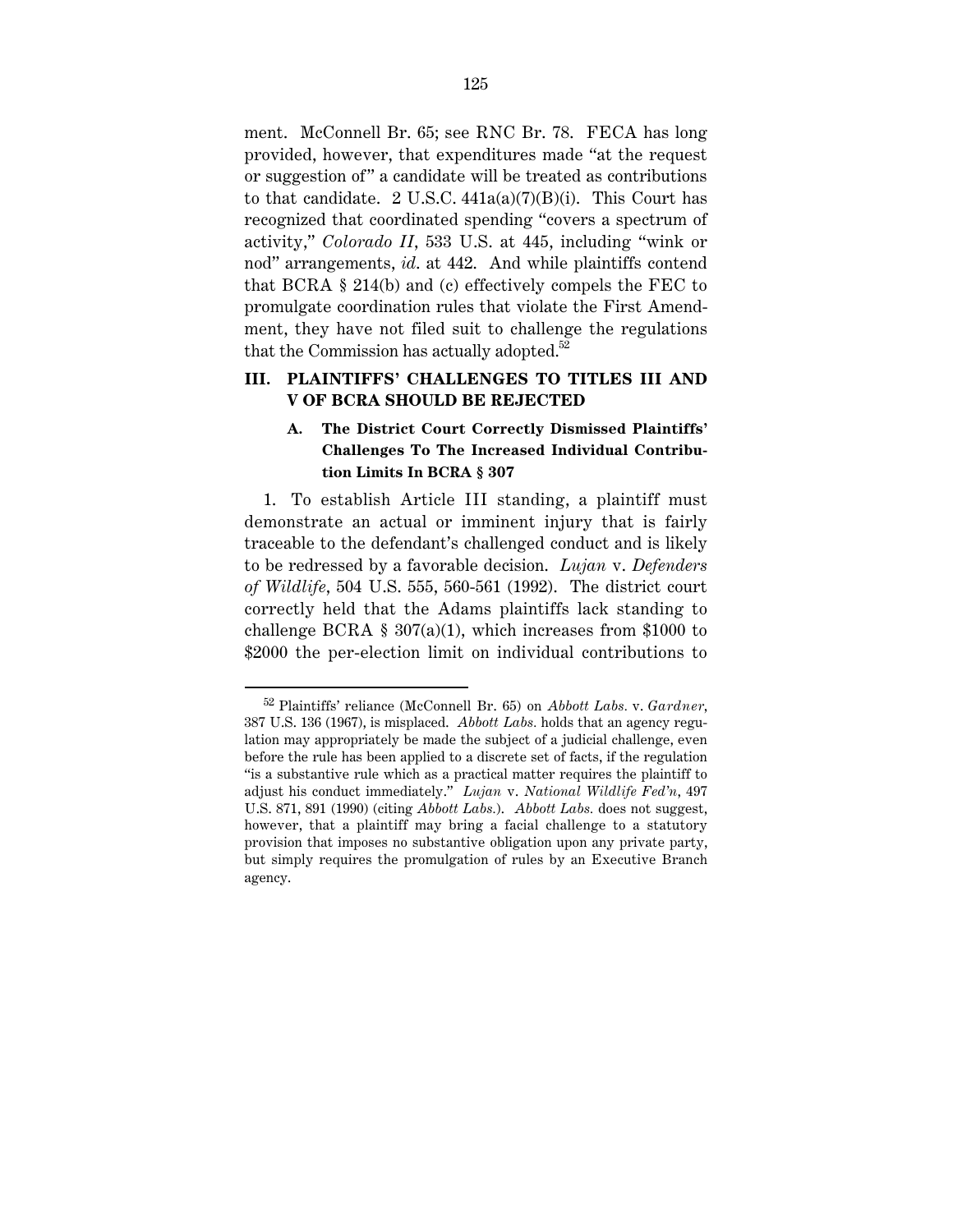ment. McConnell Br. 65; see RNC Br. 78. FECA has long provided, however, that expenditures made "at the request or suggestion of" a candidate will be treated as contributions to that candidate. 2 U.S.C. 441a(a)(7)(B)(i). This Court has recognized that coordinated spending "covers a spectrum of activity," *Colorado II*, 533 U.S. at 445, including "wink or nod" arrangements, *id*. at 442. And while plaintiffs contend that BCRA § 214(b) and (c) effectively compels the FEC to promulgate coordination rules that violate the First Amendment, they have not filed suit to challenge the regulations that the Commission has actually adopted.[52]

## III. PLAINTIFFS' CHALLENGES TO TITLES III AND V OF BCRA SHOULD BE REJECTED

### A. The District Court Correctly Dismissed Plaintiffs' Challenges To The Increased Individual Contribution Limits In BCRA § 307

1. To establish Article III standing, a plaintiff must demonstrate an actual or imminent injury that is fairly traceable to the defendant's challenged conduct and is likely to be redressed by a favorable decision. *Lujan* v. *Defenders of Wildlife*, 504 U.S. 555, 560-561 (1992). The district court correctly held that the Adams plaintiffs lack standing to challenge BCRA § 307(a)(1), which increases from $1000 to $2000 the per-election limit on individual contributions to

---

[52] Plaintiffs' reliance (McConnell Br. 65) on *Abbott Labs.* v. *Gardner*, 387 U.S. 136 (1967), is misplaced. *Abbott Labs.* holds that an agency regulation may appropriately be made the subject of a judicial challenge, even before the rule has been applied to a discrete set of facts, if the regulation "is a substantive rule which as a practical matter requires the plaintiff to adjust his conduct immediately." *Lujan* v. *National Wildlife Fed'n*, 497 U.S. 871, 891 (1990) (citing *Abbott Labs.*). *Abbott Labs.* does not suggest, however, that a plaintiff may bring a facial challenge to a statutory provision that imposes no substantive obligation upon any private party, but simply requires the promulgation of rules by an Executive Branch agency.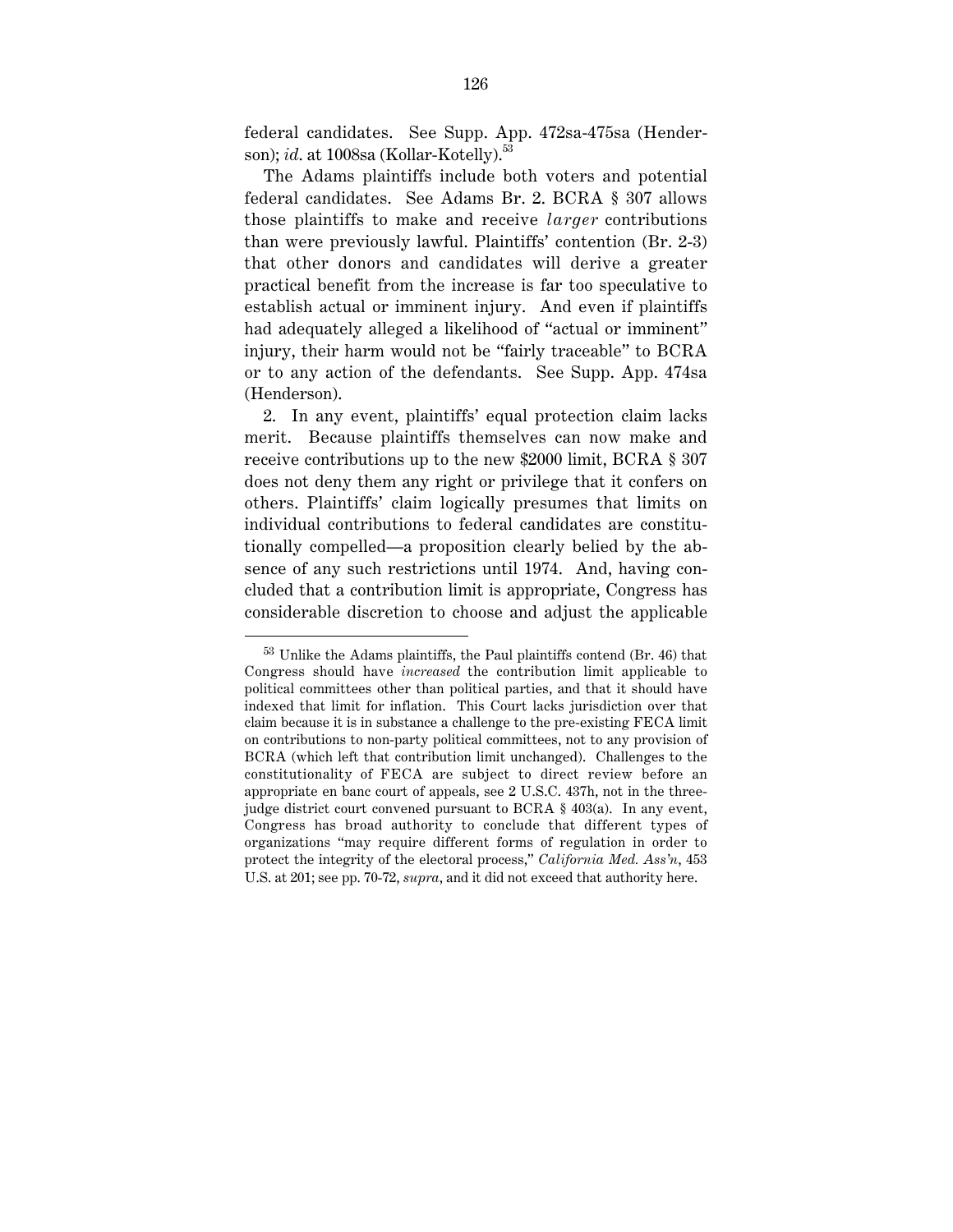federal candidates. See Supp. App. 472sa-475sa (Henderson); *id.* at 1008sa (Kollar-Kotelly).[53]

The Adams plaintiffs include both voters and potential federal candidates. See Adams Br. 2. BCRA § 307 allows those plaintiffs to make and receive *larger* contributions than were previously lawful. Plaintiffs' contention (Br. 2-3) that other donors and candidates will derive a greater practical benefit from the increase is far too speculative to establish actual or imminent injury. And even if plaintiffs had adequately alleged a likelihood of "actual or imminent" injury, their harm would not be "fairly traceable" to BCRA or to any action of the defendants. See Supp. App. 474sa (Henderson).

2. In any event, plaintiffs' equal protection claim lacks merit. Because plaintiffs themselves can now make and receive contributions up to the new $2000 limit, BCRA § 307 does not deny them any right or privilege that it confers on others. Plaintiffs' claim logically presumes that limits on individual contributions to federal candidates are constitutionally compelled—a proposition clearly belied by the absence of any such restrictions until 1974. And, having concluded that a contribution limit is appropriate, Congress has considerable discretion to choose and adjust the applicable

---

[53] Unlike the Adams plaintiffs, the Paul plaintiffs contend (Br. 46) that Congress should have *increased* the contribution limit applicable to political committees other than political parties, and that it should have indexed that limit for inflation. This Court lacks jurisdiction over that claim because it is in substance a challenge to the pre-existing FECA limit on contributions to non-party political committees, not to any provision of BCRA (which left that contribution limit unchanged). Challenges to the constitutionality of FECA are subject to direct review before an appropriate en banc court of appeals, see 2 U.S.C. 437h, not in the three-judge district court convened pursuant to BCRA § 403(a). In any event, Congress has broad authority to conclude that different types of organizations "may require different forms of regulation in order to protect the integrity of the electoral process," *California Med. Ass'n*, 453 U.S. at 201; see pp. 70-72, *supra*, and it did not exceed that authority here.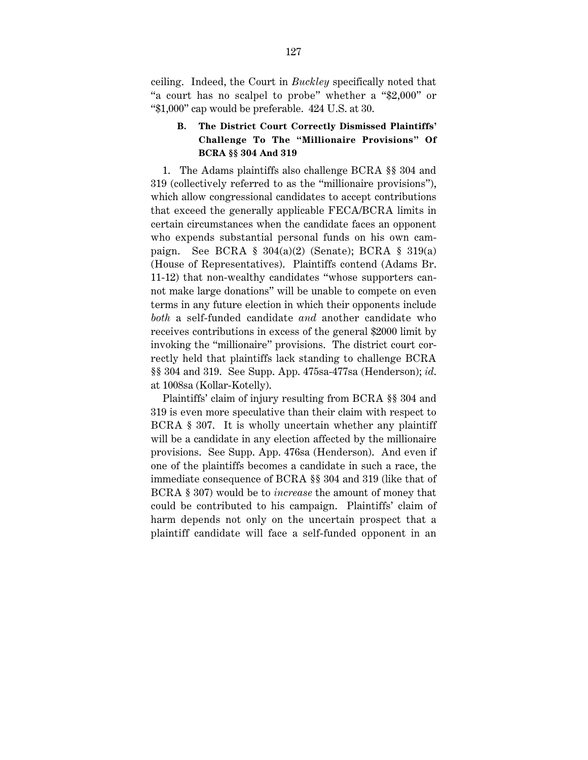ceiling. Indeed, the Court in *Buckley* specifically noted that "a court has no scalpel to probe" whether a "$2,000" or "$1,000" cap would be preferable. 424 U.S. at 30.

### B. The District Court Correctly Dismissed Plaintiffs' Challenge To The "Millionaire Provisions" Of BCRA §§ 304 And 319

1. The Adams plaintiffs also challenge BCRA §§ 304 and 319 (collectively referred to as the "millionaire provisions"), which allow congressional candidates to accept contributions that exceed the generally applicable FECA/BCRA limits in certain circumstances when the candidate faces an opponent who expends substantial personal funds on his own campaign. See BCRA § 304(a)(2) (Senate); BCRA § 319(a) (House of Representatives). Plaintiffs contend (Adams Br. 11-12) that non-wealthy candidates "whose supporters cannot make large donations" will be unable to compete on even terms in any future election in which their opponents include *both* a self-funded candidate *and* another candidate who receives contributions in excess of the general $2000 limit by invoking the "millionaire" provisions. The district court correctly held that plaintiffs lack standing to challenge BCRA §§ 304 and 319. See Supp. App. 475sa-477sa (Henderson); *id.* at 1008sa (Kollar-Kotelly).

Plaintiffs' claim of injury resulting from BCRA §§ 304 and 319 is even more speculative than their claim with respect to BCRA § 307. It is wholly uncertain whether any plaintiff will be a candidate in any election affected by the millionaire provisions. See Supp. App. 476sa (Henderson). And even if one of the plaintiffs becomes a candidate in such a race, the immediate consequence of BCRA §§ 304 and 319 (like that of BCRA § 307) would be to *increase* the amount of money that could be contributed to his campaign. Plaintiffs' claim of harm depends not only on the uncertain prospect that a plaintiff candidate will face a self-funded opponent in an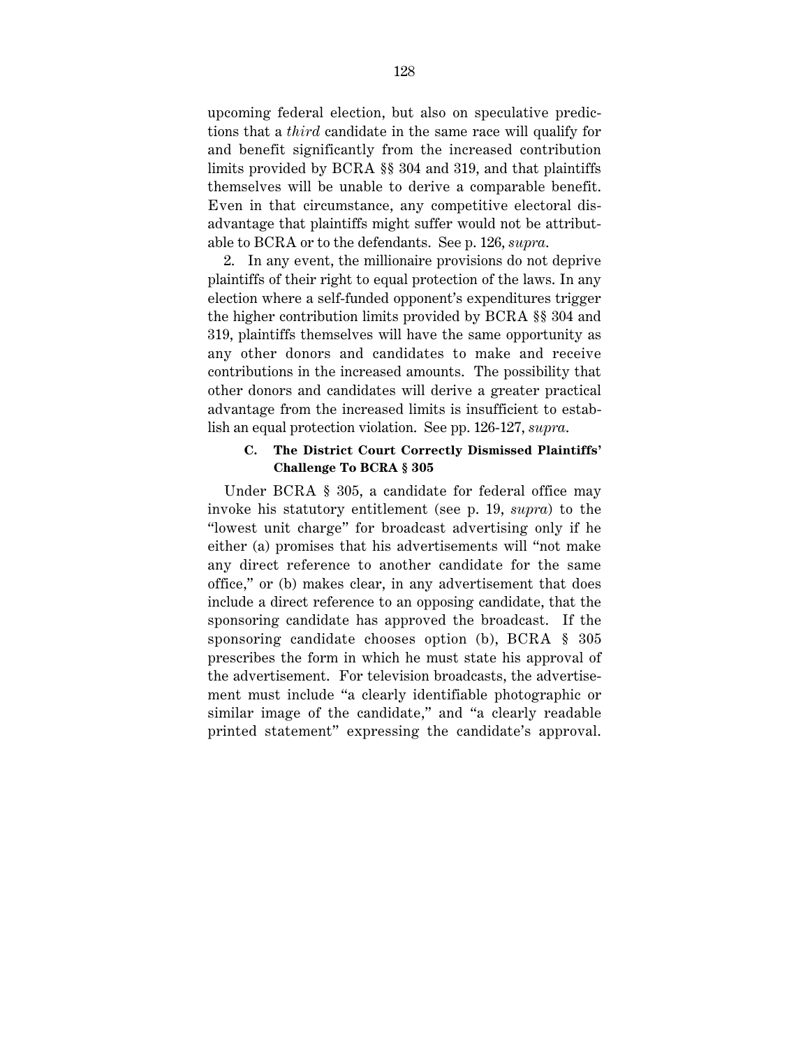upcoming federal election, but also on speculative predictions that a *third* candidate in the same race will qualify for and benefit significantly from the increased contribution limits provided by BCRA §§ 304 and 319, and that plaintiffs themselves will be unable to derive a comparable benefit. Even in that circumstance, any competitive electoral disadvantage that plaintiffs might suffer would not be attributable to BCRA or to the defendants. See p. 126, *supra*.

2. In any event, the millionaire provisions do not deprive plaintiffs of their right to equal protection of the laws. In any election where a self-funded opponent's expenditures trigger the higher contribution limits provided by BCRA §§ 304 and 319, plaintiffs themselves will have the same opportunity as any other donors and candidates to make and receive contributions in the increased amounts. The possibility that other donors and candidates will derive a greater practical advantage from the increased limits is insufficient to establish an equal protection violation. See pp. 126-127, *supra*.

### C. The District Court Correctly Dismissed Plaintiffs' Challenge To BCRA § 305

Under BCRA § 305, a candidate for federal office may invoke his statutory entitlement (see p. 19, *supra*) to the "lowest unit charge" for broadcast advertising only if he either (a) promises that his advertisements will "not make any direct reference to another candidate for the same office," or (b) makes clear, in any advertisement that does include a direct reference to an opposing candidate, that the sponsoring candidate has approved the broadcast. If the sponsoring candidate chooses option (b), BCRA § 305 prescribes the form in which he must state his approval of the advertisement. For television broadcasts, the advertisement must include "a clearly identifiable photographic or similar image of the candidate," and "a clearly readable printed statement" expressing the candidate's approval.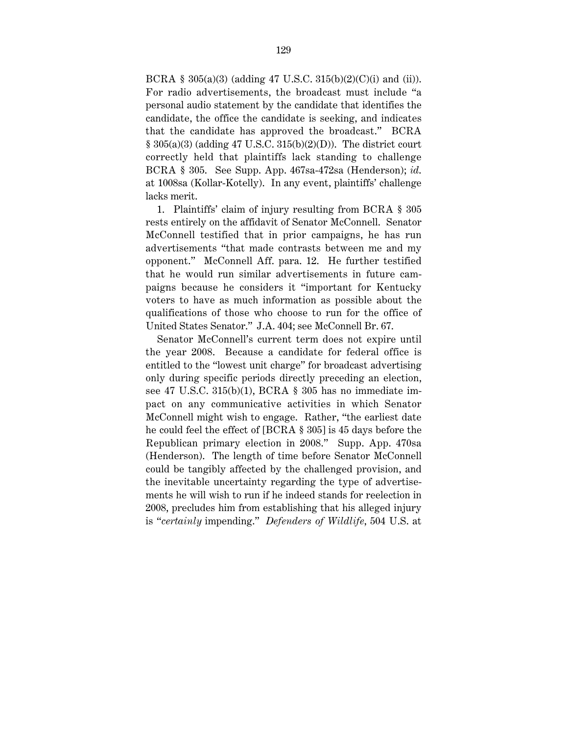BCRA § 305(a)(3) (adding 47 U.S.C. 315(b)(2)(C)(i) and (ii)). For radio advertisements, the broadcast must include "a personal audio statement by the candidate that identifies the candidate, the office the candidate is seeking, and indicates that the candidate has approved the broadcast." BCRA § 305(a)(3) (adding 47 U.S.C. 315(b)(2)(D)). The district court correctly held that plaintiffs lack standing to challenge BCRA § 305. See Supp. App. 467sa-472sa (Henderson); *id.* at 1008sa (Kollar-Kotelly). In any event, plaintiffs' challenge lacks merit.

1. Plaintiffs' claim of injury resulting from BCRA § 305 rests entirely on the affidavit of Senator McConnell. Senator McConnell testified that in prior campaigns, he has run advertisements "that made contrasts between me and my opponent." McConnell Aff. para. 12. He further testified that he would run similar advertisements in future campaigns because he considers it "important for Kentucky voters to have as much information as possible about the qualifications of those who choose to run for the office of United States Senator." J.A. 404; see McConnell Br. 67.

Senator McConnell's current term does not expire until the year 2008. Because a candidate for federal office is entitled to the "lowest unit charge" for broadcast advertising only during specific periods directly preceding an election, see 47 U.S.C. 315(b)(1), BCRA § 305 has no immediate impact on any communicative activities in which Senator McConnell might wish to engage. Rather, "the earliest date he could feel the effect of [BCRA § 305] is 45 days before the Republican primary election in 2008." Supp. App. 470sa (Henderson). The length of time before Senator McConnell could be tangibly affected by the challenged provision, and the inevitable uncertainty regarding the type of advertisements he will wish to run if he indeed stands for reelection in 2008, precludes him from establishing that his alleged injury is "*certainly* impending." *Defenders of Wildlife*, 504 U.S. at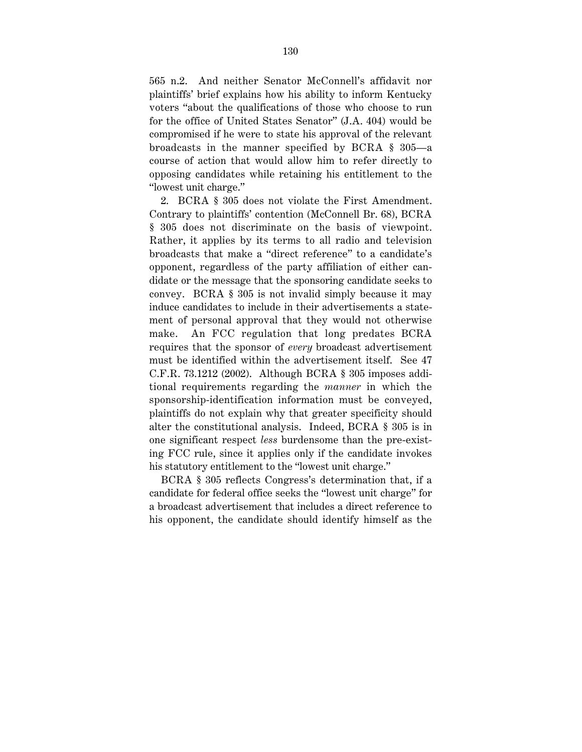565 n.2. And neither Senator McConnell's affidavit nor plaintiffs' brief explains how his ability to inform Kentucky voters "about the qualifications of those who choose to run for the office of United States Senator" (J.A. 404) would be compromised if he were to state his approval of the relevant broadcasts in the manner specified by BCRA § 305—a course of action that would allow him to refer directly to opposing candidates while retaining his entitlement to the "lowest unit charge."

2. BCRA § 305 does not violate the First Amendment. Contrary to plaintiffs' contention (McConnell Br. 68), BCRA § 305 does not discriminate on the basis of viewpoint. Rather, it applies by its terms to all radio and television broadcasts that make a "direct reference" to a candidate's opponent, regardless of the party affiliation of either candidate or the message that the sponsoring candidate seeks to convey. BCRA § 305 is not invalid simply because it may induce candidates to include in their advertisements a statement of personal approval that they would not otherwise make. An FCC regulation that long predates BCRA requires that the sponsor of *every* broadcast advertisement must be identified within the advertisement itself. See 47 C.F.R. 73.1212 (2002). Although BCRA § 305 imposes additional requirements regarding the *manner* in which the sponsorship-identification information must be conveyed, plaintiffs do not explain why that greater specificity should alter the constitutional analysis. Indeed, BCRA § 305 is in one significant respect *less* burdensome than the pre-existing FCC rule, since it applies only if the candidate invokes his statutory entitlement to the "lowest unit charge."

BCRA § 305 reflects Congress's determination that, if a candidate for federal office seeks the "lowest unit charge" for a broadcast advertisement that includes a direct reference to his opponent, the candidate should identify himself as the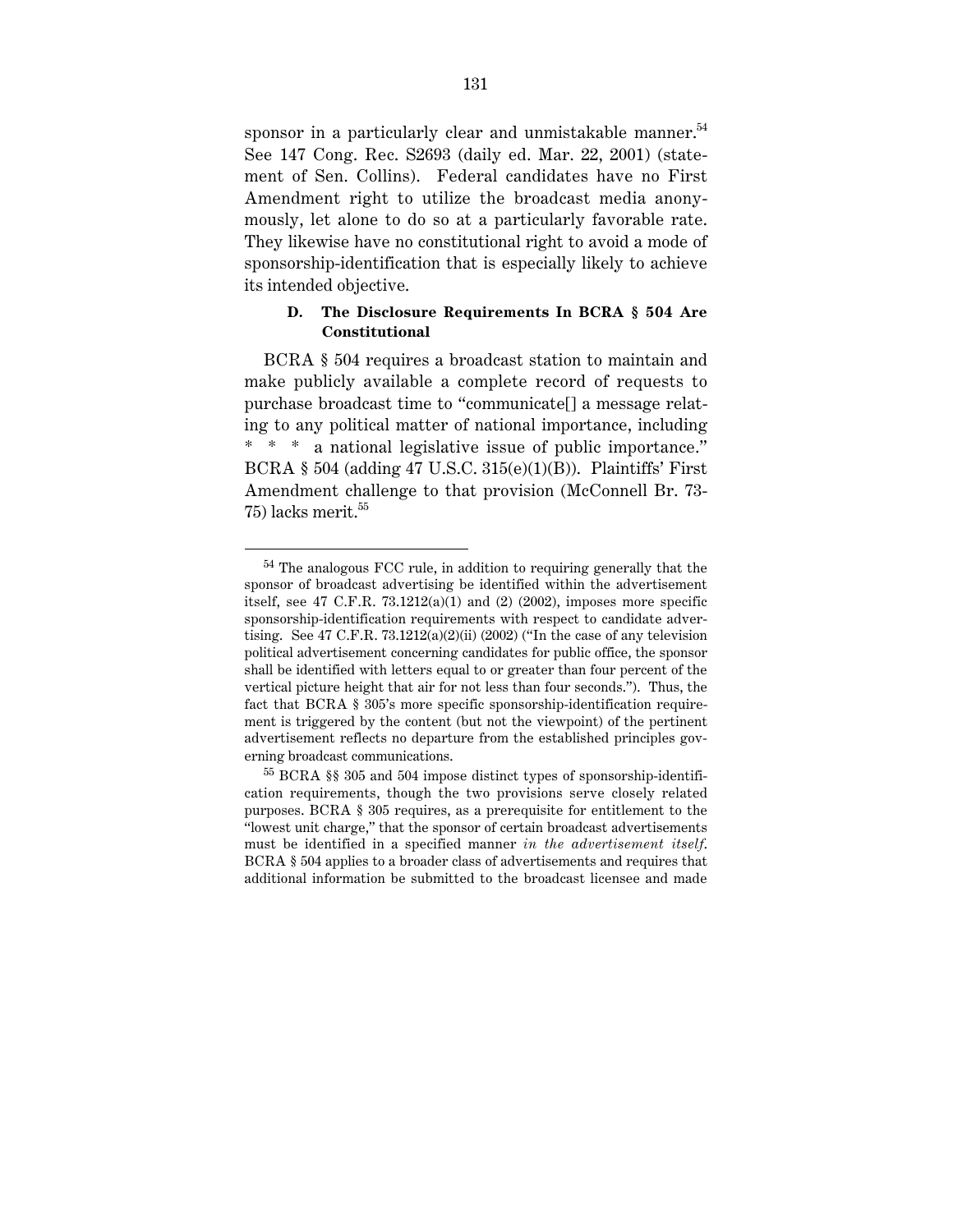sponsor in a particularly clear and unmistakable manner.[54] See 147 Cong. Rec. S2693 (daily ed. Mar. 22, 2001) (statement of Sen. Collins). Federal candidates have no First Amendment right to utilize the broadcast media anonymously, let alone to do so at a particularly favorable rate. They likewise have no constitutional right to avoid a mode of sponsorship-identification that is especially likely to achieve its intended objective.

### D. The Disclosure Requirements In BCRA § 504 Are Constitutional

BCRA § 504 requires a broadcast station to maintain and make publicly available a complete record of requests to purchase broadcast time to "communicate[] a message relating to any political matter of national importance, including * * * a national legislative issue of public importance." BCRA § 504 (adding 47 U.S.C. 315(e)(1)(B)). Plaintiffs' First Amendment challenge to that provision (McConnell Br. 73-75) lacks merit.[55]

---

[54] The analogous FCC rule, in addition to requiring generally that the sponsor of broadcast advertising be identified within the advertisement itself, see 47 C.F.R. 73.1212(a)(1) and (2) (2002), imposes more specific sponsorship-identification requirements with respect to candidate advertising. See 47 C.F.R. 73.1212(a)(2)(ii) (2002) ("In the case of any television political advertisement concerning candidates for public office, the sponsor shall be identified with letters equal to or greater than four percent of the vertical picture height that air for not less than four seconds."). Thus, the fact that BCRA § 305's more specific sponsorship-identification requirement is triggered by the content (but not the viewpoint) of the pertinent advertisement reflects no departure from the established principles governing broadcast communications.

[55] BCRA §§ 305 and 504 impose distinct types of sponsorship-identification requirements, though the two provisions serve closely related purposes. BCRA § 305 requires, as a prerequisite for entitlement to the "lowest unit charge," that the sponsor of certain broadcast advertisements must be identified in a specified manner *in the advertisement itself*. BCRA § 504 applies to a broader class of advertisements and requires that additional information be submitted to the broadcast licensee and made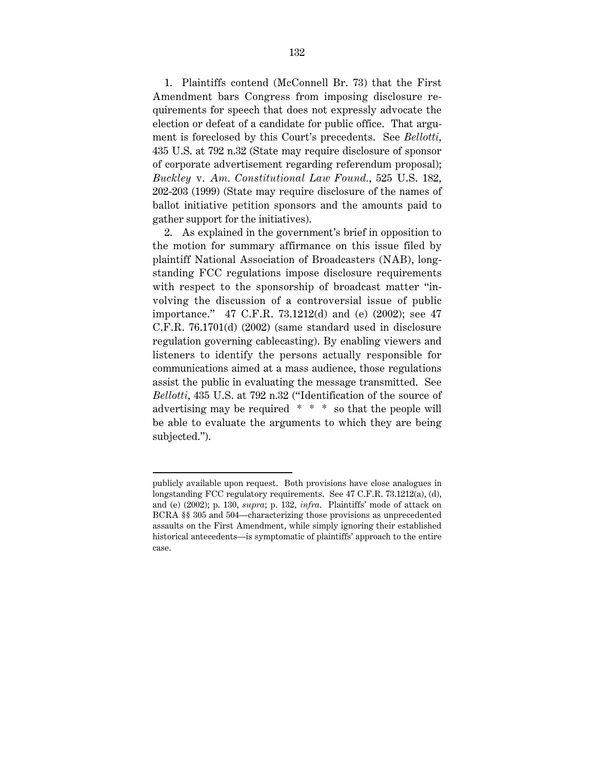1. Plaintiffs contend (McConnell Br. 73) that the First Amendment bars Congress from imposing disclosure requirements for speech that does not expressly advocate the election or defeat of a candidate for public office. That argument is foreclosed by this Court's precedents. See *Bellotti*, 435 U.S. at 792 n.32 (State may require disclosure of sponsor of corporate advertisement regarding referendum proposal); *Buckley* v. *Am. Constitutional Law Found.*, 525 U.S. 182, 202-203 (1999) (State may require disclosure of the names of ballot initiative petition sponsors and the amounts paid to gather support for the initiatives).

2. As explained in the government's brief in opposition to the motion for summary affirmance on this issue filed by plaintiff National Association of Broadcasters (NAB), longstanding FCC regulations impose disclosure requirements with respect to the sponsorship of broadcast matter "involving the discussion of a controversial issue of public importance." 47 C.F.R. 73.1212(d) and (e) (2002); see 47 C.F.R. 76.1701(d) (2002) (same standard used in disclosure regulation governing cablecasting). By enabling viewers and listeners to identify the persons actually responsible for communications aimed at a mass audience, those regulations assist the public in evaluating the message transmitted. See *Bellotti*, 435 U.S. at 792 n.32 ("Identification of the source of advertising may be required * * * so that the people will be able to evaluate the arguments to which they are being subjected.").

---

publicly available upon request. Both provisions have close analogues in longstanding FCC regulatory requirements. See 47 C.F.R. 73.1212(a), (d), and (e) (2002); p. 130, *supra*; p. 132, *infra*. Plaintiffs' mode of attack on BCRA §§ 305 and 504—characterizing those provisions as unprecedented assaults on the First Amendment, while simply ignoring their established historical antecedents—is symptomatic of plaintiffs' approach to the entire case.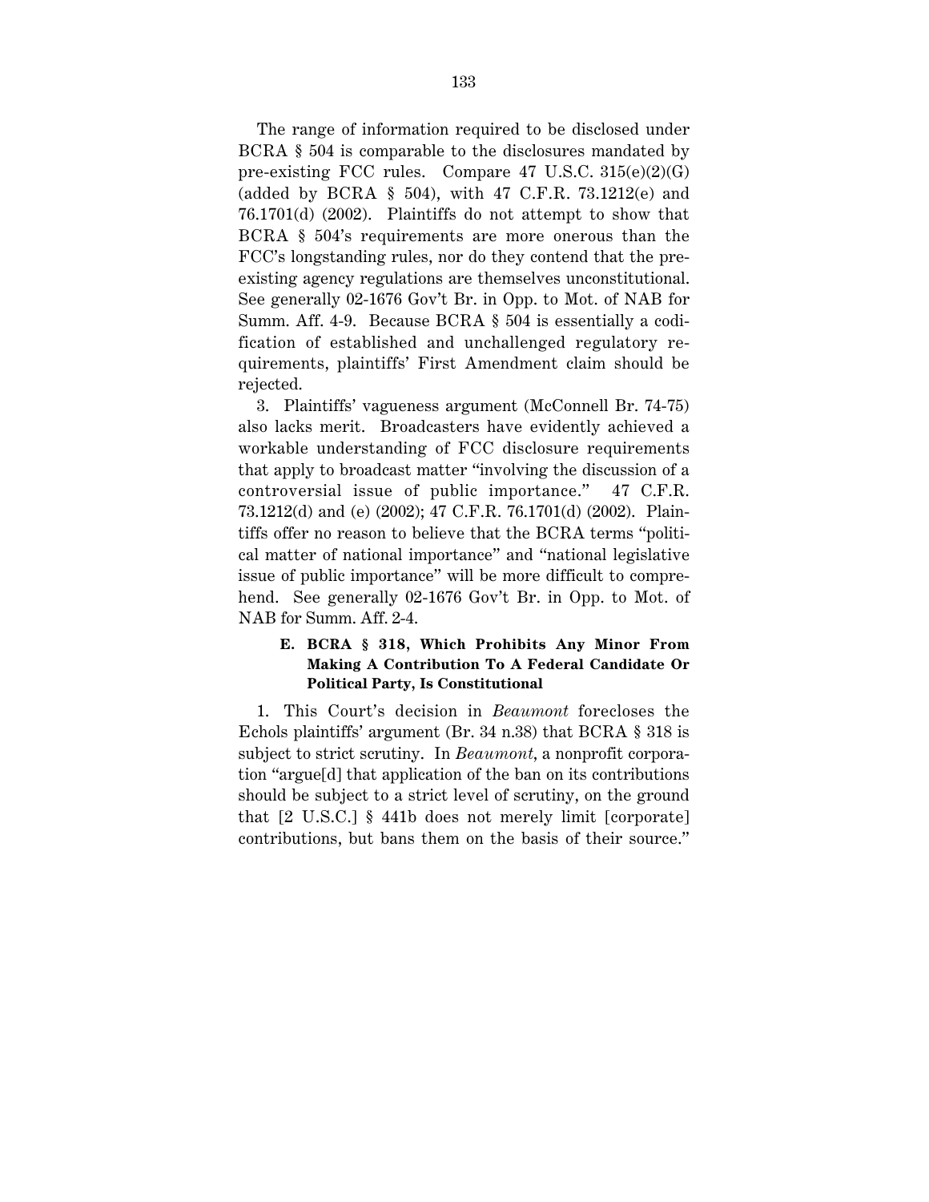The range of information required to be disclosed under BCRA § 504 is comparable to the disclosures mandated by pre-existing FCC rules. Compare 47 U.S.C. 315(e)(2)(G) (added by BCRA § 504), with 47 C.F.R. 73.1212(e) and 76.1701(d) (2002). Plaintiffs do not attempt to show that BCRA § 504's requirements are more onerous than the FCC's longstanding rules, nor do they contend that the pre-existing agency regulations are themselves unconstitutional. See generally 02-1676 Gov't Br. in Opp. to Mot. of NAB for Summ. Aff. 4-9. Because BCRA § 504 is essentially a codification of established and unchallenged regulatory requirements, plaintiffs' First Amendment claim should be rejected.

3. Plaintiffs' vagueness argument (McConnell Br. 74-75) also lacks merit. Broadcasters have evidently achieved a workable understanding of FCC disclosure requirements that apply to broadcast matter "involving the discussion of a controversial issue of public importance." 47 C.F.R. 73.1212(d) and (e) (2002); 47 C.F.R. 76.1701(d) (2002). Plaintiffs offer no reason to believe that the BCRA terms "political matter of national importance" and "national legislative issue of public importance" will be more difficult to comprehend. See generally 02-1676 Gov't Br. in Opp. to Mot. of NAB for Summ. Aff. 2-4.

### E. BCRA § 318, Which Prohibits Any Minor From Making A Contribution To A Federal Candidate Or Political Party, Is Constitutional

1. This Court's decision in *Beaumont* forecloses the Echols plaintiffs' argument (Br. 34 n.38) that BCRA § 318 is subject to strict scrutiny. In *Beaumont*, a nonprofit corporation "argue[d] that application of the ban on its contributions should be subject to a strict level of scrutiny, on the ground that [2 U.S.C.] § 441b does not merely limit [corporate] contributions, but bans them on the basis of their source."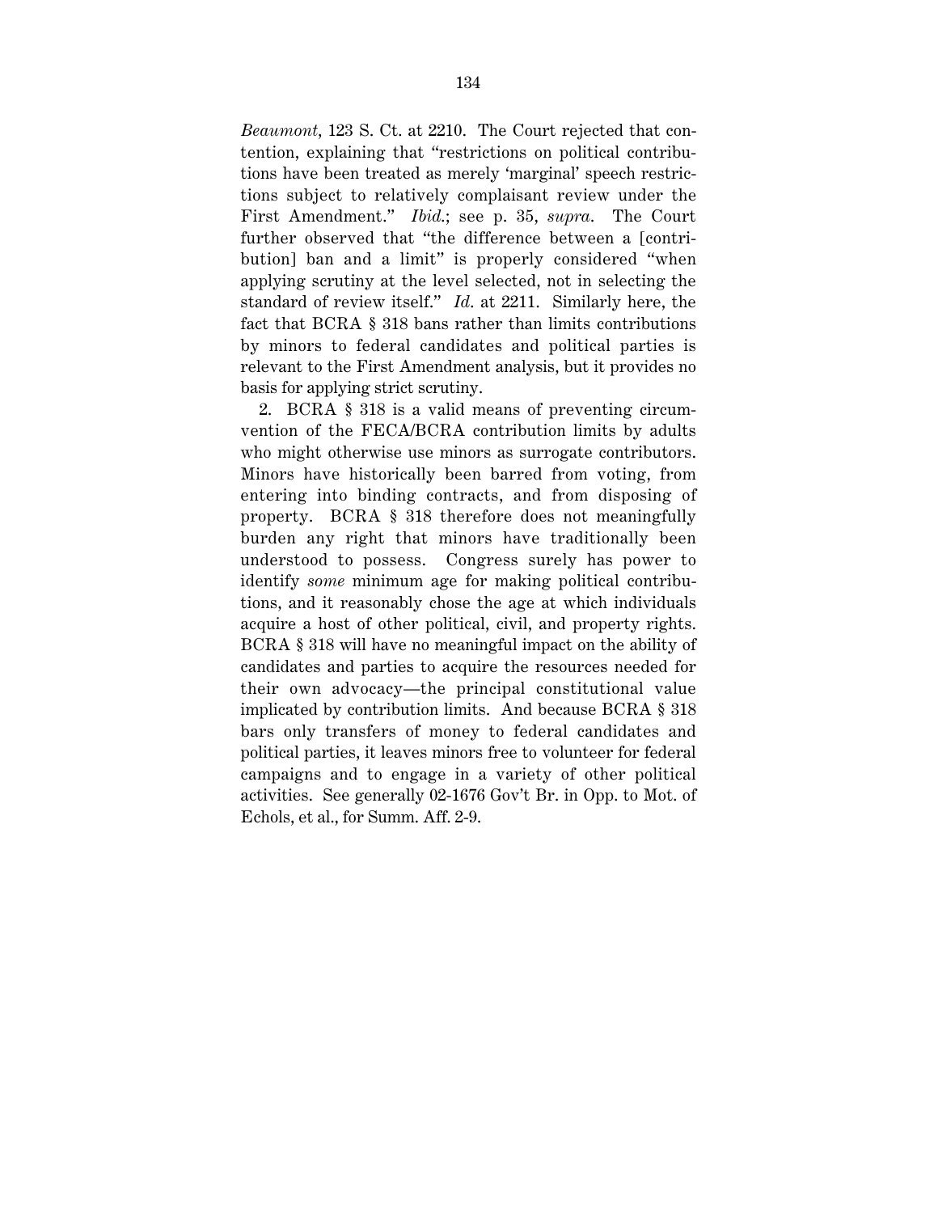*Beaumont*, 123 S. Ct. at 2210. The Court rejected that contention, explaining that "restrictions on political contributions have been treated as merely 'marginal' speech restrictions subject to relatively complaisant review under the First Amendment." *Ibid.*; see p. 35, *supra.* The Court further observed that "the difference between a [contribution] ban and a limit" is properly considered "when applying scrutiny at the level selected, not in selecting the standard of review itself." *Id.* at 2211. Similarly here, the fact that BCRA § 318 bans rather than limits contributions by minors to federal candidates and political parties is relevant to the First Amendment analysis, but it provides no basis for applying strict scrutiny.

2. BCRA § 318 is a valid means of preventing circumvention of the FECA/BCRA contribution limits by adults who might otherwise use minors as surrogate contributors. Minors have historically been barred from voting, from entering into binding contracts, and from disposing of property. BCRA § 318 therefore does not meaningfully burden any right that minors have traditionally been understood to possess. Congress surely has power to identify *some* minimum age for making political contributions, and it reasonably chose the age at which individuals acquire a host of other political, civil, and property rights. BCRA § 318 will have no meaningful impact on the ability of candidates and parties to acquire the resources needed for their own advocacy—the principal constitutional value implicated by contribution limits. And because BCRA § 318 bars only transfers of money to federal candidates and political parties, it leaves minors free to volunteer for federal campaigns and to engage in a variety of other political activities. See generally 02-1676 Gov't Br. in Opp. to Mot. of Echols, et al., for Summ. Aff. 2-9.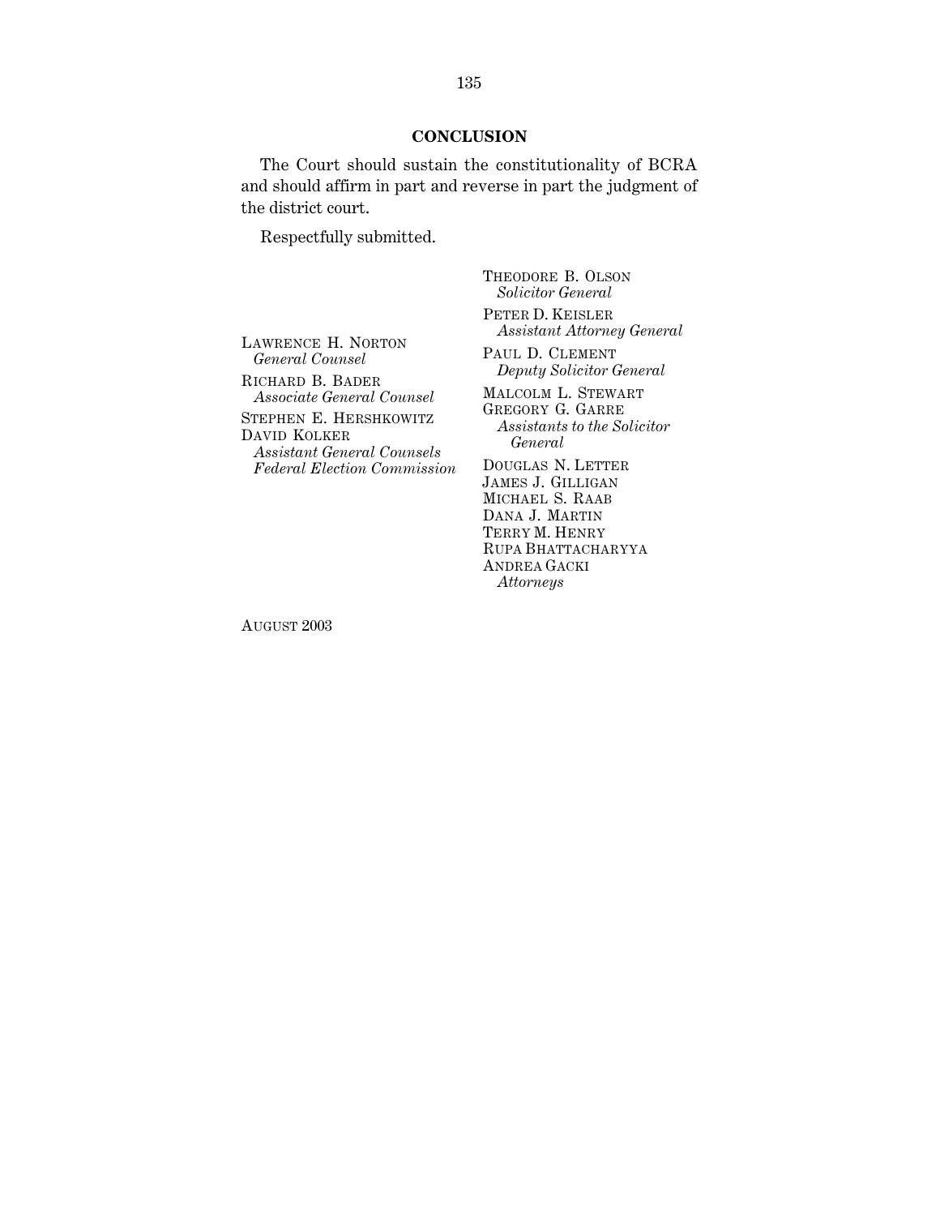## CONCLUSION

The Court should sustain the constitutionality of BCRA and should affirm in part and reverse in part the judgment of the district court.

Respectfully submitted.

THEODORE B. OLSON
*Solicitor General*

PETER D. KEISLER
*Assistant Attorney General*

PAUL D. CLEMENT
*Deputy Solicitor General*

MALCOLM L. STEWART
GREGORY G. GARRE
*Assistants to the Solicitor General*

DOUGLAS N. LETTER
JAMES J. GILLIGAN
MICHAEL S. RAAB
DANA J. MARTIN
TERRY M. HENRY
RUPA BHATTACHARYYA
ANDREA GACKI
*Attorneys*

LAWRENCE H. NORTON
*General Counsel*

RICHARD B. BADER
*Associate General Counsel*

STEPHEN E. HERSHKOWITZ
DAVID KOLKER
*Assistant General Counsels*
*Federal Election Commission*

AUGUST 2003